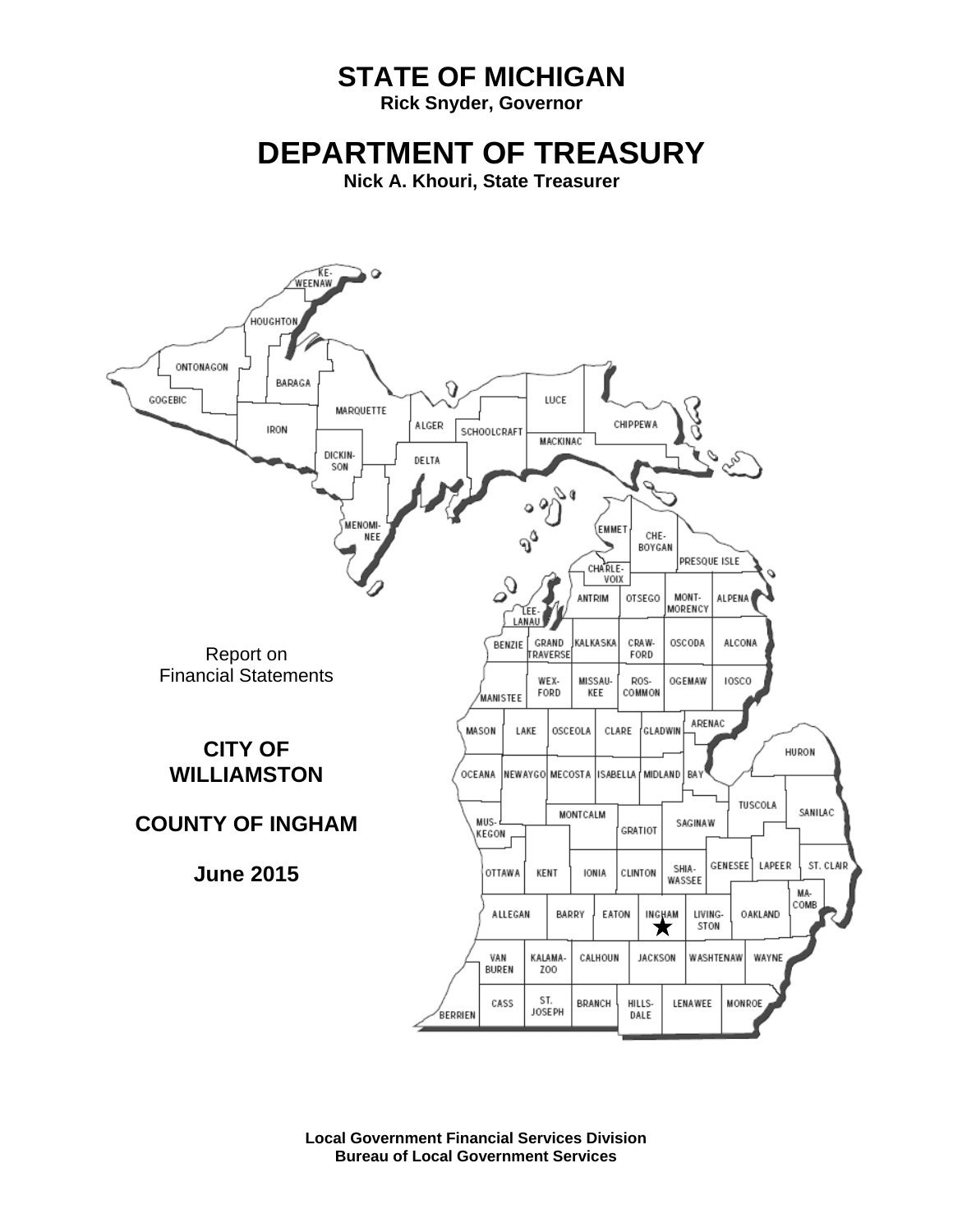# STATE OF MICHIGAN

**Rick Snyder, Governor**

# DEPARTMENT OF TREASURY

**Nick A. Khouri, State Treasurer**

Report on
Financial Statements

**CITY OF
WILLIAMSTON**

**COUNTY OF INGHAM**

**June 2015**

**Local Government Financial Services Division**
**Bureau of Local Government Services**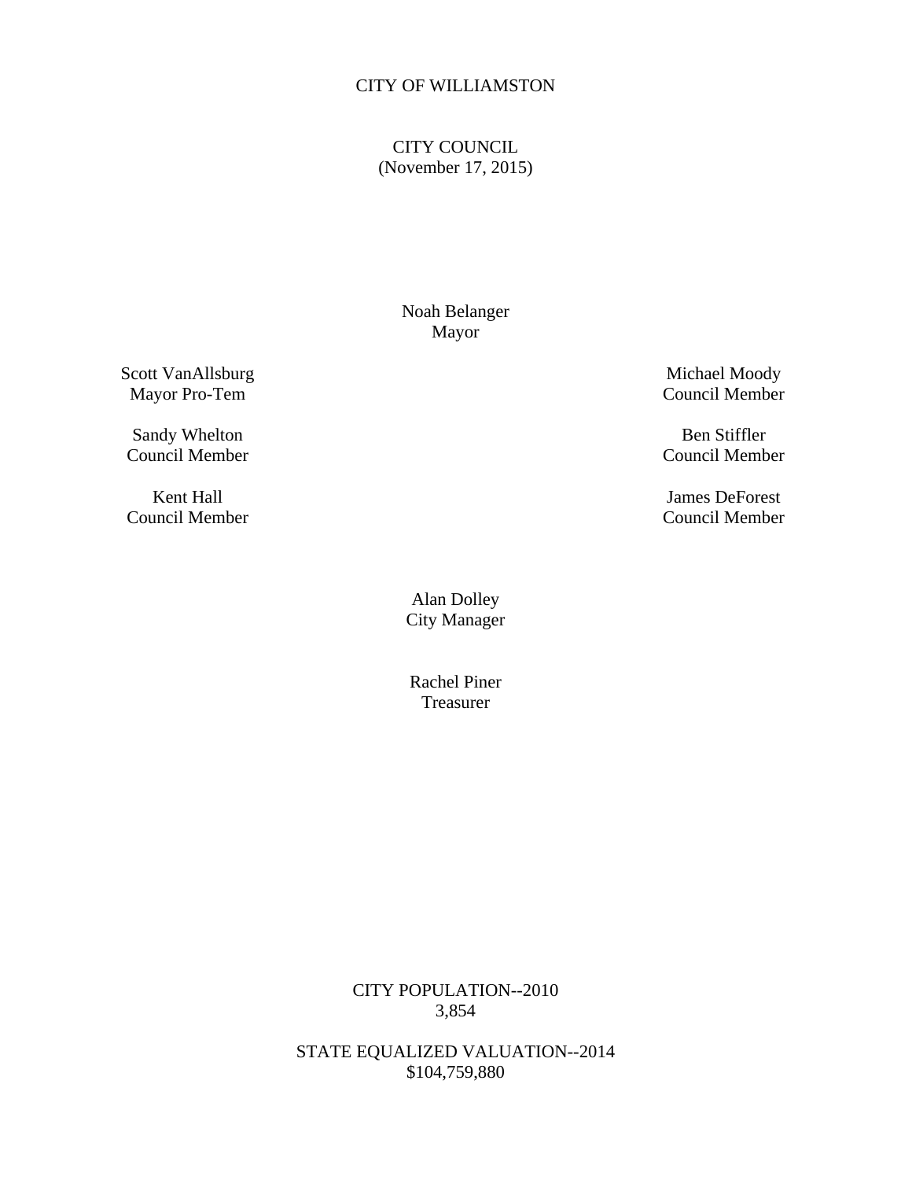# CITY OF WILLIAMSTON

## CITY COUNCIL
(November 17, 2015)

Noah Belanger
Mayor

Scott VanAllsburg
Mayor Pro-Tem

Sandy Whelton
Council Member

Kent Hall
Council Member

Michael Moody
Council Member

Ben Stiffler
Council Member

James DeForest
Council Member

Alan Dolley
City Manager

Rachel Piner
Treasurer

CITY POPULATION--2010
3,854

STATE EQUALIZED VALUATION--2014
$104,759,880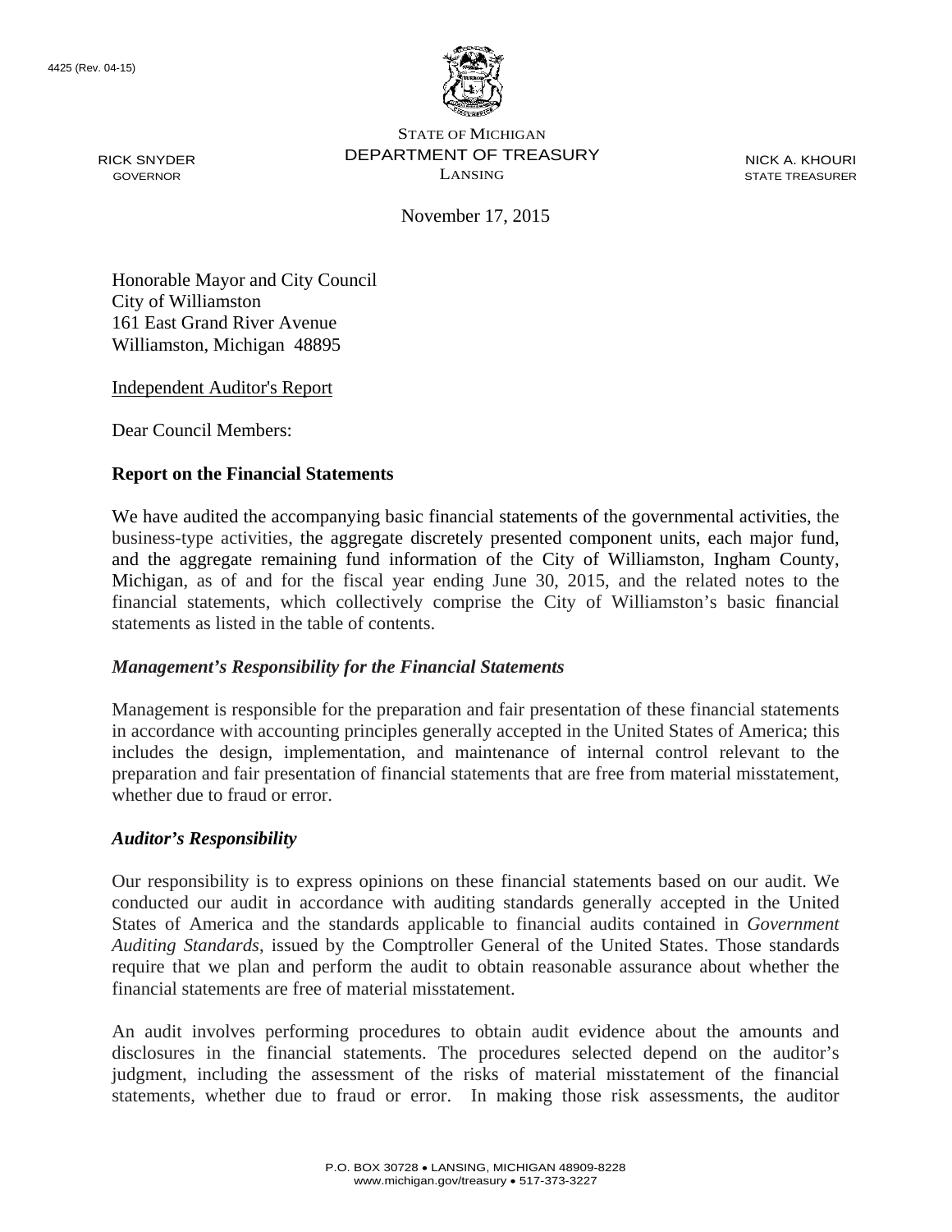4425 (Rev. 04-15)

STATE OF MICHIGAN
DEPARTMENT OF TREASURY
LANSING

RICK SNYDER
GOVERNOR

NICK A. KHOURI
STATE TREASURER

November 17, 2015

Honorable Mayor and City Council
City of Williamston
161 East Grand River Avenue
Williamston, Michigan 48895

Independent Auditor's Report

Dear Council Members:

**Report on the Financial Statements**

We have audited the accompanying basic financial statements of the governmental activities, the business-type activities, the aggregate discretely presented component units, each major fund, and the aggregate remaining fund information of the City of Williamston, Ingham County, Michigan, as of and for the fiscal year ending June 30, 2015, and the related notes to the financial statements, which collectively comprise the City of Williamston's basic financial statements as listed in the table of contents.

***Management's Responsibility for the Financial Statements***

Management is responsible for the preparation and fair presentation of these financial statements in accordance with accounting principles generally accepted in the United States of America; this includes the design, implementation, and maintenance of internal control relevant to the preparation and fair presentation of financial statements that are free from material misstatement, whether due to fraud or error.

***Auditor's Responsibility***

Our responsibility is to express opinions on these financial statements based on our audit. We conducted our audit in accordance with auditing standards generally accepted in the United States of America and the standards applicable to financial audits contained in *Government Auditing Standards*, issued by the Comptroller General of the United States. Those standards require that we plan and perform the audit to obtain reasonable assurance about whether the financial statements are free of material misstatement.

An audit involves performing procedures to obtain audit evidence about the amounts and disclosures in the financial statements. The procedures selected depend on the auditor's judgment, including the assessment of the risks of material misstatement of the financial statements, whether due to fraud or error. In making those risk assessments, the auditor

P.O. BOX 30728 • LANSING, MICHIGAN 48909-8228
www.michigan.gov/treasury • 517-373-3227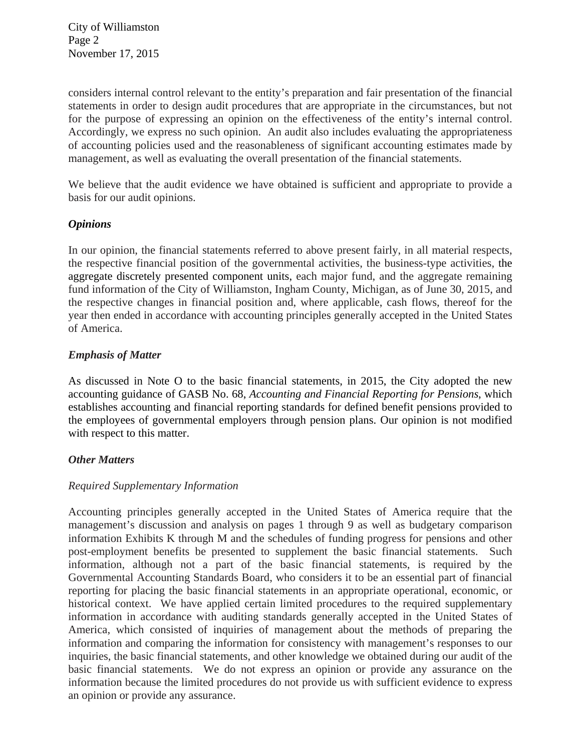considers internal control relevant to the entity's preparation and fair presentation of the financial statements in order to design audit procedures that are appropriate in the circumstances, but not for the purpose of expressing an opinion on the effectiveness of the entity's internal control. Accordingly, we express no such opinion. An audit also includes evaluating the appropriateness of accounting policies used and the reasonableness of significant accounting estimates made by management, as well as evaluating the overall presentation of the financial statements.

We believe that the audit evidence we have obtained is sufficient and appropriate to provide a basis for our audit opinions.

### *Opinions*

In our opinion, the financial statements referred to above present fairly, in all material respects, the respective financial position of the governmental activities, the business-type activities, the aggregate discretely presented component units, each major fund, and the aggregate remaining fund information of the City of Williamston, Ingham County, Michigan, as of June 30, 2015, and the respective changes in financial position and, where applicable, cash flows, thereof for the year then ended in accordance with accounting principles generally accepted in the United States of America.

### *Emphasis of Matter*

As discussed in Note O to the basic financial statements, in 2015, the City adopted the new accounting guidance of GASB No. 68, *Accounting and Financial Reporting for Pensions*, which establishes accounting and financial reporting standards for defined benefit pensions provided to the employees of governmental employers through pension plans. Our opinion is not modified with respect to this matter.

### *Other Matters*

*Required Supplementary Information*

Accounting principles generally accepted in the United States of America require that the management's discussion and analysis on pages 1 through 9 as well as budgetary comparison information Exhibits K through M and the schedules of funding progress for pensions and other post-employment benefits be presented to supplement the basic financial statements. Such information, although not a part of the basic financial statements, is required by the Governmental Accounting Standards Board, who considers it to be an essential part of financial reporting for placing the basic financial statements in an appropriate operational, economic, or historical context. We have applied certain limited procedures to the required supplementary information in accordance with auditing standards generally accepted in the United States of America, which consisted of inquiries of management about the methods of preparing the information and comparing the information for consistency with management's responses to our inquiries, the basic financial statements, and other knowledge we obtained during our audit of the basic financial statements. We do not express an opinion or provide any assurance on the information because the limited procedures do not provide us with sufficient evidence to express an opinion or provide any assurance.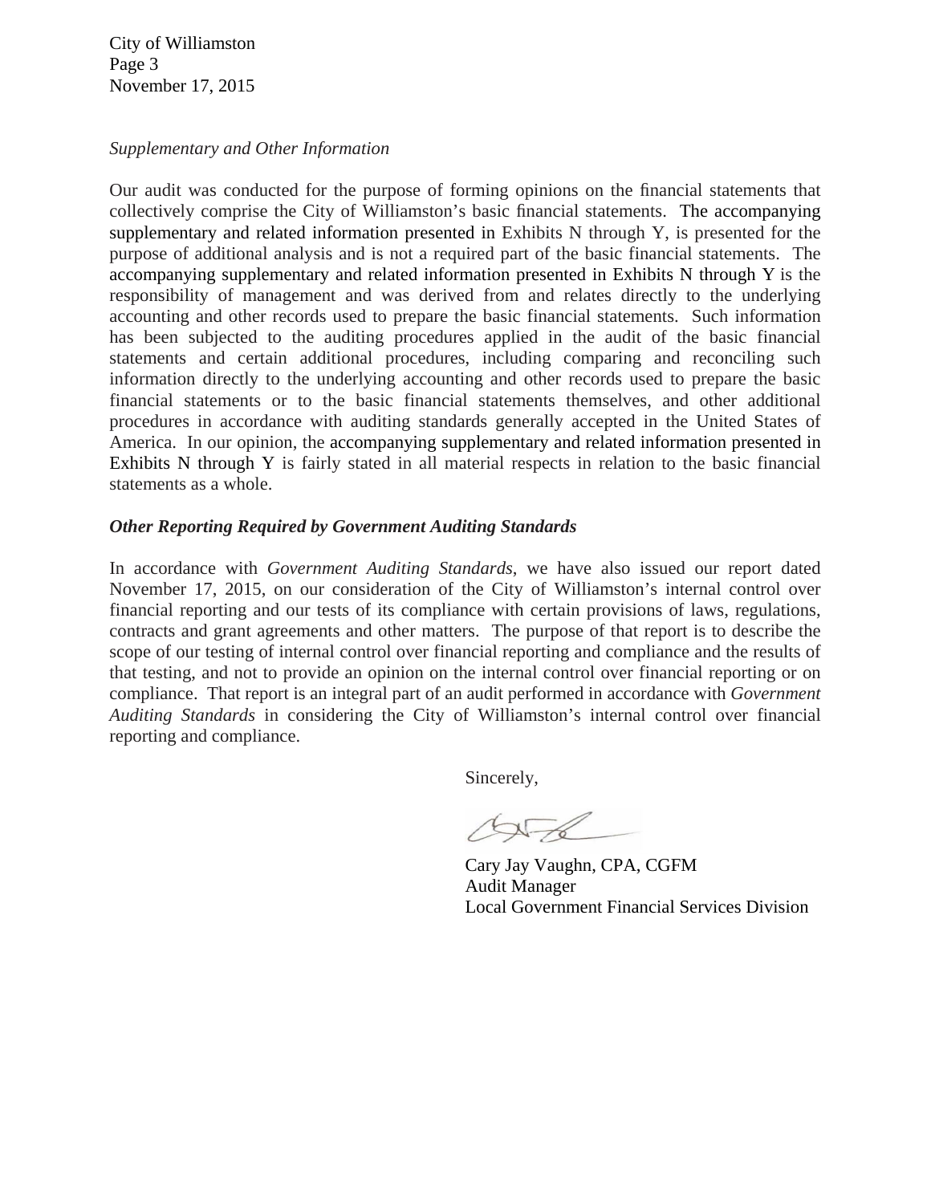*Supplementary and Other Information*

Our audit was conducted for the purpose of forming opinions on the financial statements that collectively comprise the City of Williamston's basic financial statements. The accompanying supplementary and related information presented in Exhibits N through Y, is presented for the purpose of additional analysis and is not a required part of the basic financial statements. The accompanying supplementary and related information presented in Exhibits N through Y is the responsibility of management and was derived from and relates directly to the underlying accounting and other records used to prepare the basic financial statements. Such information has been subjected to the auditing procedures applied in the audit of the basic financial statements and certain additional procedures, including comparing and reconciling such information directly to the underlying accounting and other records used to prepare the basic financial statements or to the basic financial statements themselves, and other additional procedures in accordance with auditing standards generally accepted in the United States of America. In our opinion, the accompanying supplementary and related information presented in Exhibits N through Y is fairly stated in all material respects in relation to the basic financial statements as a whole.

***Other Reporting Required by Government Auditing Standards***

In accordance with *Government Auditing Standards*, we have also issued our report dated November 17, 2015, on our consideration of the City of Williamston's internal control over financial reporting and our tests of its compliance with certain provisions of laws, regulations, contracts and grant agreements and other matters. The purpose of that report is to describe the scope of our testing of internal control over financial reporting and compliance and the results of that testing, and not to provide an opinion on the internal control over financial reporting or on compliance. That report is an integral part of an audit performed in accordance with *Government Auditing Standards* in considering the City of Williamston's internal control over financial reporting and compliance.

Sincerely,

Cary Jay Vaughn, CPA, CGFM
Audit Manager
Local Government Financial Services Division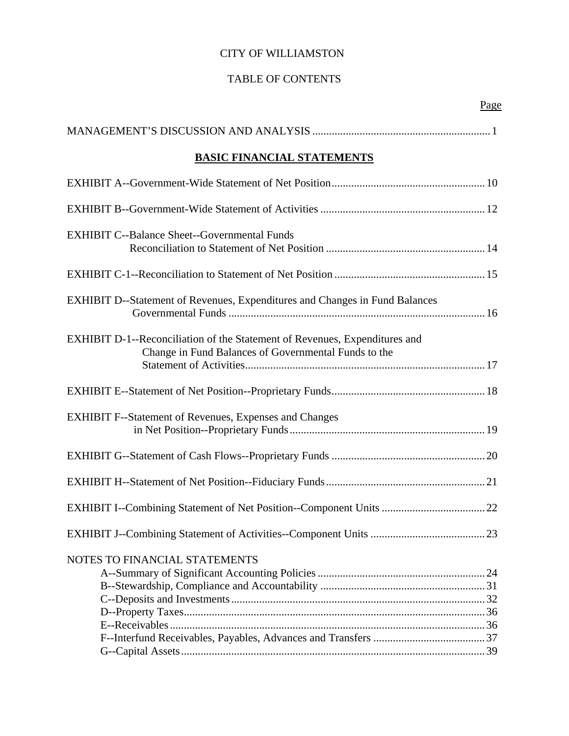# CITY OF WILLIAMSTON

## TABLE OF CONTENTS

| | Page |
|---|---|
| MANAGEMENT'S DISCUSSION AND ANALYSIS | 1 |
| **BASIC FINANCIAL STATEMENTS** | |
| EXHIBIT A--Government-Wide Statement of Net Position | 10 |
| EXHIBIT B--Government-Wide Statement of Activities | 12 |
| EXHIBIT C--Balance Sheet--Governmental Funds Reconciliation to Statement of Net Position | 14 |
| EXHIBIT C-1--Reconciliation to Statement of Net Position | 15 |
| EXHIBIT D--Statement of Revenues, Expenditures and Changes in Fund Balances Governmental Funds | 16 |
| EXHIBIT D-1--Reconciliation of the Statement of Revenues, Expenditures and Change in Fund Balances of Governmental Funds to the Statement of Activities | 17 |
| EXHIBIT E--Statement of Net Position--Proprietary Funds | 18 |
| EXHIBIT F--Statement of Revenues, Expenses and Changes in Net Position--Proprietary Funds | 19 |
| EXHIBIT G--Statement of Cash Flows--Proprietary Funds | 20 |
| EXHIBIT H--Statement of Net Position--Fiduciary Funds | 21 |
| EXHIBIT I--Combining Statement of Net Position--Component Units | 22 |
| EXHIBIT J--Combining Statement of Activities--Component Units | 23 |
| NOTES TO FINANCIAL STATEMENTS | |
| A--Summary of Significant Accounting Policies | 24 |
| B--Stewardship, Compliance and Accountability | 31 |
| C--Deposits and Investments | 32 |
| D--Property Taxes | 36 |
| E--Receivables | 36 |
| F--Interfund Receivables, Payables, Advances and Transfers | 37 |
| G--Capital Assets | 39 |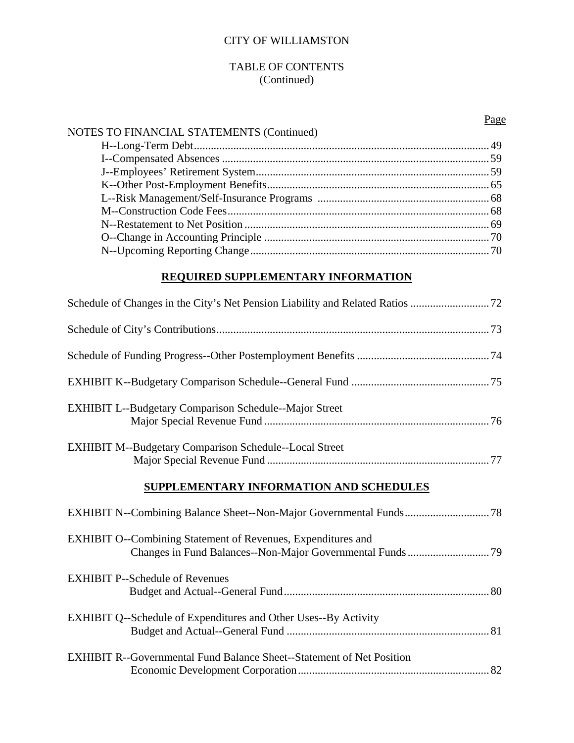CITY OF WILLIAMSTON

TABLE OF CONTENTS
(Continued)

| | Page |
|---|---|
| NOTES TO FINANCIAL STATEMENTS (Continued) | |
| H--Long-Term Debt | 49 |
| I--Compensated Absences | 59 |
| J--Employees' Retirement System | 59 |
| K--Other Post-Employment Benefits | 65 |
| L--Risk Management/Self-Insurance Programs | 68 |
| M--Construction Code Fees | 68 |
| N--Restatement to Net Position | 69 |
| O--Change in Accounting Principle | 70 |
| N--Upcoming Reporting Change | 70 |

## REQUIRED SUPPLEMENTARY INFORMATION

| | |
|---|---|
| Schedule of Changes in the City's Net Pension Liability and Related Ratios | 72 |
| Schedule of City's Contributions | 73 |
| Schedule of Funding Progress--Other Postemployment Benefits | 74 |
| EXHIBIT K--Budgetary Comparison Schedule--General Fund | 75 |
| EXHIBIT L--Budgetary Comparison Schedule--Major Street Major Special Revenue Fund | 76 |
| EXHIBIT M--Budgetary Comparison Schedule--Local Street Major Special Revenue Fund | 77 |

## SUPPLEMENTARY INFORMATION AND SCHEDULES

| | |
|---|---|
| EXHIBIT N--Combining Balance Sheet--Non-Major Governmental Funds | 78 |
| EXHIBIT O--Combining Statement of Revenues, Expenditures and Changes in Fund Balances--Non-Major Governmental Funds | 79 |
| EXHIBIT P--Schedule of Revenues Budget and Actual--General Fund | 80 |
| EXHIBIT Q--Schedule of Expenditures and Other Uses--By Activity Budget and Actual--General Fund | 81 |
| EXHIBIT R--Governmental Fund Balance Sheet--Statement of Net Position Economic Development Corporation | 82 |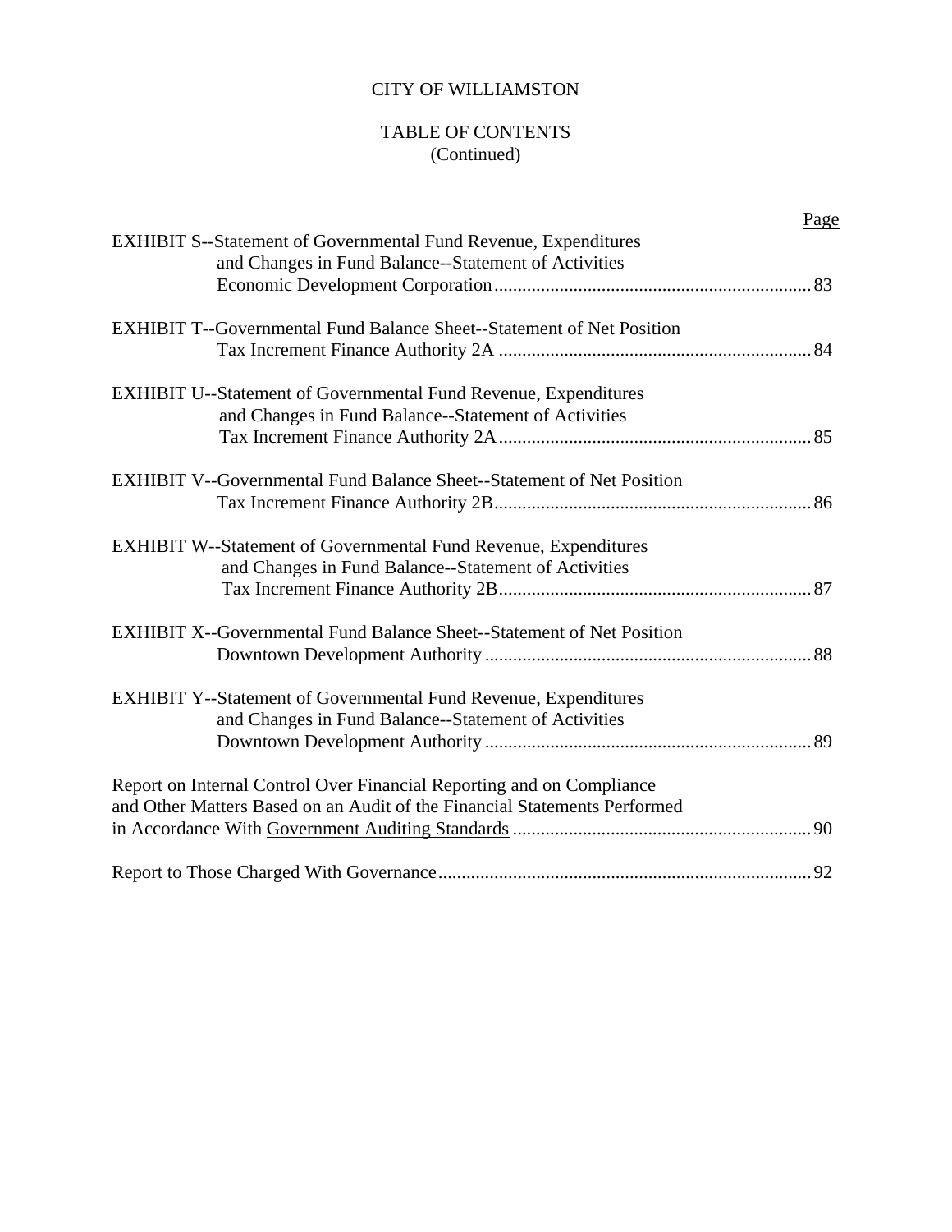# CITY OF WILLIAMSTON

## TABLE OF CONTENTS
(Continued)

| | Page |
|---|---|
| EXHIBIT S--Statement of Governmental Fund Revenue, Expenditures and Changes in Fund Balance--Statement of Activities Economic Development Corporation | 83 |
| EXHIBIT T--Governmental Fund Balance Sheet--Statement of Net Position Tax Increment Finance Authority 2A | 84 |
| EXHIBIT U--Statement of Governmental Fund Revenue, Expenditures and Changes in Fund Balance--Statement of Activities Tax Increment Finance Authority 2A | 85 |
| EXHIBIT V--Governmental Fund Balance Sheet--Statement of Net Position Tax Increment Finance Authority 2B | 86 |
| EXHIBIT W--Statement of Governmental Fund Revenue, Expenditures and Changes in Fund Balance--Statement of Activities Tax Increment Finance Authority 2B | 87 |
| EXHIBIT X--Governmental Fund Balance Sheet--Statement of Net Position Downtown Development Authority | 88 |
| EXHIBIT Y--Statement of Governmental Fund Revenue, Expenditures and Changes in Fund Balance--Statement of Activities Downtown Development Authority | 89 |
| Report on Internal Control Over Financial Reporting and on Compliance and Other Matters Based on an Audit of the Financial Statements Performed in Accordance With Government Auditing Standards | 90 |
| Report to Those Charged With Governance | 92 |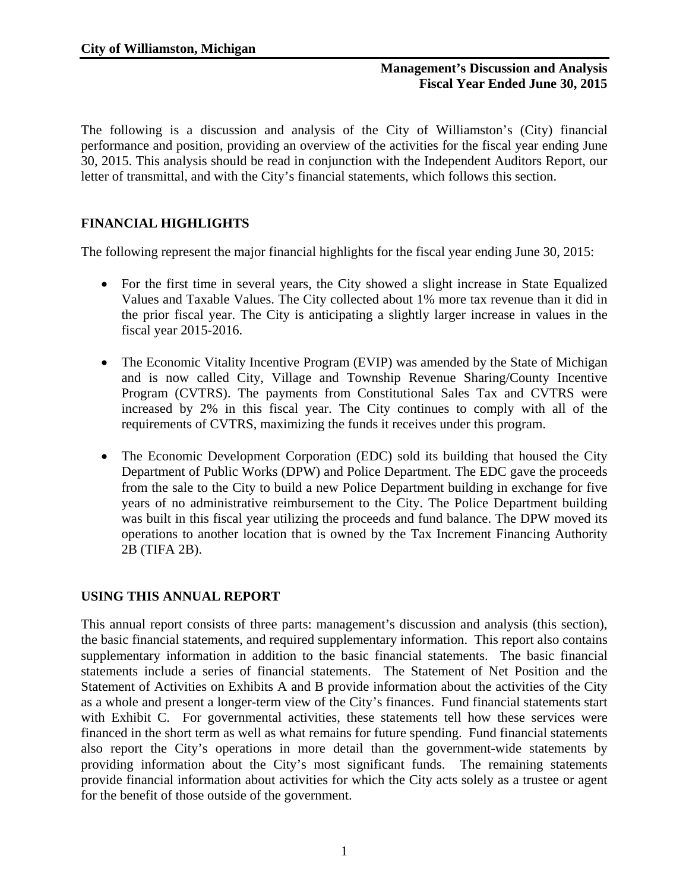**City of Williamston, Michigan**

**Management's Discussion and Analysis**
**Fiscal Year Ended June 30, 2015**

The following is a discussion and analysis of the City of Williamston's (City) financial performance and position, providing an overview of the activities for the fiscal year ending June 30, 2015. This analysis should be read in conjunction with the Independent Auditors Report, our letter of transmittal, and with the City's financial statements, which follows this section.

## FINANCIAL HIGHLIGHTS

The following represent the major financial highlights for the fiscal year ending June 30, 2015:

- For the first time in several years, the City showed a slight increase in State Equalized Values and Taxable Values. The City collected about 1% more tax revenue than it did in the prior fiscal year. The City is anticipating a slightly larger increase in values in the fiscal year 2015-2016.
- The Economic Vitality Incentive Program (EVIP) was amended by the State of Michigan and is now called City, Village and Township Revenue Sharing/County Incentive Program (CVTRS). The payments from Constitutional Sales Tax and CVTRS were increased by 2% in this fiscal year. The City continues to comply with all of the requirements of CVTRS, maximizing the funds it receives under this program.
- The Economic Development Corporation (EDC) sold its building that housed the City Department of Public Works (DPW) and Police Department. The EDC gave the proceeds from the sale to the City to build a new Police Department building in exchange for five years of no administrative reimbursement to the City. The Police Department building was built in this fiscal year utilizing the proceeds and fund balance. The DPW moved its operations to another location that is owned by the Tax Increment Financing Authority 2B (TIFA 2B).

## USING THIS ANNUAL REPORT

This annual report consists of three parts: management's discussion and analysis (this section), the basic financial statements, and required supplementary information. This report also contains supplementary information in addition to the basic financial statements. The basic financial statements include a series of financial statements. The Statement of Net Position and the Statement of Activities on Exhibits A and B provide information about the activities of the City as a whole and present a longer-term view of the City's finances. Fund financial statements start with Exhibit C. For governmental activities, these statements tell how these services were financed in the short term as well as what remains for future spending. Fund financial statements also report the City's operations in more detail than the government-wide statements by providing information about the City's most significant funds. The remaining statements provide financial information about activities for which the City acts solely as a trustee or agent for the benefit of those outside of the government.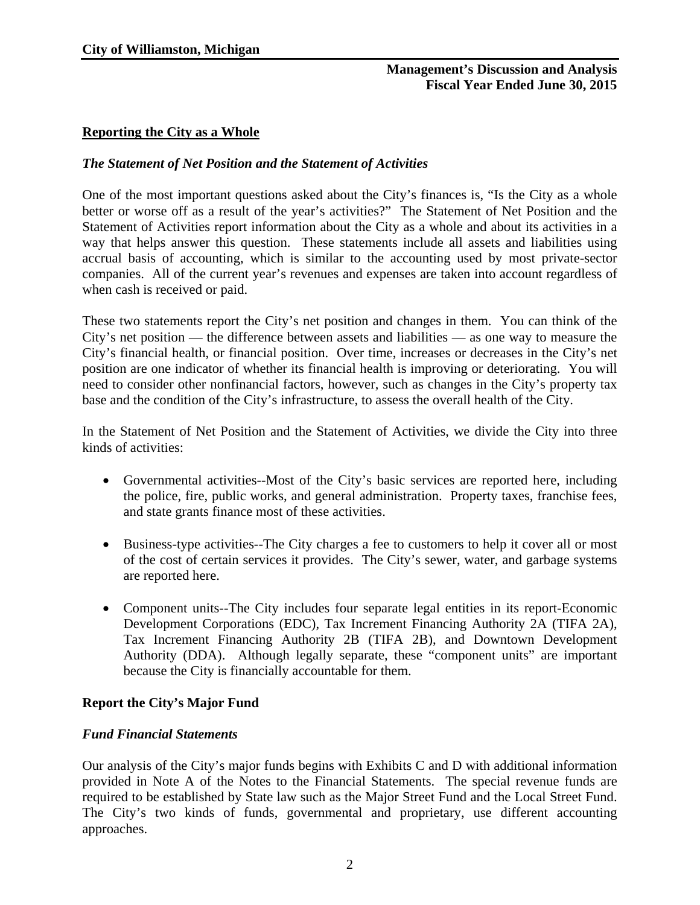## Reporting the City as a Whole

### *The Statement of Net Position and the Statement of Activities*

One of the most important questions asked about the City's finances is, "Is the City as a whole better or worse off as a result of the year's activities?" The Statement of Net Position and the Statement of Activities report information about the City as a whole and about its activities in a way that helps answer this question. These statements include all assets and liabilities using accrual basis of accounting, which is similar to the accounting used by most private-sector companies. All of the current year's revenues and expenses are taken into account regardless of when cash is received or paid.

These two statements report the City's net position and changes in them. You can think of the City's net position — the difference between assets and liabilities — as one way to measure the City's financial health, or financial position. Over time, increases or decreases in the City's net position are one indicator of whether its financial health is improving or deteriorating. You will need to consider other nonfinancial factors, however, such as changes in the City's property tax base and the condition of the City's infrastructure, to assess the overall health of the City.

In the Statement of Net Position and the Statement of Activities, we divide the City into three kinds of activities:

- Governmental activities--Most of the City's basic services are reported here, including the police, fire, public works, and general administration. Property taxes, franchise fees, and state grants finance most of these activities.
- Business-type activities--The City charges a fee to customers to help it cover all or most of the cost of certain services it provides. The City's sewer, water, and garbage systems are reported here.
- Component units--The City includes four separate legal entities in its report-Economic Development Corporations (EDC), Tax Increment Financing Authority 2A (TIFA 2A), Tax Increment Financing Authority 2B (TIFA 2B), and Downtown Development Authority (DDA). Although legally separate, these "component units" are important because the City is financially accountable for them.

## Report the City's Major Fund

### *Fund Financial Statements*

Our analysis of the City's major funds begins with Exhibits C and D with additional information provided in Note A of the Notes to the Financial Statements. The special revenue funds are required to be established by State law such as the Major Street Fund and the Local Street Fund. The City's two kinds of funds, governmental and proprietary, use different accounting approaches.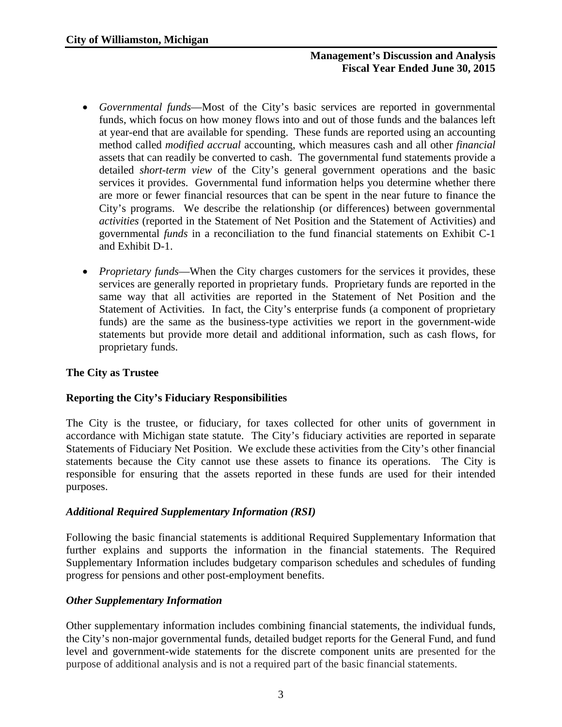- *Governmental funds*—Most of the City's basic services are reported in governmental funds, which focus on how money flows into and out of those funds and the balances left at year-end that are available for spending. These funds are reported using an accounting method called *modified accrual* accounting, which measures cash and all other *financial* assets that can readily be converted to cash. The governmental fund statements provide a detailed *short-term view* of the City's general government operations and the basic services it provides. Governmental fund information helps you determine whether there are more or fewer financial resources that can be spent in the near future to finance the City's programs. We describe the relationship (or differences) between governmental *activities* (reported in the Statement of Net Position and the Statement of Activities) and governmental *funds* in a reconciliation to the fund financial statements on Exhibit C-1 and Exhibit D-1.

- *Proprietary funds*—When the City charges customers for the services it provides, these services are generally reported in proprietary funds. Proprietary funds are reported in the same way that all activities are reported in the Statement of Net Position and the Statement of Activities. In fact, the City's enterprise funds (a component of proprietary funds) are the same as the business-type activities we report in the government-wide statements but provide more detail and additional information, such as cash flows, for proprietary funds.

**The City as Trustee**

**Reporting the City's Fiduciary Responsibilities**

The City is the trustee, or fiduciary, for taxes collected for other units of government in accordance with Michigan state statute. The City's fiduciary activities are reported in separate Statements of Fiduciary Net Position. We exclude these activities from the City's other financial statements because the City cannot use these assets to finance its operations. The City is responsible for ensuring that the assets reported in these funds are used for their intended purposes.

***Additional Required Supplementary Information (RSI)***

Following the basic financial statements is additional Required Supplementary Information that further explains and supports the information in the financial statements. The Required Supplementary Information includes budgetary comparison schedules and schedules of funding progress for pensions and other post-employment benefits.

***Other Supplementary Information***

Other supplementary information includes combining financial statements, the individual funds, the City's non-major governmental funds, detailed budget reports for the General Fund, and fund level and government-wide statements for the discrete component units are presented for the purpose of additional analysis and is not a required part of the basic financial statements.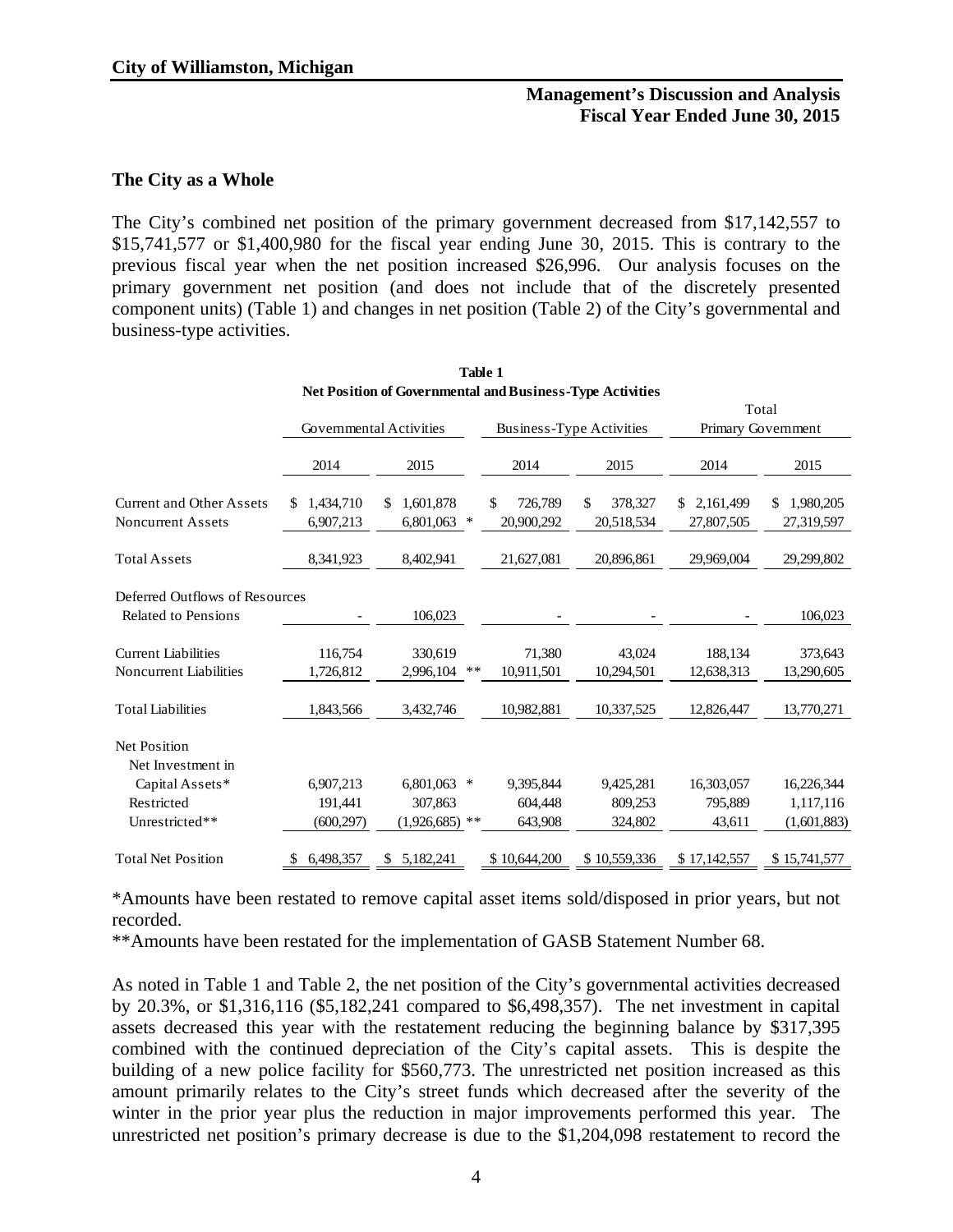**City of Williamston, Michigan**

**Management's Discussion and Analysis**
**Fiscal Year Ended June 30, 2015**

## The City as a Whole

The City's combined net position of the primary government decreased from $17,142,557 to $15,741,577 or $1,400,980 for the fiscal year ending June 30, 2015. This is contrary to the previous fiscal year when the net position increased $26,996. Our analysis focuses on the primary government net position (and does not include that of the discretely presented component units) (Table 1) and changes in net position (Table 2) of the City's governmental and business-type activities.

**Table 1**
**Net Position of Governmental and Business-Type Activities**

| | Governmental Activities | | Business-Type Activities | | Total Primary Government | |
|---|---|---|---|---|---|---|
| | 2014 | 2015 | 2014 | 2015 | 2014 | 2015 |
| Current and Other Assets | $ 1,434,710 | $ 1,601,878 | $ 726,789 | $ 378,327 | $ 2,161,499 | $ 1,980,205 |
| Noncurrent Assets | 6,907,213 | 6,801,063 * | 20,900,292 | 20,518,534 | 27,807,505 | 27,319,597 |
| Total Assets | 8,341,923 | 8,402,941 | 21,627,081 | 20,896,861 | 29,969,004 | 29,299,802 |
| Deferred Outflows of Resources Related to Pensions | - | 106,023 | - | - | - | 106,023 |
| Current Liabilities | 116,754 | 330,619 | 71,380 | 43,024 | 188,134 | 373,643 |
| Noncurrent Liabilities | 1,726,812 | 2,996,104 ** | 10,911,501 | 10,294,501 | 12,638,313 | 13,290,605 |
| Total Liabilities | 1,843,566 | 3,432,746 | 10,982,881 | 10,337,525 | 12,826,447 | 13,770,271 |
| Net Position | | | | | | |
| Net Investment in Capital Assets* | 6,907,213 | 6,801,063 * | 9,395,844 | 9,425,281 | 16,303,057 | 16,226,344 |
| Restricted | 191,441 | 307,863 | 604,448 | 809,253 | 795,889 | 1,117,116 |
| Unrestricted** | (600,297) | (1,926,685) ** | 643,908 | 324,802 | 43,611 | (1,601,883) |
| Total Net Position | $ 6,498,357 | $ 5,182,241 | $ 10,644,200 | $ 10,559,336 | $ 17,142,557 | $ 15,741,577 |

*Amounts have been restated to remove capital asset items sold/disposed in prior years, but not recorded.

**Amounts have been restated for the implementation of GASB Statement Number 68.

As noted in Table 1 and Table 2, the net position of the City's governmental activities decreased by 20.3%, or $1,316,116 ($5,182,241 compared to $6,498,357). The net investment in capital assets decreased this year with the restatement reducing the beginning balance by $317,395 combined with the continued depreciation of the City's capital assets. This is despite the building of a new police facility for $560,773. The unrestricted net position increased as this amount primarily relates to the City's street funds which decreased after the severity of the winter in the prior year plus the reduction in major improvements performed this year. The unrestricted net position's primary decrease is due to the $1,204,098 restatement to record the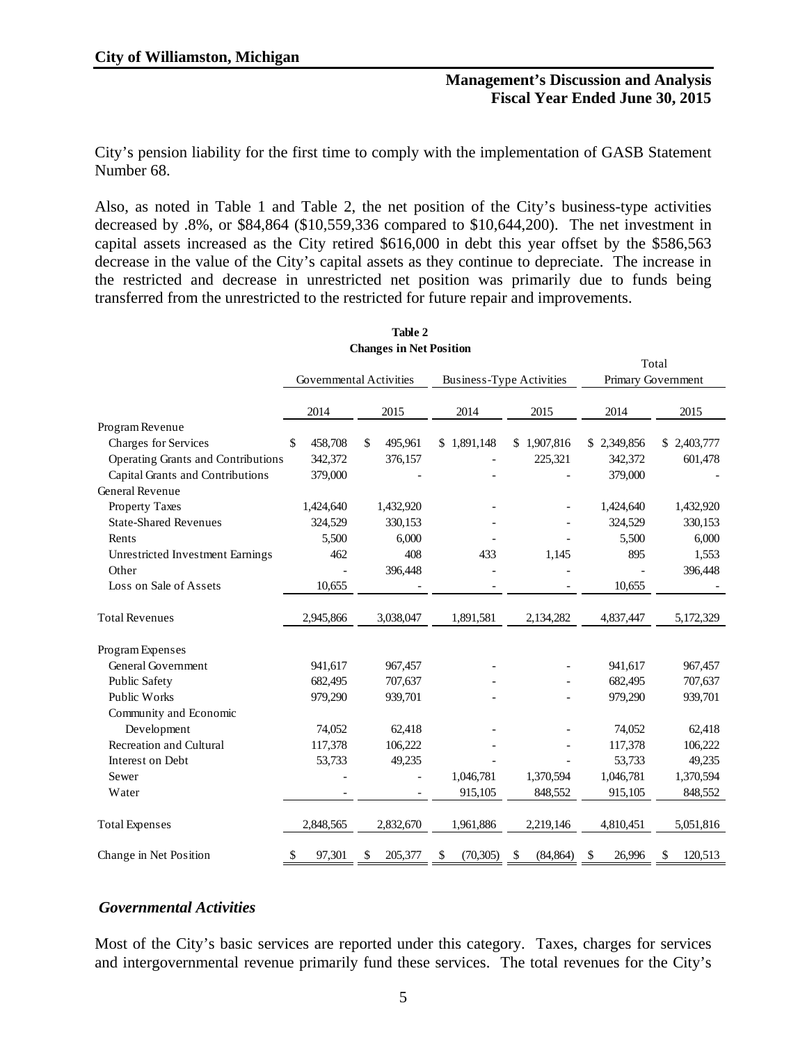City's pension liability for the first time to comply with the implementation of GASB Statement Number 68.

Also, as noted in Table 1 and Table 2, the net position of the City's business-type activities decreased by .8%, or $84,864 ($10,559,336 compared to $10,644,200). The net investment in capital assets increased as the City retired $616,000 in debt this year offset by the $586,563 decrease in the value of the City's capital assets as they continue to depreciate. The increase in the restricted and decrease in unrestricted net position was primarily due to funds being transferred from the unrestricted to the restricted for future repair and improvements.

**Table 2**
**Changes in Net Position**

| | Governmental Activities | | Business-Type Activities | | Total Primary Government | |
|---|---|---|---|---|---|---|
| | 2014 | 2015 | 2014 | 2015 | 2014 | 2015 |
| Program Revenue | | | | | | |
| Charges for Services | $ 458,708 | $ 495,961 | $ 1,891,148 | $ 1,907,816 | $ 2,349,856 | $ 2,403,777 |
| Operating Grants and Contributions | 342,372 | 376,157 | - | 225,321 | 342,372 | 601,478 |
| Capital Grants and Contributions | 379,000 | - | - | - | 379,000 | - |
| General Revenue | | | | | | |
| Property Taxes | 1,424,640 | 1,432,920 | - | - | 1,424,640 | 1,432,920 |
| State-Shared Revenues | 324,529 | 330,153 | - | - | 324,529 | 330,153 |
| Rents | 5,500 | 6,000 | - | - | 5,500 | 6,000 |
| Unrestricted Investment Earnings | 462 | 408 | 433 | 1,145 | 895 | 1,553 |
| Other | - | 396,448 | - | - | - | 396,448 |
| Loss on Sale of Assets | 10,655 | - | - | - | 10,655 | - |
| Total Revenues | 2,945,866 | 3,038,047 | 1,891,581 | 2,134,282 | 4,837,447 | 5,172,329 |
| Program Expenses | | | | | | |
| General Government | 941,617 | 967,457 | - | - | 941,617 | 967,457 |
| Public Safety | 682,495 | 707,637 | - | - | 682,495 | 707,637 |
| Public Works | 979,290 | 939,701 | - | - | 979,290 | 939,701 |
| Community and Economic Development | 74,052 | 62,418 | - | - | 74,052 | 62,418 |
| Recreation and Cultural | 117,378 | 106,222 | - | - | 117,378 | 106,222 |
| Interest on Debt | 53,733 | 49,235 | - | - | 53,733 | 49,235 |
| Sewer | - | - | 1,046,781 | 1,370,594 | 1,046,781 | 1,370,594 |
| Water | - | - | 915,105 | 848,552 | 915,105 | 848,552 |
| Total Expenses | 2,848,565 | 2,832,670 | 1,961,886 | 2,219,146 | 4,810,451 | 5,051,816 |
| Change in Net Position | $ 97,301 | $ 205,377 | $ (70,305) | $ (84,864) | $ 26,996 | $ 120,513 |

### *Governmental Activities*

Most of the City's basic services are reported under this category. Taxes, charges for services and intergovernmental revenue primarily fund these services. The total revenues for the City's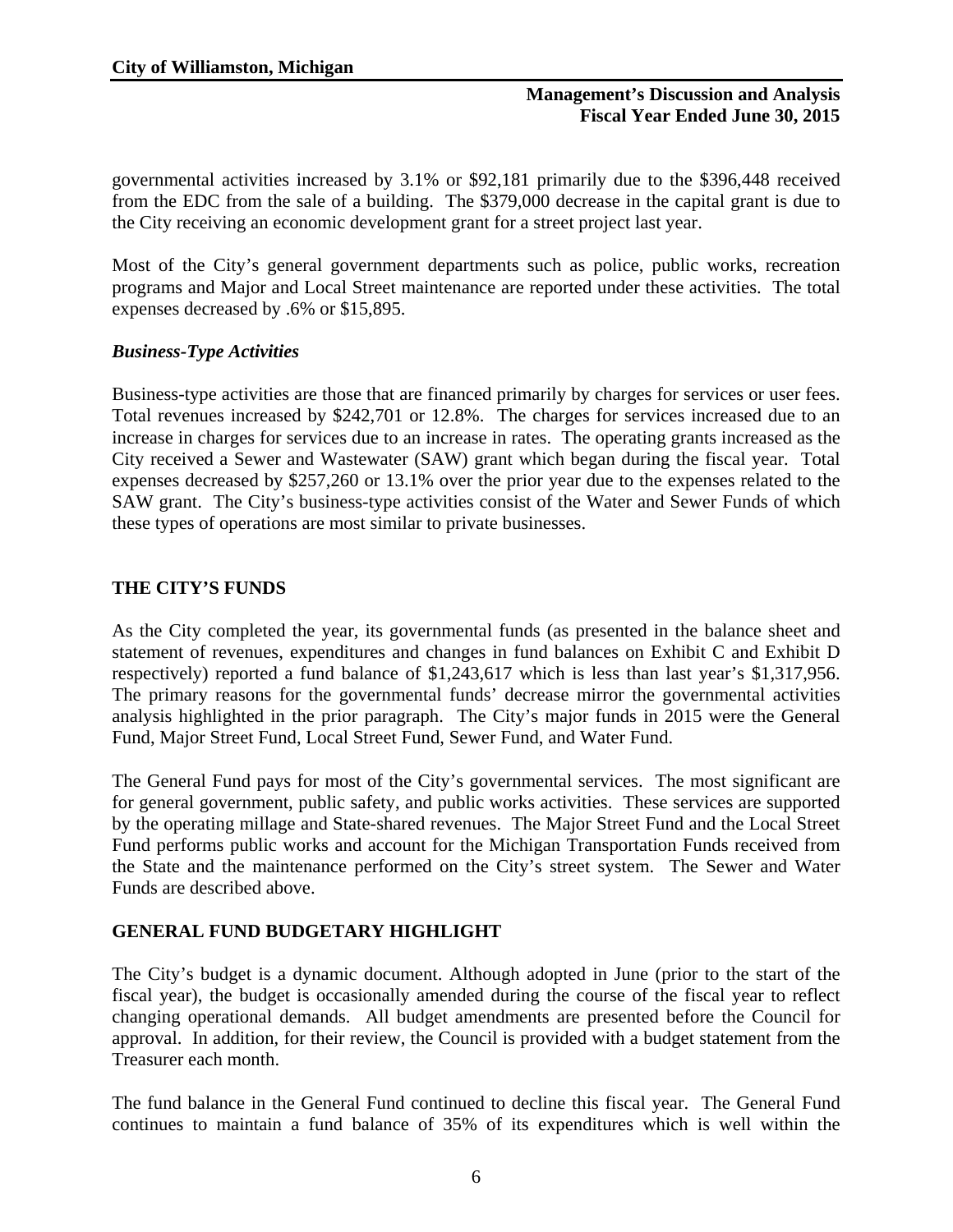governmental activities increased by 3.1% or $92,181 primarily due to the $396,448 received from the EDC from the sale of a building. The $379,000 decrease in the capital grant is due to the City receiving an economic development grant for a street project last year.

Most of the City's general government departments such as police, public works, recreation programs and Major and Local Street maintenance are reported under these activities. The total expenses decreased by .6% or $15,895.

### *Business-Type Activities*

Business-type activities are those that are financed primarily by charges for services or user fees. Total revenues increased by $242,701 or 12.8%. The charges for services increased due to an increase in charges for services due to an increase in rates. The operating grants increased as the City received a Sewer and Wastewater (SAW) grant which began during the fiscal year. Total expenses decreased by $257,260 or 13.1% over the prior year due to the expenses related to the SAW grant. The City's business-type activities consist of the Water and Sewer Funds of which these types of operations are most similar to private businesses.

## THE CITY'S FUNDS

As the City completed the year, its governmental funds (as presented in the balance sheet and statement of revenues, expenditures and changes in fund balances on Exhibit C and Exhibit D respectively) reported a fund balance of $1,243,617 which is less than last year's $1,317,956. The primary reasons for the governmental funds' decrease mirror the governmental activities analysis highlighted in the prior paragraph. The City's major funds in 2015 were the General Fund, Major Street Fund, Local Street Fund, Sewer Fund, and Water Fund.

The General Fund pays for most of the City's governmental services. The most significant are for general government, public safety, and public works activities. These services are supported by the operating millage and State-shared revenues. The Major Street Fund and the Local Street Fund performs public works and account for the Michigan Transportation Funds received from the State and the maintenance performed on the City's street system. The Sewer and Water Funds are described above.

## GENERAL FUND BUDGETARY HIGHLIGHT

The City's budget is a dynamic document. Although adopted in June (prior to the start of the fiscal year), the budget is occasionally amended during the course of the fiscal year to reflect changing operational demands. All budget amendments are presented before the Council for approval. In addition, for their review, the Council is provided with a budget statement from the Treasurer each month.

The fund balance in the General Fund continued to decline this fiscal year. The General Fund continues to maintain a fund balance of 35% of its expenditures which is well within the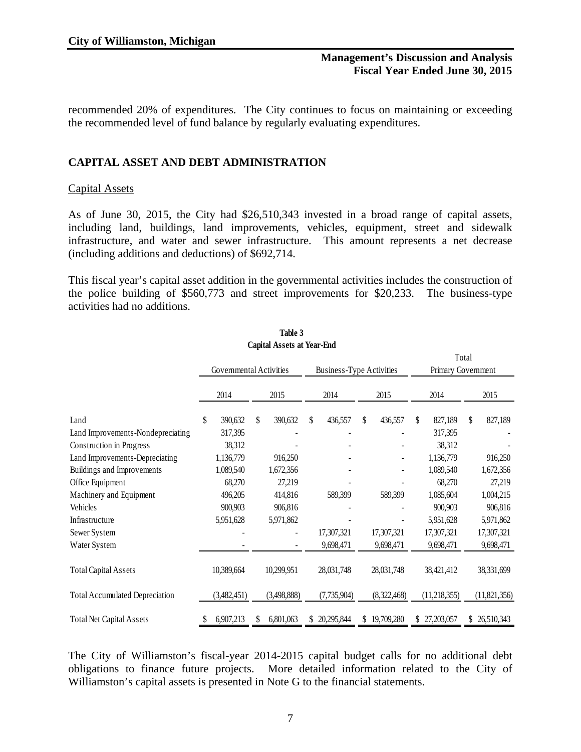recommended 20% of expenditures. The City continues to focus on maintaining or exceeding the recommended level of fund balance by regularly evaluating expenditures.

## CAPITAL ASSET AND DEBT ADMINISTRATION

### Capital Assets

As of June 30, 2015, the City had $26,510,343 invested in a broad range of capital assets, including land, buildings, land improvements, vehicles, equipment, street and sidewalk infrastructure, and water and sewer infrastructure. This amount represents a net decrease (including additions and deductions) of $692,714.

This fiscal year's capital asset addition in the governmental activities includes the construction of the police building of $560,773 and street improvements for $20,233. The business-type activities had no additions.

**Table 3**
**Capital Assets at Year-End**

| | Governmental Activities | | Business-Type Activities | | Total Primary Government | |
|---|---|---|---|---|---|---|
| | 2014 | 2015 | 2014 | 2015 | 2014 | 2015 |
| Land | $ 390,632 | $ 390,632 | $ 436,557 | $ 436,557 | $ 827,189 | $ 827,189 |
| Land Improvements-Nondepreciating | 317,395 | - | - | - | 317,395 | - |
| Construction in Progress | 38,312 | - | - | - | 38,312 | - |
| Land Improvements-Depreciating | 1,136,779 | 916,250 | - | - | 1,136,779 | 916,250 |
| Buildings and Improvements | 1,089,540 | 1,672,356 | - | - | 1,089,540 | 1,672,356 |
| Office Equipment | 68,270 | 27,219 | - | - | 68,270 | 27,219 |
| Machinery and Equipment | 496,205 | 414,816 | 589,399 | 589,399 | 1,085,604 | 1,004,215 |
| Vehicles | 900,903 | 906,816 | - | - | 900,903 | 906,816 |
| Infrastructure | 5,951,628 | 5,971,862 | - | - | 5,951,628 | 5,971,862 |
| Sewer System | - | - | 17,307,321 | 17,307,321 | 17,307,321 | 17,307,321 |
| Water System | - | - | 9,698,471 | 9,698,471 | 9,698,471 | 9,698,471 |
| Total Capital Assets | 10,389,664 | 10,299,951 | 28,031,748 | 28,031,748 | 38,421,412 | 38,331,699 |
| Total Accumulated Depreciation | (3,482,451) | (3,498,888) | (7,735,904) | (8,322,468) | (11,218,355) | (11,821,356) |
| Total Net Capital Assets | $ 6,907,213 | $ 6,801,063 | $ 20,295,844 | $ 19,709,280 | $ 27,203,057 | $ 26,510,343 |

The City of Williamston's fiscal-year 2014-2015 capital budget calls for no additional debt obligations to finance future projects. More detailed information related to the City of Williamston's capital assets is presented in Note G to the financial statements.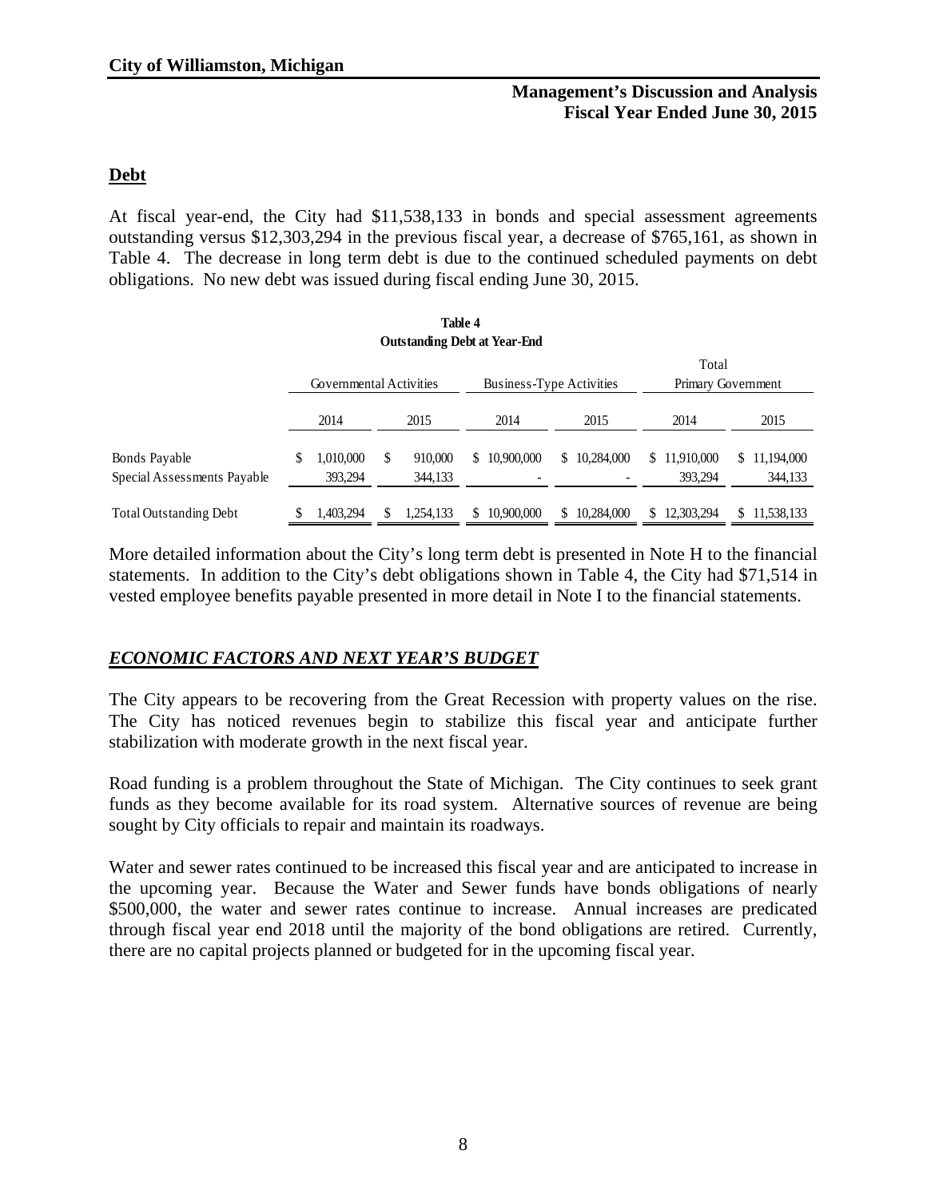## Debt

At fiscal year-end, the City had $11,538,133 in bonds and special assessment agreements outstanding versus $12,303,294 in the previous fiscal year, a decrease of $765,161, as shown in Table 4. The decrease in long term debt is due to the continued scheduled payments on debt obligations. No new debt was issued during fiscal ending June 30, 2015.

**Table 4**
**Outstanding Debt at Year-End**

| | Governmental Activities | | Business-Type Activities | | Total Primary Government | |
|---|---|---|---|---|---|---|
| | 2014 | 2015 | 2014 | 2015 | 2014 | 2015 |
| Bonds Payable | $ 1,010,000 | $ 910,000 | $ 10,900,000 | $ 10,284,000 | $ 11,910,000 | $ 11,194,000 |
| Special Assessments Payable | 393,294 | 344,133 | - | - | 393,294 | 344,133 |
| Total Outstanding Debt | $ 1,403,294 | $ 1,254,133 | $ 10,900,000 | $ 10,284,000 | $ 12,303,294 | $ 11,538,133 |

More detailed information about the City's long term debt is presented in Note H to the financial statements. In addition to the City's debt obligations shown in Table 4, the City had $71,514 in vested employee benefits payable presented in more detail in Note I to the financial statements.

## ***ECONOMIC FACTORS AND NEXT YEAR'S BUDGET***

The City appears to be recovering from the Great Recession with property values on the rise. The City has noticed revenues begin to stabilize this fiscal year and anticipate further stabilization with moderate growth in the next fiscal year.

Road funding is a problem throughout the State of Michigan. The City continues to seek grant funds as they become available for its road system. Alternative sources of revenue are being sought by City officials to repair and maintain its roadways.

Water and sewer rates continued to be increased this fiscal year and are anticipated to increase in the upcoming year. Because the Water and Sewer funds have bonds obligations of nearly $500,000, the water and sewer rates continue to increase. Annual increases are predicated through fiscal year end 2018 until the majority of the bond obligations are retired. Currently, there are no capital projects planned or budgeted for in the upcoming fiscal year.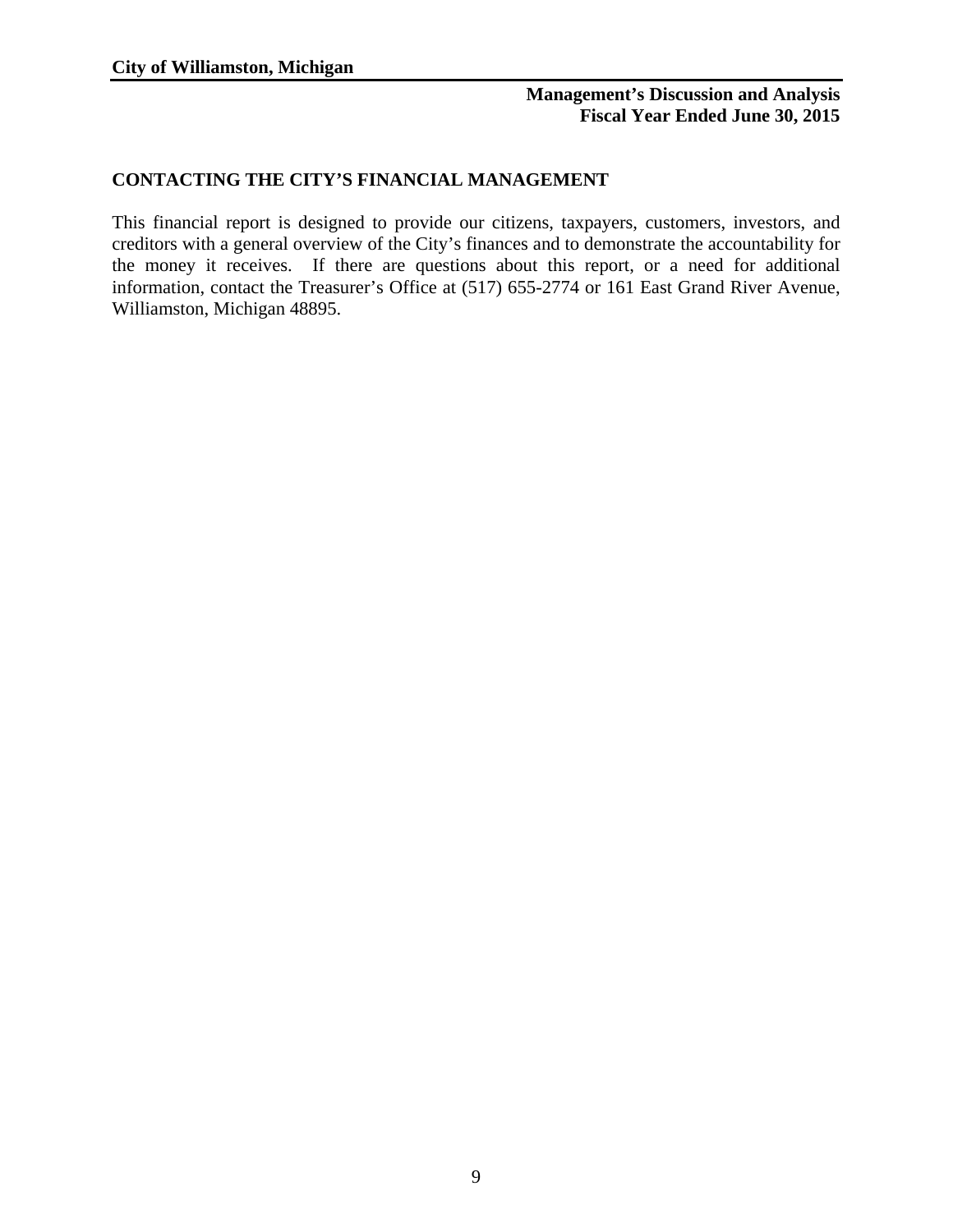## CONTACTING THE CITY'S FINANCIAL MANAGEMENT

This financial report is designed to provide our citizens, taxpayers, customers, investors, and creditors with a general overview of the City's finances and to demonstrate the accountability for the money it receives. If there are questions about this report, or a need for additional information, contact the Treasurer's Office at (517) 655-2774 or 161 East Grand River Avenue, Williamston, Michigan 48895.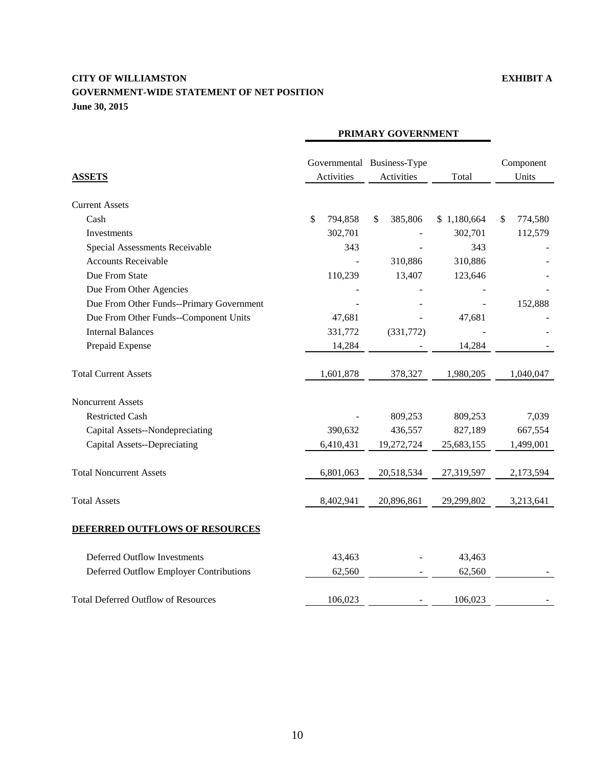**CITY OF WILLIAMSTON** **EXHIBIT A**

**GOVERNMENT-WIDE STATEMENT OF NET POSITION**

**June 30, 2015**

| | PRIMARY GOVERNMENT | | | |
|---|---|---|---|---|
| **ASSETS** | Governmental Activities | Business-Type Activities | Total | Component Units |
| Current Assets | | | | |
| Cash | $ 794,858 | $ 385,806 | $ 1,180,664 | $ 774,580 |
| Investments | 302,701 | - | 302,701 | 112,579 |
| Special Assessments Receivable | 343 | - | 343 | - |
| Accounts Receivable | - | 310,886 | 310,886 | - |
| Due From State | 110,239 | 13,407 | 123,646 | - |
| Due From Other Agencies | - | - | - | - |
| Due From Other Funds--Primary Government | - | - | - | 152,888 |
| Due From Other Funds--Component Units | 47,681 | - | 47,681 | - |
| Internal Balances | 331,772 | (331,772) | - | - |
| Prepaid Expense | 14,284 | - | 14,284 | - |
| Total Current Assets | 1,601,878 | 378,327 | 1,980,205 | 1,040,047 |
| Noncurrent Assets | | | | |
| Restricted Cash | - | 809,253 | 809,253 | 7,039 |
| Capital Assets--Nondepreciating | 390,632 | 436,557 | 827,189 | 667,554 |
| Capital Assets--Depreciating | 6,410,431 | 19,272,724 | 25,683,155 | 1,499,001 |
| Total Noncurrent Assets | 6,801,063 | 20,518,534 | 27,319,597 | 2,173,594 |
| Total Assets | 8,402,941 | 20,896,861 | 29,299,802 | 3,213,641 |
| **DEFERRED OUTFLOWS OF RESOURCES** | | | | |
| Deferred Outflow Investments | 43,463 | - | 43,463 | |
| Deferred Outflow Employer Contributions | 62,560 | - | 62,560 | - |
| Total Deferred Outflow of Resources | 106,023 | - | 106,023 | - |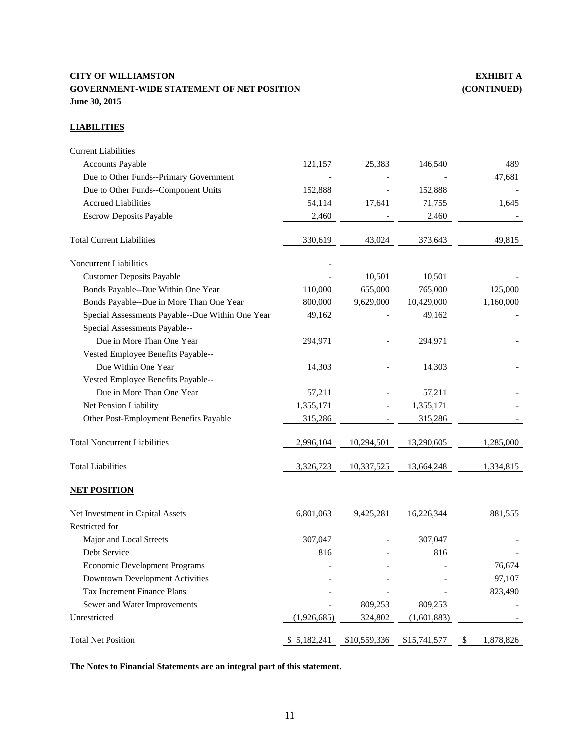**CITY OF WILLIAMSTON** **EXHIBIT A**
**GOVERNMENT-WIDE STATEMENT OF NET POSITION** **(CONTINUED)**
**June 30, 2015**

**LIABILITIES**

| | | | | |
|---|---|---|---|---|
| Current Liabilities | | | | |
| Accounts Payable | 121,157 | 25,383 | 146,540 | 489 |
| Due to Other Funds--Primary Government | - | - | - | 47,681 |
| Due to Other Funds--Component Units | 152,888 | - | 152,888 | - |
| Accrued Liabilities | 54,114 | 17,641 | 71,755 | 1,645 |
| Escrow Deposits Payable | 2,460 | - | 2,460 | - |
| Total Current Liabilities | 330,619 | 43,024 | 373,643 | 49,815 |
| Noncurrent Liabilities | - | | | |
| Customer Deposits Payable | - | 10,501 | 10,501 | - |
| Bonds Payable--Due Within One Year | 110,000 | 655,000 | 765,000 | 125,000 |
| Bonds Payable--Due in More Than One Year | 800,000 | 9,629,000 | 10,429,000 | 1,160,000 |
| Special Assessments Payable--Due Within One Year | 49,162 | - | 49,162 | - |
| Special Assessments Payable-- Due in More Than One Year | 294,971 | - | 294,971 | - |
| Vested Employee Benefits Payable-- Due Within One Year | 14,303 | - | 14,303 | - |
| Vested Employee Benefits Payable-- Due in More Than One Year | 57,211 | - | 57,211 | - |
| Net Pension Liability | 1,355,171 | - | 1,355,171 | - |
| Other Post-Employment Benefits Payable | 315,286 | - | 315,286 | - |
| Total Noncurrent Liabilities | 2,996,104 | 10,294,501 | 13,290,605 | 1,285,000 |
| Total Liabilities | 3,326,723 | 10,337,525 | 13,664,248 | 1,334,815 |
| **NET POSITION** | | | | |
| Net Investment in Capital Assets | 6,801,063 | 9,425,281 | 16,226,344 | 881,555 |
| Restricted for | | | | |
| Major and Local Streets | 307,047 | - | 307,047 | - |
| Debt Service | 816 | - | 816 | - |
| Economic Development Programs | - | - | - | 76,674 |
| Downtown Development Activities | - | - | - | 97,107 |
| Tax Increment Finance Plans | - | - | - | 823,490 |
| Sewer and Water Improvements | - | 809,253 | 809,253 | - |
| Unrestricted | (1,926,685) | 324,802 | (1,601,883) | - |
| Total Net Position | $ 5,182,241 | $10,559,336 | $15,741,577 | $ 1,878,826 |

**The Notes to Financial Statements are an integral part of this statement.**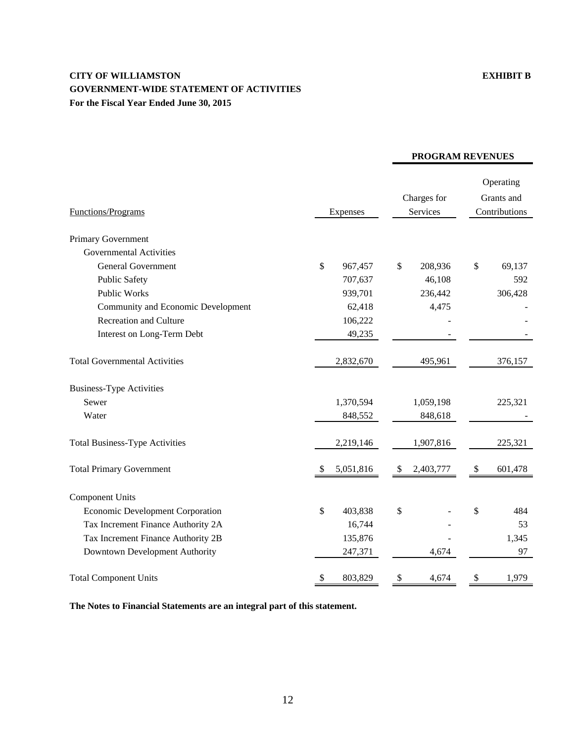**CITY OF WILLIAMSTON** **EXHIBIT B**

**GOVERNMENT-WIDE STATEMENT OF ACTIVITIES**

**For the Fiscal Year Ended June 30, 2015**

| Functions/Programs | Expenses | PROGRAM REVENUES | |
|---|---|---|---|
| | | Charges for Services | Operating Grants and Contributions |
| Primary Government | | | |
| Governmental Activities | | | |
| General Government | $ 967,457 | $ 208,936 | $ 69,137 |
| Public Safety | 707,637 | 46,108 | 592 |
| Public Works | 939,701 | 236,442 | 306,428 |
| Community and Economic Development | 62,418 | 4,475 | - |
| Recreation and Culture | 106,222 | - | - |
| Interest on Long-Term Debt | 49,235 | - | - |
| Total Governmental Activities | 2,832,670 | 495,961 | 376,157 |
| Business-Type Activities | | | |
| Sewer | 1,370,594 | 1,059,198 | 225,321 |
| Water | 848,552 | 848,618 | - |
| Total Business-Type Activities | 2,219,146 | 1,907,816 | 225,321 |
| Total Primary Government | $ 5,051,816 | $ 2,403,777 | $ 601,478 |
| Component Units | | | |
| Economic Development Corporation | $ 403,838 | $ - | $ 484 |
| Tax Increment Finance Authority 2A | 16,744 | - | 53 |
| Tax Increment Finance Authority 2B | 135,876 | - | 1,345 |
| Downtown Development Authority | 247,371 | 4,674 | 97 |
| Total Component Units | $ 803,829 | $ 4,674 | $ 1,979 |

**The Notes to Financial Statements are an integral part of this statement.**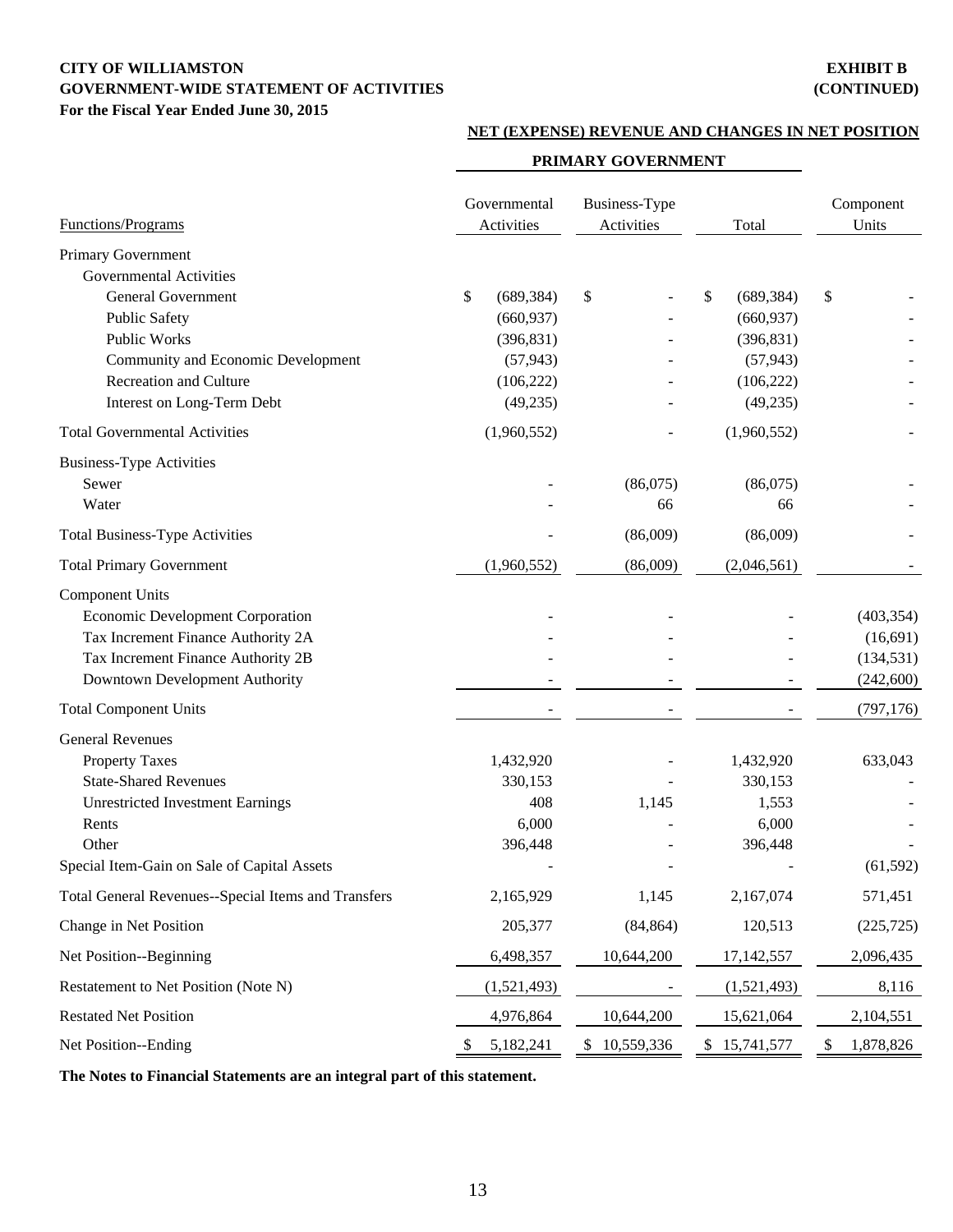**CITY OF WILLIAMSTON** **EXHIBIT B**
**GOVERNMENT-WIDE STATEMENT OF ACTIVITIES** **(CONTINUED)**
**For the Fiscal Year Ended June 30, 2015**

**NET (EXPENSE) REVENUE AND CHANGES IN NET POSITION**

| | PRIMARY GOVERNMENT | | | |
|---|---|---|---|---|
| Functions/Programs | Governmental Activities | Business-Type Activities | Total | Component Units |
| Primary Government | | | | |
| Governmental Activities | | | | |
| General Government | $ (689,384) | $ - | $ (689,384) | $ - |
| Public Safety | (660,937) | - | (660,937) | - |
| Public Works | (396,831) | - | (396,831) | - |
| Community and Economic Development | (57,943) | - | (57,943) | - |
| Recreation and Culture | (106,222) | - | (106,222) | - |
| Interest on Long-Term Debt | (49,235) | - | (49,235) | - |
| Total Governmental Activities | (1,960,552) | - | (1,960,552) | - |
| Business-Type Activities | | | | |
| Sewer | - | (86,075) | (86,075) | - |
| Water | - | 66 | 66 | - |
| Total Business-Type Activities | - | (86,009) | (86,009) | - |
| Total Primary Government | (1,960,552) | (86,009) | (2,046,561) | - |
| Component Units | | | | |
| Economic Development Corporation | - | - | - | (403,354) |
| Tax Increment Finance Authority 2A | - | - | - | (16,691) |
| Tax Increment Finance Authority 2B | - | - | - | (134,531) |
| Downtown Development Authority | - | - | - | (242,600) |
| Total Component Units | - | - | - | (797,176) |
| General Revenues | | | | |
| Property Taxes | 1,432,920 | - | 1,432,920 | 633,043 |
| State-Shared Revenues | 330,153 | - | 330,153 | - |
| Unrestricted Investment Earnings | 408 | 1,145 | 1,553 | - |
| Rents | 6,000 | - | 6,000 | - |
| Other | 396,448 | - | 396,448 | - |
| Special Item-Gain on Sale of Capital Assets | - | - | - | (61,592) |
| Total General Revenues--Special Items and Transfers | 2,165,929 | 1,145 | 2,167,074 | 571,451 |
| Change in Net Position | 205,377 | (84,864) | 120,513 | (225,725) |
| Net Position--Beginning | 6,498,357 | 10,644,200 | 17,142,557 | 2,096,435 |
| Restatement to Net Position (Note N) | (1,521,493) | - | (1,521,493) | 8,116 |
| Restated Net Position | 4,976,864 | 10,644,200 | 15,621,064 | 2,104,551 |
| Net Position--Ending | $ 5,182,241 | $ 10,559,336 | $ 15,741,577 | $ 1,878,826 |

**The Notes to Financial Statements are an integral part of this statement.**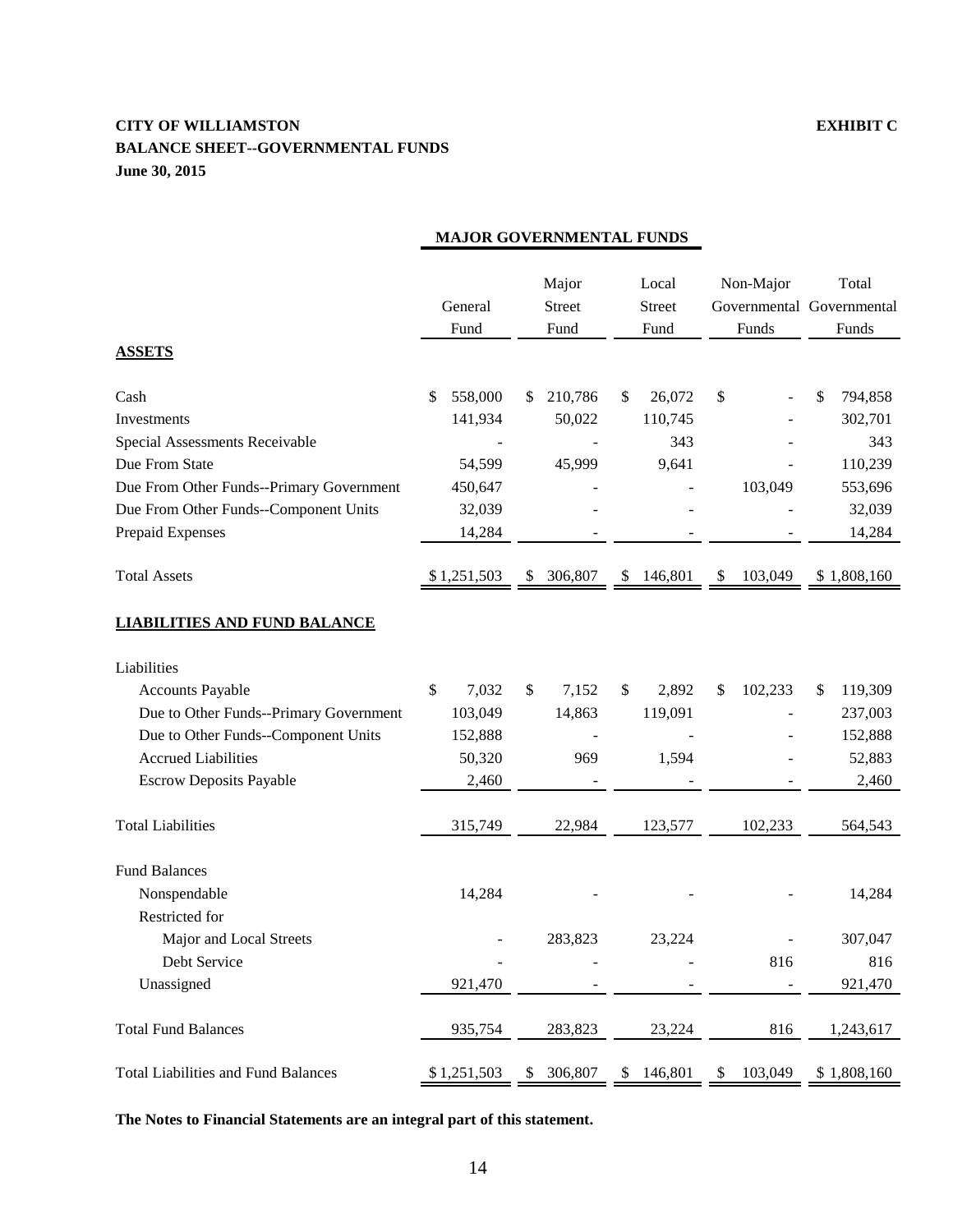**CITY OF WILLIAMSTON** **EXHIBIT C**

**BALANCE SHEET--GOVERNMENTAL FUNDS**

**June 30, 2015**

| | MAJOR GOVERNMENTAL FUNDS | | | | |
|---|---|---|---|---|---|
| | General Fund | Major Street Fund | Local Street Fund | Non-Major Governmental Funds | Total Governmental Funds |
| **ASSETS** | | | | | |
| Cash | $ 558,000 | $ 210,786 | $ 26,072 | $ - | $ 794,858 |
| Investments | 141,934 | 50,022 | 110,745 | - | 302,701 |
| Special Assessments Receivable | - | - | 343 | - | 343 |
| Due From State | 54,599 | 45,999 | 9,641 | - | 110,239 |
| Due From Other Funds--Primary Government | 450,647 | - | - | 103,049 | 553,696 |
| Due From Other Funds--Component Units | 32,039 | - | - | - | 32,039 |
| Prepaid Expenses | 14,284 | - | - | - | 14,284 |
| Total Assets | $ 1,251,503 | $ 306,807 | $ 146,801 | $ 103,049 | $ 1,808,160 |
| **LIABILITIES AND FUND BALANCE** | | | | | |
| Liabilities | | | | | |
| Accounts Payable | $ 7,032 | $ 7,152 | $ 2,892 | $ 102,233 | $ 119,309 |
| Due to Other Funds--Primary Government | 103,049 | 14,863 | 119,091 | - | 237,003 |
| Due to Other Funds--Component Units | 152,888 | - | - | - | 152,888 |
| Accrued Liabilities | 50,320 | 969 | 1,594 | - | 52,883 |
| Escrow Deposits Payable | 2,460 | - | - | - | 2,460 |
| Total Liabilities | 315,749 | 22,984 | 123,577 | 102,233 | 564,543 |
| Fund Balances | | | | | |
| Nonspendable | 14,284 | - | - | - | 14,284 |
| Restricted for | | | | | |
| Major and Local Streets | - | 283,823 | 23,224 | - | 307,047 |
| Debt Service | - | - | - | 816 | 816 |
| Unassigned | 921,470 | - | - | - | 921,470 |
| Total Fund Balances | 935,754 | 283,823 | 23,224 | 816 | 1,243,617 |
| Total Liabilities and Fund Balances | $ 1,251,503 | $ 306,807 | $ 146,801 | $ 103,049 | $ 1,808,160 |

**The Notes to Financial Statements are an integral part of this statement.**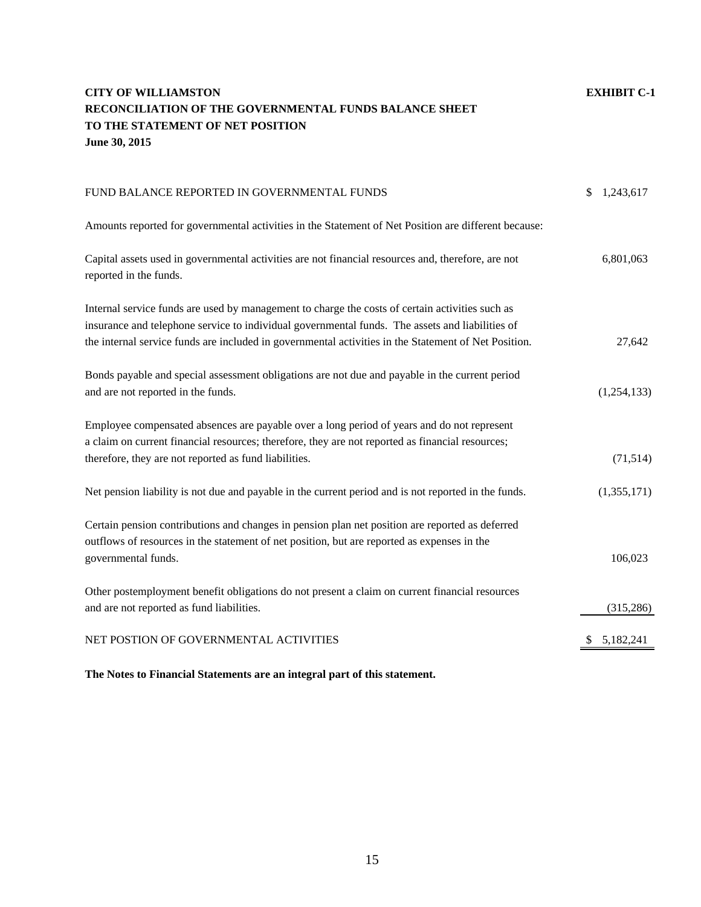**CITY OF WILLIAMSTON** **EXHIBIT C-1**

**RECONCILIATION OF THE GOVERNMENTAL FUNDS BALANCE SHEET**

**TO THE STATEMENT OF NET POSITION**

**June 30, 2015**

| | |
|---|---|
| FUND BALANCE REPORTED IN GOVERNMENTAL FUNDS | $ 1,243,617 |
| Amounts reported for governmental activities in the Statement of Net Position are different because: | |
| Capital assets used in governmental activities are not financial resources and, therefore, are not reported in the funds. | 6,801,063 |
| Internal service funds are used by management to charge the costs of certain activities such as insurance and telephone service to individual governmental funds. The assets and liabilities of the internal service funds are included in governmental activities in the Statement of Net Position. | 27,642 |
| Bonds payable and special assessment obligations are not due and payable in the current period and are not reported in the funds. | (1,254,133) |
| Employee compensated absences are payable over a long period of years and do not represent a claim on current financial resources; therefore, they are not reported as financial resources; therefore, they are not reported as fund liabilities. | (71,514) |
| Net pension liability is not due and payable in the current period and is not reported in the funds. | (1,355,171) |
| Certain pension contributions and changes in pension plan net position are reported as deferred outflows of resources in the statement of net position, but are reported as expenses in the governmental funds. | 106,023 |
| Other postemployment benefit obligations do not present a claim on current financial resources and are not reported as fund liabilities. | (315,286) |
| NET POSTION OF GOVERNMENTAL ACTIVITIES | $ 5,182,241 |

**The Notes to Financial Statements are an integral part of this statement.**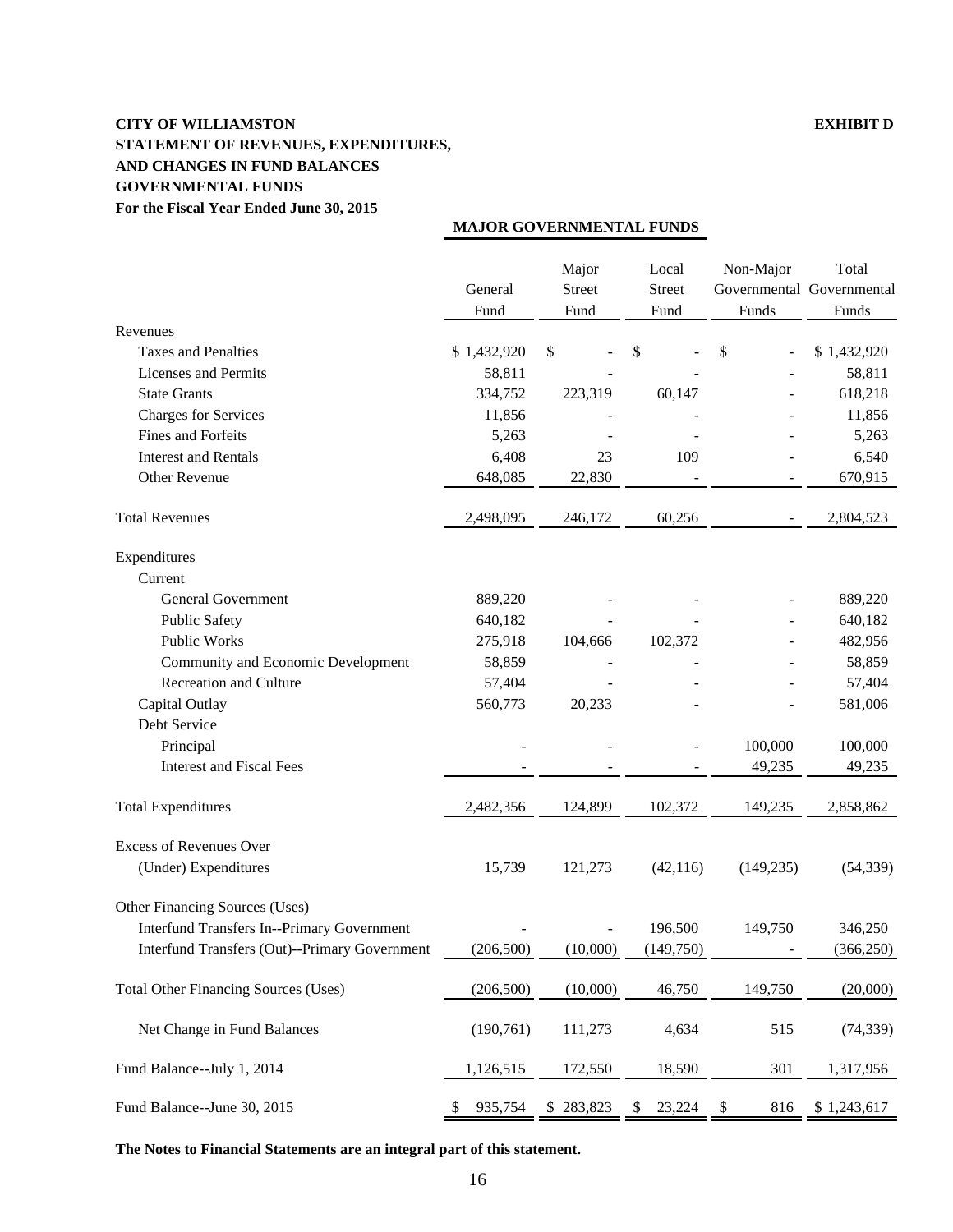**CITY OF WILLIAMSTON** **EXHIBIT D**

**STATEMENT OF REVENUES, EXPENDITURES, AND CHANGES IN FUND BALANCES**

**GOVERNMENTAL FUNDS**

**For the Fiscal Year Ended June 30, 2015**

| | MAJOR GOVERNMENTAL FUNDS | | | | |
|---|---|---|---|---|---|
| | General Fund | Major Street Fund | Local Street Fund | Non-Major Governmental Funds | Total Governmental Funds |
| Revenues | | | | | |
| Taxes and Penalties | $ 1,432,920 | $ - | $ - | $ - | $ 1,432,920 |
| Licenses and Permits | 58,811 | - | - | - | 58,811 |
| State Grants | 334,752 | 223,319 | 60,147 | - | 618,218 |
| Charges for Services | 11,856 | - | - | - | 11,856 |
| Fines and Forfeits | 5,263 | - | - | - | 5,263 |
| Interest and Rentals | 6,408 | 23 | 109 | - | 6,540 |
| Other Revenue | 648,085 | 22,830 | - | - | 670,915 |
| Total Revenues | 2,498,095 | 246,172 | 60,256 | - | 2,804,523 |
| Expenditures | | | | | |
| Current | | | | | |
| General Government | 889,220 | - | - | - | 889,220 |
| Public Safety | 640,182 | - | - | - | 640,182 |
| Public Works | 275,918 | 104,666 | 102,372 | - | 482,956 |
| Community and Economic Development | 58,859 | - | - | - | 58,859 |
| Recreation and Culture | 57,404 | - | - | - | 57,404 |
| Capital Outlay | 560,773 | 20,233 | - | - | 581,006 |
| Debt Service | | | | | |
| Principal | - | - | - | 100,000 | 100,000 |
| Interest and Fiscal Fees | - | - | - | 49,235 | 49,235 |
| Total Expenditures | 2,482,356 | 124,899 | 102,372 | 149,235 | 2,858,862 |
| Excess of Revenues Over (Under) Expenditures | 15,739 | 121,273 | (42,116) | (149,235) | (54,339) |
| Other Financing Sources (Uses) | | | | | |
| Interfund Transfers In--Primary Government | - | - | 196,500 | 149,750 | 346,250 |
| Interfund Transfers (Out)--Primary Government | (206,500) | (10,000) | (149,750) | - | (366,250) |
| Total Other Financing Sources (Uses) | (206,500) | (10,000) | 46,750 | 149,750 | (20,000) |
| Net Change in Fund Balances | (190,761) | 111,273 | 4,634 | 515 | (74,339) |
| Fund Balance--July 1, 2014 | 1,126,515 | 172,550 | 18,590 | 301 | 1,317,956 |
| Fund Balance--June 30, 2015 | $ 935,754 | $ 283,823 | $ 23,224 | $ 816 | $ 1,243,617 |

**The Notes to Financial Statements are an integral part of this statement.**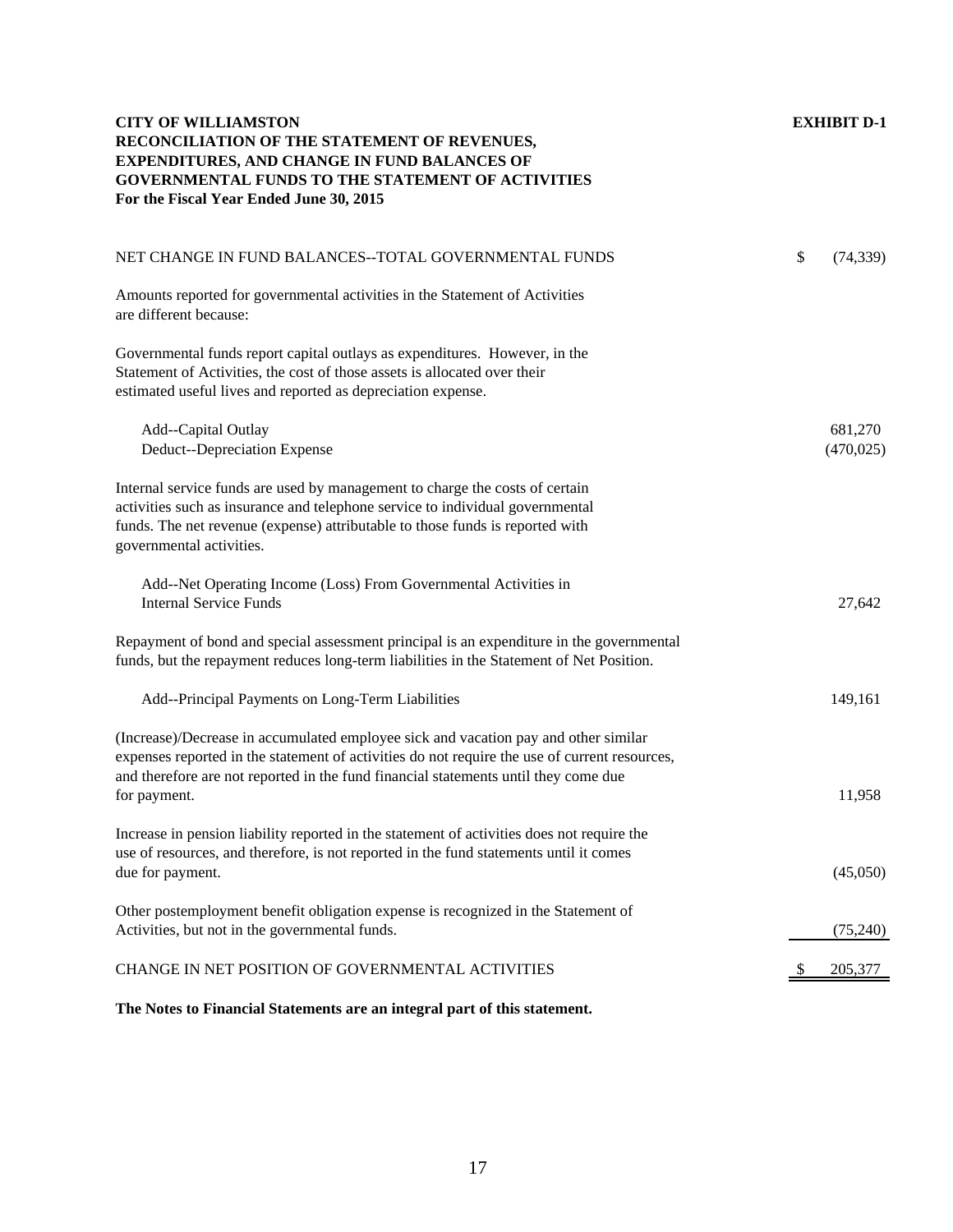**CITY OF WILLIAMSTON** **EXHIBIT D-1**

**RECONCILIATION OF THE STATEMENT OF REVENUES, EXPENDITURES, AND CHANGE IN FUND BALANCES OF GOVERNMENTAL FUNDS TO THE STATEMENT OF ACTIVITIES**

**For the Fiscal Year Ended June 30, 2015**

| | |
|---|---|
| NET CHANGE IN FUND BALANCES--TOTAL GOVERNMENTAL FUNDS | $ (74,339) |
| Amounts reported for governmental activities in the Statement of Activities are different because: | |
| Governmental funds report capital outlays as expenditures. However, in the Statement of Activities, the cost of those assets is allocated over their estimated useful lives and reported as depreciation expense. | |
| Add--Capital Outlay | 681,270 |
| Deduct--Depreciation Expense | (470,025) |
| Internal service funds are used by management to charge the costs of certain activities such as insurance and telephone service to individual governmental funds. The net revenue (expense) attributable to those funds is reported with governmental activities. | |
| Add--Net Operating Income (Loss) From Governmental Activities in Internal Service Funds | 27,642 |
| Repayment of bond and special assessment principal is an expenditure in the governmental funds, but the repayment reduces long-term liabilities in the Statement of Net Position. | |
| Add--Principal Payments on Long-Term Liabilities | 149,161 |
| (Increase)/Decrease in accumulated employee sick and vacation pay and other similar expenses reported in the statement of activities do not require the use of current resources, and therefore are not reported in the fund financial statements until they come due for payment. | 11,958 |
| Increase in pension liability reported in the statement of activities does not require the use of resources, and therefore, is not reported in the fund statements until it comes due for payment. | (45,050) |
| Other postemployment benefit obligation expense is recognized in the Statement of Activities, but not in the governmental funds. | (75,240) |
| CHANGE IN NET POSITION OF GOVERNMENTAL ACTIVITIES | $ 205,377 |

**The Notes to Financial Statements are an integral part of this statement.**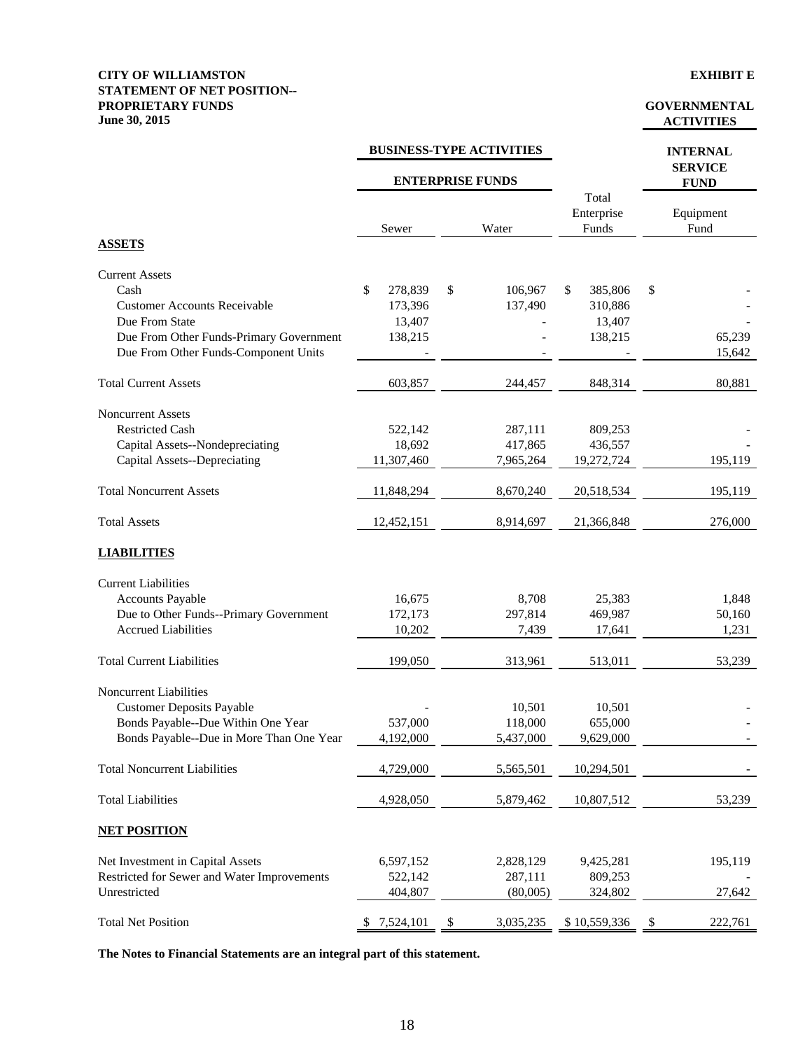**CITY OF WILLIAMSTON**
**STATEMENT OF NET POSITION--**
**PROPRIETARY FUNDS**
**June 30, 2015**

**EXHIBIT E**

| | BUSINESS-TYPE ACTIVITIES | | | GOVERNMENTAL ACTIVITIES |
|---|---|---|---|---|
| | ENTERPRISE FUNDS | | | INTERNAL SERVICE FUND |
| | Sewer | Water | Total Enterprise Funds | Equipment Fund |
| **ASSETS** | | | | |
| Current Assets | | | | |
| Cash | $ 278,839 | $ 106,967 | $ 385,806 | $ - |
| Customer Accounts Receivable | 173,396 | 137,490 | 310,886 | - |
| Due From State | 13,407 | - | 13,407 | - |
| Due From Other Funds-Primary Government | 138,215 | - | 138,215 | 65,239 |
| Due From Other Funds-Component Units | - | - | - | 15,642 |
| Total Current Assets | 603,857 | 244,457 | 848,314 | 80,881 |
| Noncurrent Assets | | | | |
| Restricted Cash | 522,142 | 287,111 | 809,253 | - |
| Capital Assets--Nondepreciating | 18,692 | 417,865 | 436,557 | - |
| Capital Assets--Depreciating | 11,307,460 | 7,965,264 | 19,272,724 | 195,119 |
| Total Noncurrent Assets | 11,848,294 | 8,670,240 | 20,518,534 | 195,119 |
| Total Assets | 12,452,151 | 8,914,697 | 21,366,848 | 276,000 |
| **LIABILITIES** | | | | |
| Current Liabilities | | | | |
| Accounts Payable | 16,675 | 8,708 | 25,383 | 1,848 |
| Due to Other Funds--Primary Government | 172,173 | 297,814 | 469,987 | 50,160 |
| Accrued Liabilities | 10,202 | 7,439 | 17,641 | 1,231 |
| Total Current Liabilities | 199,050 | 313,961 | 513,011 | 53,239 |
| Noncurrent Liabilities | | | | |
| Customer Deposits Payable | - | 10,501 | 10,501 | - |
| Bonds Payable--Due Within One Year | 537,000 | 118,000 | 655,000 | - |
| Bonds Payable--Due in More Than One Year | 4,192,000 | 5,437,000 | 9,629,000 | - |
| Total Noncurrent Liabilities | 4,729,000 | 5,565,501 | 10,294,501 | - |
| Total Liabilities | 4,928,050 | 5,879,462 | 10,807,512 | 53,239 |
| **NET POSITION** | | | | |
| Net Investment in Capital Assets | 6,597,152 | 2,828,129 | 9,425,281 | 195,119 |
| Restricted for Sewer and Water Improvements | 522,142 | 287,111 | 809,253 | - |
| Unrestricted | 404,807 | (80,005) | 324,802 | 27,642 |
| Total Net Position | $ 7,524,101 | $ 3,035,235 | $ 10,559,336 | $ 222,761 |

**The Notes to Financial Statements are an integral part of this statement.**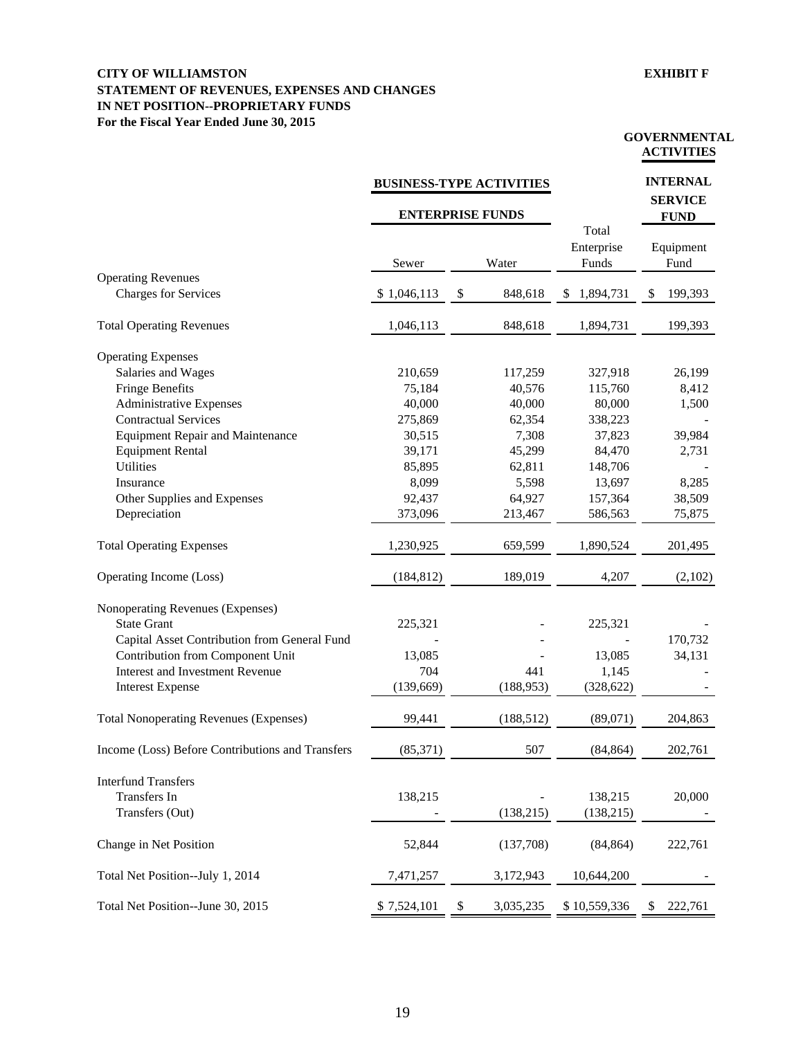**CITY OF WILLIAMSTON**
**STATEMENT OF REVENUES, EXPENSES AND CHANGES**
**IN NET POSITION--PROPRIETARY FUNDS**
**For the Fiscal Year Ended June 30, 2015**

**EXHIBIT F**

| | BUSINESS-TYPE ACTIVITIES | | | GOVERNMENTAL ACTIVITIES |
|---|---|---|---|---|
| | ENTERPRISE FUNDS | | | INTERNAL SERVICE FUND |
| | Sewer | Water | Total Enterprise Funds | Equipment Fund |
| Operating Revenues | | | | |
| Charges for Services | $ 1,046,113 | $ 848,618 | $ 1,894,731 | $ 199,393 |
| Total Operating Revenues | 1,046,113 | 848,618 | 1,894,731 | 199,393 |
| Operating Expenses | | | | |
| Salaries and Wages | 210,659 | 117,259 | 327,918 | 26,199 |
| Fringe Benefits | 75,184 | 40,576 | 115,760 | 8,412 |
| Administrative Expenses | 40,000 | 40,000 | 80,000 | 1,500 |
| Contractual Services | 275,869 | 62,354 | 338,223 | - |
| Equipment Repair and Maintenance | 30,515 | 7,308 | 37,823 | 39,984 |
| Equipment Rental | 39,171 | 45,299 | 84,470 | 2,731 |
| Utilities | 85,895 | 62,811 | 148,706 | - |
| Insurance | 8,099 | 5,598 | 13,697 | 8,285 |
| Other Supplies and Expenses | 92,437 | 64,927 | 157,364 | 38,509 |
| Depreciation | 373,096 | 213,467 | 586,563 | 75,875 |
| Total Operating Expenses | 1,230,925 | 659,599 | 1,890,524 | 201,495 |
| Operating Income (Loss) | (184,812) | 189,019 | 4,207 | (2,102) |
| Nonoperating Revenues (Expenses) | | | | |
| State Grant | 225,321 | - | 225,321 | - |
| Capital Asset Contribution from General Fund | - | - | - | 170,732 |
| Contribution from Component Unit | 13,085 | - | 13,085 | 34,131 |
| Interest and Investment Revenue | 704 | 441 | 1,145 | - |
| Interest Expense | (139,669) | (188,953) | (328,622) | - |
| Total Nonoperating Revenues (Expenses) | 99,441 | (188,512) | (89,071) | 204,863 |
| Income (Loss) Before Contributions and Transfers | (85,371) | 507 | (84,864) | 202,761 |
| Interfund Transfers | | | | |
| Transfers In | 138,215 | - | 138,215 | 20,000 |
| Transfers (Out) | - | (138,215) | (138,215) | - |
| Change in Net Position | 52,844 | (137,708) | (84,864) | 222,761 |
| Total Net Position--July 1, 2014 | 7,471,257 | 3,172,943 | 10,644,200 | - |
| Total Net Position--June 30, 2015 | $ 7,524,101 | $ 3,035,235 | $ 10,559,336 | $ 222,761 |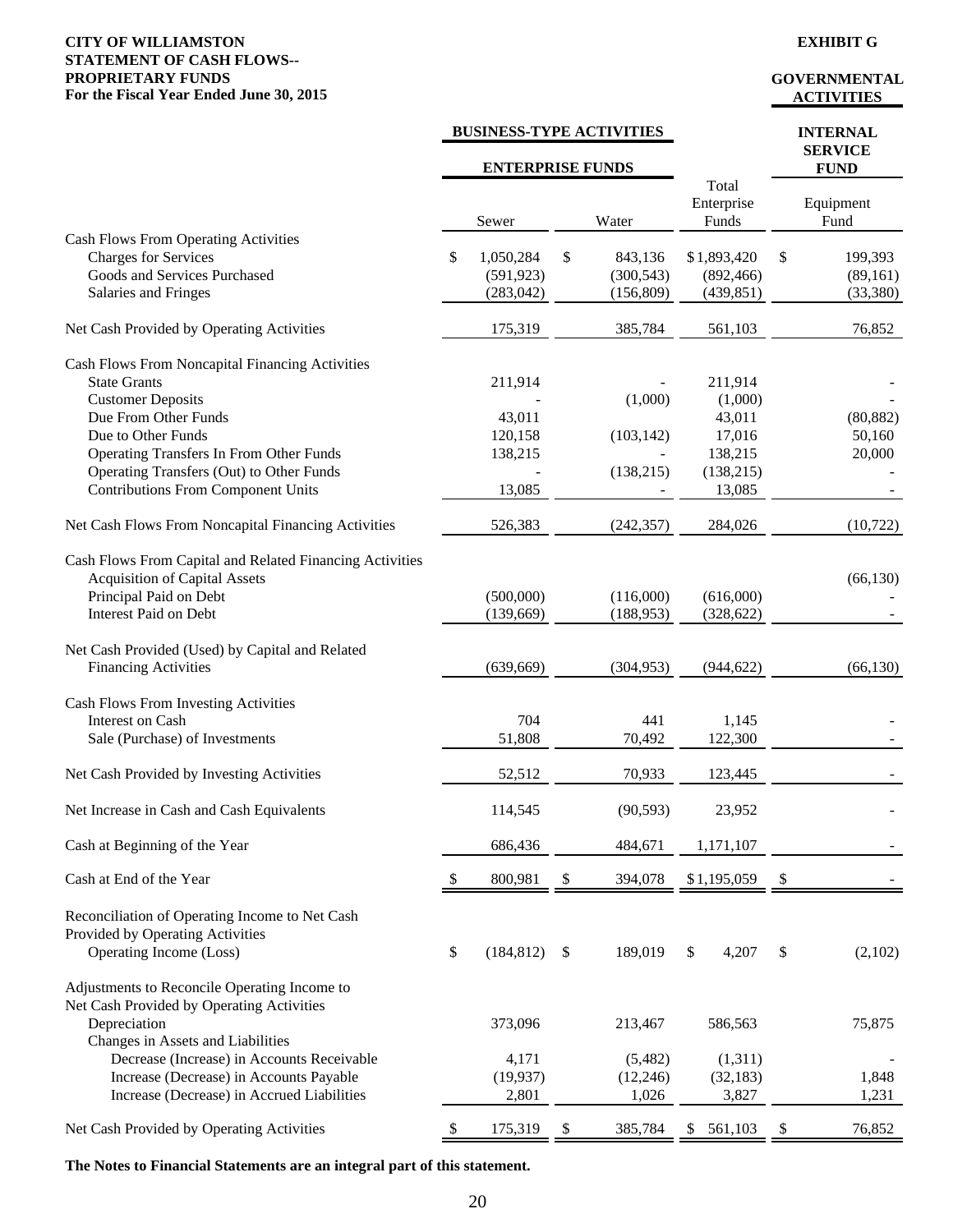**CITY OF WILLIAMSTON**
**STATEMENT OF CASH FLOWS--**
**PROPRIETARY FUNDS**
**For the Fiscal Year Ended June 30, 2015**

**EXHIBIT G**

| | **BUSINESS-TYPE ACTIVITIES** | | | **GOVERNMENTAL ACTIVITIES** |
|---|---|---|---|---|
| | **ENTERPRISE FUNDS** | | | **INTERNAL SERVICE FUND** |
| | Sewer | Water | Total Enterprise Funds | Equipment Fund |
| Cash Flows From Operating Activities | | | | |
| Charges for Services | $ 1,050,284 | $ 843,136 | $1,893,420 | $ 199,393 |
| Goods and Services Purchased | (591,923) | (300,543) | (892,466) | (89,161) |
| Salaries and Fringes | (283,042) | (156,809) | (439,851) | (33,380) |
| Net Cash Provided by Operating Activities | 175,319 | 385,784 | 561,103 | 76,852 |
| Cash Flows From Noncapital Financing Activities | | | | |
| State Grants | 211,914 | - | 211,914 | - |
| Customer Deposits | - | (1,000) | (1,000) | - |
| Due From Other Funds | 43,011 | | 43,011 | (80,882) |
| Due to Other Funds | 120,158 | (103,142) | 17,016 | 50,160 |
| Operating Transfers In From Other Funds | 138,215 | - | 138,215 | 20,000 |
| Operating Transfers (Out) to Other Funds | - | (138,215) | (138,215) | - |
| Contributions From Component Units | 13,085 | - | 13,085 | - |
| Net Cash Flows From Noncapital Financing Activities | 526,383 | (242,357) | 284,026 | (10,722) |
| Cash Flows From Capital and Related Financing Activities | | | | |
| Acquisition of Capital Assets | | | | (66,130) |
| Principal Paid on Debt | (500,000) | (116,000) | (616,000) | - |
| Interest Paid on Debt | (139,669) | (188,953) | (328,622) | - |
| Net Cash Provided (Used) by Capital and Related Financing Activities | (639,669) | (304,953) | (944,622) | (66,130) |
| Cash Flows From Investing Activities | | | | |
| Interest on Cash | 704 | 441 | 1,145 | - |
| Sale (Purchase) of Investments | 51,808 | 70,492 | 122,300 | - |
| Net Cash Provided by Investing Activities | 52,512 | 70,933 | 123,445 | - |
| Net Increase in Cash and Cash Equivalents | 114,545 | (90,593) | 23,952 | - |
| Cash at Beginning of the Year | 686,436 | 484,671 | 1,171,107 | - |
| Cash at End of the Year | $ 800,981 | $ 394,078 | $1,195,059 | $ - |
| Reconciliation of Operating Income to Net Cash Provided by Operating Activities | | | | |
| Operating Income (Loss) | $ (184,812) | $ 189,019 | $ 4,207 | $ (2,102) |
| Adjustments to Reconcile Operating Income to Net Cash Provided by Operating Activities | | | | |
| Depreciation | 373,096 | 213,467 | 586,563 | 75,875 |
| Changes in Assets and Liabilities | | | | |
| Decrease (Increase) in Accounts Receivable | 4,171 | (5,482) | (1,311) | - |
| Increase (Decrease) in Accounts Payable | (19,937) | (12,246) | (32,183) | 1,848 |
| Increase (Decrease) in Accrued Liabilities | 2,801 | 1,026 | 3,827 | 1,231 |
| Net Cash Provided by Operating Activities | $ 175,319 | $ 385,784 | $ 561,103 | $ 76,852 |

**The Notes to Financial Statements are an integral part of this statement.**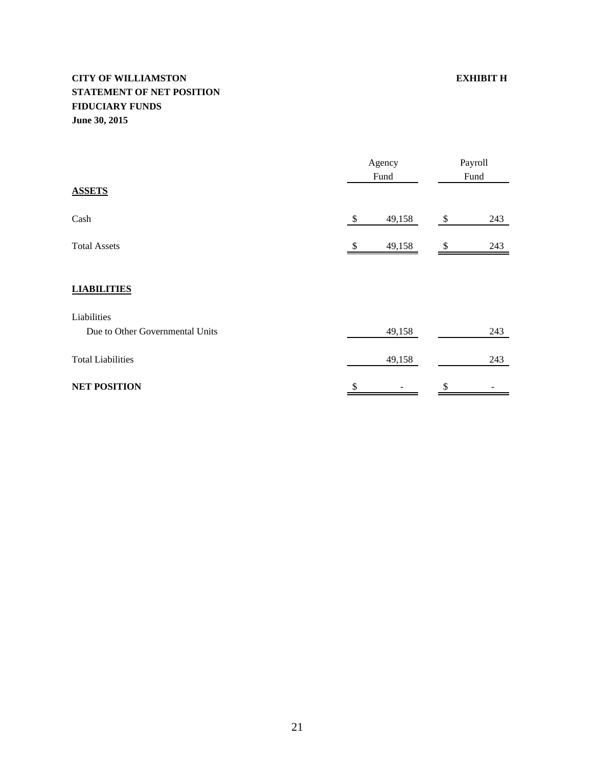**CITY OF WILLIAMSTON** **EXHIBIT H**

**STATEMENT OF NET POSITION**

**FIDUCIARY FUNDS**

**June 30, 2015**

| | Agency Fund | Payroll Fund |
|---|---|---|
| **ASSETS** | | |
| Cash | $ 49,158 | $ 243 |
| Total Assets | $ 49,158 | $ 243 |
| **LIABILITIES** | | |
| Liabilities | | |
| Due to Other Governmental Units | 49,158 | 243 |
| Total Liabilities | 49,158 | 243 |
| **NET POSITION** | $ - | $ - |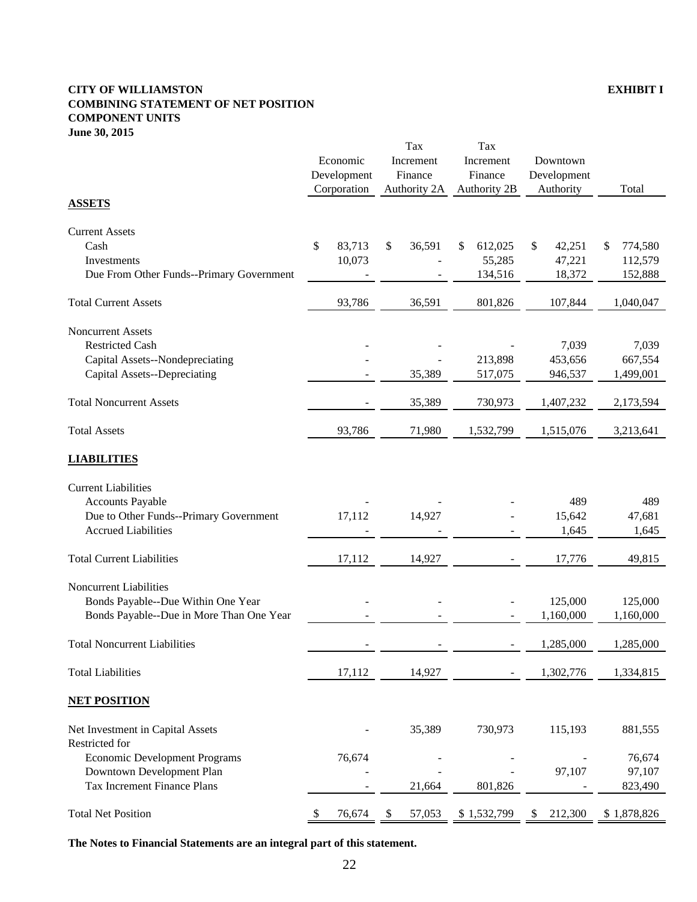**CITY OF WILLIAMSTON** **EXHIBIT I**
**COMBINING STATEMENT OF NET POSITION**
**COMPONENT UNITS**
**June 30, 2015**

| | Economic Development Corporation | Tax Increment Finance Authority 2A | Tax Increment Finance Authority 2B | Downtown Development Authority | Total |
|---|---|---|---|---|---|
| **ASSETS** | | | | | |
| Current Assets | | | | | |
| Cash | $ 83,713 | $ 36,591 | $ 612,025 | $ 42,251 | $ 774,580 |
| Investments | 10,073 | - | 55,285 | 47,221 | 112,579 |
| Due From Other Funds--Primary Government | - | - | 134,516 | 18,372 | 152,888 |
| Total Current Assets | 93,786 | 36,591 | 801,826 | 107,844 | 1,040,047 |
| Noncurrent Assets | | | | | |
| Restricted Cash | - | - | - | 7,039 | 7,039 |
| Capital Assets--Nondepreciating | - | - | 213,898 | 453,656 | 667,554 |
| Capital Assets--Depreciating | - | 35,389 | 517,075 | 946,537 | 1,499,001 |
| Total Noncurrent Assets | - | 35,389 | 730,973 | 1,407,232 | 2,173,594 |
| Total Assets | 93,786 | 71,980 | 1,532,799 | 1,515,076 | 3,213,641 |
| **LIABILITIES** | | | | | |
| Current Liabilities | | | | | |
| Accounts Payable | - | - | - | 489 | 489 |
| Due to Other Funds--Primary Government | 17,112 | 14,927 | - | 15,642 | 47,681 |
| Accrued Liabilities | - | - | - | 1,645 | 1,645 |
| Total Current Liabilities | 17,112 | 14,927 | - | 17,776 | 49,815 |
| Noncurrent Liabilities | | | | | |
| Bonds Payable--Due Within One Year | - | - | - | 125,000 | 125,000 |
| Bonds Payable--Due in More Than One Year | - | - | - | 1,160,000 | 1,160,000 |
| Total Noncurrent Liabilities | - | - | - | 1,285,000 | 1,285,000 |
| Total Liabilities | 17,112 | 14,927 | - | 1,302,776 | 1,334,815 |
| **NET POSITION** | | | | | |
| Net Investment in Capital Assets | - | 35,389 | 730,973 | 115,193 | 881,555 |
| Restricted for | | | | | |
| Economic Development Programs | 76,674 | - | - | - | 76,674 |
| Downtown Development Plan | - | - | - | 97,107 | 97,107 |
| Tax Increment Finance Plans | - | 21,664 | 801,826 | - | 823,490 |
| Total Net Position | $ 76,674 | $ 57,053 | $ 1,532,799 | $ 212,300 | $ 1,878,826 |

**The Notes to Financial Statements are an integral part of this statement.**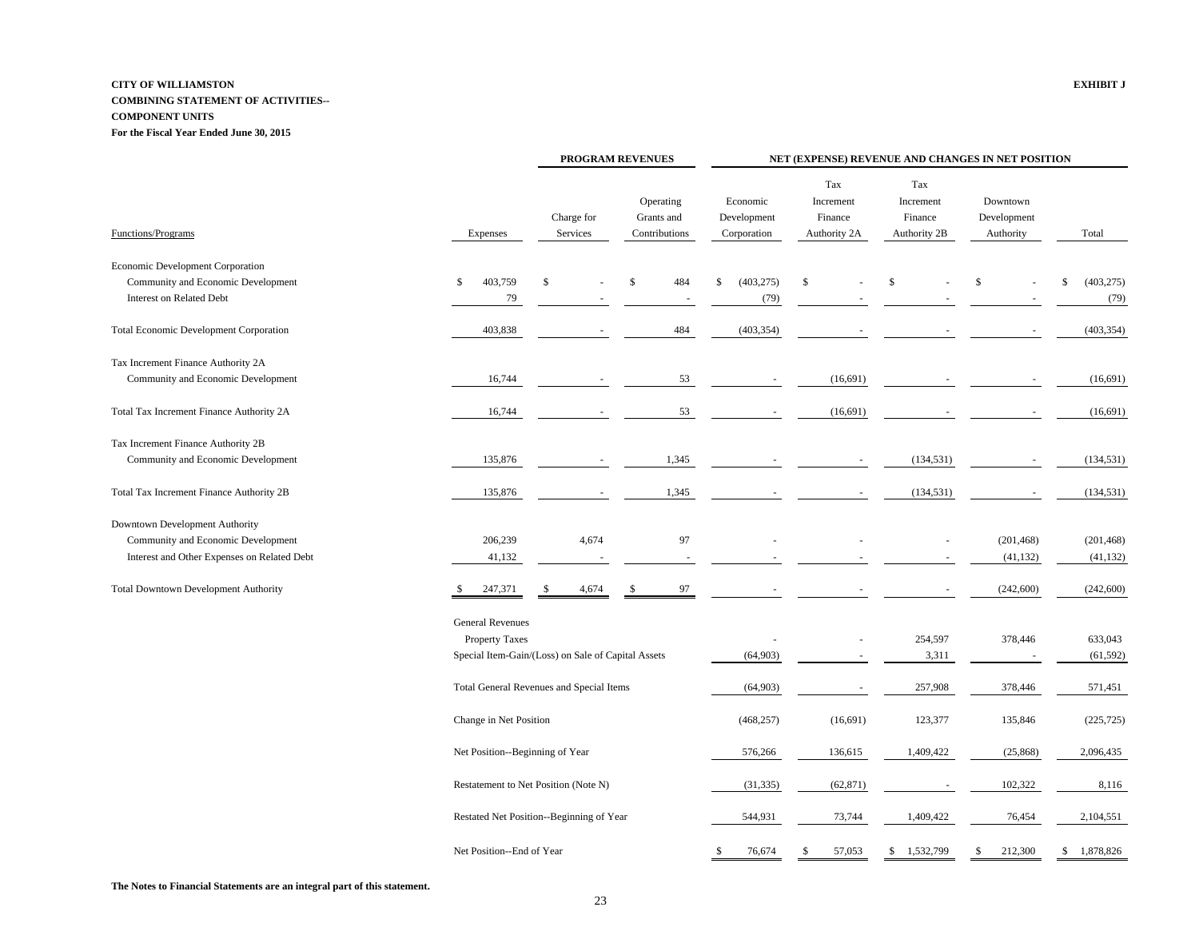**CITY OF WILLIAMSTON**
**COMBINING STATEMENT OF ACTIVITIES--**
**COMPONENT UNITS**
**For the Fiscal Year Ended June 30, 2015**

**EXHIBIT J**

| | | PROGRAM REVENUES | | NET (EXPENSE) REVENUE AND CHANGES IN NET POSITION | | | | |
|---|---|---|---|---|---|---|---|---|
| Functions/Programs | Expenses | Charge for Services | Operating Grants and Contributions | Economic Development Corporation | Tax Increment Finance Authority 2A | Tax Increment Finance Authority 2B | Downtown Development Authority | Total |
| Economic Development Corporation | | | | | | | | |
| Community and Economic Development | $ 403,759 | $ - | $ 484 | $ (403,275) | $ - | $ - | $ - | $ (403,275) |
| Interest on Related Debt | 79 | - | - | (79) | - | - | - | (79) |
| Total Economic Development Corporation | 403,838 | - | 484 | (403,354) | - | - | - | (403,354) |
| Tax Increment Finance Authority 2A | | | | | | | | |
| Community and Economic Development | 16,744 | - | 53 | - | (16,691) | - | - | (16,691) |
| Total Tax Increment Finance Authority 2A | 16,744 | - | 53 | - | (16,691) | - | - | (16,691) |
| Tax Increment Finance Authority 2B | | | | | | | | |
| Community and Economic Development | 135,876 | - | 1,345 | - | - | (134,531) | - | (134,531) |
| Total Tax Increment Finance Authority 2B | 135,876 | - | 1,345 | - | - | (134,531) | - | (134,531) |
| Downtown Development Authority | | | | | | | | |
| Community and Economic Development | 206,239 | 4,674 | 97 | - | - | - | (201,468) | (201,468) |
| Interest and Other Expenses on Related Debt | 41,132 | - | - | - | - | - | (41,132) | (41,132) |
| Total Downtown Development Authority | $ 247,371 | $ 4,674 | $ 97 | - | - | - | (242,600) | (242,600) |
| | General Revenues | | | | | | | |
| | Property Taxes | | | - | - | 254,597 | 378,446 | 633,043 |
| | Special Item-Gain/(Loss) on Sale of Capital Assets | | | (64,903) | - | 3,311 | - | (61,592) |
| | Total General Revenues and Special Items | | | (64,903) | - | 257,908 | 378,446 | 571,451 |
| | Change in Net Position | | | (468,257) | (16,691) | 123,377 | 135,846 | (225,725) |
| | Net Position--Beginning of Year | | | 576,266 | 136,615 | 1,409,422 | (25,868) | 2,096,435 |
| | Restatement to Net Position (Note N) | | | (31,335) | (62,871) | - | 102,322 | 8,116 |
| | Restated Net Position--Beginning of Year | | | 544,931 | 73,744 | 1,409,422 | 76,454 | 2,104,551 |
| | Net Position--End of Year | | | $ 76,674 | $ 57,053 | $ 1,532,799 | $ 212,300 | $ 1,878,826 |

**The Notes to Financial Statements are an integral part of this statement.**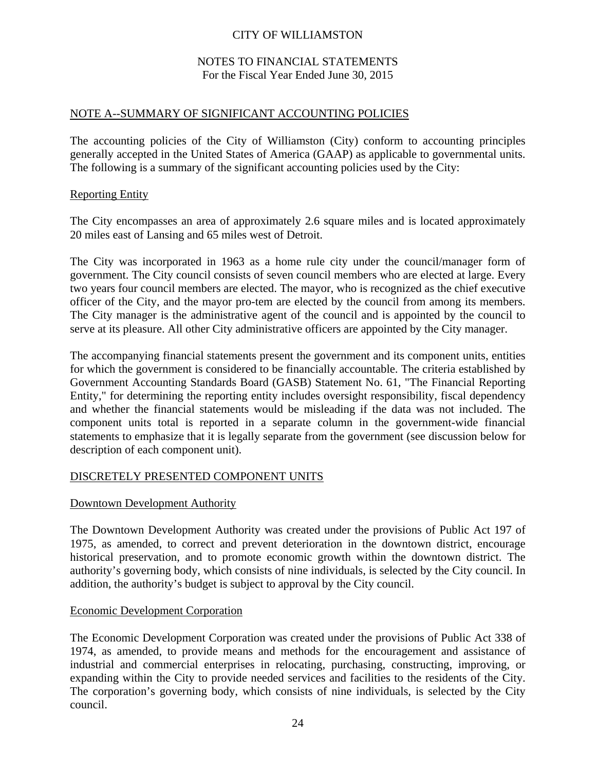# CITY OF WILLIAMSTON

## NOTES TO FINANCIAL STATEMENTS
For the Fiscal Year Ended June 30, 2015

## NOTE A--SUMMARY OF SIGNIFICANT ACCOUNTING POLICIES

The accounting policies of the City of Williamston (City) conform to accounting principles generally accepted in the United States of America (GAAP) as applicable to governmental units. The following is a summary of the significant accounting policies used by the City:

### Reporting Entity

The City encompasses an area of approximately 2.6 square miles and is located approximately 20 miles east of Lansing and 65 miles west of Detroit.

The City was incorporated in 1963 as a home rule city under the council/manager form of government. The City council consists of seven council members who are elected at large. Every two years four council members are elected. The mayor, who is recognized as the chief executive officer of the City, and the mayor pro-tem are elected by the council from among its members. The City manager is the administrative agent of the council and is appointed by the council to serve at its pleasure. All other City administrative officers are appointed by the City manager.

The accompanying financial statements present the government and its component units, entities for which the government is considered to be financially accountable. The criteria established by Government Accounting Standards Board (GASB) Statement No. 61, "The Financial Reporting Entity," for determining the reporting entity includes oversight responsibility, fiscal dependency and whether the financial statements would be misleading if the data was not included. The component units total is reported in a separate column in the government-wide financial statements to emphasize that it is legally separate from the government (see discussion below for description of each component unit).

## DISCRETELY PRESENTED COMPONENT UNITS

### Downtown Development Authority

The Downtown Development Authority was created under the provisions of Public Act 197 of 1975, as amended, to correct and prevent deterioration in the downtown district, encourage historical preservation, and to promote economic growth within the downtown district. The authority's governing body, which consists of nine individuals, is selected by the City council. In addition, the authority's budget is subject to approval by the City council.

### Economic Development Corporation

The Economic Development Corporation was created under the provisions of Public Act 338 of 1974, as amended, to provide means and methods for the encouragement and assistance of industrial and commercial enterprises in relocating, purchasing, constructing, improving, or expanding within the City to provide needed services and facilities to the residents of the City. The corporation's governing body, which consists of nine individuals, is selected by the City council.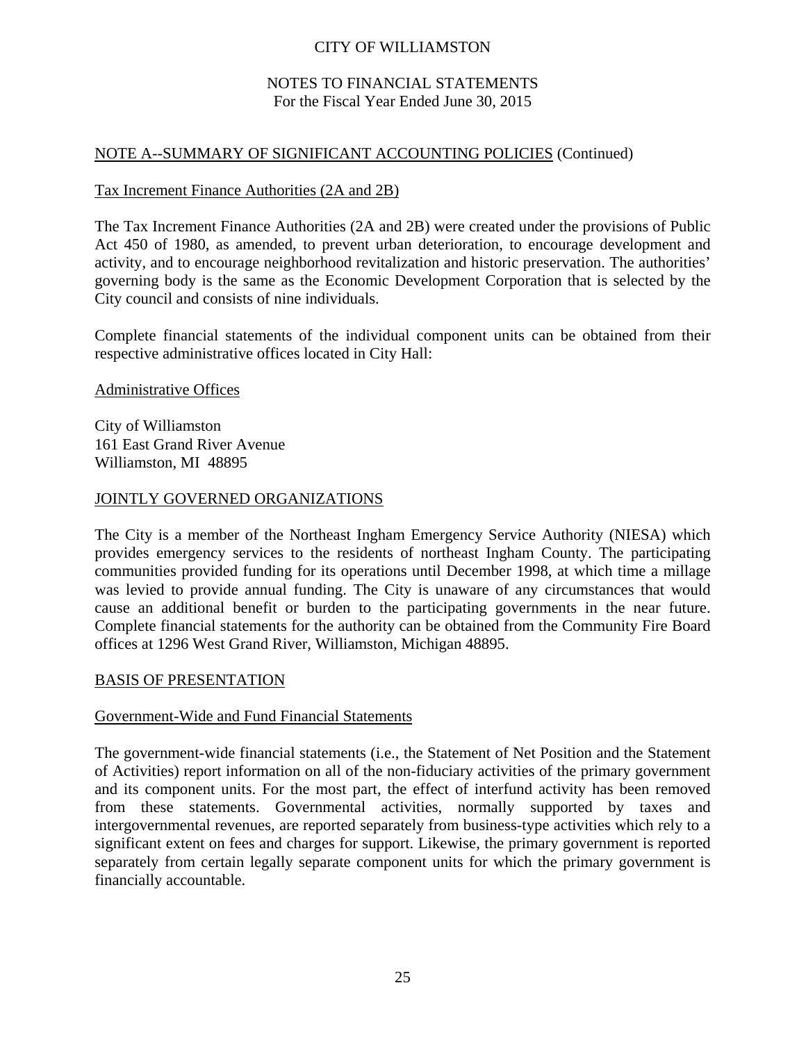NOTE A--SUMMARY OF SIGNIFICANT ACCOUNTING POLICIES (Continued)

Tax Increment Finance Authorities (2A and 2B)

The Tax Increment Finance Authorities (2A and 2B) were created under the provisions of Public Act 450 of 1980, as amended, to prevent urban deterioration, to encourage development and activity, and to encourage neighborhood revitalization and historic preservation. The authorities' governing body is the same as the Economic Development Corporation that is selected by the City council and consists of nine individuals.

Complete financial statements of the individual component units can be obtained from their respective administrative offices located in City Hall:

Administrative Offices

City of Williamston
161 East Grand River Avenue
Williamston, MI 48895

## JOINTLY GOVERNED ORGANIZATIONS

The City is a member of the Northeast Ingham Emergency Service Authority (NIESA) which provides emergency services to the residents of northeast Ingham County. The participating communities provided funding for its operations until December 1998, at which time a millage was levied to provide annual funding. The City is unaware of any circumstances that would cause an additional benefit or burden to the participating governments in the near future. Complete financial statements for the authority can be obtained from the Community Fire Board offices at 1296 West Grand River, Williamston, Michigan 48895.

## BASIS OF PRESENTATION

Government-Wide and Fund Financial Statements

The government-wide financial statements (i.e., the Statement of Net Position and the Statement of Activities) report information on all of the non-fiduciary activities of the primary government and its component units. For the most part, the effect of interfund activity has been removed from these statements. Governmental activities, normally supported by taxes and intergovernmental revenues, are reported separately from business-type activities which rely to a significant extent on fees and charges for support. Likewise, the primary government is reported separately from certain legally separate component units for which the primary government is financially accountable.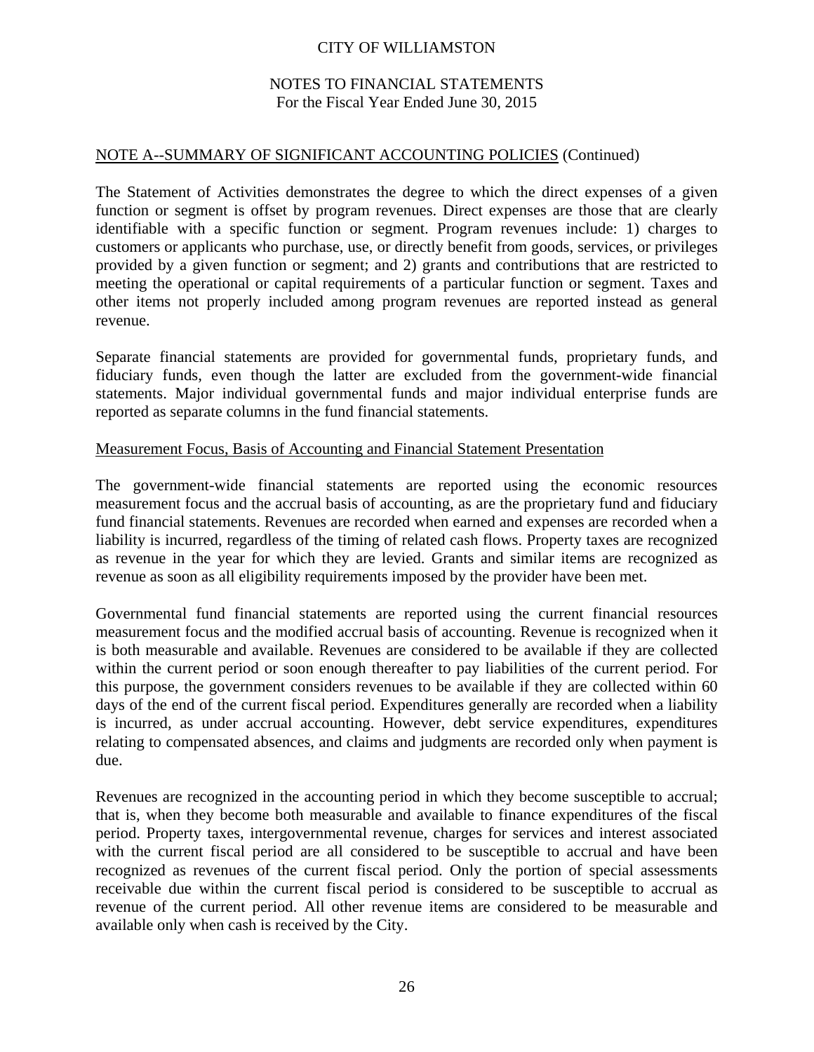CITY OF WILLIAMSTON

NOTES TO FINANCIAL STATEMENTS
For the Fiscal Year Ended June 30, 2015

NOTE A--SUMMARY OF SIGNIFICANT ACCOUNTING POLICIES (Continued)

The Statement of Activities demonstrates the degree to which the direct expenses of a given function or segment is offset by program revenues. Direct expenses are those that are clearly identifiable with a specific function or segment. Program revenues include: 1) charges to customers or applicants who purchase, use, or directly benefit from goods, services, or privileges provided by a given function or segment; and 2) grants and contributions that are restricted to meeting the operational or capital requirements of a particular function or segment. Taxes and other items not properly included among program revenues are reported instead as general revenue.

Separate financial statements are provided for governmental funds, proprietary funds, and fiduciary funds, even though the latter are excluded from the government-wide financial statements. Major individual governmental funds and major individual enterprise funds are reported as separate columns in the fund financial statements.

Measurement Focus, Basis of Accounting and Financial Statement Presentation

The government-wide financial statements are reported using the economic resources measurement focus and the accrual basis of accounting, as are the proprietary fund and fiduciary fund financial statements. Revenues are recorded when earned and expenses are recorded when a liability is incurred, regardless of the timing of related cash flows. Property taxes are recognized as revenue in the year for which they are levied. Grants and similar items are recognized as revenue as soon as all eligibility requirements imposed by the provider have been met.

Governmental fund financial statements are reported using the current financial resources measurement focus and the modified accrual basis of accounting. Revenue is recognized when it is both measurable and available. Revenues are considered to be available if they are collected within the current period or soon enough thereafter to pay liabilities of the current period. For this purpose, the government considers revenues to be available if they are collected within 60 days of the end of the current fiscal period. Expenditures generally are recorded when a liability is incurred, as under accrual accounting. However, debt service expenditures, expenditures relating to compensated absences, and claims and judgments are recorded only when payment is due.

Revenues are recognized in the accounting period in which they become susceptible to accrual; that is, when they become both measurable and available to finance expenditures of the fiscal period. Property taxes, intergovernmental revenue, charges for services and interest associated with the current fiscal period are all considered to be susceptible to accrual and have been recognized as revenues of the current fiscal period. Only the portion of special assessments receivable due within the current fiscal period is considered to be susceptible to accrual as revenue of the current period. All other revenue items are considered to be measurable and available only when cash is received by the City.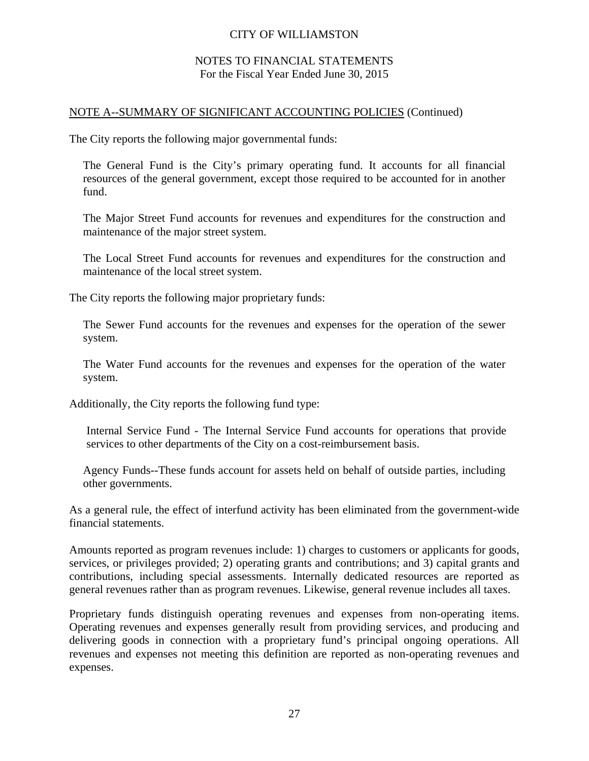NOTE A--SUMMARY OF SIGNIFICANT ACCOUNTING POLICIES (Continued)

The City reports the following major governmental funds:

The General Fund is the City's primary operating fund. It accounts for all financial resources of the general government, except those required to be accounted for in another fund.

The Major Street Fund accounts for revenues and expenditures for the construction and maintenance of the major street system.

The Local Street Fund accounts for revenues and expenditures for the construction and maintenance of the local street system.

The City reports the following major proprietary funds:

The Sewer Fund accounts for the revenues and expenses for the operation of the sewer system.

The Water Fund accounts for the revenues and expenses for the operation of the water system.

Additionally, the City reports the following fund type:

Internal Service Fund - The Internal Service Fund accounts for operations that provide services to other departments of the City on a cost-reimbursement basis.

Agency Funds--These funds account for assets held on behalf of outside parties, including other governments.

As a general rule, the effect of interfund activity has been eliminated from the government-wide financial statements.

Amounts reported as program revenues include: 1) charges to customers or applicants for goods, services, or privileges provided; 2) operating grants and contributions; and 3) capital grants and contributions, including special assessments. Internally dedicated resources are reported as general revenues rather than as program revenues. Likewise, general revenue includes all taxes.

Proprietary funds distinguish operating revenues and expenses from non-operating items. Operating revenues and expenses generally result from providing services, and producing and delivering goods in connection with a proprietary fund's principal ongoing operations. All revenues and expenses not meeting this definition are reported as non-operating revenues and expenses.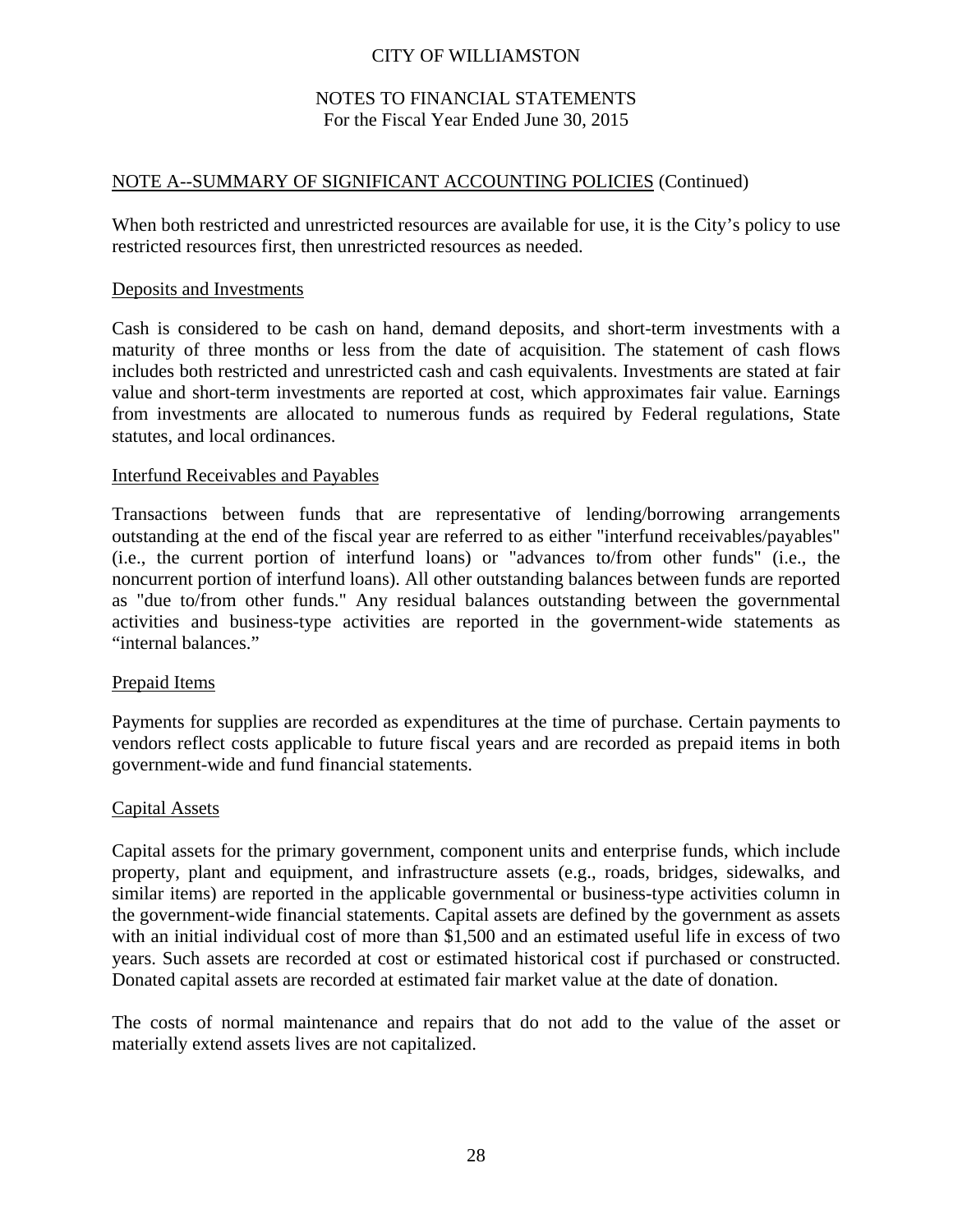CITY OF WILLIAMSTON

NOTES TO FINANCIAL STATEMENTS
For the Fiscal Year Ended June 30, 2015

## NOTE A--SUMMARY OF SIGNIFICANT ACCOUNTING POLICIES (Continued)

When both restricted and unrestricted resources are available for use, it is the City's policy to use restricted resources first, then unrestricted resources as needed.

### Deposits and Investments

Cash is considered to be cash on hand, demand deposits, and short-term investments with a maturity of three months or less from the date of acquisition. The statement of cash flows includes both restricted and unrestricted cash and cash equivalents. Investments are stated at fair value and short-term investments are reported at cost, which approximates fair value. Earnings from investments are allocated to numerous funds as required by Federal regulations, State statutes, and local ordinances.

### Interfund Receivables and Payables

Transactions between funds that are representative of lending/borrowing arrangements outstanding at the end of the fiscal year are referred to as either "interfund receivables/payables" (i.e., the current portion of interfund loans) or "advances to/from other funds" (i.e., the noncurrent portion of interfund loans). All other outstanding balances between funds are reported as "due to/from other funds." Any residual balances outstanding between the governmental activities and business-type activities are reported in the government-wide statements as "internal balances."

### Prepaid Items

Payments for supplies are recorded as expenditures at the time of purchase. Certain payments to vendors reflect costs applicable to future fiscal years and are recorded as prepaid items in both government-wide and fund financial statements.

### Capital Assets

Capital assets for the primary government, component units and enterprise funds, which include property, plant and equipment, and infrastructure assets (e.g., roads, bridges, sidewalks, and similar items) are reported in the applicable governmental or business-type activities column in the government-wide financial statements. Capital assets are defined by the government as assets with an initial individual cost of more than $1,500 and an estimated useful life in excess of two years. Such assets are recorded at cost or estimated historical cost if purchased or constructed. Donated capital assets are recorded at estimated fair market value at the date of donation.

The costs of normal maintenance and repairs that do not add to the value of the asset or materially extend assets lives are not capitalized.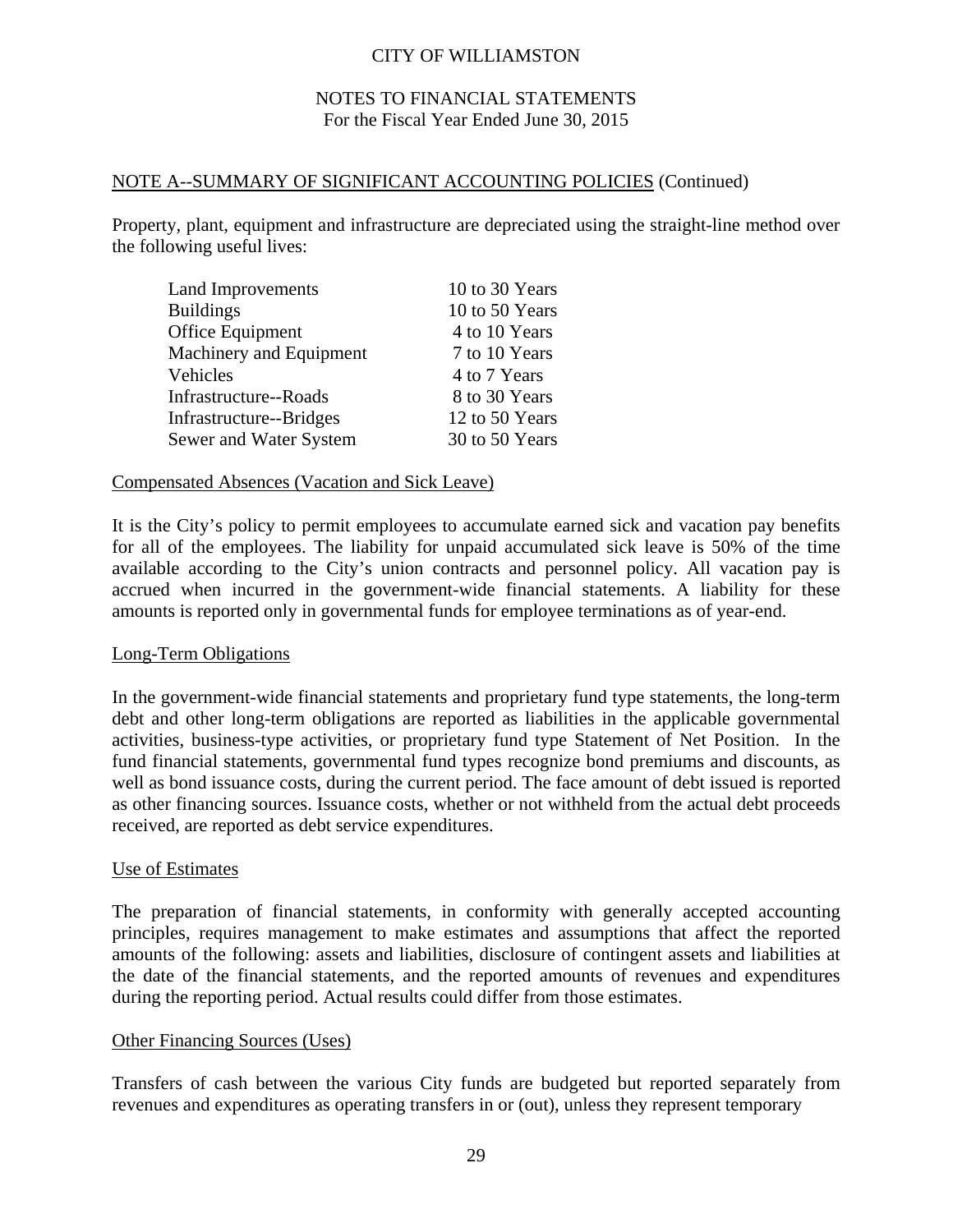CITY OF WILLIAMSTON

NOTES TO FINANCIAL STATEMENTS
For the Fiscal Year Ended June 30, 2015

NOTE A--SUMMARY OF SIGNIFICANT ACCOUNTING POLICIES (Continued)

Property, plant, equipment and infrastructure are depreciated using the straight-line method over the following useful lives:

| | |
|---|---|
| Land Improvements | 10 to 30 Years |
| Buildings | 10 to 50 Years |
| Office Equipment | 4 to 10 Years |
| Machinery and Equipment | 7 to 10 Years |
| Vehicles | 4 to 7 Years |
| Infrastructure--Roads | 8 to 30 Years |
| Infrastructure--Bridges | 12 to 50 Years |
| Sewer and Water System | 30 to 50 Years |

Compensated Absences (Vacation and Sick Leave)

It is the City's policy to permit employees to accumulate earned sick and vacation pay benefits for all of the employees. The liability for unpaid accumulated sick leave is 50% of the time available according to the City's union contracts and personnel policy. All vacation pay is accrued when incurred in the government-wide financial statements. A liability for these amounts is reported only in governmental funds for employee terminations as of year-end.

Long-Term Obligations

In the government-wide financial statements and proprietary fund type statements, the long-term debt and other long-term obligations are reported as liabilities in the applicable governmental activities, business-type activities, or proprietary fund type Statement of Net Position. In the fund financial statements, governmental fund types recognize bond premiums and discounts, as well as bond issuance costs, during the current period. The face amount of debt issued is reported as other financing sources. Issuance costs, whether or not withheld from the actual debt proceeds received, are reported as debt service expenditures.

Use of Estimates

The preparation of financial statements, in conformity with generally accepted accounting principles, requires management to make estimates and assumptions that affect the reported amounts of the following: assets and liabilities, disclosure of contingent assets and liabilities at the date of the financial statements, and the reported amounts of revenues and expenditures during the reporting period. Actual results could differ from those estimates.

Other Financing Sources (Uses)

Transfers of cash between the various City funds are budgeted but reported separately from revenues and expenditures as operating transfers in or (out), unless they represent temporary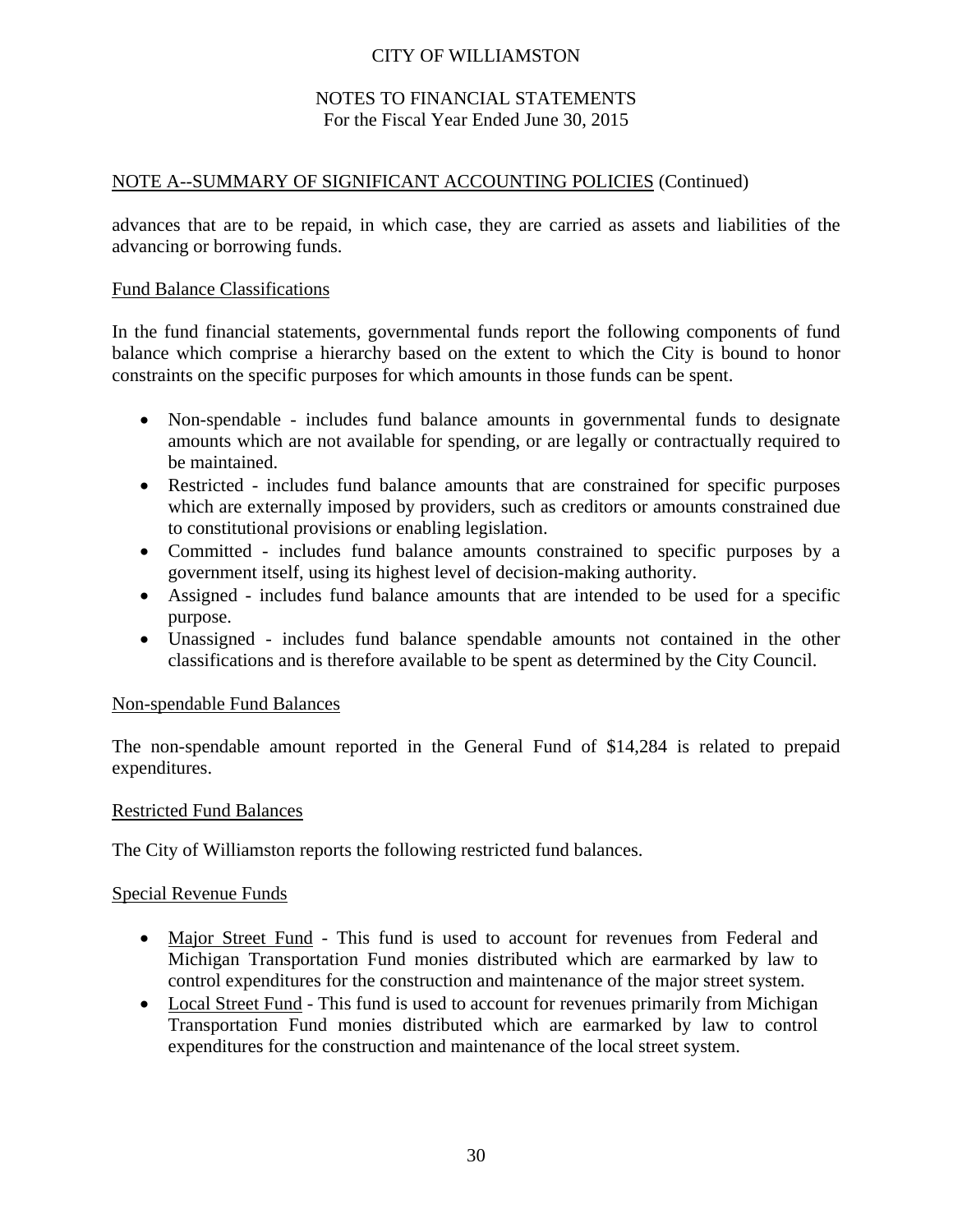CITY OF WILLIAMSTON

NOTES TO FINANCIAL STATEMENTS
For the Fiscal Year Ended June 30, 2015

## NOTE A--SUMMARY OF SIGNIFICANT ACCOUNTING POLICIES (Continued)

advances that are to be repaid, in which case, they are carried as assets and liabilities of the advancing or borrowing funds.

### Fund Balance Classifications

In the fund financial statements, governmental funds report the following components of fund balance which comprise a hierarchy based on the extent to which the City is bound to honor constraints on the specific purposes for which amounts in those funds can be spent.

- Non-spendable - includes fund balance amounts in governmental funds to designate amounts which are not available for spending, or are legally or contractually required to be maintained.
- Restricted - includes fund balance amounts that are constrained for specific purposes which are externally imposed by providers, such as creditors or amounts constrained due to constitutional provisions or enabling legislation.
- Committed - includes fund balance amounts constrained to specific purposes by a government itself, using its highest level of decision-making authority.
- Assigned - includes fund balance amounts that are intended to be used for a specific purpose.
- Unassigned - includes fund balance spendable amounts not contained in the other classifications and is therefore available to be spent as determined by the City Council.

### Non-spendable Fund Balances

The non-spendable amount reported in the General Fund of $14,284 is related to prepaid expenditures.

### Restricted Fund Balances

The City of Williamston reports the following restricted fund balances.

### Special Revenue Funds

- Major Street Fund - This fund is used to account for revenues from Federal and Michigan Transportation Fund monies distributed which are earmarked by law to control expenditures for the construction and maintenance of the major street system.
- Local Street Fund - This fund is used to account for revenues primarily from Michigan Transportation Fund monies distributed which are earmarked by law to control expenditures for the construction and maintenance of the local street system.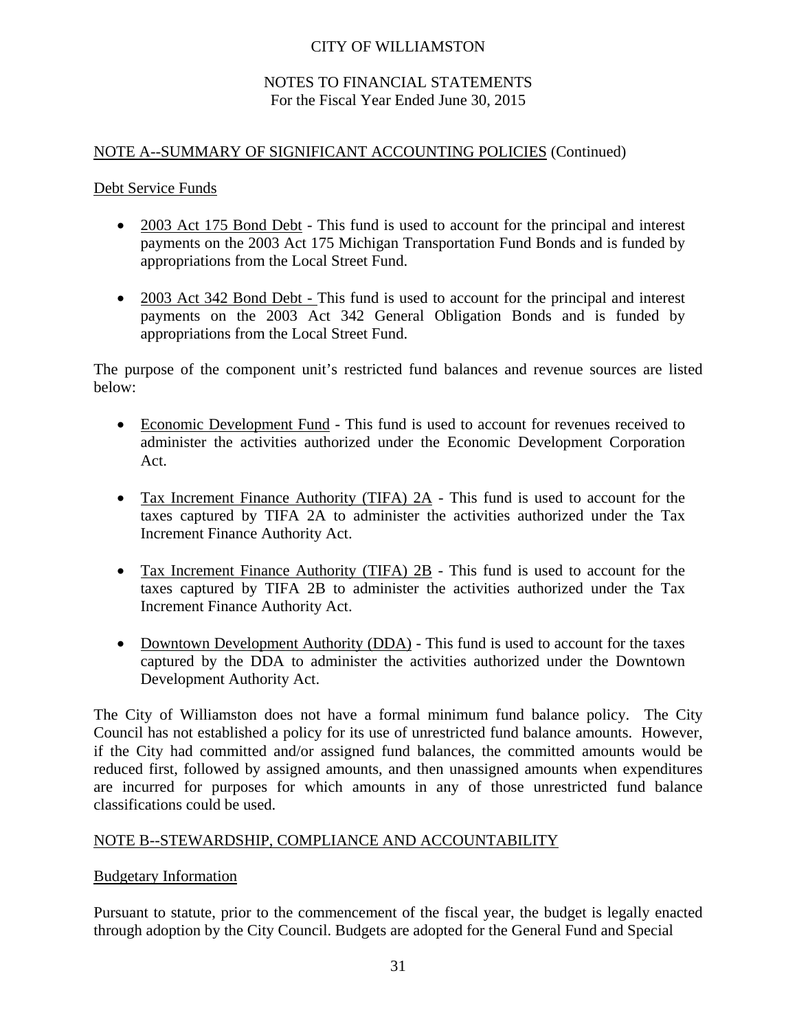CITY OF WILLIAMSTON

NOTES TO FINANCIAL STATEMENTS
For the Fiscal Year Ended June 30, 2015

NOTE A--SUMMARY OF SIGNIFICANT ACCOUNTING POLICIES (Continued)

Debt Service Funds

- 2003 Act 175 Bond Debt - This fund is used to account for the principal and interest payments on the 2003 Act 175 Michigan Transportation Fund Bonds and is funded by appropriations from the Local Street Fund.

- 2003 Act 342 Bond Debt - This fund is used to account for the principal and interest payments on the 2003 Act 342 General Obligation Bonds and is funded by appropriations from the Local Street Fund.

The purpose of the component unit's restricted fund balances and revenue sources are listed below:

- Economic Development Fund - This fund is used to account for revenues received to administer the activities authorized under the Economic Development Corporation Act.

- Tax Increment Finance Authority (TIFA) 2A - This fund is used to account for the taxes captured by TIFA 2A to administer the activities authorized under the Tax Increment Finance Authority Act.

- Tax Increment Finance Authority (TIFA) 2B - This fund is used to account for the taxes captured by TIFA 2B to administer the activities authorized under the Tax Increment Finance Authority Act.

- Downtown Development Authority (DDA) - This fund is used to account for the taxes captured by the DDA to administer the activities authorized under the Downtown Development Authority Act.

The City of Williamston does not have a formal minimum fund balance policy. The City Council has not established a policy for its use of unrestricted fund balance amounts. However, if the City had committed and/or assigned fund balances, the committed amounts would be reduced first, followed by assigned amounts, and then unassigned amounts when expenditures are incurred for purposes for which amounts in any of those unrestricted fund balance classifications could be used.

NOTE B--STEWARDSHIP, COMPLIANCE AND ACCOUNTABILITY

Budgetary Information

Pursuant to statute, prior to the commencement of the fiscal year, the budget is legally enacted through adoption by the City Council. Budgets are adopted for the General Fund and Special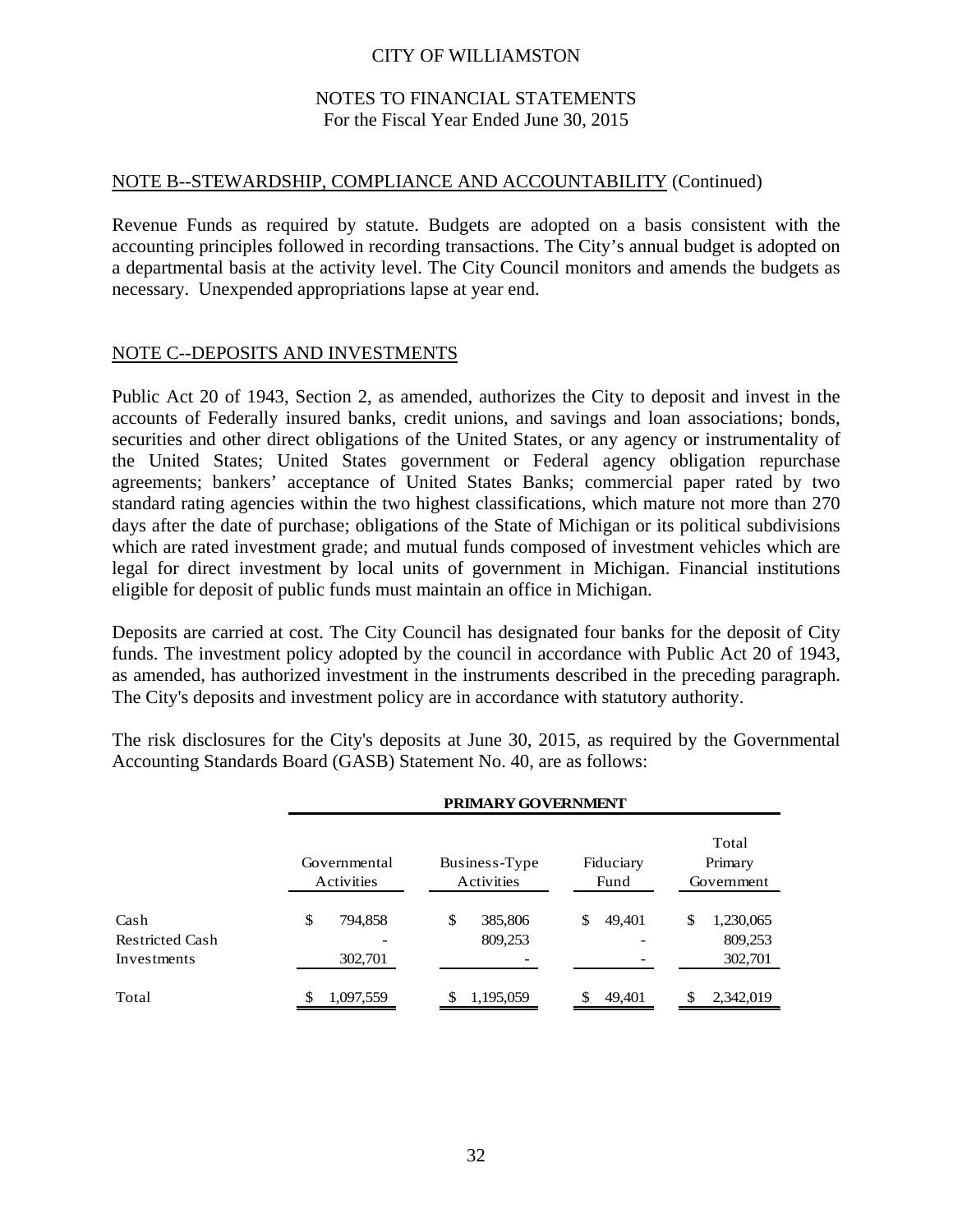CITY OF WILLIAMSTON

NOTES TO FINANCIAL STATEMENTS
For the Fiscal Year Ended June 30, 2015

NOTE B--STEWARDSHIP, COMPLIANCE AND ACCOUNTABILITY (Continued)

Revenue Funds as required by statute. Budgets are adopted on a basis consistent with the accounting principles followed in recording transactions. The City's annual budget is adopted on a departmental basis at the activity level. The City Council monitors and amends the budgets as necessary. Unexpended appropriations lapse at year end.

## NOTE C--DEPOSITS AND INVESTMENTS

Public Act 20 of 1943, Section 2, as amended, authorizes the City to deposit and invest in the accounts of Federally insured banks, credit unions, and savings and loan associations; bonds, securities and other direct obligations of the United States, or any agency or instrumentality of the United States; United States government or Federal agency obligation repurchase agreements; bankers' acceptance of United States Banks; commercial paper rated by two standard rating agencies within the two highest classifications, which mature not more than 270 days after the date of purchase; obligations of the State of Michigan or its political subdivisions which are rated investment grade; and mutual funds composed of investment vehicles which are legal for direct investment by local units of government in Michigan. Financial institutions eligible for deposit of public funds must maintain an office in Michigan.

Deposits are carried at cost. The City Council has designated four banks for the deposit of City funds. The investment policy adopted by the council in accordance with Public Act 20 of 1943, as amended, has authorized investment in the instruments described in the preceding paragraph. The City's deposits and investment policy are in accordance with statutory authority.

The risk disclosures for the City's deposits at June 30, 2015, as required by the Governmental Accounting Standards Board (GASB) Statement No. 40, are as follows:

| | **PRIMARY GOVERNMENT** | | | |
|---|---|---|---|---|
| | Governmental Activities | Business-Type Activities | Fiduciary Fund | Total Primary Government |
| Cash | $ 794,858 | $ 385,806 | $ 49,401 | $ 1,230,065 |
| Restricted Cash | - | 809,253 | - | 809,253 |
| Investments | 302,701 | - | - | 302,701 |
| Total | $ 1,097,559 | $ 1,195,059 | $ 49,401 | $ 2,342,019 |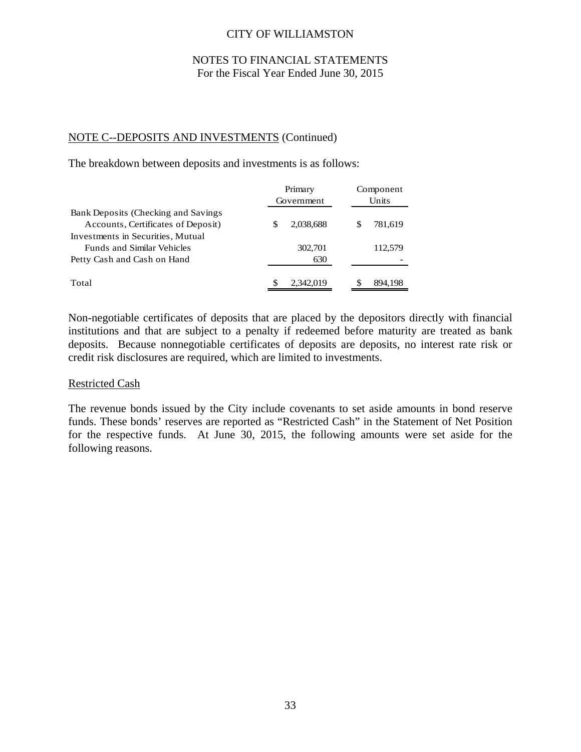CITY OF WILLIAMSTON

NOTES TO FINANCIAL STATEMENTS
For the Fiscal Year Ended June 30, 2015

NOTE C--DEPOSITS AND INVESTMENTS (Continued)

The breakdown between deposits and investments is as follows:

| | Primary Government | Component Units |
|---|---|---|
| Bank Deposits (Checking and Savings Accounts, Certificates of Deposit) | $ 2,038,688 | $ 781,619 |
| Investments in Securities, Mutual Funds and Similar Vehicles | 302,701 | 112,579 |
| Petty Cash and Cash on Hand | 630 | - |
| Total | $ 2,342,019 | $ 894,198 |

Non-negotiable certificates of deposits that are placed by the depositors directly with financial institutions and that are subject to a penalty if redeemed before maturity are treated as bank deposits. Because nonnegotiable certificates of deposits are deposits, no interest rate risk or credit risk disclosures are required, which are limited to investments.

Restricted Cash

The revenue bonds issued by the City include covenants to set aside amounts in bond reserve funds. These bonds' reserves are reported as "Restricted Cash" in the Statement of Net Position for the respective funds. At June 30, 2015, the following amounts were set aside for the following reasons.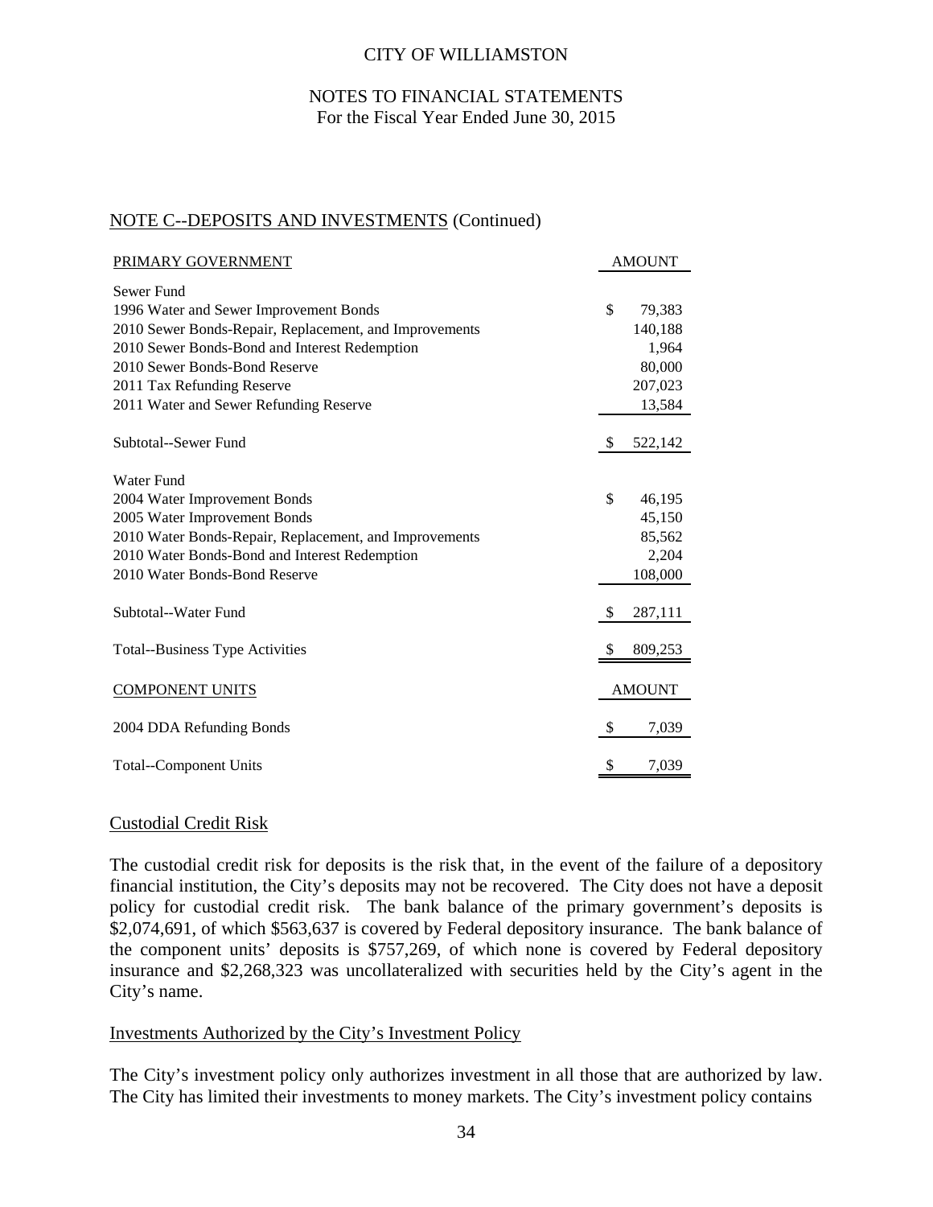## NOTE C--DEPOSITS AND INVESTMENTS (Continued)

| PRIMARY GOVERNMENT | AMOUNT |
|---|---|
| Sewer Fund | |
| 1996 Water and Sewer Improvement Bonds | $ 79,383 |
| 2010 Sewer Bonds-Repair, Replacement, and Improvements | 140,188 |
| 2010 Sewer Bonds-Bond and Interest Redemption | 1,964 |
| 2010 Sewer Bonds-Bond Reserve | 80,000 |
| 2011 Tax Refunding Reserve | 207,023 |
| 2011 Water and Sewer Refunding Reserve | 13,584 |
| Subtotal--Sewer Fund | $ 522,142 |
| Water Fund | |
| 2004 Water Improvement Bonds | $ 46,195 |
| 2005 Water Improvement Bonds | 45,150 |
| 2010 Water Bonds-Repair, Replacement, and Improvements | 85,562 |
| 2010 Water Bonds-Bond and Interest Redemption | 2,204 |
| 2010 Water Bonds-Bond Reserve | 108,000 |
| Subtotal--Water Fund | $ 287,111 |
| Total--Business Type Activities | $ 809,253 |

| COMPONENT UNITS | AMOUNT |
|---|---|
| 2004 DDA Refunding Bonds | $ 7,039 |
| Total--Component Units | $ 7,039 |

### Custodial Credit Risk

The custodial credit risk for deposits is the risk that, in the event of the failure of a depository financial institution, the City's deposits may not be recovered. The City does not have a deposit policy for custodial credit risk. The bank balance of the primary government's deposits is $2,074,691, of which $563,637 is covered by Federal depository insurance. The bank balance of the component units' deposits is $757,269, of which none is covered by Federal depository insurance and $2,268,323 was uncollateralized with securities held by the City's agent in the City's name.

### Investments Authorized by the City's Investment Policy

The City's investment policy only authorizes investment in all those that are authorized by law. The City has limited their investments to money markets. The City's investment policy contains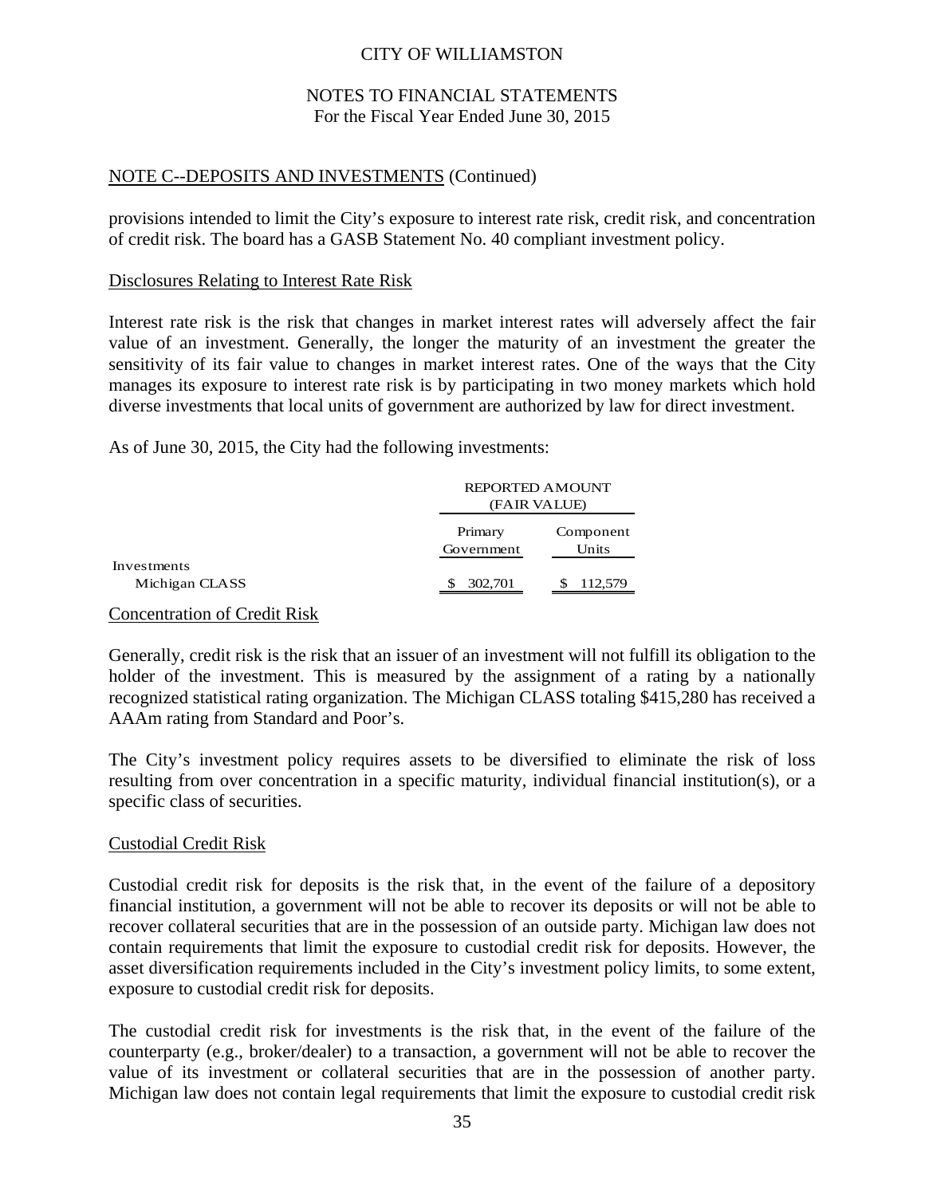CITY OF WILLIAMSTON

NOTES TO FINANCIAL STATEMENTS
For the Fiscal Year Ended June 30, 2015

NOTE C--DEPOSITS AND INVESTMENTS (Continued)

provisions intended to limit the City's exposure to interest rate risk, credit risk, and concentration of credit risk. The board has a GASB Statement No. 40 compliant investment policy.

Disclosures Relating to Interest Rate Risk

Interest rate risk is the risk that changes in market interest rates will adversely affect the fair value of an investment. Generally, the longer the maturity of an investment the greater the sensitivity of its fair value to changes in market interest rates. One of the ways that the City manages its exposure to interest rate risk is by participating in two money markets which hold diverse investments that local units of government are authorized by law for direct investment.

As of June 30, 2015, the City had the following investments:

| | REPORTED AMOUNT (FAIR VALUE) | |
|---|---|---|
| | Primary Government | Component Units |
| Investments | | |
| Michigan CLASS | $ 302,701 | $ 112,579 |

Concentration of Credit Risk

Generally, credit risk is the risk that an issuer of an investment will not fulfill its obligation to the holder of the investment. This is measured by the assignment of a rating by a nationally recognized statistical rating organization. The Michigan CLASS totaling $415,280 has received a AAAm rating from Standard and Poor's.

The City's investment policy requires assets to be diversified to eliminate the risk of loss resulting from over concentration in a specific maturity, individual financial institution(s), or a specific class of securities.

Custodial Credit Risk

Custodial credit risk for deposits is the risk that, in the event of the failure of a depository financial institution, a government will not be able to recover its deposits or will not be able to recover collateral securities that are in the possession of an outside party. Michigan law does not contain requirements that limit the exposure to custodial credit risk for deposits. However, the asset diversification requirements included in the City's investment policy limits, to some extent, exposure to custodial credit risk for deposits.

The custodial credit risk for investments is the risk that, in the event of the failure of the counterparty (e.g., broker/dealer) to a transaction, a government will not be able to recover the value of its investment or collateral securities that are in the possession of another party. Michigan law does not contain legal requirements that limit the exposure to custodial credit risk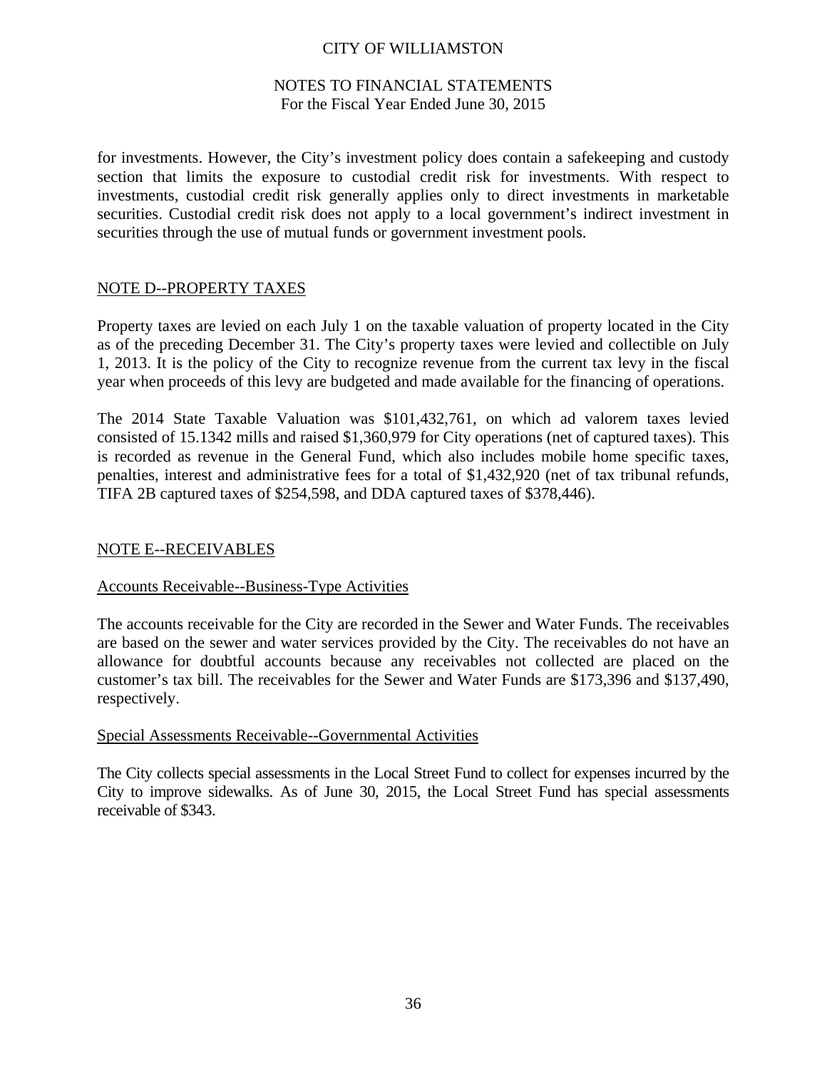for investments. However, the City's investment policy does contain a safekeeping and custody section that limits the exposure to custodial credit risk for investments. With respect to investments, custodial credit risk generally applies only to direct investments in marketable securities. Custodial credit risk does not apply to a local government's indirect investment in securities through the use of mutual funds or government investment pools.

## NOTE D--PROPERTY TAXES

Property taxes are levied on each July 1 on the taxable valuation of property located in the City as of the preceding December 31. The City's property taxes were levied and collectible on July 1, 2013. It is the policy of the City to recognize revenue from the current tax levy in the fiscal year when proceeds of this levy are budgeted and made available for the financing of operations.

The 2014 State Taxable Valuation was $101,432,761, on which ad valorem taxes levied consisted of 15.1342 mills and raised $1,360,979 for City operations (net of captured taxes). This is recorded as revenue in the General Fund, which also includes mobile home specific taxes, penalties, interest and administrative fees for a total of $1,432,920 (net of tax tribunal refunds, TIFA 2B captured taxes of $254,598, and DDA captured taxes of $378,446).

## NOTE E--RECEIVABLES

### Accounts Receivable--Business-Type Activities

The accounts receivable for the City are recorded in the Sewer and Water Funds. The receivables are based on the sewer and water services provided by the City. The receivables do not have an allowance for doubtful accounts because any receivables not collected are placed on the customer's tax bill. The receivables for the Sewer and Water Funds are $173,396 and $137,490, respectively.

### Special Assessments Receivable--Governmental Activities

The City collects special assessments in the Local Street Fund to collect for expenses incurred by the City to improve sidewalks. As of June 30, 2015, the Local Street Fund has special assessments receivable of $343.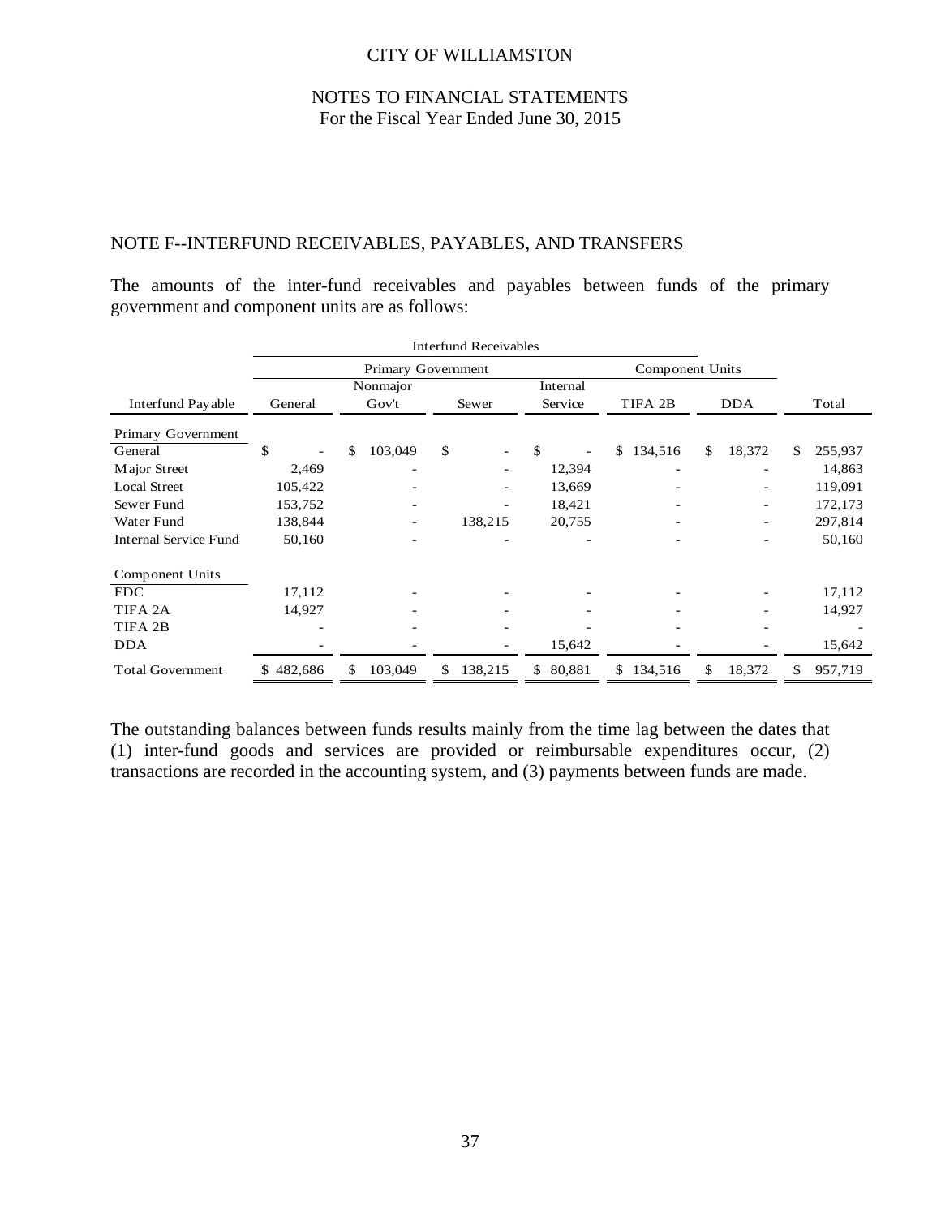CITY OF WILLIAMSTON

NOTES TO FINANCIAL STATEMENTS
For the Fiscal Year Ended June 30, 2015

## NOTE F--INTERFUND RECEIVABLES, PAYABLES, AND TRANSFERS

The amounts of the inter-fund receivables and payables between funds of the primary government and component units are as follows:

| | Interfund Receivables | | | | | | |
|---|---|---|---|---|---|---|---|
| | Primary Government | | | | Component Units | | |
| Interfund Payable | General | Nonmajor Gov't | Sewer | Internal Service | TIFA 2B | DDA | Total |
| **Primary Government** | | | | | | | |
| General | $ - | $ 103,049 | $ - | $ - | $ 134,516 | $ 18,372 | $ 255,937 |
| Major Street | 2,469 | - | - | 12,394 | - | - | 14,863 |
| Local Street | 105,422 | - | - | 13,669 | - | - | 119,091 |
| Sewer Fund | 153,752 | - | - | 18,421 | - | - | 172,173 |
| Water Fund | 138,844 | - | 138,215 | 20,755 | - | - | 297,814 |
| Internal Service Fund | 50,160 | - | - | - | - | - | 50,160 |
| **Component Units** | | | | | | | |
| EDC | 17,112 | - | - | - | - | - | 17,112 |
| TIFA 2A | 14,927 | - | - | - | - | - | 14,927 |
| TIFA 2B | - | - | - | - | - | - | - |
| DDA | - | - | - | 15,642 | - | - | 15,642 |
| Total Government | $ 482,686 | $ 103,049 | $ 138,215 | $ 80,881 | $ 134,516 | $ 18,372 | $ 957,719 |

The outstanding balances between funds results mainly from the time lag between the dates that (1) inter-fund goods and services are provided or reimbursable expenditures occur, (2) transactions are recorded in the accounting system, and (3) payments between funds are made.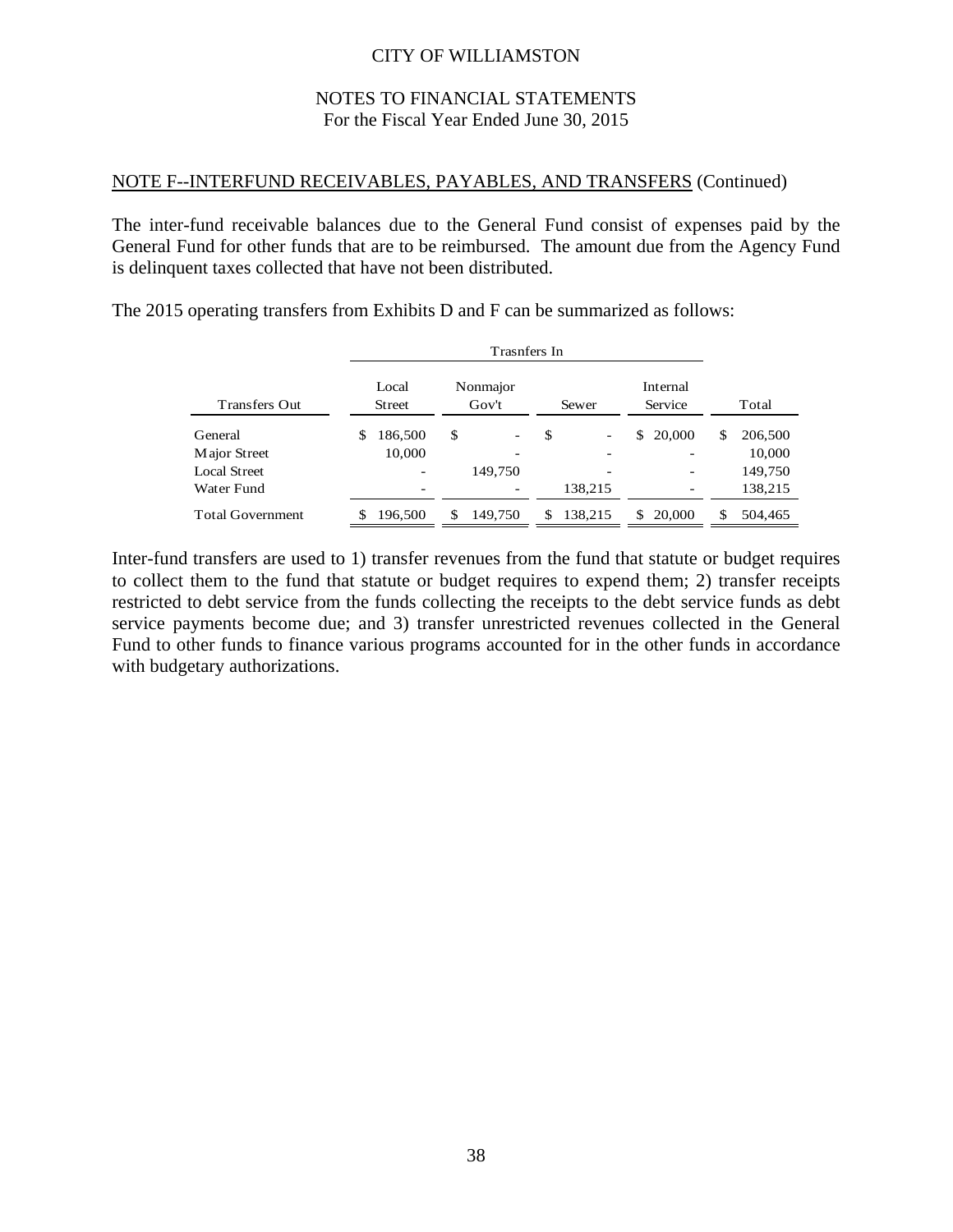CITY OF WILLIAMSTON

NOTES TO FINANCIAL STATEMENTS
For the Fiscal Year Ended June 30, 2015

NOTE F--INTERFUND RECEIVABLES, PAYABLES, AND TRANSFERS (Continued)

The inter-fund receivable balances due to the General Fund consist of expenses paid by the General Fund for other funds that are to be reimbursed. The amount due from the Agency Fund is delinquent taxes collected that have not been distributed.

The 2015 operating transfers from Exhibits D and F can be summarized as follows:

| | Trasnfers In | | | | |
|---|---|---|---|---|---|
| Transfers Out | Local Street | Nonmajor Gov't | Sewer | Internal Service | Total |
| General | $ 186,500 | $ - | $ - | $ 20,000 | $ 206,500 |
| Major Street | 10,000 | - | - | - | 10,000 |
| Local Street | - | 149,750 | - | - | 149,750 |
| Water Fund | - | - | 138,215 | - | 138,215 |
| Total Government | $ 196,500 | $ 149,750 | $ 138,215 | $ 20,000 | $ 504,465 |

Inter-fund transfers are used to 1) transfer revenues from the fund that statute or budget requires to collect them to the fund that statute or budget requires to expend them; 2) transfer receipts restricted to debt service from the funds collecting the receipts to the debt service funds as debt service payments become due; and 3) transfer unrestricted revenues collected in the General Fund to other funds to finance various programs accounted for in the other funds in accordance with budgetary authorizations.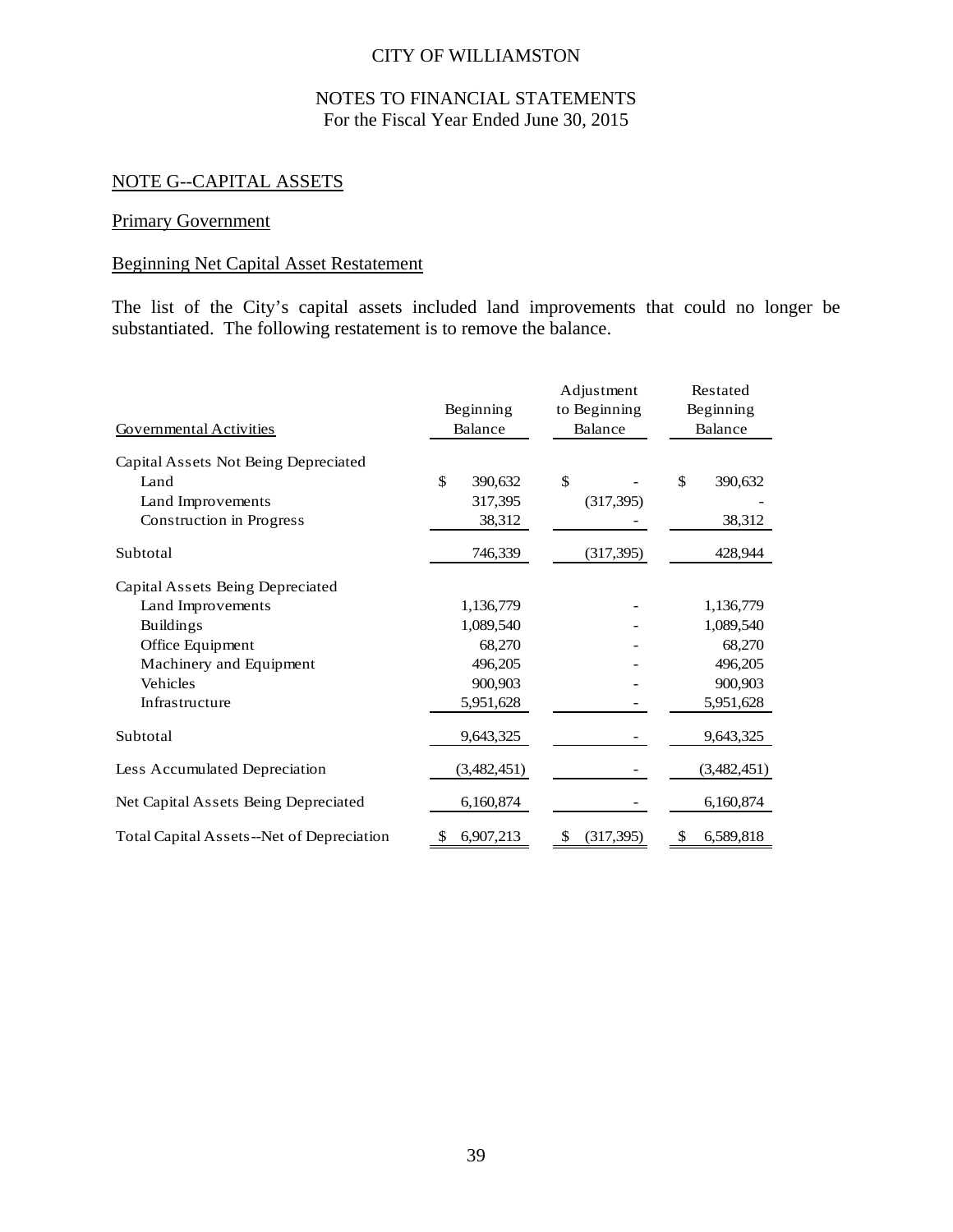CITY OF WILLIAMSTON

NOTES TO FINANCIAL STATEMENTS
For the Fiscal Year Ended June 30, 2015

## NOTE G--CAPITAL ASSETS

### Primary Government

### Beginning Net Capital Asset Restatement

The list of the City's capital assets included land improvements that could no longer be substantiated. The following restatement is to remove the balance.

| Governmental Activities | Beginning Balance | Adjustment to Beginning Balance | Restated Beginning Balance |
|---|---|---|---|
| Capital Assets Not Being Depreciated | | | |
| Land | $ 390,632 | $ - | $ 390,632 |
| Land Improvements | 317,395 | (317,395) | - |
| Construction in Progress | 38,312 | - | 38,312 |
| Subtotal | 746,339 | (317,395) | 428,944 |
| Capital Assets Being Depreciated | | | |
| Land Improvements | 1,136,779 | - | 1,136,779 |
| Buildings | 1,089,540 | - | 1,089,540 |
| Office Equipment | 68,270 | - | 68,270 |
| Machinery and Equipment | 496,205 | - | 496,205 |
| Vehicles | 900,903 | - | 900,903 |
| Infrastructure | 5,951,628 | - | 5,951,628 |
| Subtotal | 9,643,325 | - | 9,643,325 |
| Less Accumulated Depreciation | (3,482,451) | - | (3,482,451) |
| Net Capital Assets Being Depreciated | 6,160,874 | - | 6,160,874 |
| Total Capital Assets--Net of Depreciation | $ 6,907,213 | $ (317,395) | $ 6,589,818 |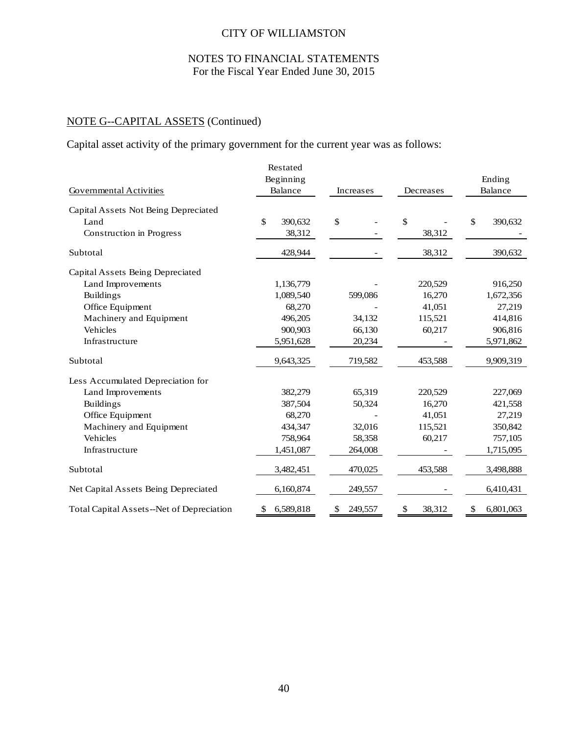CITY OF WILLIAMSTON

NOTES TO FINANCIAL STATEMENTS
For the Fiscal Year Ended June 30, 2015

## NOTE G--CAPITAL ASSETS (Continued)

Capital asset activity of the primary government for the current year was as follows:

| Governmental Activities | Restated Beginning Balance | Increases | Decreases | Ending Balance |
|---|---|---|---|---|
| Capital Assets Not Being Depreciated | | | | |
| Land | $ 390,632 | $ - | $ - | $ 390,632 |
| Construction in Progress | 38,312 | - | 38,312 | - |
| Subtotal | 428,944 | - | 38,312 | 390,632 |
| Capital Assets Being Depreciated | | | | |
| Land Improvements | 1,136,779 | - | 220,529 | 916,250 |
| Buildings | 1,089,540 | 599,086 | 16,270 | 1,672,356 |
| Office Equipment | 68,270 | - | 41,051 | 27,219 |
| Machinery and Equipment | 496,205 | 34,132 | 115,521 | 414,816 |
| Vehicles | 900,903 | 66,130 | 60,217 | 906,816 |
| Infrastructure | 5,951,628 | 20,234 | - | 5,971,862 |
| Subtotal | 9,643,325 | 719,582 | 453,588 | 9,909,319 |
| Less Accumulated Depreciation for | | | | |
| Land Improvements | 382,279 | 65,319 | 220,529 | 227,069 |
| Buildings | 387,504 | 50,324 | 16,270 | 421,558 |
| Office Equipment | 68,270 | - | 41,051 | 27,219 |
| Machinery and Equipment | 434,347 | 32,016 | 115,521 | 350,842 |
| Vehicles | 758,964 | 58,358 | 60,217 | 757,105 |
| Infrastructure | 1,451,087 | 264,008 | - | 1,715,095 |
| Subtotal | 3,482,451 | 470,025 | 453,588 | 3,498,888 |
| Net Capital Assets Being Depreciated | 6,160,874 | 249,557 | - | 6,410,431 |
| Total Capital Assets--Net of Depreciation | $ 6,589,818 | $ 249,557 | $ 38,312 | $ 6,801,063 |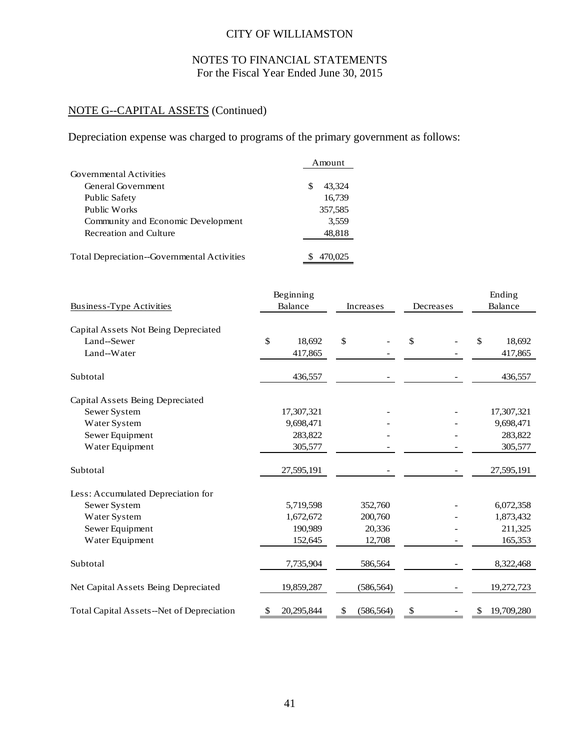CITY OF WILLIAMSTON

NOTES TO FINANCIAL STATEMENTS
For the Fiscal Year Ended June 30, 2015

## NOTE G--CAPITAL ASSETS (Continued)

Depreciation expense was charged to programs of the primary government as follows:

| | Amount |
|---|---|
| Governmental Activities | |
| General Government | $ 43,324 |
| Public Safety | 16,739 |
| Public Works | 357,585 |
| Community and Economic Development | 3,559 |
| Recreation and Culture | 48,818 |
| Total Depreciation--Governmental Activities | $ 470,025 |

| Business-Type Activities | Beginning Balance | Increases | Decreases | Ending Balance |
|---|---|---|---|---|
| Capital Assets Not Being Depreciated | | | | |
| Land--Sewer | $ 18,692 | $ - | $ - | $ 18,692 |
| Land--Water | 417,865 | - | - | 417,865 |
| Subtotal | 436,557 | - | - | 436,557 |
| Capital Assets Being Depreciated | | | | |
| Sewer System | 17,307,321 | - | - | 17,307,321 |
| Water System | 9,698,471 | - | - | 9,698,471 |
| Sewer Equipment | 283,822 | - | - | 283,822 |
| Water Equipment | 305,577 | - | - | 305,577 |
| Subtotal | 27,595,191 | - | - | 27,595,191 |
| Less: Accumulated Depreciation for | | | | |
| Sewer System | 5,719,598 | 352,760 | - | 6,072,358 |
| Water System | 1,672,672 | 200,760 | - | 1,873,432 |
| Sewer Equipment | 190,989 | 20,336 | - | 211,325 |
| Water Equipment | 152,645 | 12,708 | - | 165,353 |
| Subtotal | 7,735,904 | 586,564 | - | 8,322,468 |
| Net Capital Assets Being Depreciated | 19,859,287 | (586,564) | - | 19,272,723 |
| Total Capital Assets--Net of Depreciation | $ 20,295,844 | $ (586,564) | $ - | $ 19,709,280 |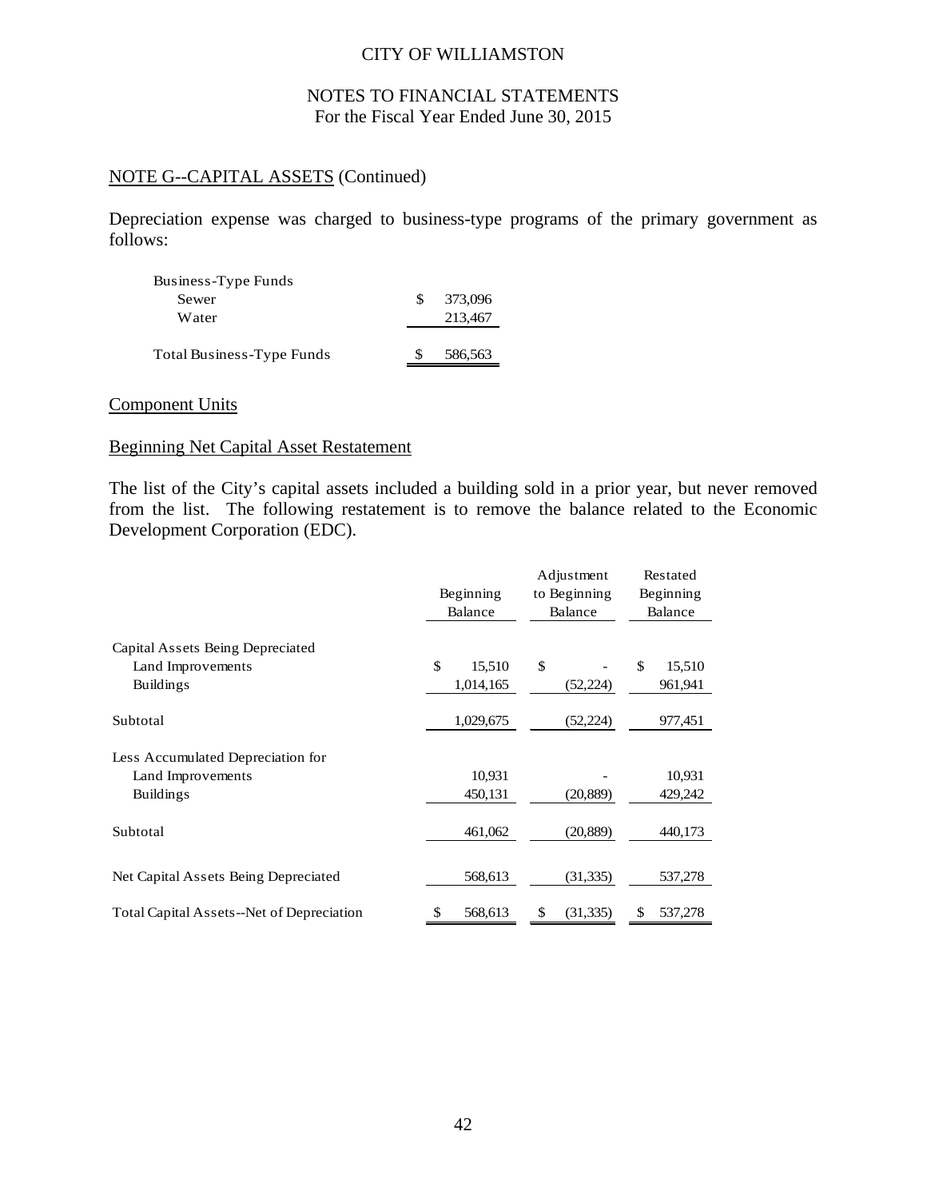## NOTE G--CAPITAL ASSETS (Continued)

Depreciation expense was charged to business-type programs of the primary government as follows:

| | |
|---|---|
| Business-Type Funds | |
| Sewer | $ 373,096 |
| Water | 213,467 |
| Total Business-Type Funds | $ 586,563 |

### Component Units

### Beginning Net Capital Asset Restatement

The list of the City's capital assets included a building sold in a prior year, but never removed from the list. The following restatement is to remove the balance related to the Economic Development Corporation (EDC).

| | Beginning Balance | Adjustment to Beginning Balance | Restated Beginning Balance |
|---|---|---|---|
| Capital Assets Being Depreciated | | | |
| Land Improvements | $ 15,510 | $ - | $ 15,510 |
| Buildings | 1,014,165 | (52,224) | 961,941 |
| Subtotal | 1,029,675 | (52,224) | 977,451 |
| Less Accumulated Depreciation for | | | |
| Land Improvements | 10,931 | - | 10,931 |
| Buildings | 450,131 | (20,889) | 429,242 |
| Subtotal | 461,062 | (20,889) | 440,173 |
| Net Capital Assets Being Depreciated | 568,613 | (31,335) | 537,278 |
| Total Capital Assets--Net of Depreciation | $ 568,613 | $ (31,335) | $ 537,278 |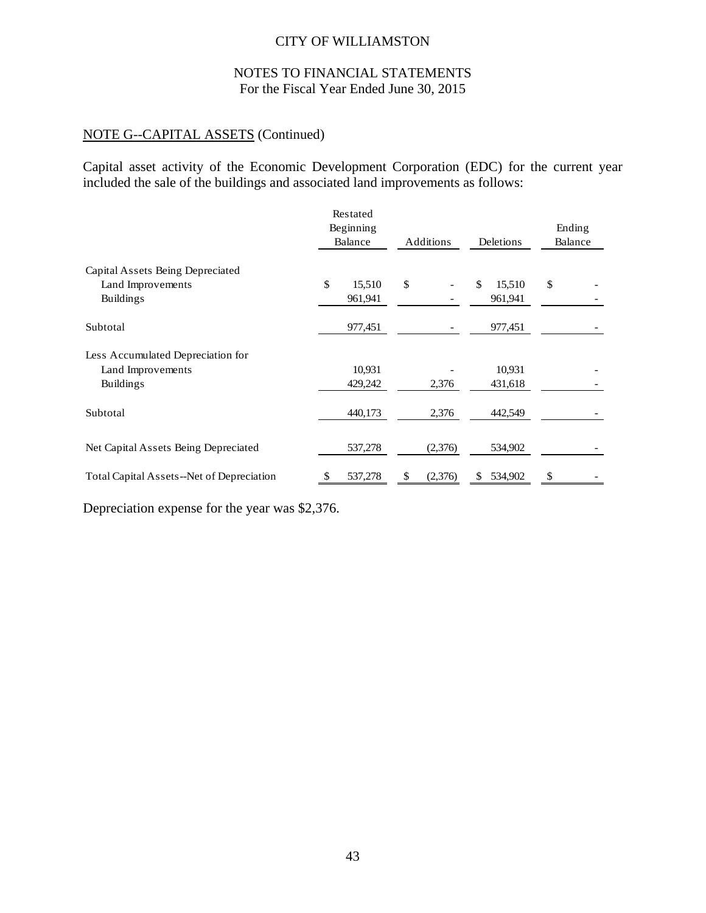CITY OF WILLIAMSTON

NOTES TO FINANCIAL STATEMENTS
For the Fiscal Year Ended June 30, 2015

NOTE G--CAPITAL ASSETS (Continued)

Capital asset activity of the Economic Development Corporation (EDC) for the current year included the sale of the buildings and associated land improvements as follows:

| | Restated Beginning Balance | Additions | Deletions | Ending Balance |
|---|---|---|---|---|
| Capital Assets Being Depreciated | | | | |
| Land Improvements | $ 15,510 | $ - | $ 15,510 | $ - |
| Buildings | 961,941 | - | 961,941 | - |
| Subtotal | 977,451 | - | 977,451 | - |
| Less Accumulated Depreciation for | | | | |
| Land Improvements | 10,931 | - | 10,931 | - |
| Buildings | 429,242 | 2,376 | 431,618 | - |
| Subtotal | 440,173 | 2,376 | 442,549 | - |
| Net Capital Assets Being Depreciated | 537,278 | (2,376) | 534,902 | - |
| Total Capital Assets--Net of Depreciation | $ 537,278 | $ (2,376) | $ 534,902 | $ - |

Depreciation expense for the year was $2,376.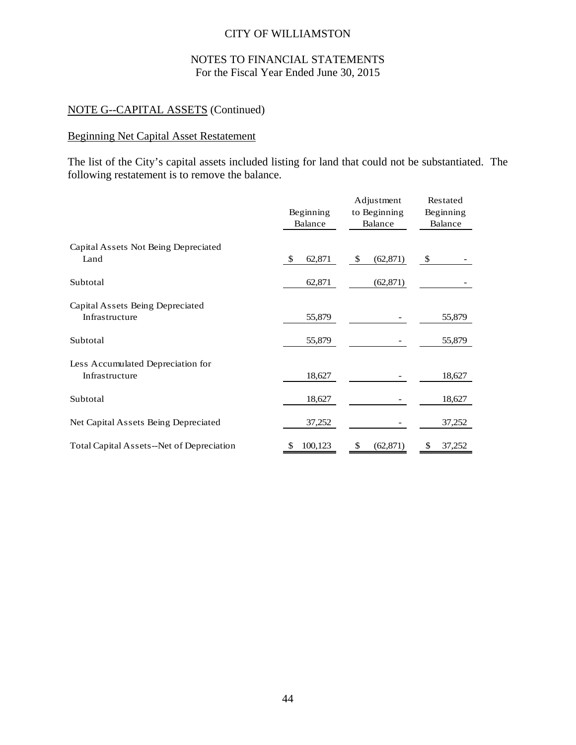CITY OF WILLIAMSTON

NOTES TO FINANCIAL STATEMENTS
For the Fiscal Year Ended June 30, 2015

NOTE G--CAPITAL ASSETS (Continued)

Beginning Net Capital Asset Restatement

The list of the City's capital assets included listing for land that could not be substantiated. The following restatement is to remove the balance.

| | Beginning Balance | Adjustment to Beginning Balance | Restated Beginning Balance |
|---|---|---|---|
| Capital Assets Not Being Depreciated | | | |
| Land | $ 62,871 | $ (62,871) | $ - |
| Subtotal | 62,871 | (62,871) | - |
| Capital Assets Being Depreciated | | | |
| Infrastructure | 55,879 | - | 55,879 |
| Subtotal | 55,879 | - | 55,879 |
| Less Accumulated Depreciation for | | | |
| Infrastructure | 18,627 | - | 18,627 |
| Subtotal | 18,627 | - | 18,627 |
| Net Capital Assets Being Depreciated | 37,252 | - | 37,252 |
| Total Capital Assets--Net of Depreciation | $ 100,123 | $ (62,871) | $ 37,252 |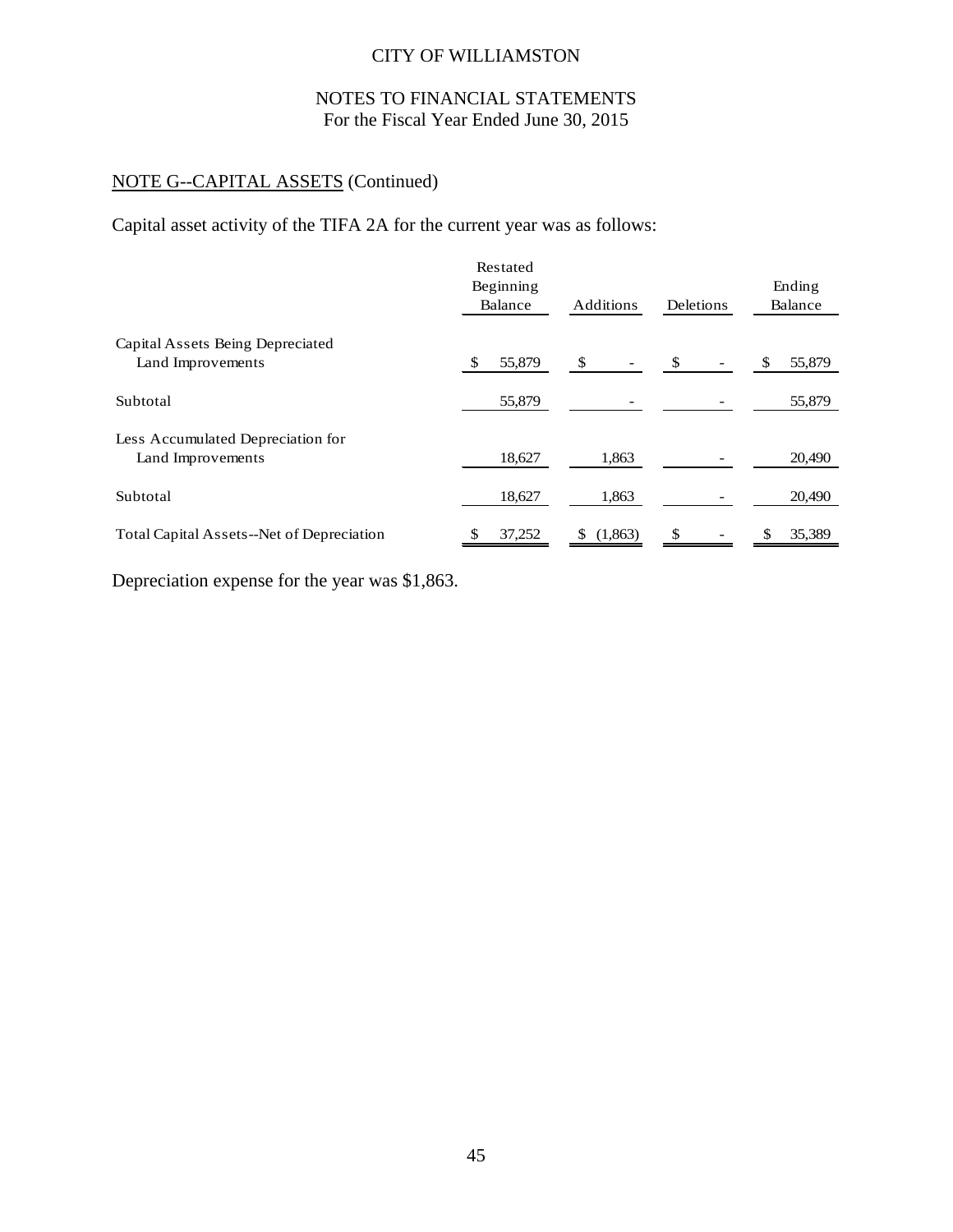CITY OF WILLIAMSTON

NOTES TO FINANCIAL STATEMENTS
For the Fiscal Year Ended June 30, 2015

NOTE G--CAPITAL ASSETS (Continued)

Capital asset activity of the TIFA 2A for the current year was as follows:

| | Restated Beginning Balance | Additions | Deletions | Ending Balance |
|---|---|---|---|---|
| Capital Assets Being Depreciated | | | | |
| Land Improvements | $ 55,879 | $ - | $ - | $ 55,879 |
| Subtotal | 55,879 | - | - | 55,879 |
| Less Accumulated Depreciation for | | | | |
| Land Improvements | 18,627 | 1,863 | - | 20,490 |
| Subtotal | 18,627 | 1,863 | - | 20,490 |
| Total Capital Assets--Net of Depreciation | $ 37,252 | $ (1,863) | $ - | $ 35,389 |

Depreciation expense for the year was $1,863.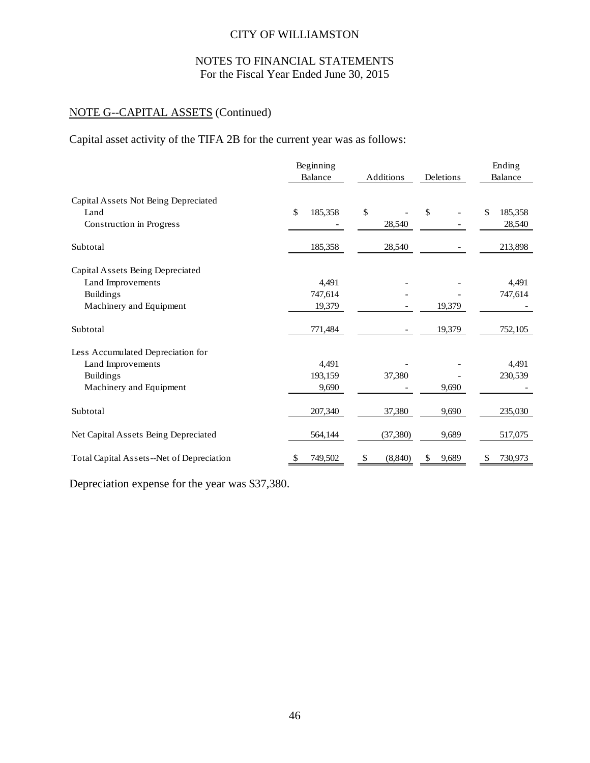CITY OF WILLIAMSTON

NOTES TO FINANCIAL STATEMENTS
For the Fiscal Year Ended June 30, 2015

## NOTE G--CAPITAL ASSETS (Continued)

Capital asset activity of the TIFA 2B for the current year was as follows:

| | Beginning Balance | Additions | Deletions | Ending Balance |
|---|---|---|---|---|
| Capital Assets Not Being Depreciated | | | | |
| Land | $ 185,358 | $ - | $ - | $ 185,358 |
| Construction in Progress | - | 28,540 | - | 28,540 |
| Subtotal | 185,358 | 28,540 | - | 213,898 |
| Capital Assets Being Depreciated | | | | |
| Land Improvements | 4,491 | - | - | 4,491 |
| Buildings | 747,614 | - | - | 747,614 |
| Machinery and Equipment | 19,379 | - | 19,379 | - |
| Subtotal | 771,484 | - | 19,379 | 752,105 |
| Less Accumulated Depreciation for | | | | |
| Land Improvements | 4,491 | - | - | 4,491 |
| Buildings | 193,159 | 37,380 | - | 230,539 |
| Machinery and Equipment | 9,690 | - | 9,690 | - |
| Subtotal | 207,340 | 37,380 | 9,690 | 235,030 |
| Net Capital Assets Being Depreciated | 564,144 | (37,380) | 9,689 | 517,075 |
| Total Capital Assets--Net of Depreciation | $ 749,502 | $ (8,840) | $ 9,689 | $ 730,973 |

Depreciation expense for the year was $37,380.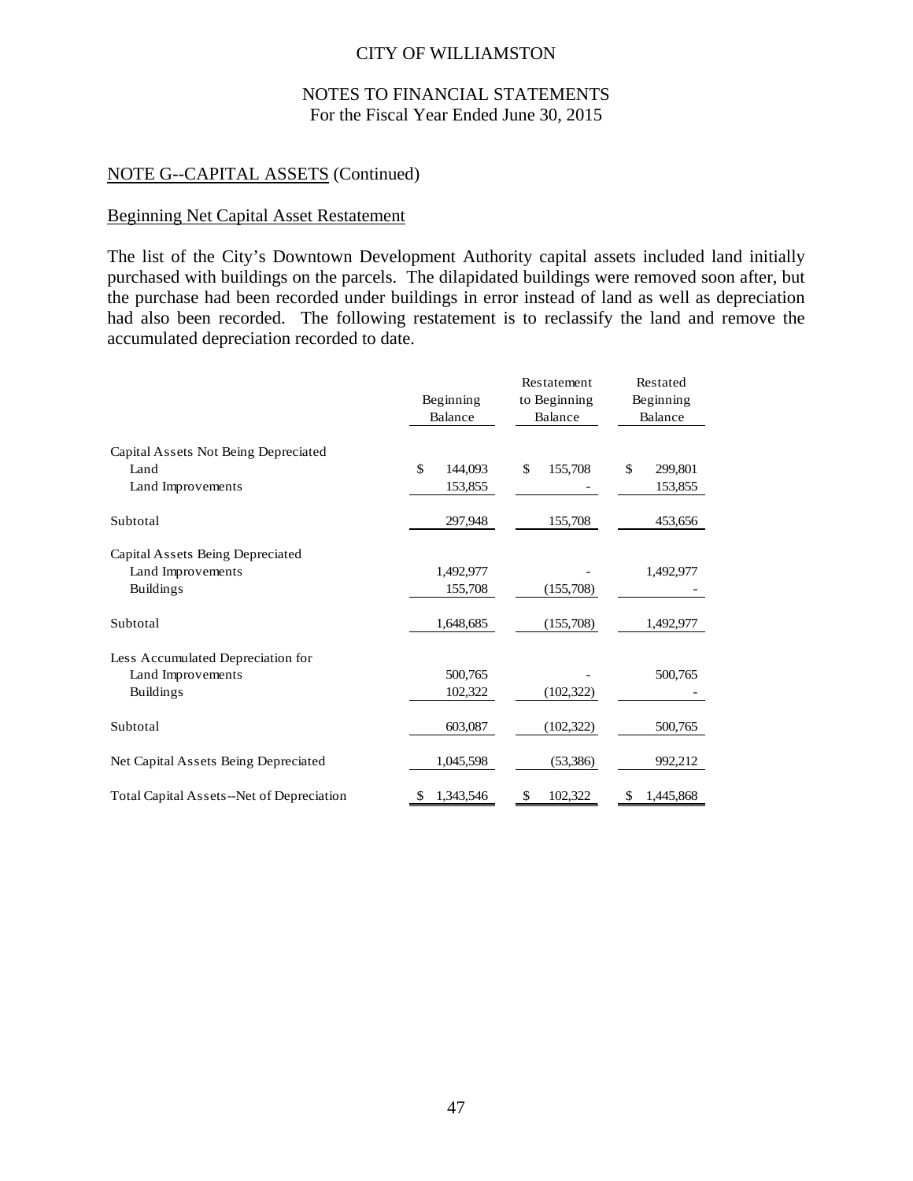CITY OF WILLIAMSTON

NOTES TO FINANCIAL STATEMENTS
For the Fiscal Year Ended June 30, 2015

## NOTE G--CAPITAL ASSETS (Continued)

### Beginning Net Capital Asset Restatement

The list of the City's Downtown Development Authority capital assets included land initially purchased with buildings on the parcels. The dilapidated buildings were removed soon after, but the purchase had been recorded under buildings in error instead of land as well as depreciation had also been recorded. The following restatement is to reclassify the land and remove the accumulated depreciation recorded to date.

| | Beginning Balance | Restatement to Beginning Balance | Restated Beginning Balance |
|---|---|---|---|
| Capital Assets Not Being Depreciated | | | |
| Land | $ 144,093 | $ 155,708 | $ 299,801 |
| Land Improvements | 153,855 | - | 153,855 |
| Subtotal | 297,948 | 155,708 | 453,656 |
| Capital Assets Being Depreciated | | | |
| Land Improvements | 1,492,977 | - | 1,492,977 |
| Buildings | 155,708 | (155,708) | - |
| Subtotal | 1,648,685 | (155,708) | 1,492,977 |
| Less Accumulated Depreciation for | | | |
| Land Improvements | 500,765 | - | 500,765 |
| Buildings | 102,322 | (102,322) | - |
| Subtotal | 603,087 | (102,322) | 500,765 |
| Net Capital Assets Being Depreciated | 1,045,598 | (53,386) | 992,212 |
| Total Capital Assets--Net of Depreciation | $ 1,343,546 | $ 102,322 | $ 1,445,868 |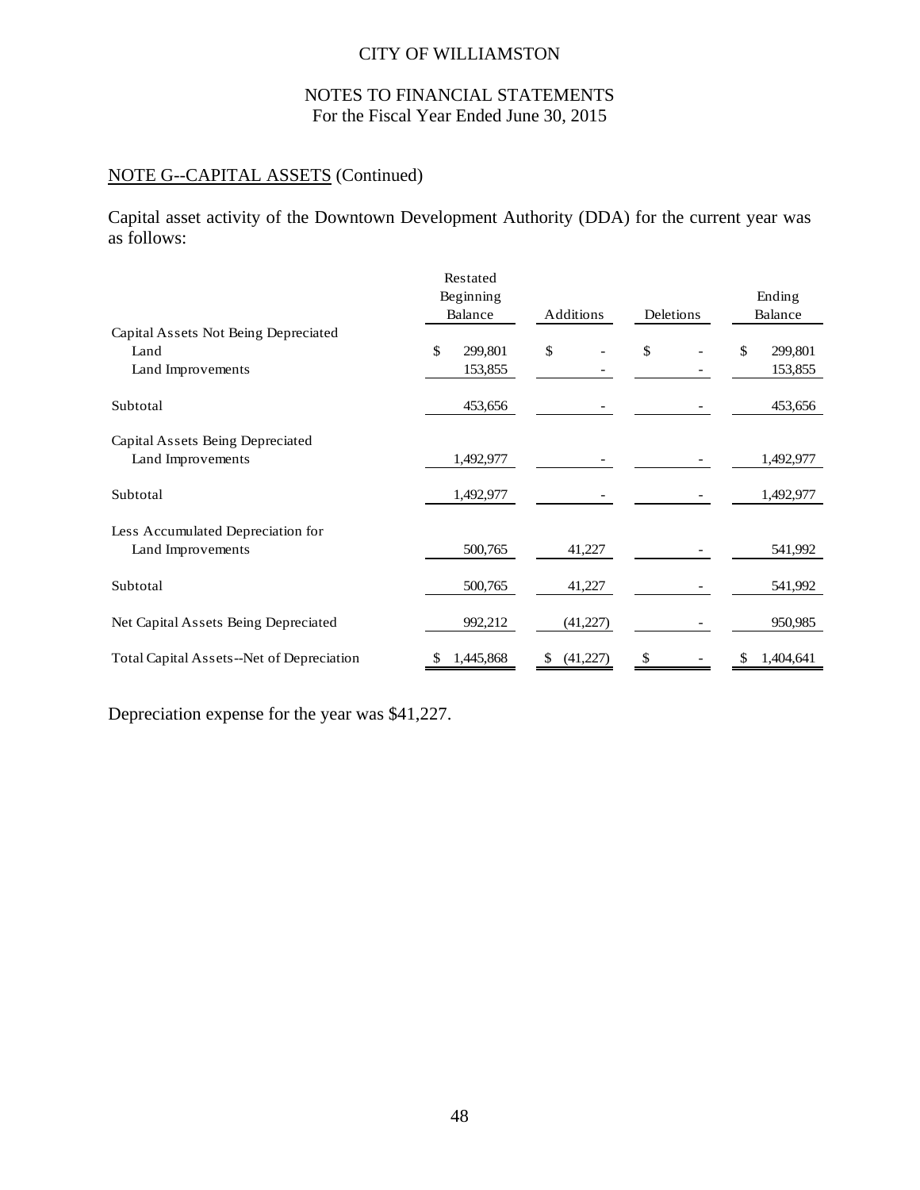CITY OF WILLIAMSTON

NOTES TO FINANCIAL STATEMENTS
For the Fiscal Year Ended June 30, 2015

## NOTE G--CAPITAL ASSETS (Continued)

Capital asset activity of the Downtown Development Authority (DDA) for the current year was as follows:

| | Restated Beginning Balance | Additions | Deletions | Ending Balance |
|---|---|---|---|---|
| Capital Assets Not Being Depreciated | | | | |
| Land | $ 299,801 | $ - | $ - | $ 299,801 |
| Land Improvements | 153,855 | - | - | 153,855 |
| Subtotal | 453,656 | - | - | 453,656 |
| Capital Assets Being Depreciated | | | | |
| Land Improvements | 1,492,977 | - | - | 1,492,977 |
| Subtotal | 1,492,977 | - | - | 1,492,977 |
| Less Accumulated Depreciation for | | | | |
| Land Improvements | 500,765 | 41,227 | - | 541,992 |
| Subtotal | 500,765 | 41,227 | - | 541,992 |
| Net Capital Assets Being Depreciated | 992,212 | (41,227) | - | 950,985 |
| Total Capital Assets--Net of Depreciation | $ 1,445,868 | $ (41,227) | $ - | $ 1,404,641 |

Depreciation expense for the year was $41,227.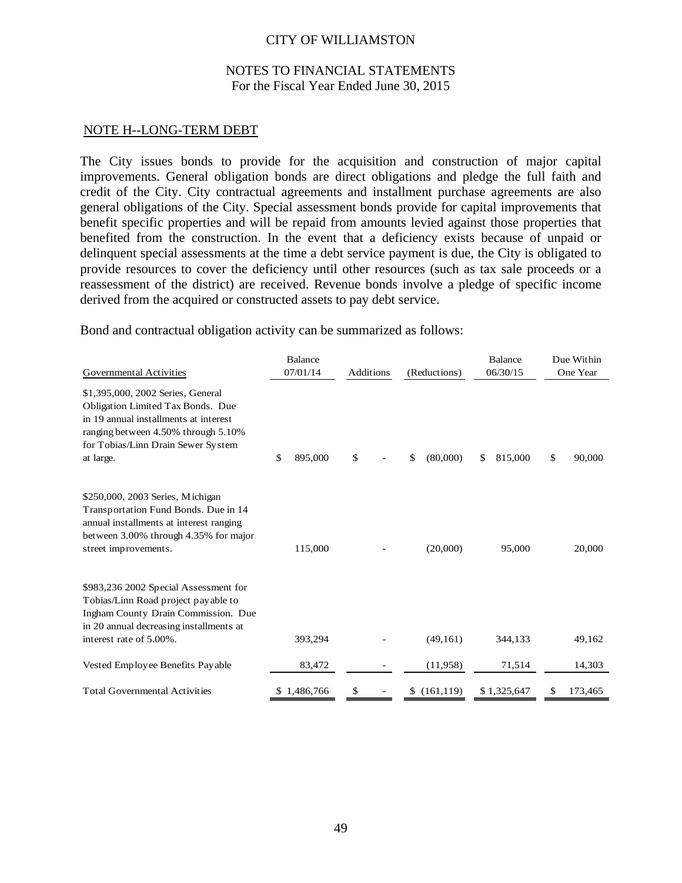CITY OF WILLIAMSTON

NOTES TO FINANCIAL STATEMENTS
For the Fiscal Year Ended June 30, 2015

## NOTE H--LONG-TERM DEBT

The City issues bonds to provide for the acquisition and construction of major capital improvements. General obligation bonds are direct obligations and pledge the full faith and credit of the City. City contractual agreements and installment purchase agreements are also general obligations of the City. Special assessment bonds provide for capital improvements that benefit specific properties and will be repaid from amounts levied against those properties that benefited from the construction. In the event that a deficiency exists because of unpaid or delinquent special assessments at the time a debt service payment is due, the City is obligated to provide resources to cover the deficiency until other resources (such as tax sale proceeds or a reassessment of the district) are received. Revenue bonds involve a pledge of specific income derived from the acquired or constructed assets to pay debt service.

Bond and contractual obligation activity can be summarized as follows:

| Governmental Activities | Balance 07/01/14 | Additions | (Reductions) | Balance 06/30/15 | Due Within One Year |
|---|---|---|---|---|---|
| $1,395,000, 2002 Series, General Obligation Limited Tax Bonds. Due in 19 annual installments at interest ranging between 4.50% through 5.10% for Tobias/Linn Drain Sewer System at large. | $ 895,000 | $ - | $ (80,000) | $ 815,000 | $ 90,000 |
| $250,000, 2003 Series, Michigan Transportation Fund Bonds. Due in 14 annual installments at interest ranging between 3.00% through 4.35% for major street improvements. | 115,000 | - | (20,000) | 95,000 | 20,000 |
| $983,236 2002 Special Assessment for Tobias/Linn Road project payable to Ingham County Drain Commission. Due in 20 annual decreasing installments at interest rate of 5.00%. | 393,294 | - | (49,161) | 344,133 | 49,162 |
| Vested Employee Benefits Payable | 83,472 | - | (11,958) | 71,514 | 14,303 |
| Total Governmental Activities | $ 1,486,766 | $ - | $ (161,119) | $ 1,325,647 | $ 173,465 |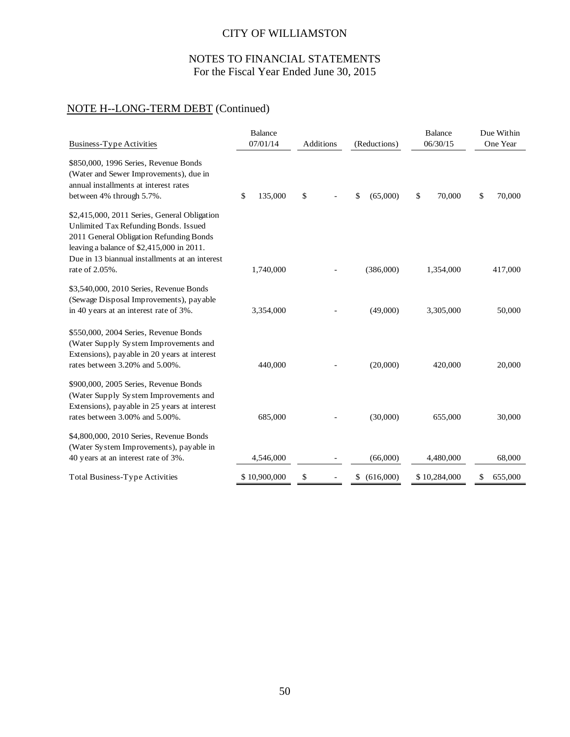CITY OF WILLIAMSTON

NOTES TO FINANCIAL STATEMENTS
For the Fiscal Year Ended June 30, 2015

## NOTE H--LONG-TERM DEBT (Continued)

| Business-Type Activities | Balance 07/01/14 | Additions | (Reductions) | Balance 06/30/15 | Due Within One Year |
|---|---|---|---|---|---|
| $850,000, 1996 Series, Revenue Bonds (Water and Sewer Improvements), due in annual installments at interest rates between 4% through 5.7%. | $ 135,000 | $ - | $ (65,000) | $ 70,000 | $ 70,000 |
| $2,415,000, 2011 Series, General Obligation Unlimited Tax Refunding Bonds. Issued 2011 General Obligation Refunding Bonds leaving a balance of $2,415,000 in 2011. Due in 13 biannual installments at an interest rate of 2.05%. | 1,740,000 | - | (386,000) | 1,354,000 | 417,000 |
| $3,540,000, 2010 Series, Revenue Bonds (Sewage Disposal Improvements), payable in 40 years at an interest rate of 3%. | 3,354,000 | - | (49,000) | 3,305,000 | 50,000 |
| $550,000, 2004 Series, Revenue Bonds (Water Supply System Improvements and Extensions), payable in 20 years at interest rates between 3.20% and 5.00%. | 440,000 | - | (20,000) | 420,000 | 20,000 |
| $900,000, 2005 Series, Revenue Bonds (Water Supply System Improvements and Extensions), payable in 25 years at interest rates between 3.00% and 5.00%. | 685,000 | - | (30,000) | 655,000 | 30,000 |
| $4,800,000, 2010 Series, Revenue Bonds (Water System Improvements), payable in 40 years at an interest rate of 3%. | 4,546,000 | - | (66,000) | 4,480,000 | 68,000 |
| Total Business-Type Activities | $ 10,900,000 | $ - | $ (616,000) | $ 10,284,000 | $ 655,000 |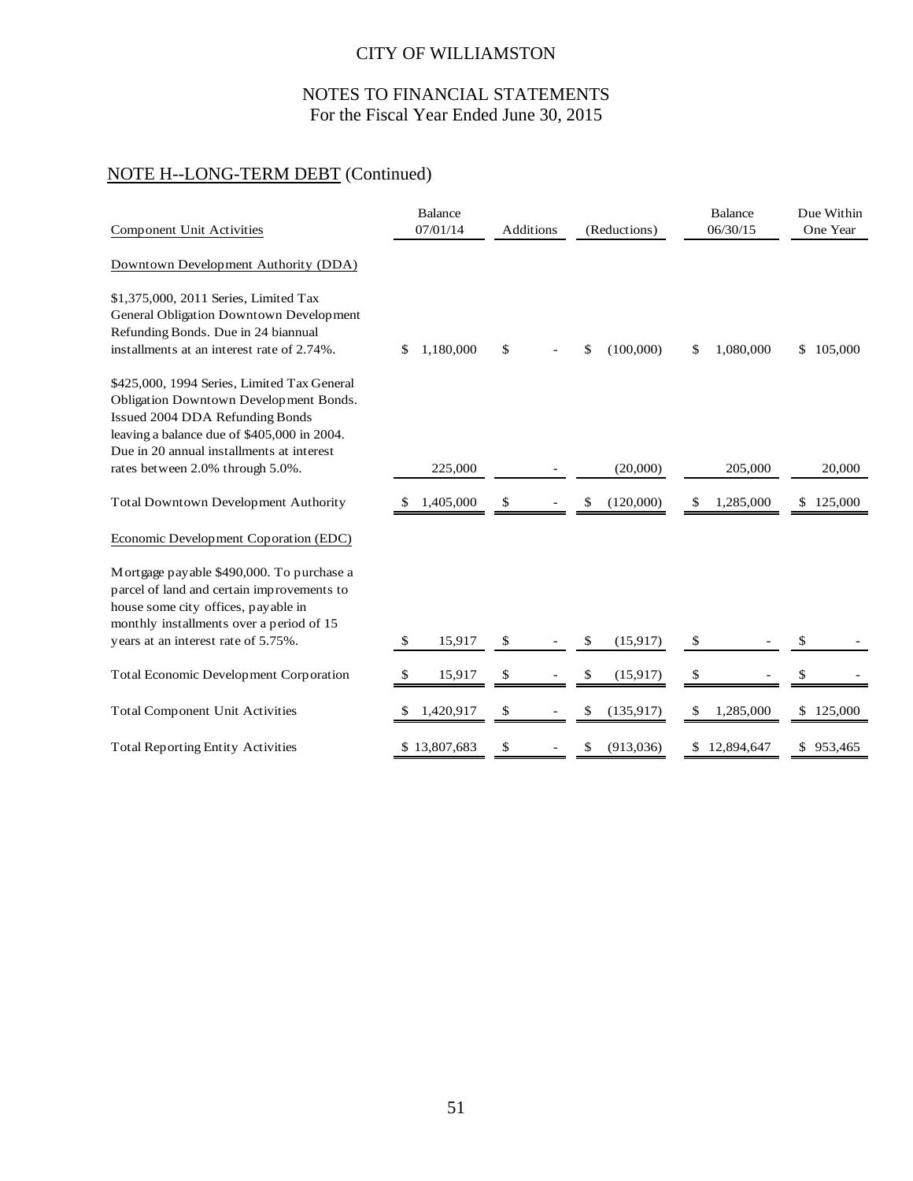CITY OF WILLIAMSTON

NOTES TO FINANCIAL STATEMENTS
For the Fiscal Year Ended June 30, 2015

## NOTE H--LONG-TERM DEBT (Continued)

| Component Unit Activities | Balance 07/01/14 | Additions | (Reductions) | Balance 06/30/15 | Due Within One Year |
|---|---|---|---|---|---|
| Downtown Development Authority (DDA) | | | | | |
| $1,375,000, 2011 Series, Limited Tax General Obligation Downtown Development Refunding Bonds. Due in 24 biannual installments at an interest rate of 2.74%. | $ 1,180,000 | $ - | $ (100,000) | $ 1,080,000 | $ 105,000 |
| $425,000, 1994 Series, Limited Tax General Obligation Downtown Development Bonds. Issued 2004 DDA Refunding Bonds leaving a balance due of $405,000 in 2004. Due in 20 annual installments at interest rates between 2.0% through 5.0%. | 225,000 | - | (20,000) | 205,000 | 20,000 |
| Total Downtown Development Authority | $ 1,405,000 | $ - | $ (120,000) | $ 1,285,000 | $ 125,000 |
| Economic Development Coporation (EDC) | | | | | |
| Mortgage payable $490,000. To purchase a parcel of land and certain improvements to house some city offices, payable in monthly installments over a period of 15 years at an interest rate of 5.75%. | $ 15,917 | $ - | $ (15,917) | $ - | $ - |
| Total Economic Development Corporation | $ 15,917 | $ - | $ (15,917) | $ - | $ - |
| Total Component Unit Activities | $ 1,420,917 | $ - | $ (135,917) | $ 1,285,000 | $ 125,000 |
| Total Reporting Entity Activities | $ 13,807,683 | $ - | $ (913,036) | $ 12,894,647 | $ 953,465 |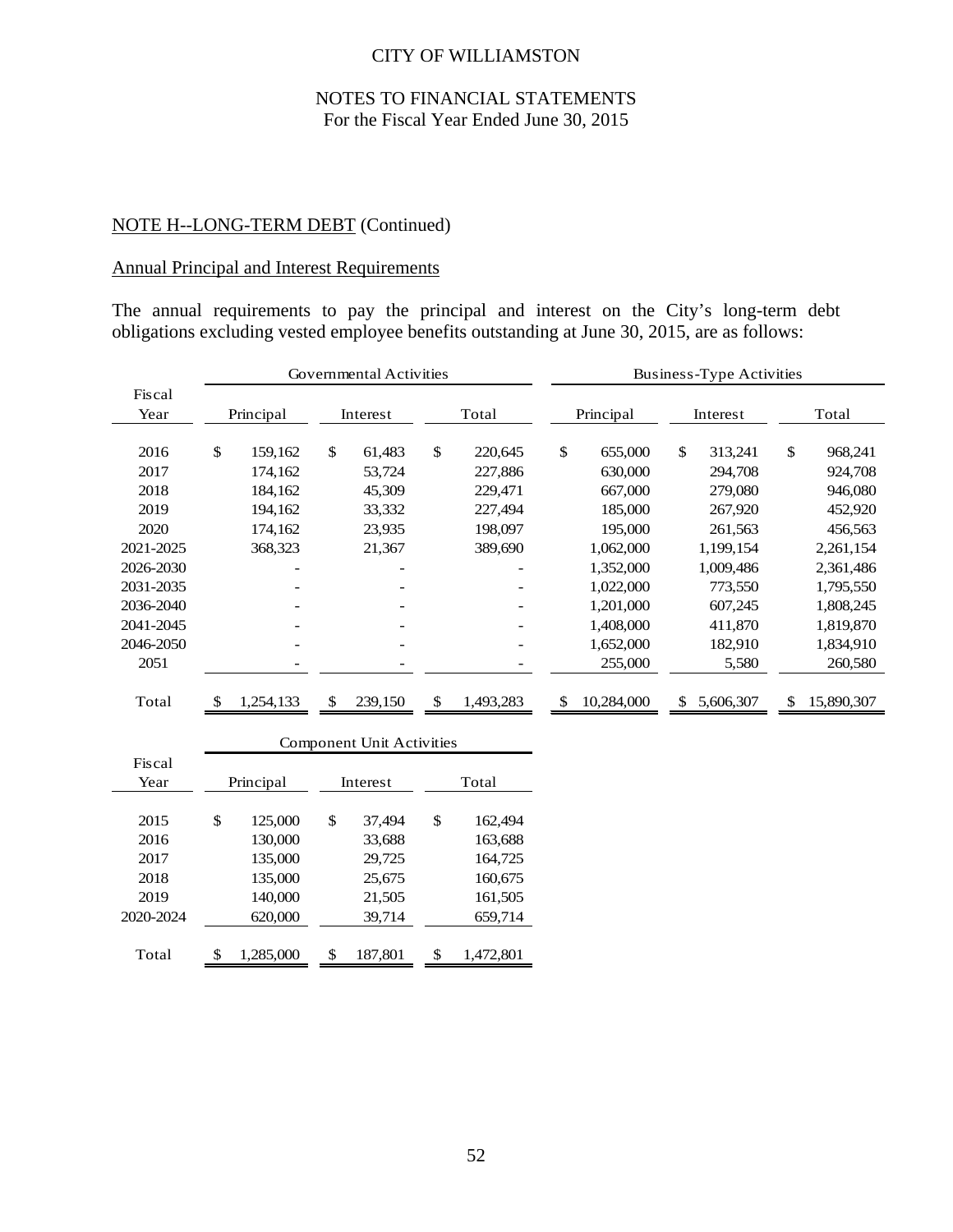CITY OF WILLIAMSTON

NOTES TO FINANCIAL STATEMENTS
For the Fiscal Year Ended June 30, 2015

NOTE H--LONG-TERM DEBT (Continued)

Annual Principal and Interest Requirements

The annual requirements to pay the principal and interest on the City's long-term debt obligations excluding vested employee benefits outstanding at June 30, 2015, are as follows:

| Fiscal Year | Governmental Activities | | | Business-Type Activities | | |
|---|---|---|---|---|---|---|
| | Principal | Interest | Total | Principal | Interest | Total |
| 2016 | $ 159,162 | $ 61,483 | $ 220,645 | $ 655,000 | $ 313,241 | $ 968,241 |
| 2017 | 174,162 | 53,724 | 227,886 | 630,000 | 294,708 | 924,708 |
| 2018 | 184,162 | 45,309 | 229,471 | 667,000 | 279,080 | 946,080 |
| 2019 | 194,162 | 33,332 | 227,494 | 185,000 | 267,920 | 452,920 |
| 2020 | 174,162 | 23,935 | 198,097 | 195,000 | 261,563 | 456,563 |
| 2021-2025 | 368,323 | 21,367 | 389,690 | 1,062,000 | 1,199,154 | 2,261,154 |
| 2026-2030 | - | - | - | 1,352,000 | 1,009,486 | 2,361,486 |
| 2031-2035 | - | - | - | 1,022,000 | 773,550 | 1,795,550 |
| 2036-2040 | - | - | - | 1,201,000 | 607,245 | 1,808,245 |
| 2041-2045 | - | - | - | 1,408,000 | 411,870 | 1,819,870 |
| 2046-2050 | - | - | - | 1,652,000 | 182,910 | 1,834,910 |
| 2051 | - | - | - | 255,000 | 5,580 | 260,580 |
| Total | $ 1,254,133 | $ 239,150 | $ 1,493,283 | $ 10,284,000 | $ 5,606,307 | $ 15,890,307 |

| Fiscal Year | Component Unit Activities | | |
|---|---|---|---|
| | Principal | Interest | Total |
| 2015 | $ 125,000 | $ 37,494 | $ 162,494 |
| 2016 | 130,000 | 33,688 | 163,688 |
| 2017 | 135,000 | 29,725 | 164,725 |
| 2018 | 135,000 | 25,675 | 160,675 |
| 2019 | 140,000 | 21,505 | 161,505 |
| 2020-2024 | 620,000 | 39,714 | 659,714 |
| Total | $ 1,285,000 | $ 187,801 | $ 1,472,801 |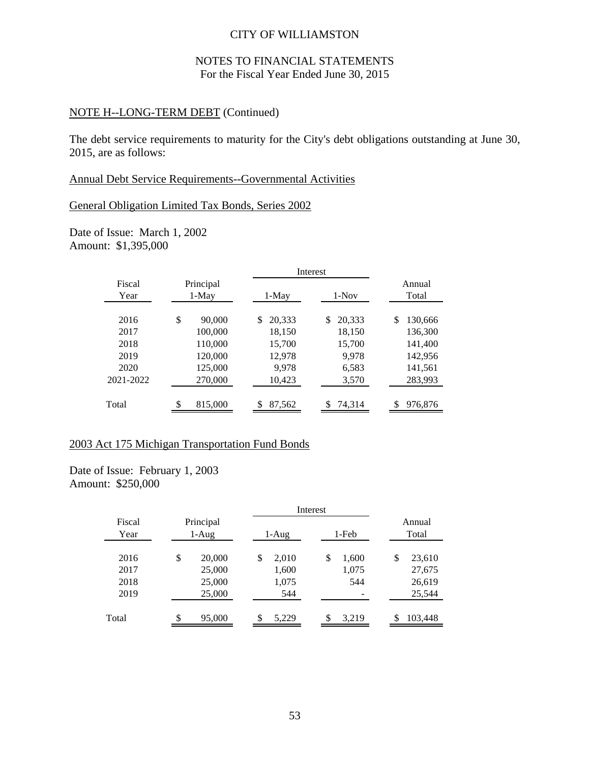CITY OF WILLIAMSTON

NOTES TO FINANCIAL STATEMENTS
For the Fiscal Year Ended June 30, 2015

NOTE H--LONG-TERM DEBT (Continued)

The debt service requirements to maturity for the City's debt obligations outstanding at June 30, 2015, are as follows:

Annual Debt Service Requirements--Governmental Activities

General Obligation Limited Tax Bonds, Series 2002

Date of Issue: March 1, 2002
Amount: $1,395,000

| Fiscal Year | Principal 1-May | Interest 1-May | Interest 1-Nov | Annual Total |
|---|---|---|---|---|
| 2016 | $ 90,000 | $ 20,333 | $ 20,333 | $ 130,666 |
| 2017 | 100,000 | 18,150 | 18,150 | 136,300 |
| 2018 | 110,000 | 15,700 | 15,700 | 141,400 |
| 2019 | 120,000 | 12,978 | 9,978 | 142,956 |
| 2020 | 125,000 | 9,978 | 6,583 | 141,561 |
| 2021-2022 | 270,000 | 10,423 | 3,570 | 283,993 |
| Total | $ 815,000 | $ 87,562 | $ 74,314 | $ 976,876 |

2003 Act 175 Michigan Transportation Fund Bonds

Date of Issue: February 1, 2003
Amount: $250,000

| Fiscal Year | Principal 1-Aug | Interest 1-Aug | Interest 1-Feb | Annual Total |
|---|---|---|---|---|
| 2016 | $ 20,000 | $ 2,010 | $ 1,600 | $ 23,610 |
| 2017 | 25,000 | 1,600 | 1,075 | 27,675 |
| 2018 | 25,000 | 1,075 | 544 | 26,619 |
| 2019 | 25,000 | 544 | - | 25,544 |
| Total | $ 95,000 | $ 5,229 | $ 3,219 | $ 103,448 |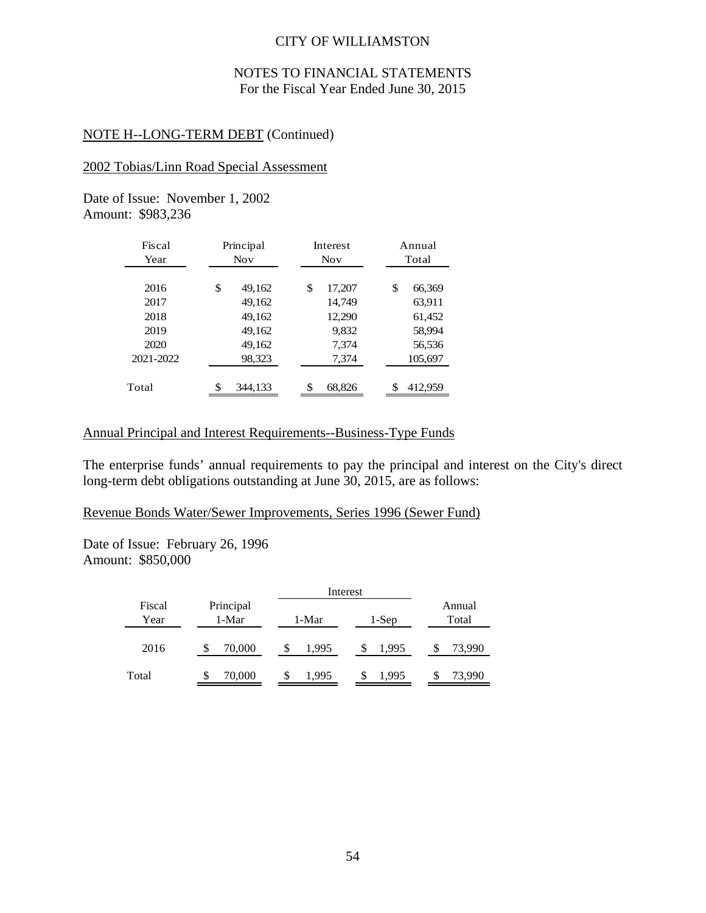CITY OF WILLIAMSTON

NOTES TO FINANCIAL STATEMENTS
For the Fiscal Year Ended June 30, 2015

## NOTE H--LONG-TERM DEBT (Continued)

### 2002 Tobias/Linn Road Special Assessment

Date of Issue: November 1, 2002
Amount: $983,236

| Fiscal Year | Principal Nov | Interest Nov | Annual Total |
|---|---|---|---|
| 2016 | $ 49,162 | $ 17,207 | $ 66,369 |
| 2017 | 49,162 | 14,749 | 63,911 |
| 2018 | 49,162 | 12,290 | 61,452 |
| 2019 | 49,162 | 9,832 | 58,994 |
| 2020 | 49,162 | 7,374 | 56,536 |
| 2021-2022 | 98,323 | 7,374 | 105,697 |
| Total | $ 344,133 | $ 68,826 | $ 412,959 |

### Annual Principal and Interest Requirements--Business-Type Funds

The enterprise funds' annual requirements to pay the principal and interest on the City's direct long-term debt obligations outstanding at June 30, 2015, are as follows:

### Revenue Bonds Water/Sewer Improvements, Series 1996 (Sewer Fund)

Date of Issue: February 26, 1996
Amount: $850,000

| | | Interest | | |
|---|---|---|---|---|
| Fiscal Year | Principal 1-Mar | 1-Mar | 1-Sep | Annual Total |
| 2016 | $ 70,000 | $ 1,995 | $ 1,995 | $ 73,990 |
| Total | $ 70,000 | $ 1,995 | $ 1,995 | $ 73,990 |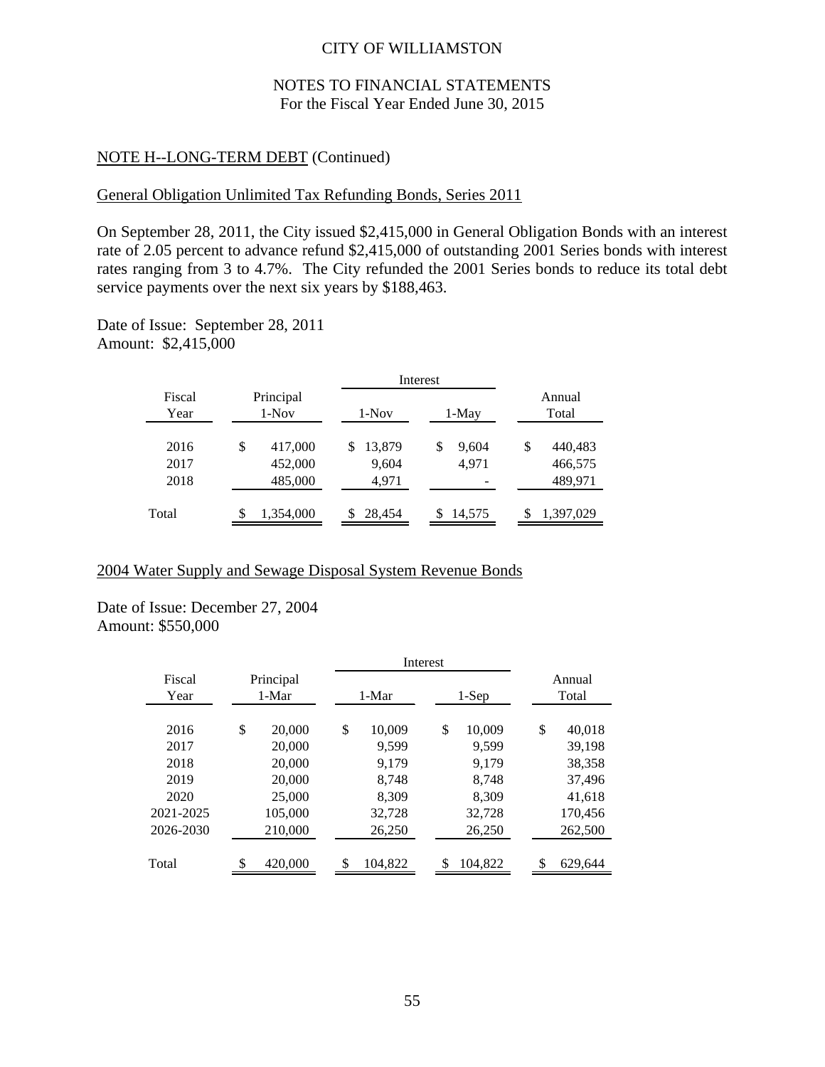CITY OF WILLIAMSTON

NOTES TO FINANCIAL STATEMENTS
For the Fiscal Year Ended June 30, 2015

NOTE H--LONG-TERM DEBT (Continued)

General Obligation Unlimited Tax Refunding Bonds, Series 2011

On September 28, 2011, the City issued $2,415,000 in General Obligation Bonds with an interest rate of 2.05 percent to advance refund $2,415,000 of outstanding 2001 Series bonds with interest rates ranging from 3 to 4.7%. The City refunded the 2001 Series bonds to reduce its total debt service payments over the next six years by $188,463.

Date of Issue: September 28, 2011
Amount: $2,415,000

| Fiscal Year | Principal 1-Nov | Interest 1-Nov | Interest 1-May | Annual Total |
|---|---|---|---|---|
| 2016 | $ 417,000 | $ 13,879 | $ 9,604 | $ 440,483 |
| 2017 | 452,000 | 9,604 | 4,971 | 466,575 |
| 2018 | 485,000 | 4,971 | - | 489,971 |
| Total | $ 1,354,000 | $ 28,454 | $ 14,575 | $ 1,397,029 |

2004 Water Supply and Sewage Disposal System Revenue Bonds

Date of Issue: December 27, 2004
Amount: $550,000

| Fiscal Year | Principal 1-Mar | Interest 1-Mar | Interest 1-Sep | Annual Total |
|---|---|---|---|---|
| 2016 | $ 20,000 | $ 10,009 | $ 10,009 | $ 40,018 |
| 2017 | 20,000 | 9,599 | 9,599 | 39,198 |
| 2018 | 20,000 | 9,179 | 9,179 | 38,358 |
| 2019 | 20,000 | 8,748 | 8,748 | 37,496 |
| 2020 | 25,000 | 8,309 | 8,309 | 41,618 |
| 2021-2025 | 105,000 | 32,728 | 32,728 | 170,456 |
| 2026-2030 | 210,000 | 26,250 | 26,250 | 262,500 |
| Total | $ 420,000 | $ 104,822 | $ 104,822 | $ 629,644 |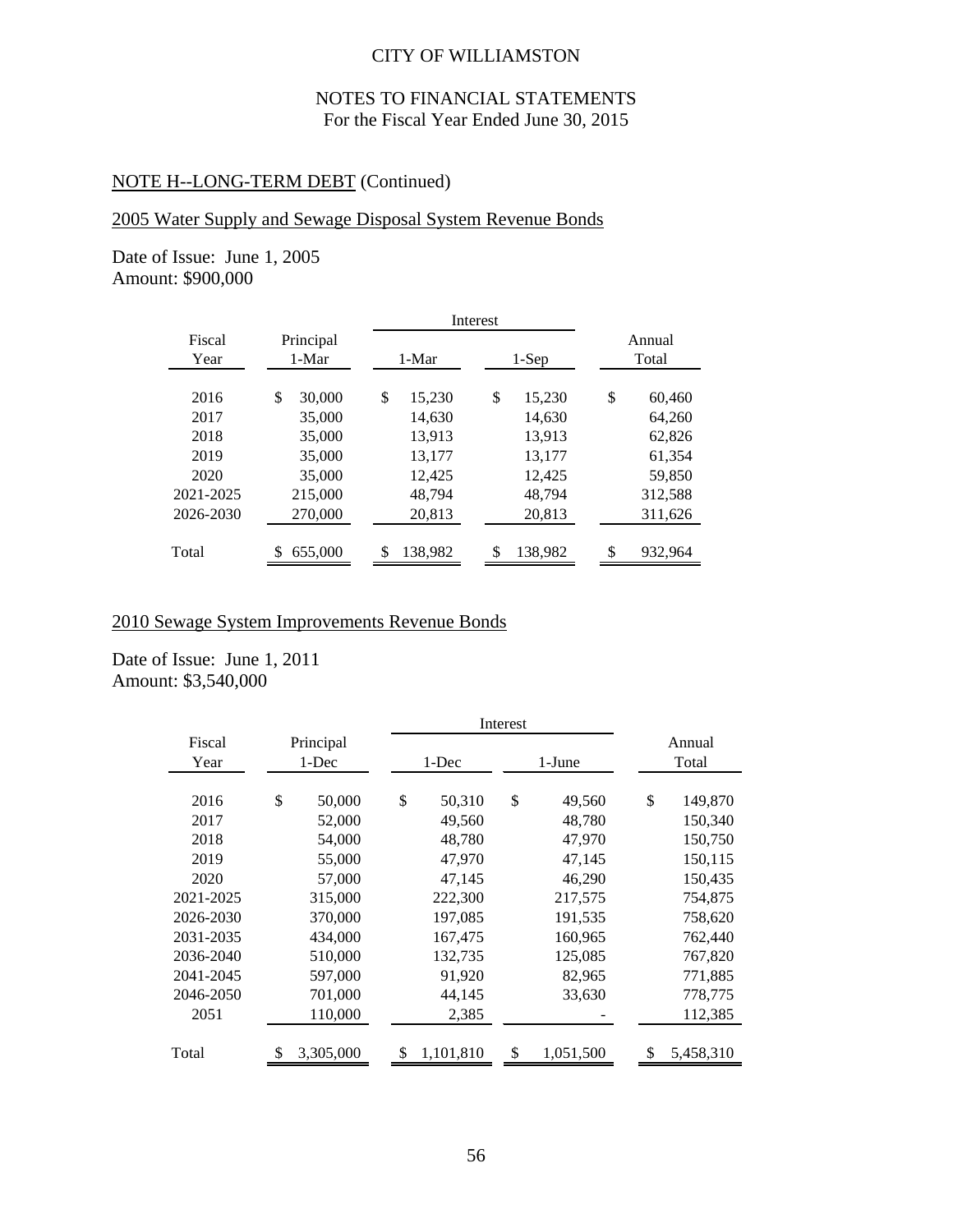CITY OF WILLIAMSTON

NOTES TO FINANCIAL STATEMENTS
For the Fiscal Year Ended June 30, 2015

## NOTE H--LONG-TERM DEBT (Continued)

### 2005 Water Supply and Sewage Disposal System Revenue Bonds

Date of Issue: June 1, 2005
Amount: $900,000

| Fiscal Year | Principal 1-Mar | Interest 1-Mar | Interest 1-Sep | Annual Total |
|---|---|---|---|---|
| 2016 | $ 30,000 | $ 15,230 | $ 15,230 | $ 60,460 |
| 2017 | 35,000 | 14,630 | 14,630 | 64,260 |
| 2018 | 35,000 | 13,913 | 13,913 | 62,826 |
| 2019 | 35,000 | 13,177 | 13,177 | 61,354 |
| 2020 | 35,000 | 12,425 | 12,425 | 59,850 |
| 2021-2025 | 215,000 | 48,794 | 48,794 | 312,588 |
| 2026-2030 | 270,000 | 20,813 | 20,813 | 311,626 |
| Total | $ 655,000 | $ 138,982 | $ 138,982 | $ 932,964 |

### 2010 Sewage System Improvements Revenue Bonds

Date of Issue: June 1, 2011
Amount: $3,540,000

| Fiscal Year | Principal 1-Dec | Interest 1-Dec | Interest 1-June | Annual Total |
|---|---|---|---|---|
| 2016 | $ 50,000 | $ 50,310 | $ 49,560 | $ 149,870 |
| 2017 | 52,000 | 49,560 | 48,780 | 150,340 |
| 2018 | 54,000 | 48,780 | 47,970 | 150,750 |
| 2019 | 55,000 | 47,970 | 47,145 | 150,115 |
| 2020 | 57,000 | 47,145 | 46,290 | 150,435 |
| 2021-2025 | 315,000 | 222,300 | 217,575 | 754,875 |
| 2026-2030 | 370,000 | 197,085 | 191,535 | 758,620 |
| 2031-2035 | 434,000 | 167,475 | 160,965 | 762,440 |
| 2036-2040 | 510,000 | 132,735 | 125,085 | 767,820 |
| 2041-2045 | 597,000 | 91,920 | 82,965 | 771,885 |
| 2046-2050 | 701,000 | 44,145 | 33,630 | 778,775 |
| 2051 | 110,000 | 2,385 | - | 112,385 |
| Total | $ 3,305,000 | $ 1,101,810 | $ 1,051,500 | $ 5,458,310 |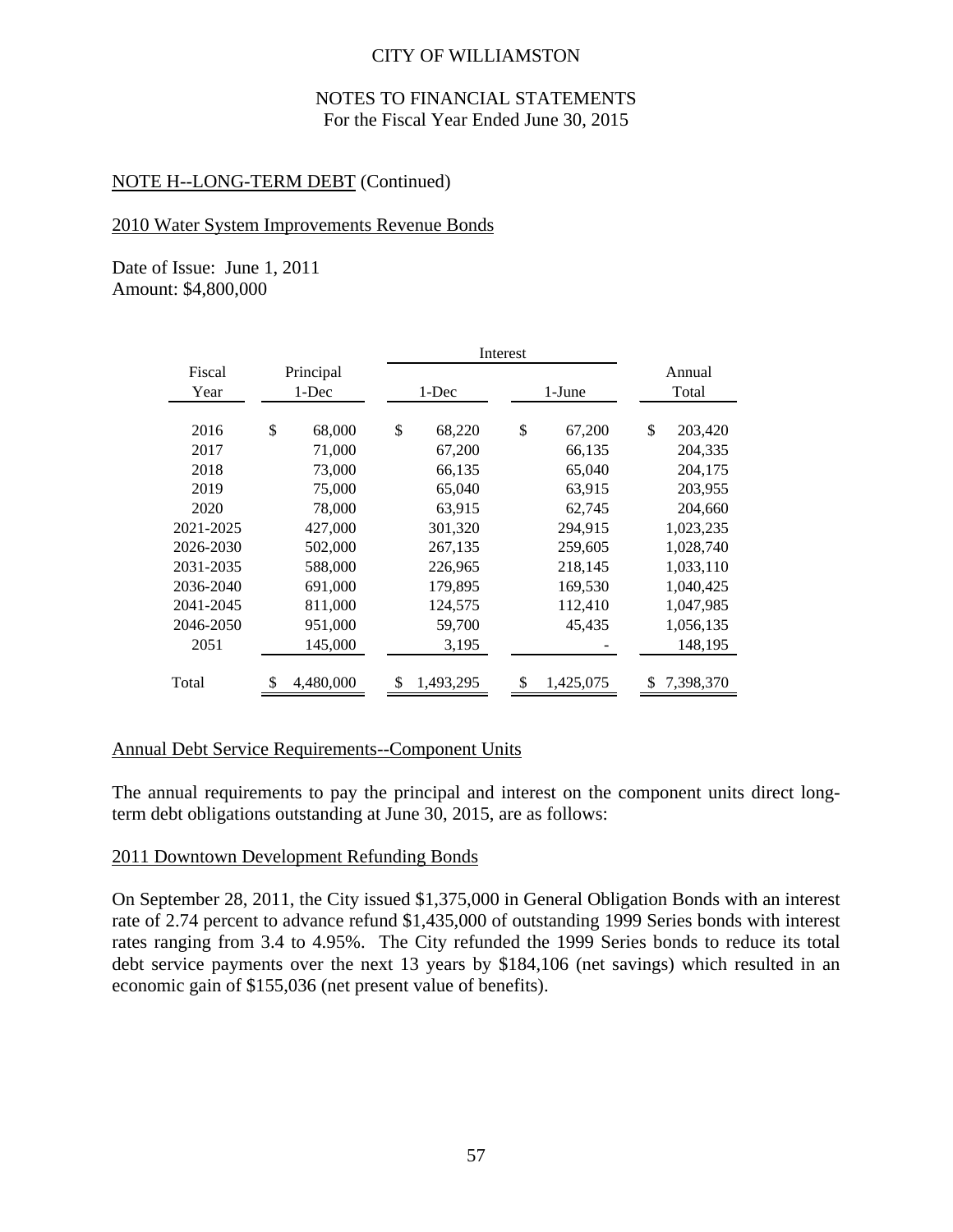CITY OF WILLIAMSTON

NOTES TO FINANCIAL STATEMENTS
For the Fiscal Year Ended June 30, 2015

NOTE H--LONG-TERM DEBT (Continued)

2010 Water System Improvements Revenue Bonds

Date of Issue: June 1, 2011
Amount: $4,800,000

| Fiscal Year | Principal 1-Dec | Interest 1-Dec | Interest 1-June | Annual Total |
|---|---|---|---|---|
| 2016 | $ 68,000 | $ 68,220 | $ 67,200 | $ 203,420 |
| 2017 | 71,000 | 67,200 | 66,135 | 204,335 |
| 2018 | 73,000 | 66,135 | 65,040 | 204,175 |
| 2019 | 75,000 | 65,040 | 63,915 | 203,955 |
| 2020 | 78,000 | 63,915 | 62,745 | 204,660 |
| 2021-2025 | 427,000 | 301,320 | 294,915 | 1,023,235 |
| 2026-2030 | 502,000 | 267,135 | 259,605 | 1,028,740 |
| 2031-2035 | 588,000 | 226,965 | 218,145 | 1,033,110 |
| 2036-2040 | 691,000 | 179,895 | 169,530 | 1,040,425 |
| 2041-2045 | 811,000 | 124,575 | 112,410 | 1,047,985 |
| 2046-2050 | 951,000 | 59,700 | 45,435 | 1,056,135 |
| 2051 | 145,000 | 3,195 | - | 148,195 |
| Total | $ 4,480,000 | $ 1,493,295 | $ 1,425,075 | $ 7,398,370 |

Annual Debt Service Requirements--Component Units

The annual requirements to pay the principal and interest on the component units direct long-term debt obligations outstanding at June 30, 2015, are as follows:

2011 Downtown Development Refunding Bonds

On September 28, 2011, the City issued $1,375,000 in General Obligation Bonds with an interest rate of 2.74 percent to advance refund $1,435,000 of outstanding 1999 Series bonds with interest rates ranging from 3.4 to 4.95%. The City refunded the 1999 Series bonds to reduce its total debt service payments over the next 13 years by $184,106 (net savings) which resulted in an economic gain of $155,036 (net present value of benefits).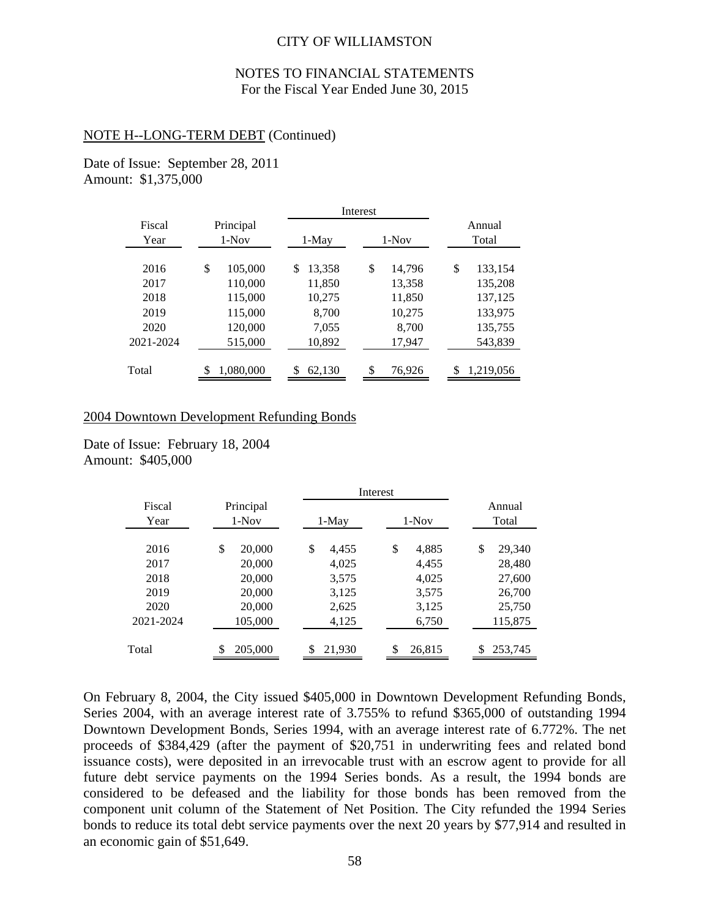CITY OF WILLIAMSTON

NOTES TO FINANCIAL STATEMENTS
For the Fiscal Year Ended June 30, 2015

NOTE H--LONG-TERM DEBT (Continued)

Date of Issue: September 28, 2011
Amount: $1,375,000

| Fiscal Year | Principal 1-Nov | Interest 1-May | Interest 1-Nov | Annual Total |
|---|---|---|---|---|
| 2016 | $ 105,000 | $ 13,358 | $ 14,796 | $ 133,154 |
| 2017 | 110,000 | 11,850 | 13,358 | 135,208 |
| 2018 | 115,000 | 10,275 | 11,850 | 137,125 |
| 2019 | 115,000 | 8,700 | 10,275 | 133,975 |
| 2020 | 120,000 | 7,055 | 8,700 | 135,755 |
| 2021-2024 | 515,000 | 10,892 | 17,947 | 543,839 |
| Total | $ 1,080,000 | $ 62,130 | $ 76,926 | $ 1,219,056 |

2004 Downtown Development Refunding Bonds

Date of Issue: February 18, 2004
Amount: $405,000

| Fiscal Year | Principal 1-Nov | Interest 1-May | Interest 1-Nov | Annual Total |
|---|---|---|---|---|
| 2016 | $ 20,000 | $ 4,455 | $ 4,885 | $ 29,340 |
| 2017 | 20,000 | 4,025 | 4,455 | 28,480 |
| 2018 | 20,000 | 3,575 | 4,025 | 27,600 |
| 2019 | 20,000 | 3,125 | 3,575 | 26,700 |
| 2020 | 20,000 | 2,625 | 3,125 | 25,750 |
| 2021-2024 | 105,000 | 4,125 | 6,750 | 115,875 |
| Total | $ 205,000 | $ 21,930 | $ 26,815 | $ 253,745 |

On February 8, 2004, the City issued $405,000 in Downtown Development Refunding Bonds, Series 2004, with an average interest rate of 3.755% to refund $365,000 of outstanding 1994 Downtown Development Bonds, Series 1994, with an average interest rate of 6.772%. The net proceeds of $384,429 (after the payment of $20,751 in underwriting fees and related bond issuance costs), were deposited in an irrevocable trust with an escrow agent to provide for all future debt service payments on the 1994 Series bonds. As a result, the 1994 bonds are considered to be defeased and the liability for those bonds has been removed from the component unit column of the Statement of Net Position. The City refunded the 1994 Series bonds to reduce its total debt service payments over the next 20 years by $77,914 and resulted in an economic gain of $51,649.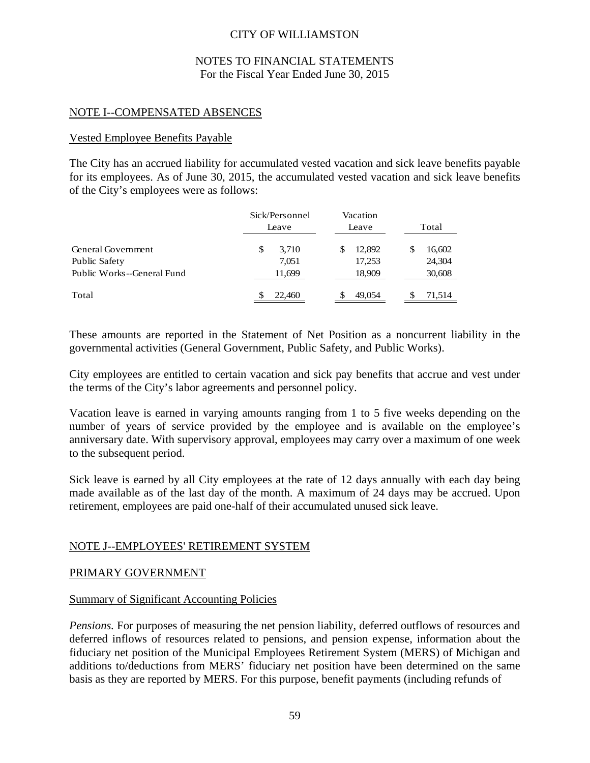CITY OF WILLIAMSTON

NOTES TO FINANCIAL STATEMENTS
For the Fiscal Year Ended June 30, 2015

## NOTE I--COMPENSATED ABSENCES

### Vested Employee Benefits Payable

The City has an accrued liability for accumulated vested vacation and sick leave benefits payable for its employees. As of June 30, 2015, the accumulated vested vacation and sick leave benefits of the City's employees were as follows:

| | Sick/Personnel Leave | Vacation Leave | Total |
|---|---|---|---|
| General Government | $ 3,710 | $ 12,892 | $ 16,602 |
| Public Safety | 7,051 | 17,253 | 24,304 |
| Public Works--General Fund | 11,699 | 18,909 | 30,608 |
| Total | $ 22,460 | $ 49,054 | $ 71,514 |

These amounts are reported in the Statement of Net Position as a noncurrent liability in the governmental activities (General Government, Public Safety, and Public Works).

City employees are entitled to certain vacation and sick pay benefits that accrue and vest under the terms of the City's labor agreements and personnel policy.

Vacation leave is earned in varying amounts ranging from 1 to 5 five weeks depending on the number of years of service provided by the employee and is available on the employee's anniversary date. With supervisory approval, employees may carry over a maximum of one week to the subsequent period.

Sick leave is earned by all City employees at the rate of 12 days annually with each day being made available as of the last day of the month. A maximum of 24 days may be accrued. Upon retirement, employees are paid one-half of their accumulated unused sick leave.

## NOTE J--EMPLOYEES' RETIREMENT SYSTEM

### PRIMARY GOVERNMENT

### Summary of Significant Accounting Policies

*Pensions.* For purposes of measuring the net pension liability, deferred outflows of resources and deferred inflows of resources related to pensions, and pension expense, information about the fiduciary net position of the Municipal Employees Retirement System (MERS) of Michigan and additions to/deductions from MERS' fiduciary net position have been determined on the same basis as they are reported by MERS. For this purpose, benefit payments (including refunds of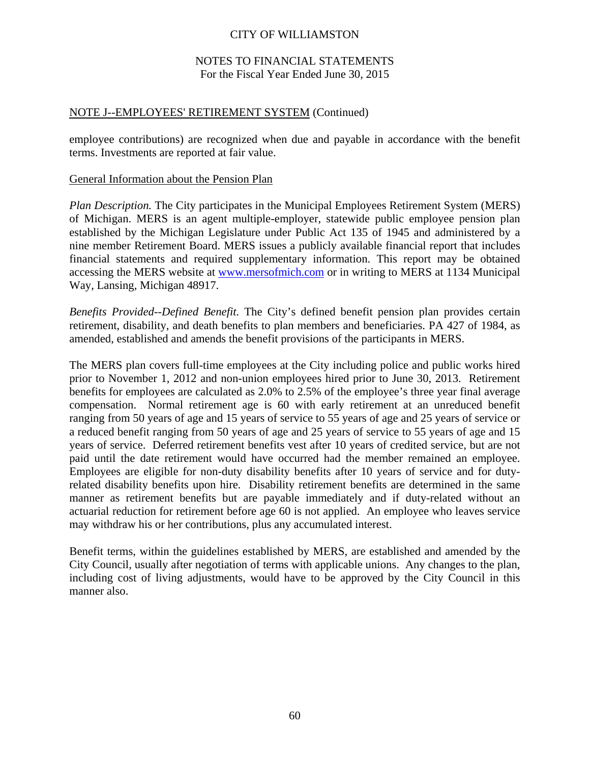CITY OF WILLIAMSTON

NOTES TO FINANCIAL STATEMENTS
For the Fiscal Year Ended June 30, 2015

NOTE J--EMPLOYEES' RETIREMENT SYSTEM (Continued)

employee contributions) are recognized when due and payable in accordance with the benefit terms. Investments are reported at fair value.

General Information about the Pension Plan

*Plan Description.* The City participates in the Municipal Employees Retirement System (MERS) of Michigan. MERS is an agent multiple-employer, statewide public employee pension plan established by the Michigan Legislature under Public Act 135 of 1945 and administered by a nine member Retirement Board. MERS issues a publicly available financial report that includes financial statements and required supplementary information. This report may be obtained accessing the MERS website at www.mersofmich.com or in writing to MERS at 1134 Municipal Way, Lansing, Michigan 48917.

*Benefits Provided--Defined Benefit.* The City's defined benefit pension plan provides certain retirement, disability, and death benefits to plan members and beneficiaries. PA 427 of 1984, as amended, established and amends the benefit provisions of the participants in MERS.

The MERS plan covers full-time employees at the City including police and public works hired prior to November 1, 2012 and non-union employees hired prior to June 30, 2013. Retirement benefits for employees are calculated as 2.0% to 2.5% of the employee's three year final average compensation. Normal retirement age is 60 with early retirement at an unreduced benefit ranging from 50 years of age and 15 years of service to 55 years of age and 25 years of service or a reduced benefit ranging from 50 years of age and 25 years of service to 55 years of age and 15 years of service. Deferred retirement benefits vest after 10 years of credited service, but are not paid until the date retirement would have occurred had the member remained an employee. Employees are eligible for non-duty disability benefits after 10 years of service and for duty-related disability benefits upon hire. Disability retirement benefits are determined in the same manner as retirement benefits but are payable immediately and if duty-related without an actuarial reduction for retirement before age 60 is not applied. An employee who leaves service may withdraw his or her contributions, plus any accumulated interest.

Benefit terms, within the guidelines established by MERS, are established and amended by the City Council, usually after negotiation of terms with applicable unions. Any changes to the plan, including cost of living adjustments, would have to be approved by the City Council in this manner also.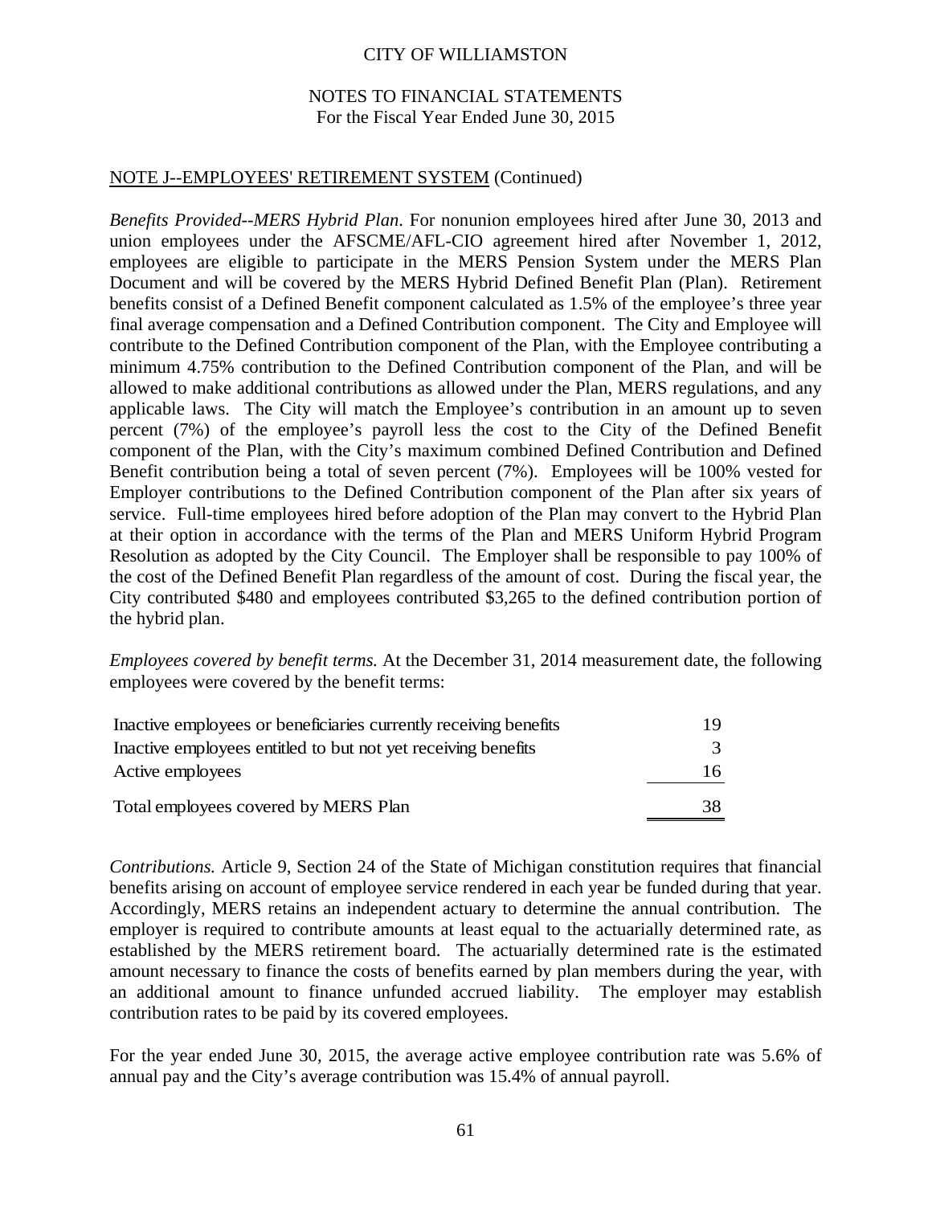CITY OF WILLIAMSTON

NOTES TO FINANCIAL STATEMENTS
For the Fiscal Year Ended June 30, 2015

NOTE J--EMPLOYEES' RETIREMENT SYSTEM (Continued)

*Benefits Provided--MERS Hybrid Plan*. For nonunion employees hired after June 30, 2013 and union employees under the AFSCME/AFL-CIO agreement hired after November 1, 2012, employees are eligible to participate in the MERS Pension System under the MERS Plan Document and will be covered by the MERS Hybrid Defined Benefit Plan (Plan). Retirement benefits consist of a Defined Benefit component calculated as 1.5% of the employee's three year final average compensation and a Defined Contribution component. The City and Employee will contribute to the Defined Contribution component of the Plan, with the Employee contributing a minimum 4.75% contribution to the Defined Contribution component of the Plan, and will be allowed to make additional contributions as allowed under the Plan, MERS regulations, and any applicable laws. The City will match the Employee's contribution in an amount up to seven percent (7%) of the employee's payroll less the cost to the City of the Defined Benefit component of the Plan, with the City's maximum combined Defined Contribution and Defined Benefit contribution being a total of seven percent (7%). Employees will be 100% vested for Employer contributions to the Defined Contribution component of the Plan after six years of service. Full-time employees hired before adoption of the Plan may convert to the Hybrid Plan at their option in accordance with the terms of the Plan and MERS Uniform Hybrid Program Resolution as adopted by the City Council. The Employer shall be responsible to pay 100% of the cost of the Defined Benefit Plan regardless of the amount of cost. During the fiscal year, the City contributed \$480 and employees contributed \$3,265 to the defined contribution portion of the hybrid plan.

*Employees covered by benefit terms.* At the December 31, 2014 measurement date, the following employees were covered by the benefit terms:

| | |
|---|---|
| Inactive employees or beneficiaries currently receiving benefits | 19 |
| Inactive employees entitled to but not yet receiving benefits | 3 |
| Active employees | 16 |
| Total employees covered by MERS Plan | 38 |

*Contributions.* Article 9, Section 24 of the State of Michigan constitution requires that financial benefits arising on account of employee service rendered in each year be funded during that year. Accordingly, MERS retains an independent actuary to determine the annual contribution. The employer is required to contribute amounts at least equal to the actuarially determined rate, as established by the MERS retirement board. The actuarially determined rate is the estimated amount necessary to finance the costs of benefits earned by plan members during the year, with an additional amount to finance unfunded accrued liability. The employer may establish contribution rates to be paid by its covered employees.

For the year ended June 30, 2015, the average active employee contribution rate was 5.6% of annual pay and the City's average contribution was 15.4% of annual payroll.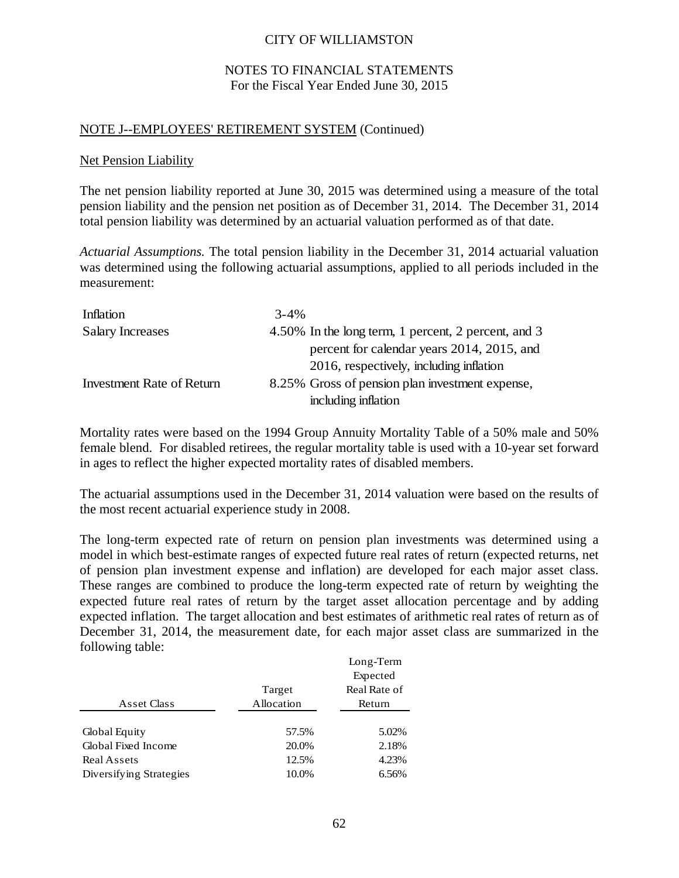CITY OF WILLIAMSTON

NOTES TO FINANCIAL STATEMENTS
For the Fiscal Year Ended June 30, 2015

## NOTE J--EMPLOYEES' RETIREMENT SYSTEM (Continued)

### Net Pension Liability

The net pension liability reported at June 30, 2015 was determined using a measure of the total pension liability and the pension net position as of December 31, 2014. The December 31, 2014 total pension liability was determined by an actuarial valuation performed as of that date.

*Actuarial Assumptions.* The total pension liability in the December 31, 2014 actuarial valuation was determined using the following actuarial assumptions, applied to all periods included in the measurement:

| | | |
|---|---|---|
| Inflation | 3-4% | |
| Salary Increases | 4.50% | In the long term, 1 percent, 2 percent, and 3 percent for calendar years 2014, 2015, and 2016, respectively, including inflation |
| Investment Rate of Return | 8.25% | Gross of pension plan investment expense, including inflation |

Mortality rates were based on the 1994 Group Annuity Mortality Table of a 50% male and 50% female blend. For disabled retirees, the regular mortality table is used with a 10-year set forward in ages to reflect the higher expected mortality rates of disabled members.

The actuarial assumptions used in the December 31, 2014 valuation were based on the results of the most recent actuarial experience study in 2008.

The long-term expected rate of return on pension plan investments was determined using a model in which best-estimate ranges of expected future real rates of return (expected returns, net of pension plan investment expense and inflation) are developed for each major asset class. These ranges are combined to produce the long-term expected rate of return by weighting the expected future real rates of return by the target asset allocation percentage and by adding expected inflation. The target allocation and best estimates of arithmetic real rates of return as of December 31, 2014, the measurement date, for each major asset class are summarized in the following table:

| Asset Class | Target Allocation | Long-Term Expected Real Rate of Return |
|---|---|---|
| Global Equity | 57.5% | 5.02% |
| Global Fixed Income | 20.0% | 2.18% |
| Real Assets | 12.5% | 4.23% |
| Diversifying Strategies | 10.0% | 6.56% |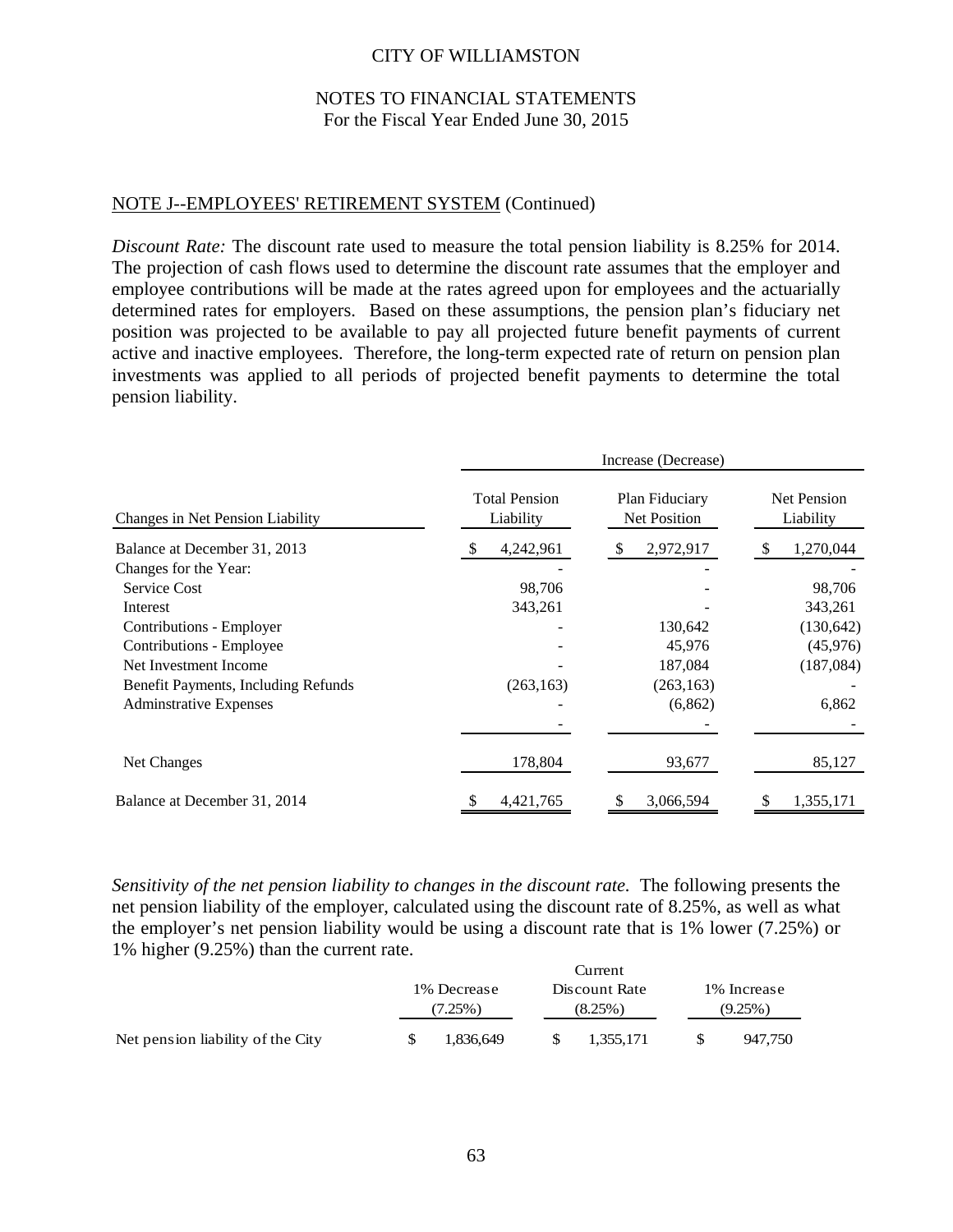CITY OF WILLIAMSTON

NOTES TO FINANCIAL STATEMENTS
For the Fiscal Year Ended June 30, 2015

NOTE J--EMPLOYEES' RETIREMENT SYSTEM (Continued)

*Discount Rate:* The discount rate used to measure the total pension liability is 8.25% for 2014. The projection of cash flows used to determine the discount rate assumes that the employer and employee contributions will be made at the rates agreed upon for employees and the actuarially determined rates for employers. Based on these assumptions, the pension plan's fiduciary net position was projected to be available to pay all projected future benefit payments of current active and inactive employees. Therefore, the long-term expected rate of return on pension plan investments was applied to all periods of projected benefit payments to determine the total pension liability.

| | Increase (Decrease) | | |
|---|---|---|---|
| Changes in Net Pension Liability | Total Pension Liability | Plan Fiduciary Net Position | Net Pension Liability |
| Balance at December 31, 2013 | $ 4,242,961 | $ 2,972,917 | $ 1,270,044 |
| Changes for the Year: | - | - | - |
| Service Cost | 98,706 | - | 98,706 |
| Interest | 343,261 | - | 343,261 |
| Contributions - Employer | - | 130,642 | (130,642) |
| Contributions - Employee | - | 45,976 | (45,976) |
| Net Investment Income | - | 187,084 | (187,084) |
| Benefit Payments, Including Refunds | (263,163) | (263,163) | - |
| Adminstrative Expenses | - | (6,862) | 6,862 |
| | - | - | - |
| Net Changes | 178,804 | 93,677 | 85,127 |
| Balance at December 31, 2014 | $ 4,421,765 | $ 3,066,594 | $ 1,355,171 |

*Sensitivity of the net pension liability to changes in the discount rate.* The following presents the net pension liability of the employer, calculated using the discount rate of 8.25%, as well as what the employer's net pension liability would be using a discount rate that is 1% lower (7.25%) or 1% higher (9.25%) than the current rate.

| | 1% Decrease (7.25%) | Current Discount Rate (8.25%) | 1% Increase (9.25%) |
|---|---|---|---|
| Net pension liability of the City | $ 1,836,649 | $ 1,355,171 | $ 947,750 |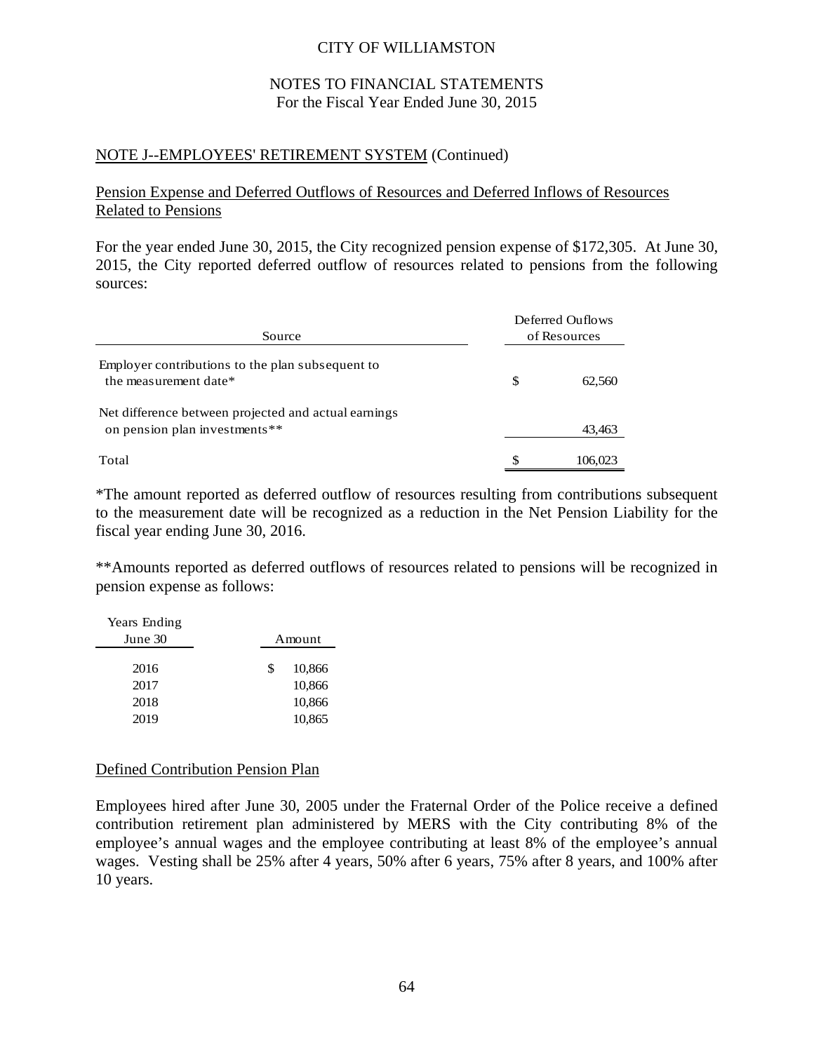CITY OF WILLIAMSTON

NOTES TO FINANCIAL STATEMENTS
For the Fiscal Year Ended June 30, 2015

NOTE J--EMPLOYEES' RETIREMENT SYSTEM (Continued)

Pension Expense and Deferred Outflows of Resources and Deferred Inflows of Resources Related to Pensions

For the year ended June 30, 2015, the City recognized pension expense of $172,305. At June 30, 2015, the City reported deferred outflow of resources related to pensions from the following sources:

| Source | Deferred Ouflows of Resources |
|---|---|
| Employer contributions to the plan subsequent to the measurement date* | $ 62,560 |
| Net difference between projected and actual earnings on pension plan investments** | 43,463 |
| Total | $ 106,023 |

*The amount reported as deferred outflow of resources resulting from contributions subsequent to the measurement date will be recognized as a reduction in the Net Pension Liability for the fiscal year ending June 30, 2016.

**Amounts reported as deferred outflows of resources related to pensions will be recognized in pension expense as follows:

| Years Ending June 30 | Amount |
|---|---|
| 2016 | $ 10,866 |
| 2017 | 10,866 |
| 2018 | 10,866 |
| 2019 | 10,865 |

Defined Contribution Pension Plan

Employees hired after June 30, 2005 under the Fraternal Order of the Police receive a defined contribution retirement plan administered by MERS with the City contributing 8% of the employee's annual wages and the employee contributing at least 8% of the employee's annual wages. Vesting shall be 25% after 4 years, 50% after 6 years, 75% after 8 years, and 100% after 10 years.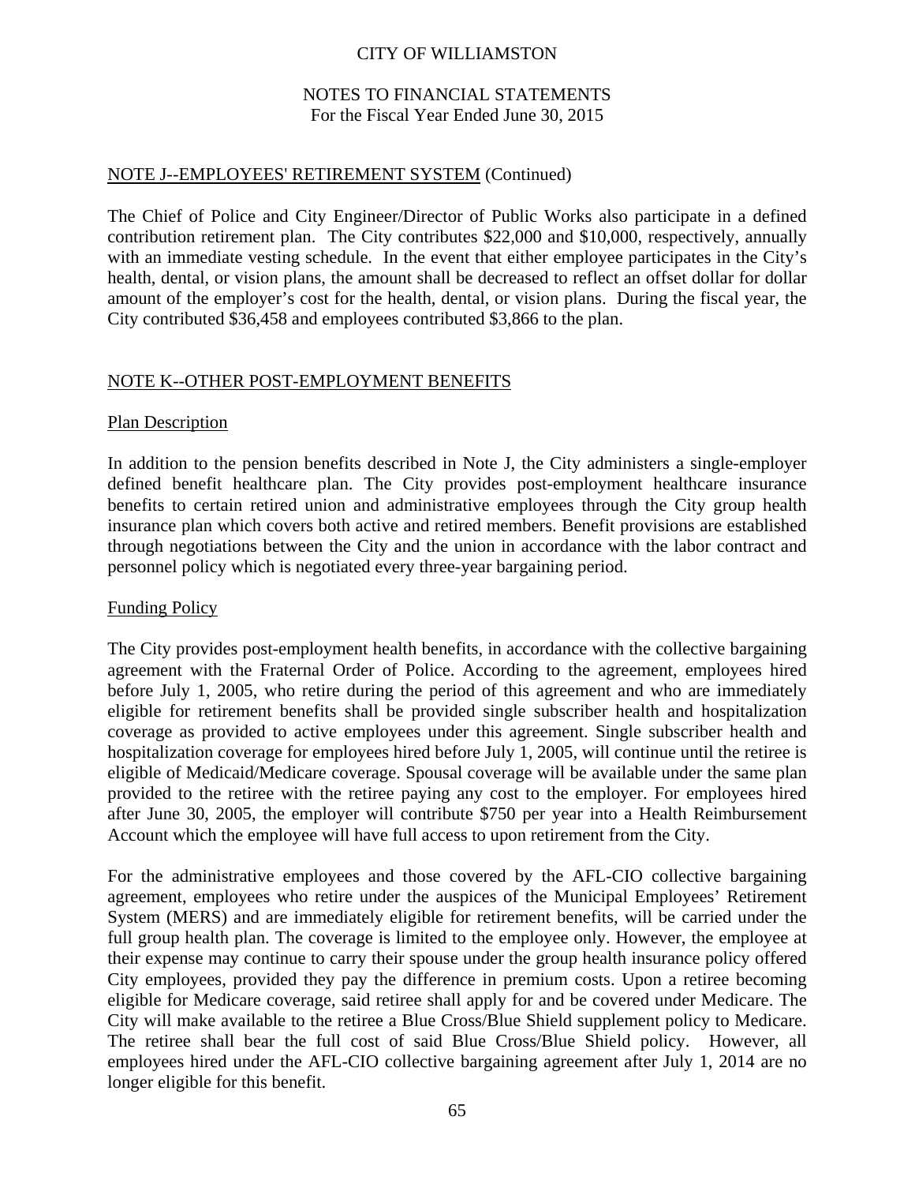## NOTE J--EMPLOYEES' RETIREMENT SYSTEM (Continued)

The Chief of Police and City Engineer/Director of Public Works also participate in a defined contribution retirement plan. The City contributes $22,000 and $10,000, respectively, annually with an immediate vesting schedule. In the event that either employee participates in the City's health, dental, or vision plans, the amount shall be decreased to reflect an offset dollar for dollar amount of the employer's cost for the health, dental, or vision plans. During the fiscal year, the City contributed $36,458 and employees contributed $3,866 to the plan.

## NOTE K--OTHER POST-EMPLOYMENT BENEFITS

### Plan Description

In addition to the pension benefits described in Note J, the City administers a single-employer defined benefit healthcare plan. The City provides post-employment healthcare insurance benefits to certain retired union and administrative employees through the City group health insurance plan which covers both active and retired members. Benefit provisions are established through negotiations between the City and the union in accordance with the labor contract and personnel policy which is negotiated every three-year bargaining period.

### Funding Policy

The City provides post-employment health benefits, in accordance with the collective bargaining agreement with the Fraternal Order of Police. According to the agreement, employees hired before July 1, 2005, who retire during the period of this agreement and who are immediately eligible for retirement benefits shall be provided single subscriber health and hospitalization coverage as provided to active employees under this agreement. Single subscriber health and hospitalization coverage for employees hired before July 1, 2005, will continue until the retiree is eligible of Medicaid/Medicare coverage. Spousal coverage will be available under the same plan provided to the retiree with the retiree paying any cost to the employer. For employees hired after June 30, 2005, the employer will contribute $750 per year into a Health Reimbursement Account which the employee will have full access to upon retirement from the City.

For the administrative employees and those covered by the AFL-CIO collective bargaining agreement, employees who retire under the auspices of the Municipal Employees' Retirement System (MERS) and are immediately eligible for retirement benefits, will be carried under the full group health plan. The coverage is limited to the employee only. However, the employee at their expense may continue to carry their spouse under the group health insurance policy offered City employees, provided they pay the difference in premium costs. Upon a retiree becoming eligible for Medicare coverage, said retiree shall apply for and be covered under Medicare. The City will make available to the retiree a Blue Cross/Blue Shield supplement policy to Medicare. The retiree shall bear the full cost of said Blue Cross/Blue Shield policy. However, all employees hired under the AFL-CIO collective bargaining agreement after July 1, 2014 are no longer eligible for this benefit.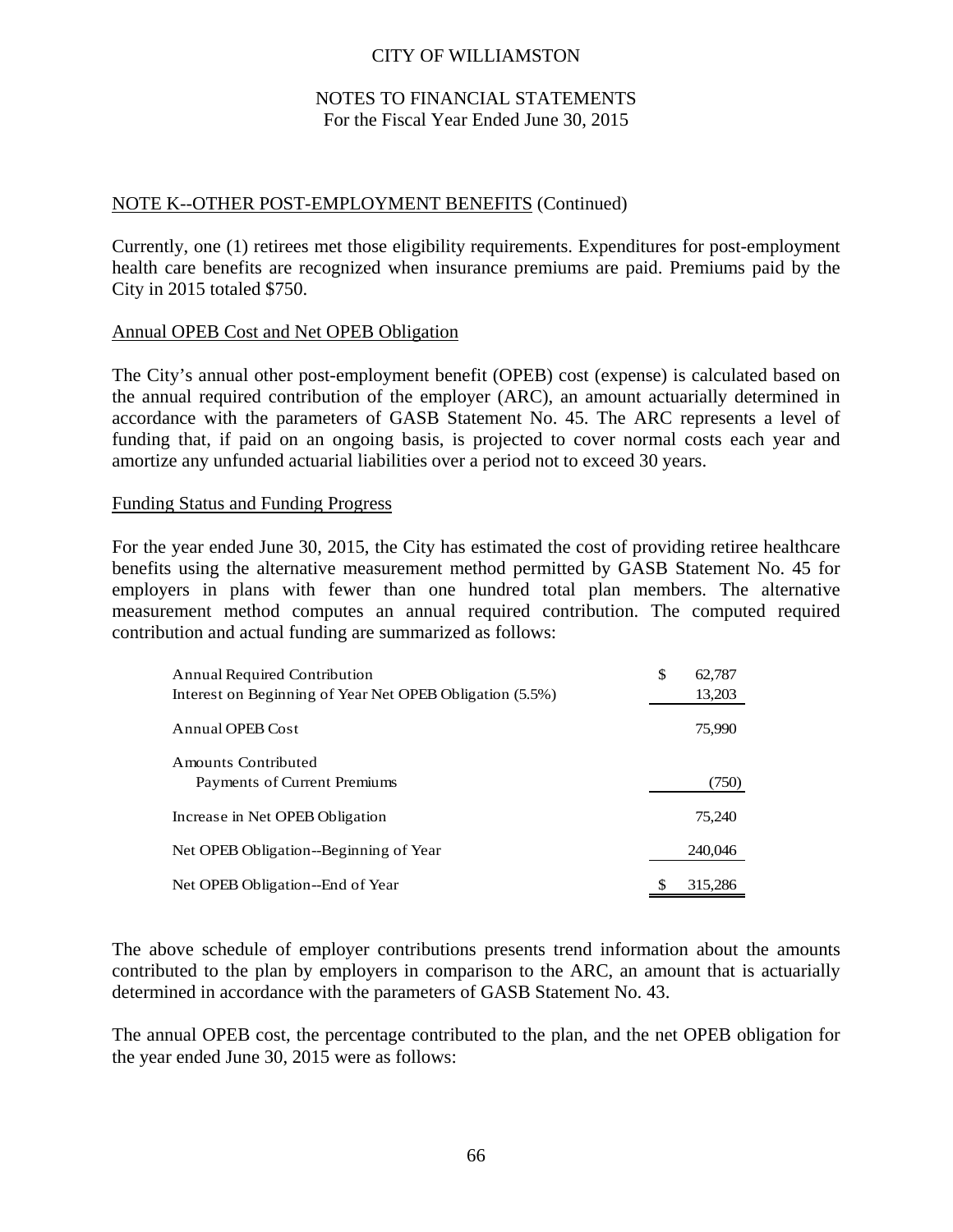CITY OF WILLIAMSTON

NOTES TO FINANCIAL STATEMENTS
For the Fiscal Year Ended June 30, 2015

## NOTE K--OTHER POST-EMPLOYMENT BENEFITS (Continued)

Currently, one (1) retirees met those eligibility requirements. Expenditures for post-employment health care benefits are recognized when insurance premiums are paid. Premiums paid by the City in 2015 totaled $750.

### Annual OPEB Cost and Net OPEB Obligation

The City's annual other post-employment benefit (OPEB) cost (expense) is calculated based on the annual required contribution of the employer (ARC), an amount actuarially determined in accordance with the parameters of GASB Statement No. 45. The ARC represents a level of funding that, if paid on an ongoing basis, is projected to cover normal costs each year and amortize any unfunded actuarial liabilities over a period not to exceed 30 years.

### Funding Status and Funding Progress

For the year ended June 30, 2015, the City has estimated the cost of providing retiree healthcare benefits using the alternative measurement method permitted by GASB Statement No. 45 for employers in plans with fewer than one hundred total plan members. The alternative measurement method computes an annual required contribution. The computed required contribution and actual funding are summarized as follows:

| | |
|---|---|
| Annual Required Contribution | $ 62,787 |
| Interest on Beginning of Year Net OPEB Obligation (5.5%) | 13,203 |
| Annual OPEB Cost | 75,990 |
| Amounts Contributed | |
| Payments of Current Premiums | (750) |
| Increase in Net OPEB Obligation | 75,240 |
| Net OPEB Obligation--Beginning of Year | 240,046 |
| Net OPEB Obligation--End of Year | $ 315,286 |

The above schedule of employer contributions presents trend information about the amounts contributed to the plan by employers in comparison to the ARC, an amount that is actuarially determined in accordance with the parameters of GASB Statement No. 43.

The annual OPEB cost, the percentage contributed to the plan, and the net OPEB obligation for the year ended June 30, 2015 were as follows: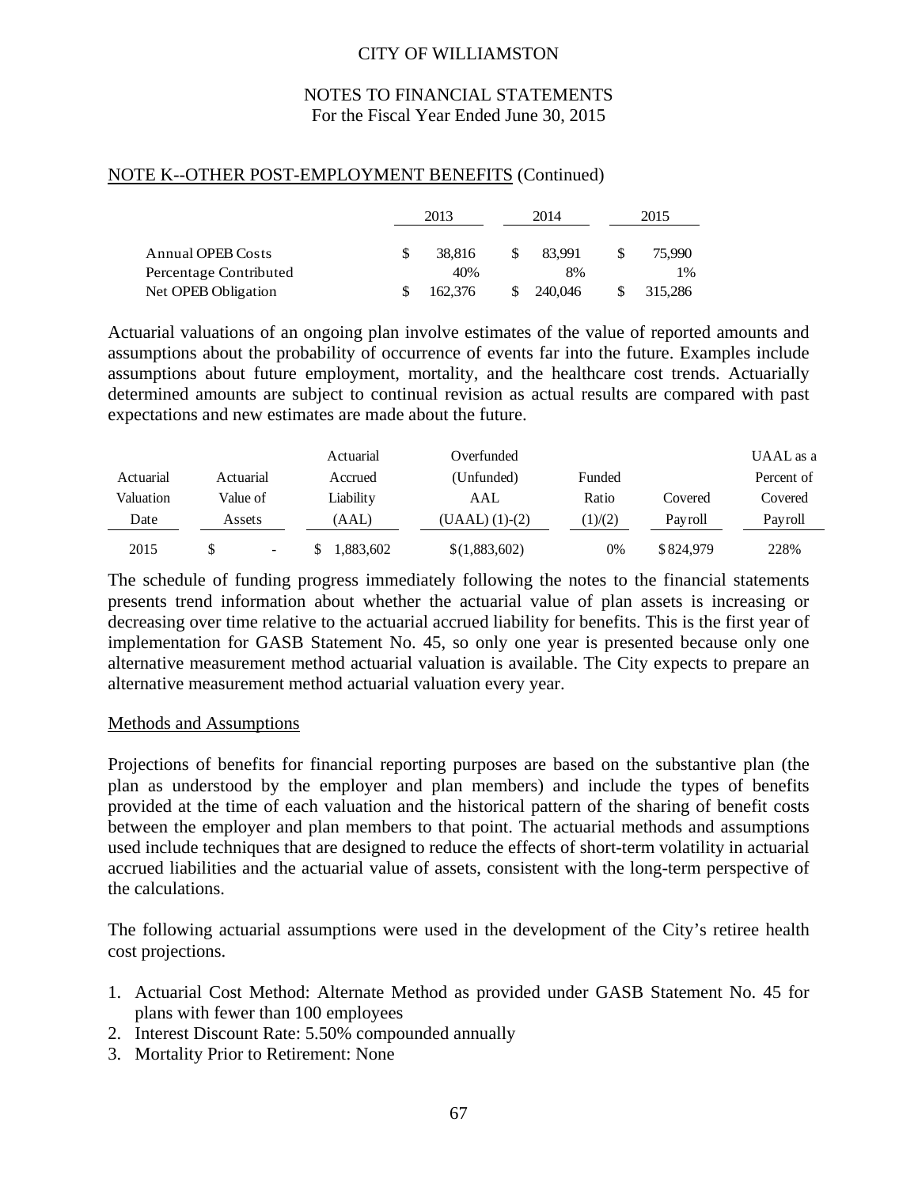CITY OF WILLIAMSTON

NOTES TO FINANCIAL STATEMENTS
For the Fiscal Year Ended June 30, 2015

NOTE K--OTHER POST-EMPLOYMENT BENEFITS (Continued)

| | 2013 | 2014 | 2015 |
|---|---|---|---|
| Annual OPEB Costs | $ 38,816 | $ 83,991 | $ 75,990 |
| Percentage Contributed | 40% | 8% | 1% |
| Net OPEB Obligation | $ 162,376 | $ 240,046 | $ 315,286 |

Actuarial valuations of an ongoing plan involve estimates of the value of reported amounts and assumptions about the probability of occurrence of events far into the future. Examples include assumptions about future employment, mortality, and the healthcare cost trends. Actuarially determined amounts are subject to continual revision as actual results are compared with past expectations and new estimates are made about the future.

| Actuarial Valuation Date | Actuarial Value of Assets | Actuarial Accrued Liability (AAL) | Overfunded (Unfunded) AAL (UAAL) (1)-(2) | Funded Ratio (1)/(2) | Covered Payroll | UAAL as a Percent of Covered Payroll |
|---|---|---|---|---|---|---|
| 2015 | $ - | $ 1,883,602 | $(1,883,602) | 0% | $824,979 | 228% |

The schedule of funding progress immediately following the notes to the financial statements presents trend information about whether the actuarial value of plan assets is increasing or decreasing over time relative to the actuarial accrued liability for benefits. This is the first year of implementation for GASB Statement No. 45, so only one year is presented because only one alternative measurement method actuarial valuation is available. The City expects to prepare an alternative measurement method actuarial valuation every year.

Methods and Assumptions

Projections of benefits for financial reporting purposes are based on the substantive plan (the plan as understood by the employer and plan members) and include the types of benefits provided at the time of each valuation and the historical pattern of the sharing of benefit costs between the employer and plan members to that point. The actuarial methods and assumptions used include techniques that are designed to reduce the effects of short-term volatility in actuarial accrued liabilities and the actuarial value of assets, consistent with the long-term perspective of the calculations.

The following actuarial assumptions were used in the development of the City's retiree health cost projections.

1. Actuarial Cost Method: Alternate Method as provided under GASB Statement No. 45 for plans with fewer than 100 employees
2. Interest Discount Rate: 5.50% compounded annually
3. Mortality Prior to Retirement: None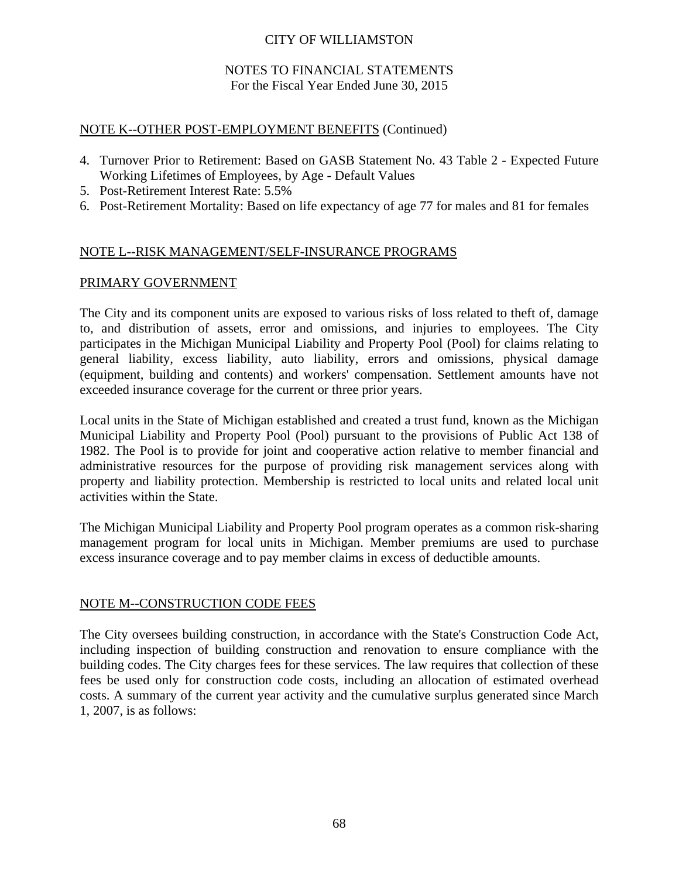## NOTE K--OTHER POST-EMPLOYMENT BENEFITS (Continued)

4. Turnover Prior to Retirement: Based on GASB Statement No. 43 Table 2 - Expected Future Working Lifetimes of Employees, by Age - Default Values
5. Post-Retirement Interest Rate: 5.5%
6. Post-Retirement Mortality: Based on life expectancy of age 77 for males and 81 for females

## NOTE L--RISK MANAGEMENT/SELF-INSURANCE PROGRAMS

### PRIMARY GOVERNMENT

The City and its component units are exposed to various risks of loss related to theft of, damage to, and distribution of assets, error and omissions, and injuries to employees. The City participates in the Michigan Municipal Liability and Property Pool (Pool) for claims relating to general liability, excess liability, auto liability, errors and omissions, physical damage (equipment, building and contents) and workers' compensation. Settlement amounts have not exceeded insurance coverage for the current or three prior years.

Local units in the State of Michigan established and created a trust fund, known as the Michigan Municipal Liability and Property Pool (Pool) pursuant to the provisions of Public Act 138 of 1982. The Pool is to provide for joint and cooperative action relative to member financial and administrative resources for the purpose of providing risk management services along with property and liability protection. Membership is restricted to local units and related local unit activities within the State.

The Michigan Municipal Liability and Property Pool program operates as a common risk-sharing management program for local units in Michigan. Member premiums are used to purchase excess insurance coverage and to pay member claims in excess of deductible amounts.

## NOTE M--CONSTRUCTION CODE FEES

The City oversees building construction, in accordance with the State's Construction Code Act, including inspection of building construction and renovation to ensure compliance with the building codes. The City charges fees for these services. The law requires that collection of these fees be used only for construction code costs, including an allocation of estimated overhead costs. A summary of the current year activity and the cumulative surplus generated since March 1, 2007, is as follows: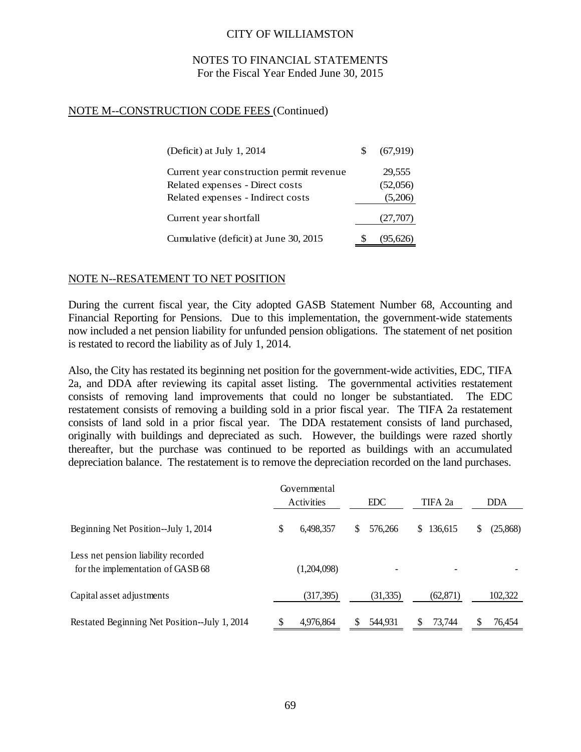## NOTE M--CONSTRUCTION CODE FEES (Continued)

| | |
|---|---|
| (Deficit) at July 1, 2014 | $ (67,919) |
| Current year construction permit revenue | 29,555 |
| Related expenses - Direct costs | (52,056) |
| Related expenses - Indirect costs | (5,206) |
| Current year shortfall | (27,707) |
| Cumulative (deficit) at June 30, 2015 | $ (95,626) |

## NOTE N--RESTATEMENT TO NET POSITION

During the current fiscal year, the City adopted GASB Statement Number 68, Accounting and Financial Reporting for Pensions. Due to this implementation, the government-wide statements now included a net pension liability for unfunded pension obligations. The statement of net position is restated to record the liability as of July 1, 2014.

Also, the City has restated its beginning net position for the government-wide activities, EDC, TIFA 2a, and DDA after reviewing its capital asset listing. The governmental activities restatement consists of removing land improvements that could no longer be substantiated. The EDC restatement consists of removing a building sold in a prior fiscal year. The TIFA 2a restatement consists of land sold in a prior fiscal year. The DDA restatement consists of land purchased, originally with buildings and depreciated as such. However, the buildings were razed shortly thereafter, but the purchase was continued to be reported as buildings with an accumulated depreciation balance. The restatement is to remove the depreciation recorded on the land purchases.

| | Governmental Activities | EDC | TIFA 2a | DDA |
|---|---|---|---|---|
| Beginning Net Position--July 1, 2014 | $ 6,498,357 | $ 576,266 | $ 136,615 | $ (25,868) |
| Less net pension liability recorded for the implementation of GASB 68 | (1,204,098) | - | - | - |
| Capital asset adjustments | (317,395) | (31,335) | (62,871) | 102,322 |
| Restated Beginning Net Position--July 1, 2014 | $ 4,976,864 | $ 544,931 | $ 73,744 | $ 76,454 |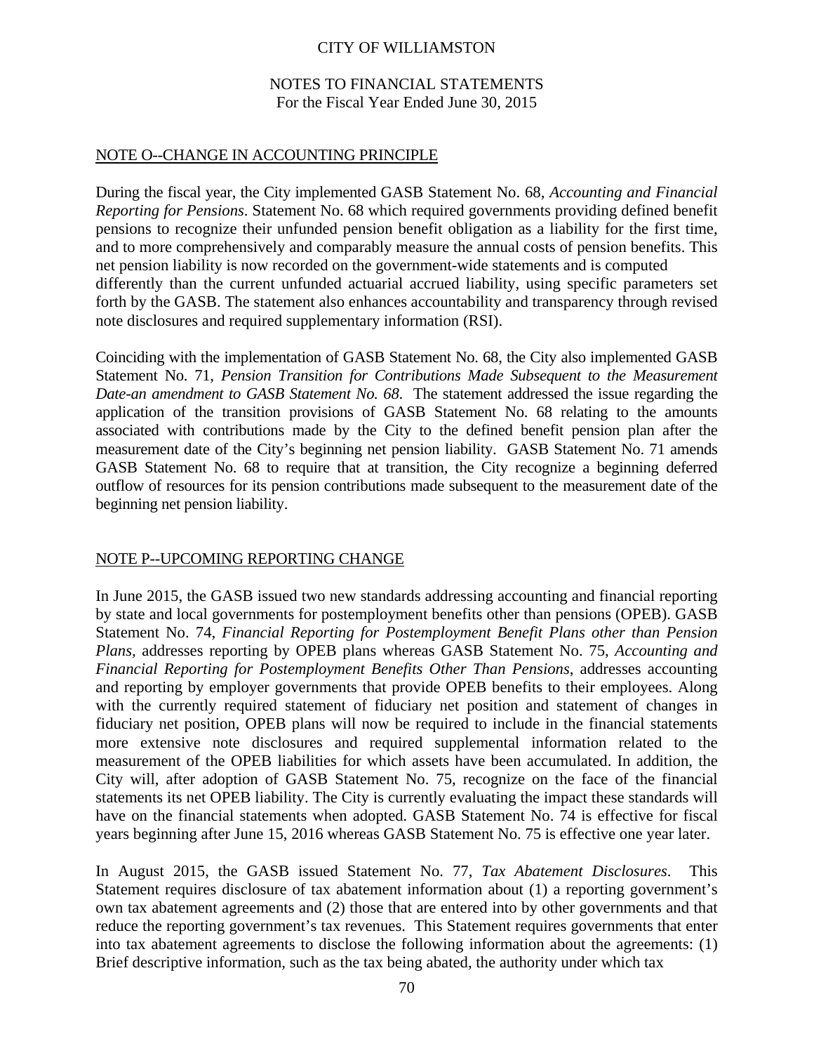CITY OF WILLIAMSTON

NOTES TO FINANCIAL STATEMENTS
For the Fiscal Year Ended June 30, 2015

## NOTE O--CHANGE IN ACCOUNTING PRINCIPLE

During the fiscal year, the City implemented GASB Statement No. 68, *Accounting and Financial Reporting for Pensions*. Statement No. 68 which required governments providing defined benefit pensions to recognize their unfunded pension benefit obligation as a liability for the first time, and to more comprehensively and comparably measure the annual costs of pension benefits. This net pension liability is now recorded on the government-wide statements and is computed differently than the current unfunded actuarial accrued liability, using specific parameters set forth by the GASB. The statement also enhances accountability and transparency through revised note disclosures and required supplementary information (RSI).

Coinciding with the implementation of GASB Statement No. 68, the City also implemented GASB Statement No. 71, *Pension Transition for Contributions Made Subsequent to the Measurement Date-an amendment to GASB Statement No. 68*. The statement addressed the issue regarding the application of the transition provisions of GASB Statement No. 68 relating to the amounts associated with contributions made by the City to the defined benefit pension plan after the measurement date of the City's beginning net pension liability. GASB Statement No. 71 amends GASB Statement No. 68 to require that at transition, the City recognize a beginning deferred outflow of resources for its pension contributions made subsequent to the measurement date of the beginning net pension liability.

## NOTE P--UPCOMING REPORTING CHANGE

In June 2015, the GASB issued two new standards addressing accounting and financial reporting by state and local governments for postemployment benefits other than pensions (OPEB). GASB Statement No. 74, *Financial Reporting for Postemployment Benefit Plans other than Pension Plans*, addresses reporting by OPEB plans whereas GASB Statement No. 75, *Accounting and Financial Reporting for Postemployment Benefits Other Than Pensions*, addresses accounting and reporting by employer governments that provide OPEB benefits to their employees. Along with the currently required statement of fiduciary net position and statement of changes in fiduciary net position, OPEB plans will now be required to include in the financial statements more extensive note disclosures and required supplemental information related to the measurement of the OPEB liabilities for which assets have been accumulated. In addition, the City will, after adoption of GASB Statement No. 75, recognize on the face of the financial statements its net OPEB liability. The City is currently evaluating the impact these standards will have on the financial statements when adopted. GASB Statement No. 74 is effective for fiscal years beginning after June 15, 2016 whereas GASB Statement No. 75 is effective one year later.

In August 2015, the GASB issued Statement No. 77, *Tax Abatement Disclosures*. This Statement requires disclosure of tax abatement information about (1) a reporting government's own tax abatement agreements and (2) those that are entered into by other governments and that reduce the reporting government's tax revenues. This Statement requires governments that enter into tax abatement agreements to disclose the following information about the agreements: (1) Brief descriptive information, such as the tax being abated, the authority under which tax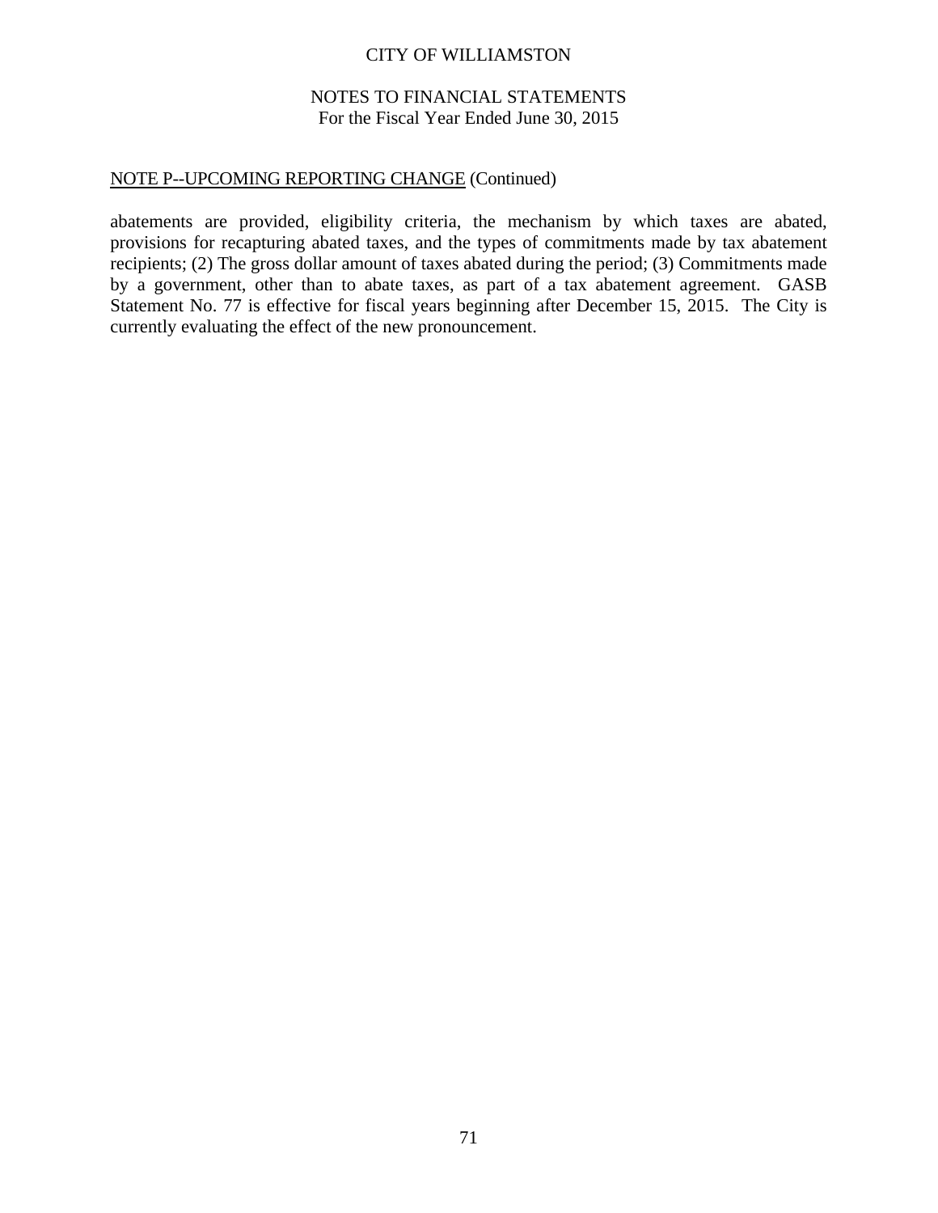NOTE P--UPCOMING REPORTING CHANGE (Continued)

abatements are provided, eligibility criteria, the mechanism by which taxes are abated, provisions for recapturing abated taxes, and the types of commitments made by tax abatement recipients; (2) The gross dollar amount of taxes abated during the period; (3) Commitments made by a government, other than to abate taxes, as part of a tax abatement agreement. GASB Statement No. 77 is effective for fiscal years beginning after December 15, 2015. The City is currently evaluating the effect of the new pronouncement.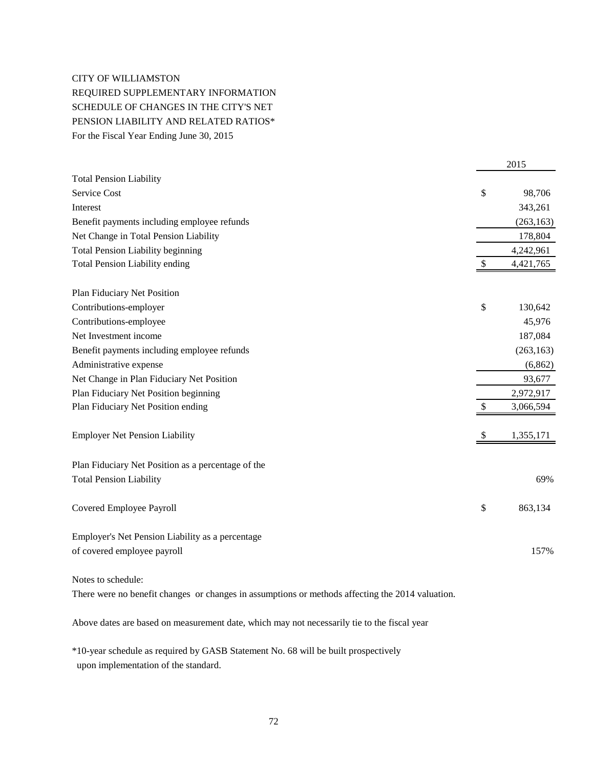CITY OF WILLIAMSTON
REQUIRED SUPPLEMENTARY INFORMATION
SCHEDULE OF CHANGES IN THE CITY'S NET
PENSION LIABILITY AND RELATED RATIOS*
For the Fiscal Year Ending June 30, 2015

| | 2015 |
|---|---|
| **Total Pension Liability** | |
| Service Cost | $ 98,706 |
| Interest | 343,261 |
| Benefit payments including employee refunds | (263,163) |
| Net Change in Total Pension Liability | 178,804 |
| Total Pension Liability beginning | 4,242,961 |
| Total Pension Liability ending | $ 4,421,765 |
| | |
| **Plan Fiduciary Net Position** | |
| Contributions-employer | $ 130,642 |
| Contributions-employee | 45,976 |
| Net Investment income | 187,084 |
| Benefit payments including employee refunds | (263,163) |
| Administrative expense | (6,862) |
| Net Change in Plan Fiduciary Net Position | 93,677 |
| Plan Fiduciary Net Position beginning | 2,972,917 |
| Plan Fiduciary Net Position ending | $ 3,066,594 |
| | |
| Employer Net Pension Liability | $ 1,355,171 |
| | |
| Plan Fiduciary Net Position as a percentage of the Total Pension Liability | 69% |
| | |
| Covered Employee Payroll | $ 863,134 |
| | |
| Employer's Net Pension Liability as a percentage of covered employee payroll | 157% |

Notes to schedule:

There were no benefit changes or changes in assumptions or methods affecting the 2014 valuation.

Above dates are based on measurement date, which may not necessarily tie to the fiscal year

*10-year schedule as required by GASB Statement No. 68 will be built prospectively upon implementation of the standard.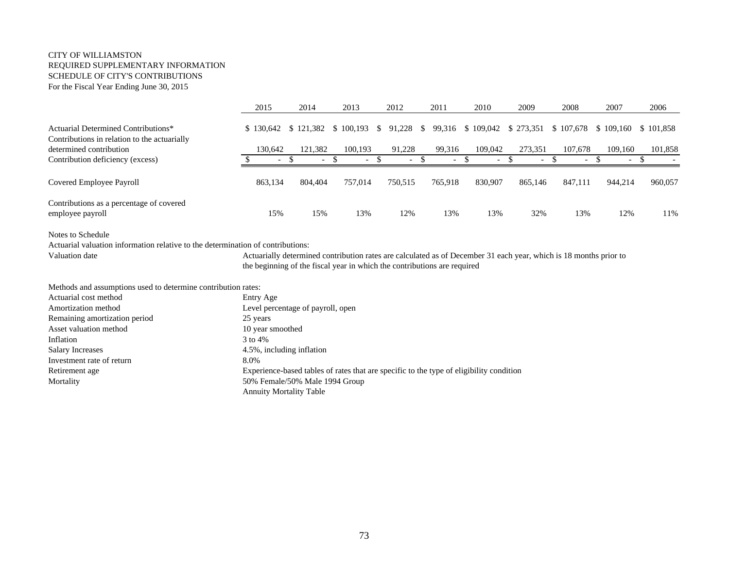CITY OF WILLIAMSTON
REQUIRED SUPPLEMENTARY INFORMATION
SCHEDULE OF CITY'S CONTRIBUTIONS
For the Fiscal Year Ending June 30, 2015

| | 2015 | 2014 | 2013 | 2012 | 2011 | 2010 | 2009 | 2008 | 2007 | 2006 |
|---|---|---|---|---|---|---|---|---|---|---|
| Actuarial Determined Contributions* | $ 130,642 | $ 121,382 | $ 100,193 | $ 91,228 | $ 99,316 | $ 109,042 | $ 273,351 | $ 107,678 | $ 109,160 | $ 101,858 |
| Contributions in relation to the actuarially determined contribution | 130,642 | 121,382 | 100,193 | 91,228 | 99,316 | 109,042 | 273,351 | 107,678 | 109,160 | 101,858 |
| Contribution deficiency (excess) | $ - | $ - | $ - | $ - | $ - | $ - | $ - | $ - | $ - | $ - |
| Covered Employee Payroll | 863,134 | 804,404 | 757,014 | 750,515 | 765,918 | 830,907 | 865,146 | 847,111 | 944,214 | 960,057 |
| Contributions as a percentage of covered employee payroll | 15% | 15% | 13% | 12% | 13% | 13% | 32% | 13% | 12% | 11% |

Notes to Schedule

Actuarial valuation information relative to the determination of contributions:

| | |
|---|---|
| Valuation date | Actuarially determined contribution rates are calculated as of December 31 each year, which is 18 months prior to the beginning of the fiscal year in which the contributions are required |

Methods and assumptions used to determine contribution rates:

| | |
|---|---|
| Actuarial cost method | Entry Age |
| Amortization method | Level percentage of payroll, open |
| Remaining amortization period | 25 years |
| Asset valuation method | 10 year smoothed |
| Inflation | 3 to 4% |
| Salary Increases | 4.5%, including inflation |
| Investment rate of return | 8.0% |
| Retirement age | Experience-based tables of rates that are specific to the type of eligibility condition |
| Mortality | 50% Female/50% Male 1994 Group Annuity Mortality Table |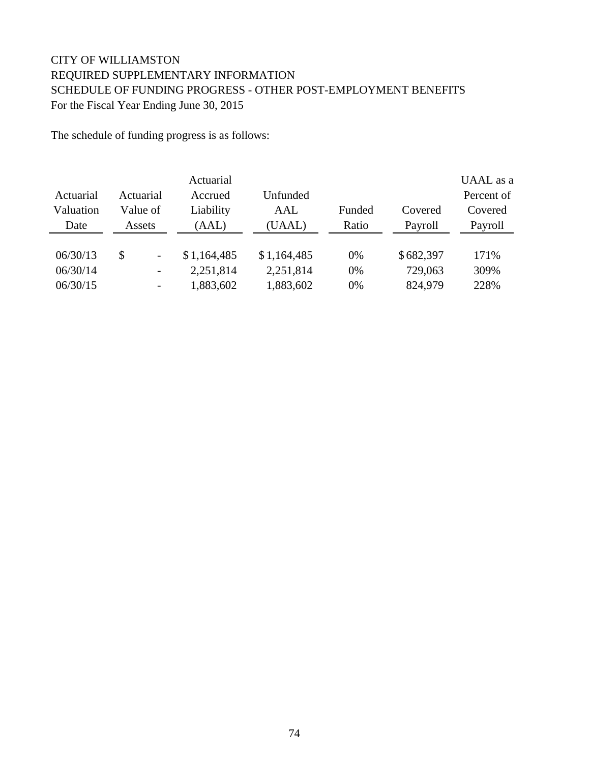CITY OF WILLIAMSTON
REQUIRED SUPPLEMENTARY INFORMATION
SCHEDULE OF FUNDING PROGRESS - OTHER POST-EMPLOYMENT BENEFITS
For the Fiscal Year Ending June 30, 2015

The schedule of funding progress is as follows:

| Actuarial Valuation Date | Actuarial Value of Assets | Actuarial Accrued Liability (AAL) | Unfunded AAL (UAAL) | Funded Ratio | Covered Payroll | UAAL as a Percent of Covered Payroll |
|---|---|---|---|---|---|---|
| 06/30/13 | $ - | $ 1,164,485 | $ 1,164,485 | 0% | $ 682,397 | 171% |
| 06/30/14 | - | 2,251,814 | 2,251,814 | 0% | 729,063 | 309% |
| 06/30/15 | - | 1,883,602 | 1,883,602 | 0% | 824,979 | 228% |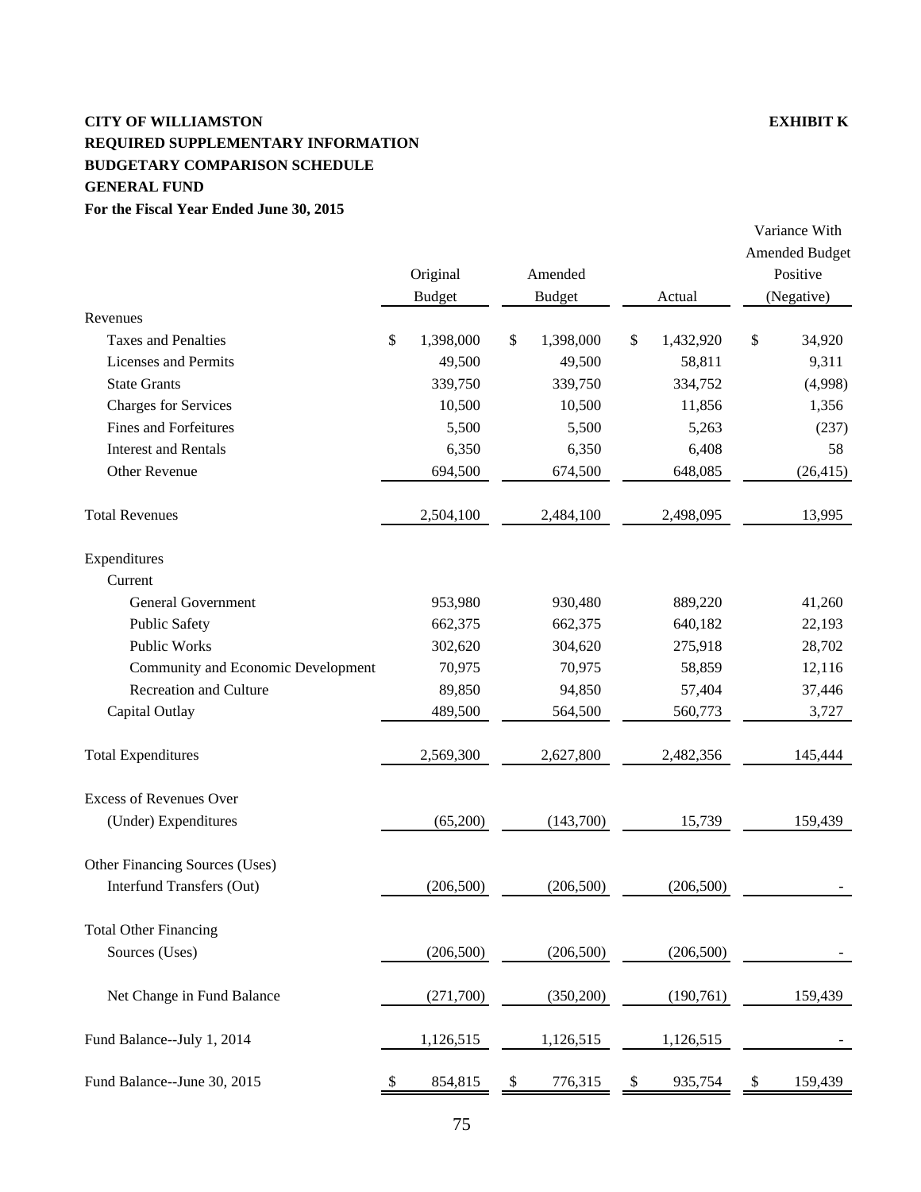**CITY OF WILLIAMSTON** **EXHIBIT K**

**REQUIRED SUPPLEMENTARY INFORMATION**

**BUDGETARY COMPARISON SCHEDULE**

**GENERAL FUND**

**For the Fiscal Year Ended June 30, 2015**

| | Original Budget | Amended Budget | Actual | Variance With Amended Budget Positive (Negative) |
|---|---|---|---|---|
| Revenues | | | | |
| Taxes and Penalties | $ 1,398,000 | $ 1,398,000 | $ 1,432,920 | $ 34,920 |
| Licenses and Permits | 49,500 | 49,500 | 58,811 | 9,311 |
| State Grants | 339,750 | 339,750 | 334,752 | (4,998) |
| Charges for Services | 10,500 | 10,500 | 11,856 | 1,356 |
| Fines and Forfeitures | 5,500 | 5,500 | 5,263 | (237) |
| Interest and Rentals | 6,350 | 6,350 | 6,408 | 58 |
| Other Revenue | 694,500 | 674,500 | 648,085 | (26,415) |
| Total Revenues | 2,504,100 | 2,484,100 | 2,498,095 | 13,995 |
| Expenditures | | | | |
| Current | | | | |
| General Government | 953,980 | 930,480 | 889,220 | 41,260 |
| Public Safety | 662,375 | 662,375 | 640,182 | 22,193 |
| Public Works | 302,620 | 304,620 | 275,918 | 28,702 |
| Community and Economic Development | 70,975 | 70,975 | 58,859 | 12,116 |
| Recreation and Culture | 89,850 | 94,850 | 57,404 | 37,446 |
| Capital Outlay | 489,500 | 564,500 | 560,773 | 3,727 |
| Total Expenditures | 2,569,300 | 2,627,800 | 2,482,356 | 145,444 |
| Excess of Revenues Over (Under) Expenditures | (65,200) | (143,700) | 15,739 | 159,439 |
| Other Financing Sources (Uses) | | | | |
| Interfund Transfers (Out) | (206,500) | (206,500) | (206,500) | - |
| Total Other Financing Sources (Uses) | (206,500) | (206,500) | (206,500) | - |
| Net Change in Fund Balance | (271,700) | (350,200) | (190,761) | 159,439 |
| Fund Balance--July 1, 2014 | 1,126,515 | 1,126,515 | 1,126,515 | - |
| Fund Balance--June 30, 2015 | $ 854,815 | $ 776,315 | $ 935,754 | $ 159,439 |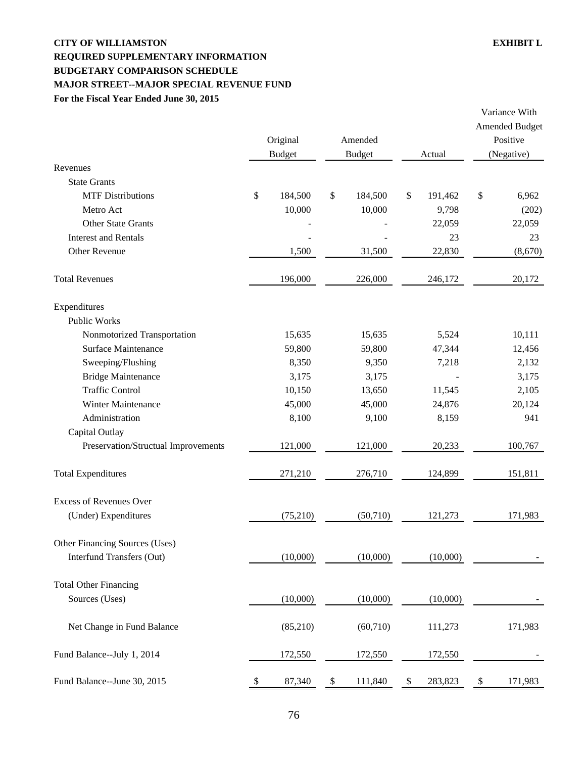**CITY OF WILLIAMSTON** **EXHIBIT L**

**REQUIRED SUPPLEMENTARY INFORMATION**

**BUDGETARY COMPARISON SCHEDULE**

**MAJOR STREET--MAJOR SPECIAL REVENUE FUND**

**For the Fiscal Year Ended June 30, 2015**

| | Original Budget | Amended Budget | Actual | Variance With Amended Budget Positive (Negative) |
|---|---|---|---|---|
| Revenues | | | | |
| State Grants | | | | |
| MTF Distributions | $ 184,500 | $ 184,500 | $ 191,462 | $ 6,962 |
| Metro Act | 10,000 | 10,000 | 9,798 | (202) |
| Other State Grants | - | - | 22,059 | 22,059 |
| Interest and Rentals | - | - | 23 | 23 |
| Other Revenue | 1,500 | 31,500 | 22,830 | (8,670) |
| Total Revenues | 196,000 | 226,000 | 246,172 | 20,172 |
| Expenditures | | | | |
| Public Works | | | | |
| Nonmotorized Transportation | 15,635 | 15,635 | 5,524 | 10,111 |
| Surface Maintenance | 59,800 | 59,800 | 47,344 | 12,456 |
| Sweeping/Flushing | 8,350 | 9,350 | 7,218 | 2,132 |
| Bridge Maintenance | 3,175 | 3,175 | - | 3,175 |
| Traffic Control | 10,150 | 13,650 | 11,545 | 2,105 |
| Winter Maintenance | 45,000 | 45,000 | 24,876 | 20,124 |
| Administration | 8,100 | 9,100 | 8,159 | 941 |
| Capital Outlay | | | | |
| Preservation/Structual Improvements | 121,000 | 121,000 | 20,233 | 100,767 |
| Total Expenditures | 271,210 | 276,710 | 124,899 | 151,811 |
| Excess of Revenues Over (Under) Expenditures | (75,210) | (50,710) | 121,273 | 171,983 |
| Other Financing Sources (Uses) | | | | |
| Interfund Transfers (Out) | (10,000) | (10,000) | (10,000) | - |
| Total Other Financing Sources (Uses) | (10,000) | (10,000) | (10,000) | - |
| Net Change in Fund Balance | (85,210) | (60,710) | 111,273 | 171,983 |
| Fund Balance--July 1, 2014 | 172,550 | 172,550 | 172,550 | - |
| Fund Balance--June 30, 2015 | $ 87,340 | $ 111,840 | $ 283,823 | $ 171,983 |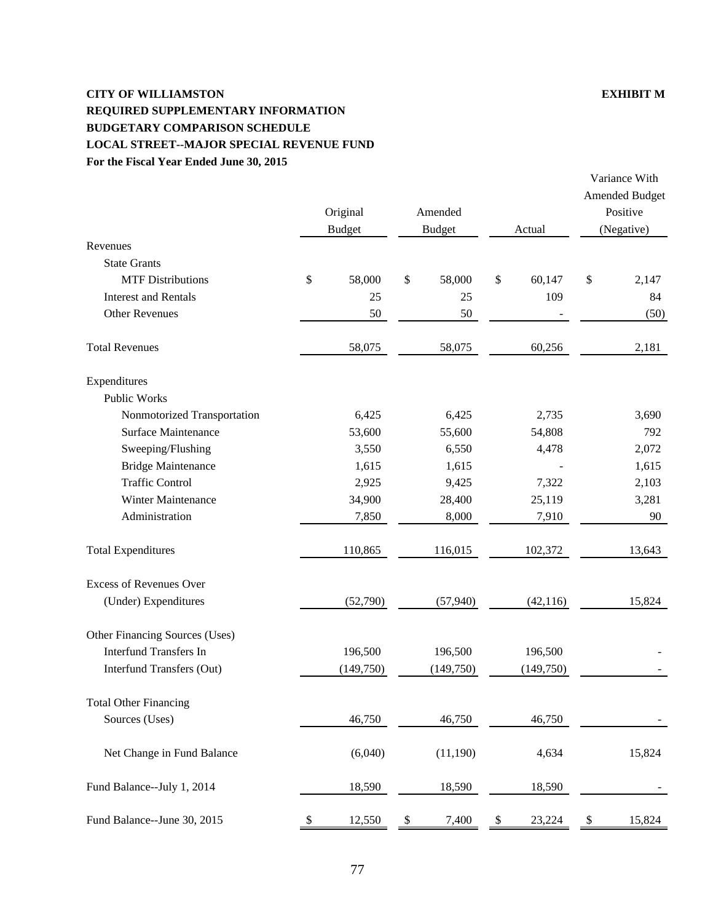**CITY OF WILLIAMSTON** **EXHIBIT M**

**REQUIRED SUPPLEMENTARY INFORMATION**

**BUDGETARY COMPARISON SCHEDULE**

**LOCAL STREET--MAJOR SPECIAL REVENUE FUND**

**For the Fiscal Year Ended June 30, 2015**

| | Original Budget | Amended Budget | Actual | Variance With Amended Budget Positive (Negative) |
|---|---|---|---|---|
| Revenues | | | | |
| State Grants | | | | |
| MTF Distributions | $ 58,000 | $ 58,000 | $ 60,147 | $ 2,147 |
| Interest and Rentals | 25 | 25 | 109 | 84 |
| Other Revenues | 50 | 50 | - | (50) |
| Total Revenues | 58,075 | 58,075 | 60,256 | 2,181 |
| Expenditures | | | | |
| Public Works | | | | |
| Nonmotorized Transportation | 6,425 | 6,425 | 2,735 | 3,690 |
| Surface Maintenance | 53,600 | 55,600 | 54,808 | 792 |
| Sweeping/Flushing | 3,550 | 6,550 | 4,478 | 2,072 |
| Bridge Maintenance | 1,615 | 1,615 | - | 1,615 |
| Traffic Control | 2,925 | 9,425 | 7,322 | 2,103 |
| Winter Maintenance | 34,900 | 28,400 | 25,119 | 3,281 |
| Administration | 7,850 | 8,000 | 7,910 | 90 |
| Total Expenditures | 110,865 | 116,015 | 102,372 | 13,643 |
| Excess of Revenues Over (Under) Expenditures | (52,790) | (57,940) | (42,116) | 15,824 |
| Other Financing Sources (Uses) | | | | |
| Interfund Transfers In | 196,500 | 196,500 | 196,500 | - |
| Interfund Transfers (Out) | (149,750) | (149,750) | (149,750) | - |
| Total Other Financing Sources (Uses) | 46,750 | 46,750 | 46,750 | - |
| Net Change in Fund Balance | (6,040) | (11,190) | 4,634 | 15,824 |
| Fund Balance--July 1, 2014 | 18,590 | 18,590 | 18,590 | - |
| Fund Balance--June 30, 2015 | $ 12,550 | $ 7,400 | $ 23,224 | $ 15,824 |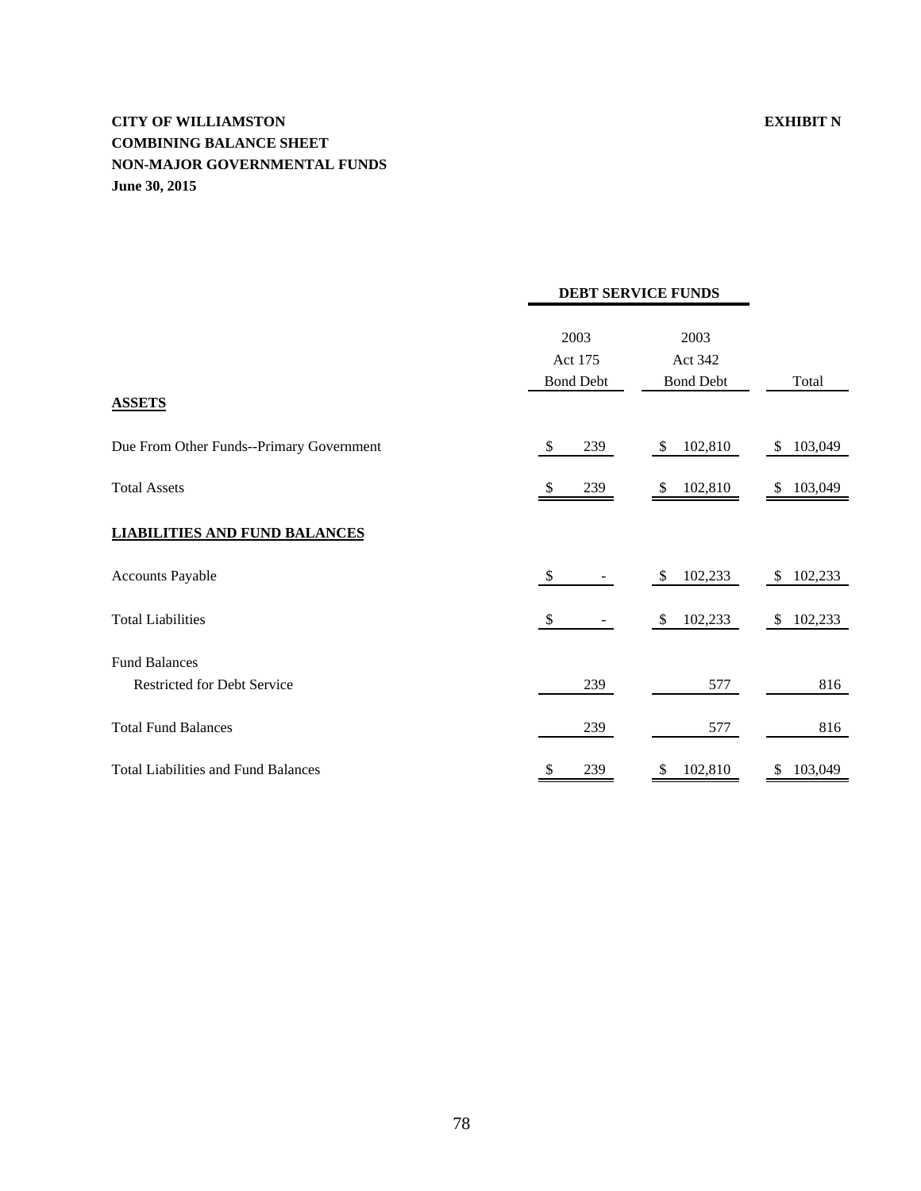**CITY OF WILLIAMSTON** **EXHIBIT N**

**COMBINING BALANCE SHEET**

**NON-MAJOR GOVERNMENTAL FUNDS**

**June 30, 2015**

| | DEBT SERVICE FUNDS | | |
|---|---|---|---|
| | 2003 Act 175 Bond Debt | 2003 Act 342 Bond Debt | Total |
| **ASSETS** | | | |
| Due From Other Funds--Primary Government | $ 239 | $ 102,810 | $ 103,049 |
| Total Assets | $ 239 | $ 102,810 | $ 103,049 |
| **LIABILITIES AND FUND BALANCES** | | | |
| Accounts Payable | $ - | $ 102,233 | $ 102,233 |
| Total Liabilities | $ - | $ 102,233 | $ 102,233 |
| Fund Balances | | | |
| Restricted for Debt Service | 239 | 577 | 816 |
| Total Fund Balances | 239 | 577 | 816 |
| Total Liabilities and Fund Balances | $ 239 | $ 102,810 | $ 103,049 |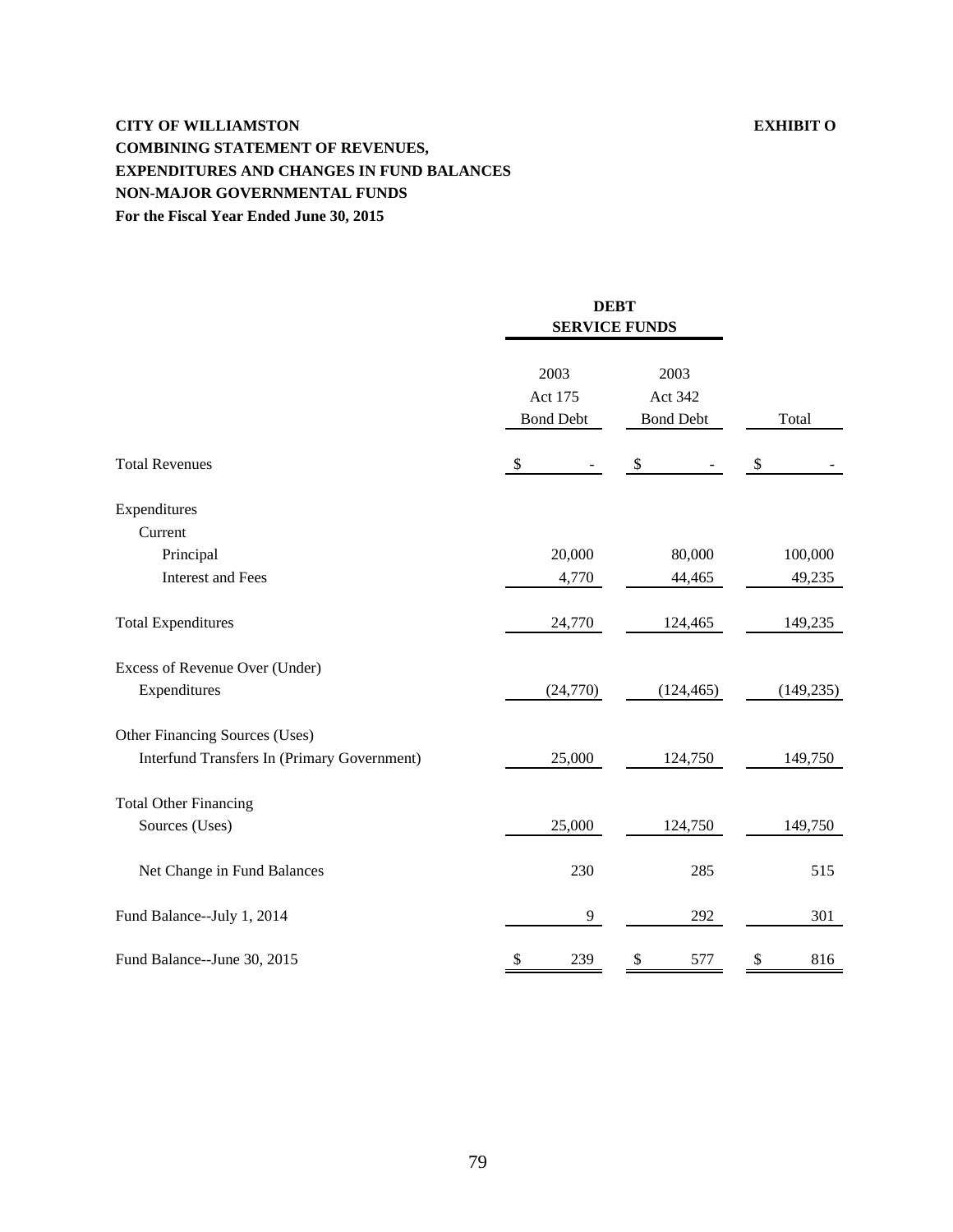**CITY OF WILLIAMSTON** **EXHIBIT O**

**COMBINING STATEMENT OF REVENUES, EXPENDITURES AND CHANGES IN FUND BALANCES NON-MAJOR GOVERNMENTAL FUNDS For the Fiscal Year Ended June 30, 2015**

| | DEBT SERVICE FUNDS | | |
|---|---|---|---|
| | 2003 Act 175 Bond Debt | 2003 Act 342 Bond Debt | Total |
| Total Revenues | $ - | $ - | $ - |
| Expenditures | | | |
| Current | | | |
| Principal | 20,000 | 80,000 | 100,000 |
| Interest and Fees | 4,770 | 44,465 | 49,235 |
| Total Expenditures | 24,770 | 124,465 | 149,235 |
| Excess of Revenue Over (Under) Expenditures | (24,770) | (124,465) | (149,235) |
| Other Financing Sources (Uses) | | | |
| Interfund Transfers In (Primary Government) | 25,000 | 124,750 | 149,750 |
| Total Other Financing Sources (Uses) | 25,000 | 124,750 | 149,750 |
| Net Change in Fund Balances | 230 | 285 | 515 |
| Fund Balance--July 1, 2014 | 9 | 292 | 301 |
| Fund Balance--June 30, 2015 | $ 239 | $ 577 | $ 816 |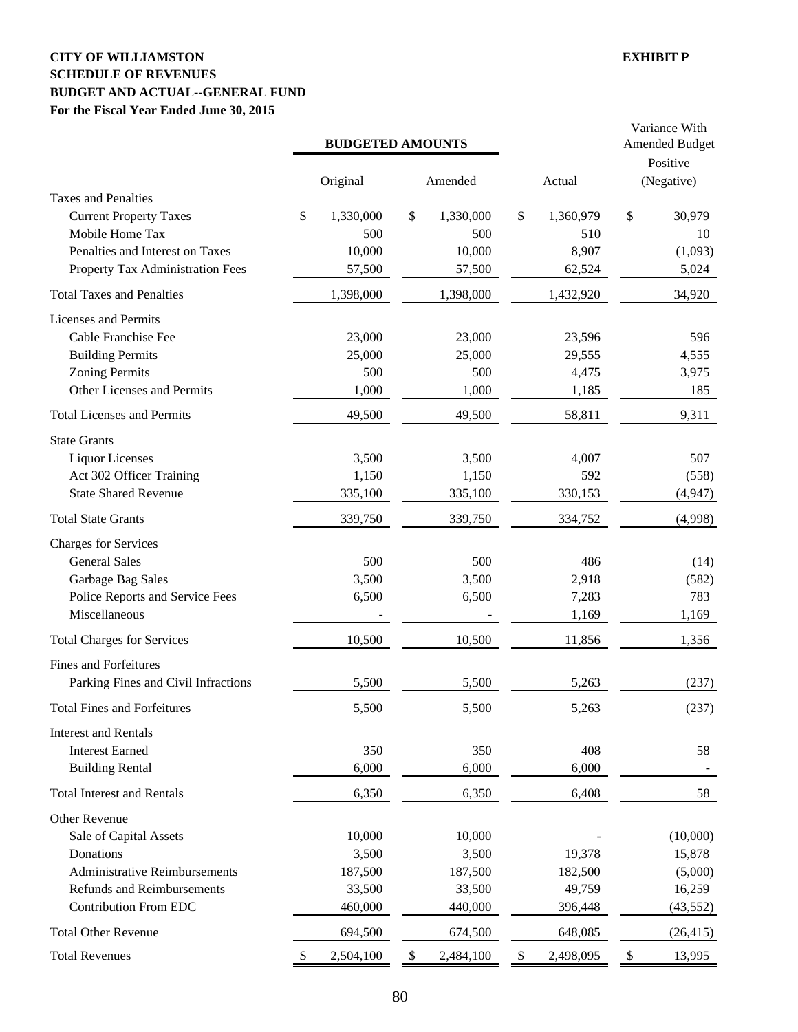**CITY OF WILLIAMSTON**
**SCHEDULE OF REVENUES**
**BUDGET AND ACTUAL--GENERAL FUND**
**For the Fiscal Year Ended June 30, 2015**

**EXHIBIT P**

| | BUDGETED AMOUNTS | | | Variance With Amended Budget |
|---|---|---|---|---|
| | Original | Amended | Actual | Positive (Negative) |
| **Taxes and Penalties** | | | | |
| Current Property Taxes | $ 1,330,000 | $ 1,330,000 | $ 1,360,979 | $ 30,979 |
| Mobile Home Tax | 500 | 500 | 510 | 10 |
| Penalties and Interest on Taxes | 10,000 | 10,000 | 8,907 | (1,093) |
| Property Tax Administration Fees | 57,500 | 57,500 | 62,524 | 5,024 |
| Total Taxes and Penalties | 1,398,000 | 1,398,000 | 1,432,920 | 34,920 |
| **Licenses and Permits** | | | | |
| Cable Franchise Fee | 23,000 | 23,000 | 23,596 | 596 |
| Building Permits | 25,000 | 25,000 | 29,555 | 4,555 |
| Zoning Permits | 500 | 500 | 4,475 | 3,975 |
| Other Licenses and Permits | 1,000 | 1,000 | 1,185 | 185 |
| Total Licenses and Permits | 49,500 | 49,500 | 58,811 | 9,311 |
| **State Grants** | | | | |
| Liquor Licenses | 3,500 | 3,500 | 4,007 | 507 |
| Act 302 Officer Training | 1,150 | 1,150 | 592 | (558) |
| State Shared Revenue | 335,100 | 335,100 | 330,153 | (4,947) |
| Total State Grants | 339,750 | 339,750 | 334,752 | (4,998) |
| **Charges for Services** | | | | |
| General Sales | 500 | 500 | 486 | (14) |
| Garbage Bag Sales | 3,500 | 3,500 | 2,918 | (582) |
| Police Reports and Service Fees | 6,500 | 6,500 | 7,283 | 783 |
| Miscellaneous | - | - | 1,169 | 1,169 |
| Total Charges for Services | 10,500 | 10,500 | 11,856 | 1,356 |
| **Fines and Forfeitures** | | | | |
| Parking Fines and Civil Infractions | 5,500 | 5,500 | 5,263 | (237) |
| Total Fines and Forfeitures | 5,500 | 5,500 | 5,263 | (237) |
| **Interest and Rentals** | | | | |
| Interest Earned | 350 | 350 | 408 | 58 |
| Building Rental | 6,000 | 6,000 | 6,000 | - |
| Total Interest and Rentals | 6,350 | 6,350 | 6,408 | 58 |
| **Other Revenue** | | | | |
| Sale of Capital Assets | 10,000 | 10,000 | - | (10,000) |
| Donations | 3,500 | 3,500 | 19,378 | 15,878 |
| Administrative Reimbursements | 187,500 | 187,500 | 182,500 | (5,000) |
| Refunds and Reimbursements | 33,500 | 33,500 | 49,759 | 16,259 |
| Contribution From EDC | 460,000 | 440,000 | 396,448 | (43,552) |
| Total Other Revenue | 694,500 | 674,500 | 648,085 | (26,415) |
| Total Revenues | $ 2,504,100 | $ 2,484,100 | $ 2,498,095 | $ 13,995 |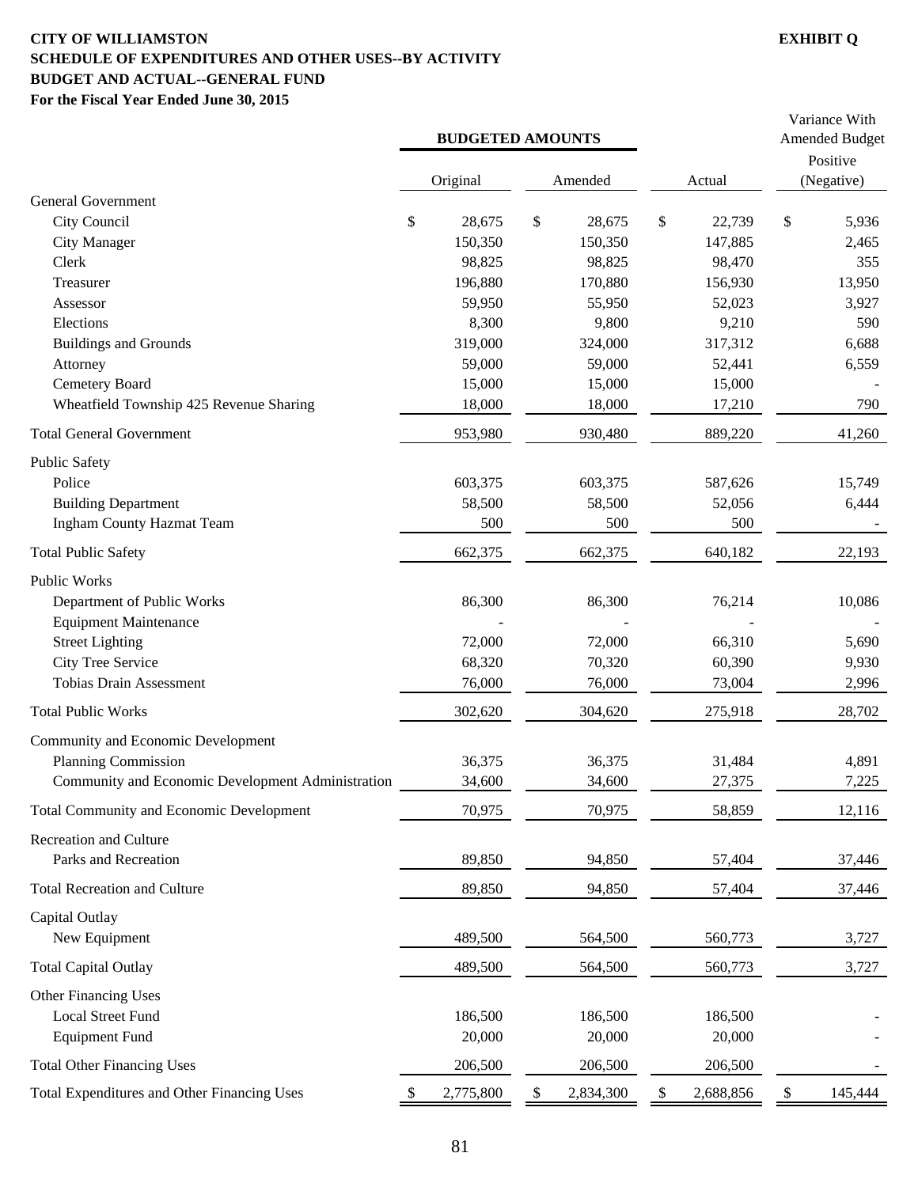**CITY OF WILLIAMSTON**
**SCHEDULE OF EXPENDITURES AND OTHER USES--BY ACTIVITY**
**BUDGET AND ACTUAL--GENERAL FUND**
**For the Fiscal Year Ended June 30, 2015**

**EXHIBIT Q**

| | BUDGETED AMOUNTS | | | Variance With Amended Budget |
|---|---|---|---|---|
| | Original | Amended | Actual | Positive (Negative) |
| General Government | | | | |
| City Council | $ 28,675 | $ 28,675 | $ 22,739 | $ 5,936 |
| City Manager | 150,350 | 150,350 | 147,885 | 2,465 |
| Clerk | 98,825 | 98,825 | 98,470 | 355 |
| Treasurer | 196,880 | 170,880 | 156,930 | 13,950 |
| Assessor | 59,950 | 55,950 | 52,023 | 3,927 |
| Elections | 8,300 | 9,800 | 9,210 | 590 |
| Buildings and Grounds | 319,000 | 324,000 | 317,312 | 6,688 |
| Attorney | 59,000 | 59,000 | 52,441 | 6,559 |
| Cemetery Board | 15,000 | 15,000 | 15,000 | - |
| Wheatfield Township 425 Revenue Sharing | 18,000 | 18,000 | 17,210 | 790 |
| Total General Government | 953,980 | 930,480 | 889,220 | 41,260 |
| Public Safety | | | | |
| Police | 603,375 | 603,375 | 587,626 | 15,749 |
| Building Department | 58,500 | 58,500 | 52,056 | 6,444 |
| Ingham County Hazmat Team | 500 | 500 | 500 | - |
| Total Public Safety | 662,375 | 662,375 | 640,182 | 22,193 |
| Public Works | | | | |
| Department of Public Works | 86,300 | 86,300 | 76,214 | 10,086 |
| Equipment Maintenance | - | - | - | - |
| Street Lighting | 72,000 | 72,000 | 66,310 | 5,690 |
| City Tree Service | 68,320 | 70,320 | 60,390 | 9,930 |
| Tobias Drain Assessment | 76,000 | 76,000 | 73,004 | 2,996 |
| Total Public Works | 302,620 | 304,620 | 275,918 | 28,702 |
| Community and Economic Development | | | | |
| Planning Commission | 36,375 | 36,375 | 31,484 | 4,891 |
| Community and Economic Development Administration | 34,600 | 34,600 | 27,375 | 7,225 |
| Total Community and Economic Development | 70,975 | 70,975 | 58,859 | 12,116 |
| Recreation and Culture | | | | |
| Parks and Recreation | 89,850 | 94,850 | 57,404 | 37,446 |
| Total Recreation and Culture | 89,850 | 94,850 | 57,404 | 37,446 |
| Capital Outlay | | | | |
| New Equipment | 489,500 | 564,500 | 560,773 | 3,727 |
| Total Capital Outlay | 489,500 | 564,500 | 560,773 | 3,727 |
| Other Financing Uses | | | | |
| Local Street Fund | 186,500 | 186,500 | 186,500 | - |
| Equipment Fund | 20,000 | 20,000 | 20,000 | - |
| Total Other Financing Uses | 206,500 | 206,500 | 206,500 | - |
| Total Expenditures and Other Financing Uses | $ 2,775,800 | $ 2,834,300 | $ 2,688,856 | $ 145,444 |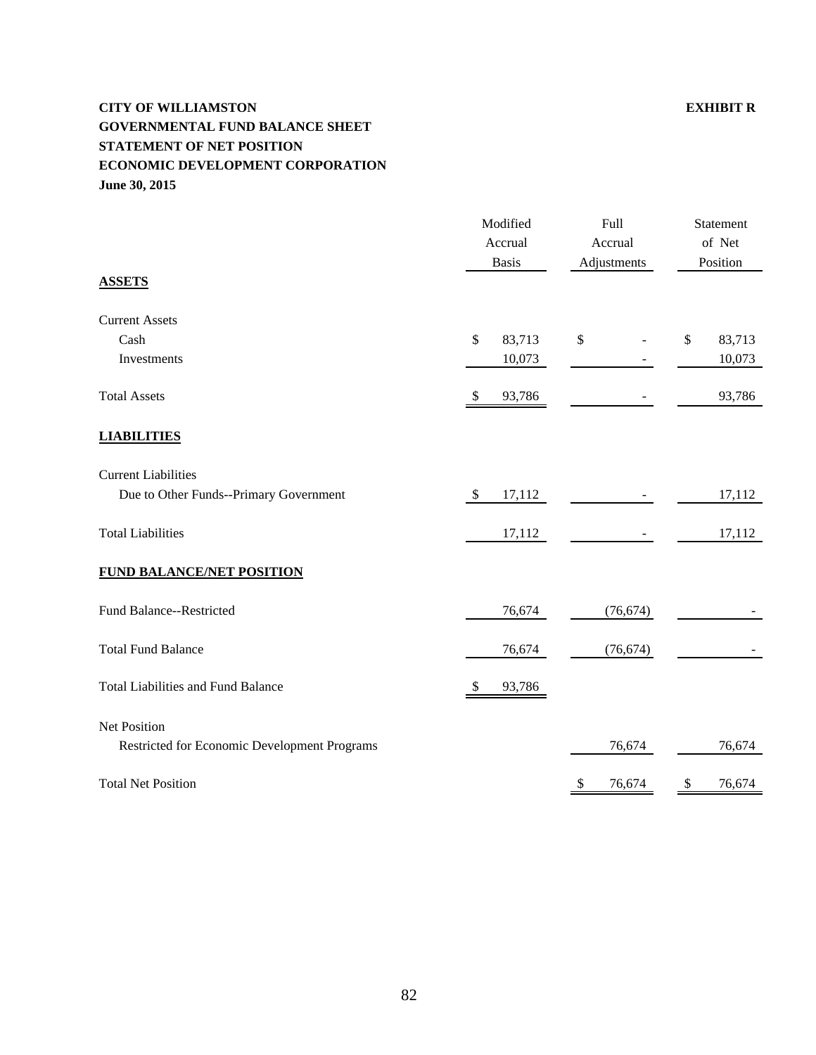**CITY OF WILLIAMSTON** **EXHIBIT R**

**GOVERNMENTAL FUND BALANCE SHEET**

**STATEMENT OF NET POSITION**

**ECONOMIC DEVELOPMENT CORPORATION**

**June 30, 2015**

| | Modified Accrual Basis | Full Accrual Adjustments | Statement of Net Position |
|---|---|---|---|
| **ASSETS** | | | |
| Current Assets | | | |
| Cash | $ 83,713 | $ - | $ 83,713 |
| Investments | 10,073 | - | 10,073 |
| Total Assets | $ 93,786 | - | 93,786 |
| **LIABILITIES** | | | |
| Current Liabilities | | | |
| Due to Other Funds--Primary Government | $ 17,112 | - | 17,112 |
| Total Liabilities | 17,112 | - | 17,112 |
| **FUND BALANCE/NET POSITION** | | | |
| Fund Balance--Restricted | 76,674 | (76,674) | - |
| Total Fund Balance | 76,674 | (76,674) | - |
| Total Liabilities and Fund Balance | $ 93,786 | | |
| Net Position | | | |
| Restricted for Economic Development Programs | | 76,674 | 76,674 |
| Total Net Position | | $ 76,674 | $ 76,674 |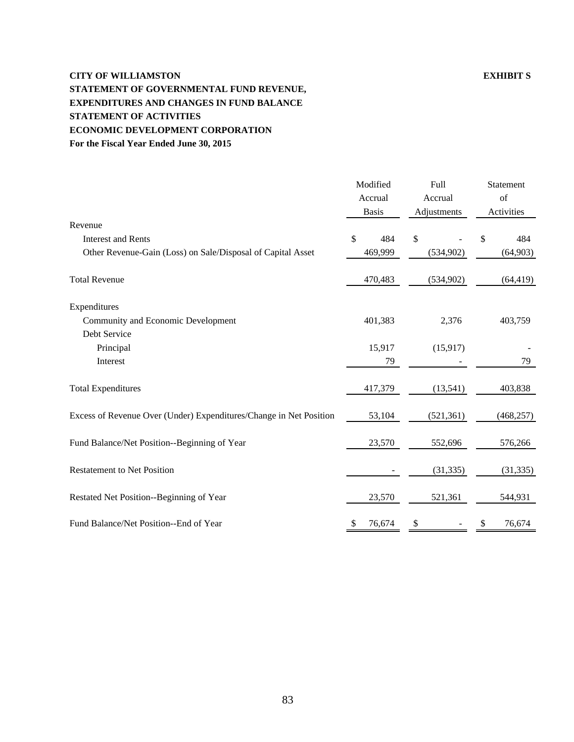**CITY OF WILLIAMSTON** **EXHIBIT S**

**STATEMENT OF GOVERNMENTAL FUND REVENUE,**
**EXPENDITURES AND CHANGES IN FUND BALANCE**
**STATEMENT OF ACTIVITIES**
**ECONOMIC DEVELOPMENT CORPORATION**
**For the Fiscal Year Ended June 30, 2015**

| | Modified Accrual Basis | Full Accrual Adjustments | Statement of Activities |
|---|---|---|---|
| Revenue | | | |
| Interest and Rents | $ 484 | $ - | $ 484 |
| Other Revenue-Gain (Loss) on Sale/Disposal of Capital Asset | 469,999 | (534,902) | (64,903) |
| Total Revenue | 470,483 | (534,902) | (64,419) |
| Expenditures | | | |
| Community and Economic Development | 401,383 | 2,376 | 403,759 |
| Debt Service | | | |
| Principal | 15,917 | (15,917) | - |
| Interest | 79 | - | 79 |
| Total Expenditures | 417,379 | (13,541) | 403,838 |
| Excess of Revenue Over (Under) Expenditures/Change in Net Position | 53,104 | (521,361) | (468,257) |
| Fund Balance/Net Position--Beginning of Year | 23,570 | 552,696 | 576,266 |
| Restatement to Net Position | - | (31,335) | (31,335) |
| Restated Net Position--Beginning of Year | 23,570 | 521,361 | 544,931 |
| Fund Balance/Net Position--End of Year | $ 76,674 | $ - | $ 76,674 |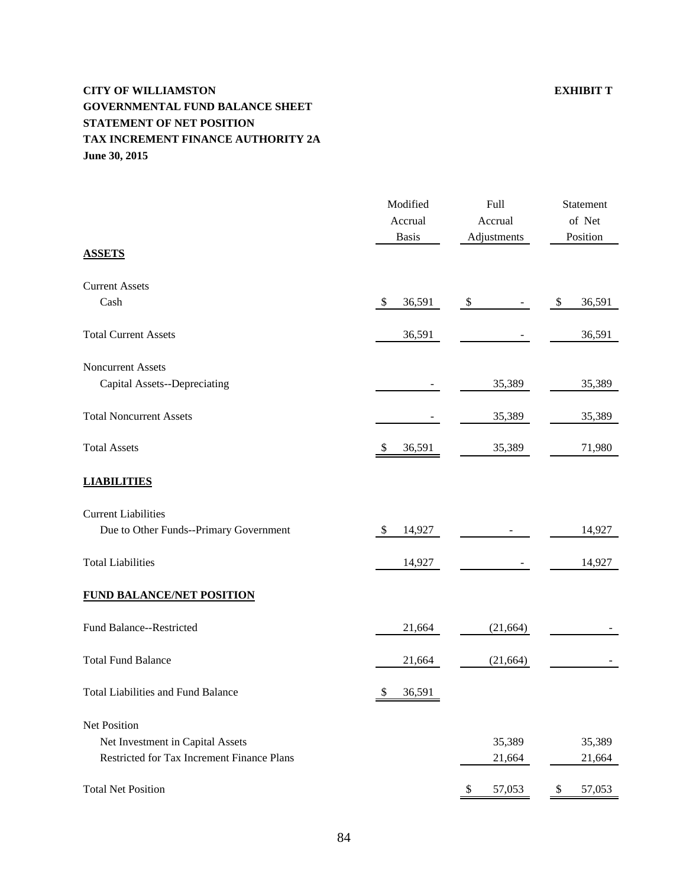**CITY OF WILLIAMSTON** **EXHIBIT T**

**GOVERNMENTAL FUND BALANCE SHEET**

**STATEMENT OF NET POSITION**

**TAX INCREMENT FINANCE AUTHORITY 2A**

**June 30, 2015**

| | Modified Accrual Basis | Full Accrual Adjustments | Statement of Net Position |
|---|---|---|---|
| **ASSETS** | | | |
| Current Assets | | | |
| Cash | $ 36,591 | $ - | $ 36,591 |
| Total Current Assets | 36,591 | - | 36,591 |
| Noncurrent Assets | | | |
| Capital Assets--Depreciating | - | 35,389 | 35,389 |
| Total Noncurrent Assets | - | 35,389 | 35,389 |
| Total Assets | $ 36,591 | 35,389 | 71,980 |
| **LIABILITIES** | | | |
| Current Liabilities | | | |
| Due to Other Funds--Primary Government | $ 14,927 | - | 14,927 |
| Total Liabilities | 14,927 | - | 14,927 |
| **FUND BALANCE/NET POSITION** | | | |
| Fund Balance--Restricted | 21,664 | (21,664) | - |
| Total Fund Balance | 21,664 | (21,664) | - |
| Total Liabilities and Fund Balance | $ 36,591 | | |
| Net Position | | | |
| Net Investment in Capital Assets | | 35,389 | 35,389 |
| Restricted for Tax Increment Finance Plans | | 21,664 | 21,664 |
| Total Net Position | | $ 57,053 | $ 57,053 |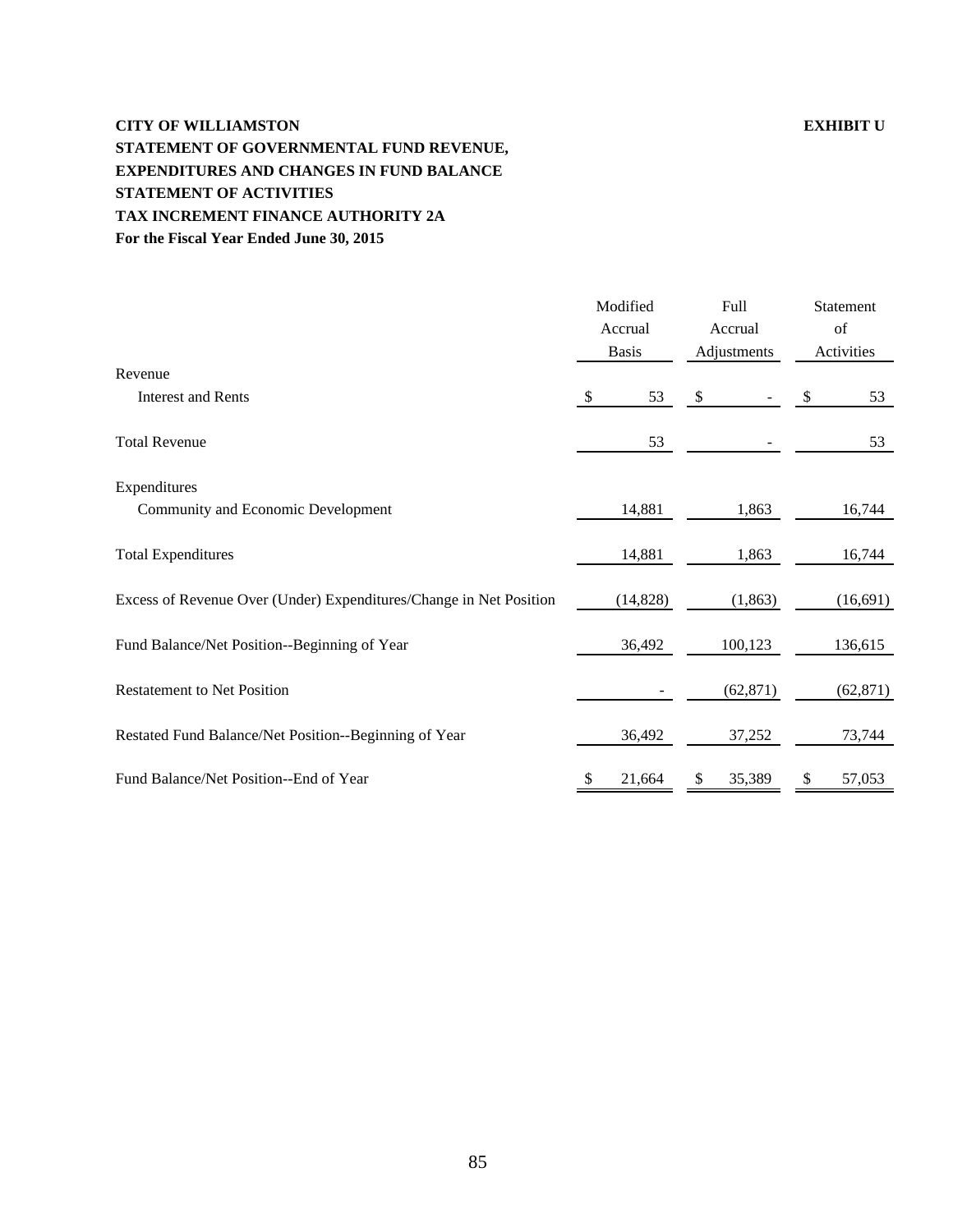**CITY OF WILLIAMSTON** **EXHIBIT U**

**STATEMENT OF GOVERNMENTAL FUND REVENUE,**
**EXPENDITURES AND CHANGES IN FUND BALANCE**
**STATEMENT OF ACTIVITIES**
**TAX INCREMENT FINANCE AUTHORITY 2A**
**For the Fiscal Year Ended June 30, 2015**

| | Modified Accrual Basis | Full Accrual Adjustments | Statement of Activities |
|---|---|---|---|
| Revenue | | | |
| Interest and Rents | $ 53 | $ - | $ 53 |
| Total Revenue | 53 | - | 53 |
| Expenditures | | | |
| Community and Economic Development | 14,881 | 1,863 | 16,744 |
| Total Expenditures | 14,881 | 1,863 | 16,744 |
| Excess of Revenue Over (Under) Expenditures/Change in Net Position | (14,828) | (1,863) | (16,691) |
| Fund Balance/Net Position--Beginning of Year | 36,492 | 100,123 | 136,615 |
| Restatement to Net Position | - | (62,871) | (62,871) |
| Restated Fund Balance/Net Position--Beginning of Year | 36,492 | 37,252 | 73,744 |
| Fund Balance/Net Position--End of Year | $ 21,664 | $ 35,389 | $ 57,053 |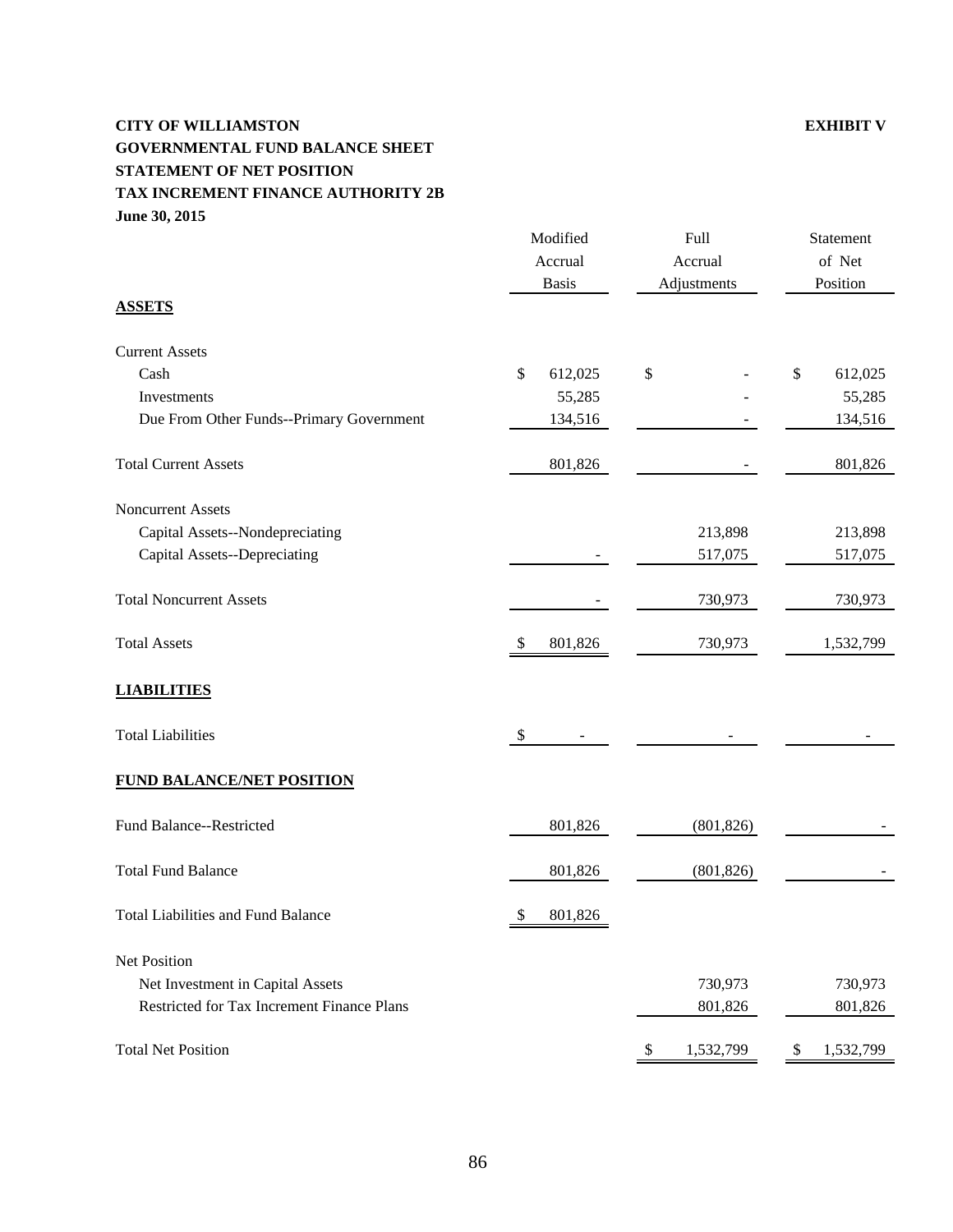**CITY OF WILLIAMSTON** **EXHIBIT V**

**GOVERNMENTAL FUND BALANCE SHEET**

**STATEMENT OF NET POSITION**

**TAX INCREMENT FINANCE AUTHORITY 2B**

**June 30, 2015**

| | Modified Accrual Basis | Full Accrual Adjustments | Statement of Net Position |
|---|---|---|---|
| **ASSETS** | | | |
| Current Assets | | | |
| Cash | $ 612,025 | $ - | $ 612,025 |
| Investments | 55,285 | - | 55,285 |
| Due From Other Funds--Primary Government | 134,516 | - | 134,516 |
| Total Current Assets | 801,826 | - | 801,826 |
| Noncurrent Assets | | | |
| Capital Assets--Nondepreciating | | 213,898 | 213,898 |
| Capital Assets--Depreciating | - | 517,075 | 517,075 |
| Total Noncurrent Assets | - | 730,973 | 730,973 |
| Total Assets | $ 801,826 | 730,973 | 1,532,799 |
| **LIABILITIES** | | | |
| Total Liabilities | $ - | - | - |
| **FUND BALANCE/NET POSITION** | | | |
| Fund Balance--Restricted | 801,826 | (801,826) | - |
| Total Fund Balance | 801,826 | (801,826) | - |
| Total Liabilities and Fund Balance | $ 801,826 | | |
| Net Position | | | |
| Net Investment in Capital Assets | | 730,973 | 730,973 |
| Restricted for Tax Increment Finance Plans | | 801,826 | 801,826 |
| Total Net Position | | $ 1,532,799 | $ 1,532,799 |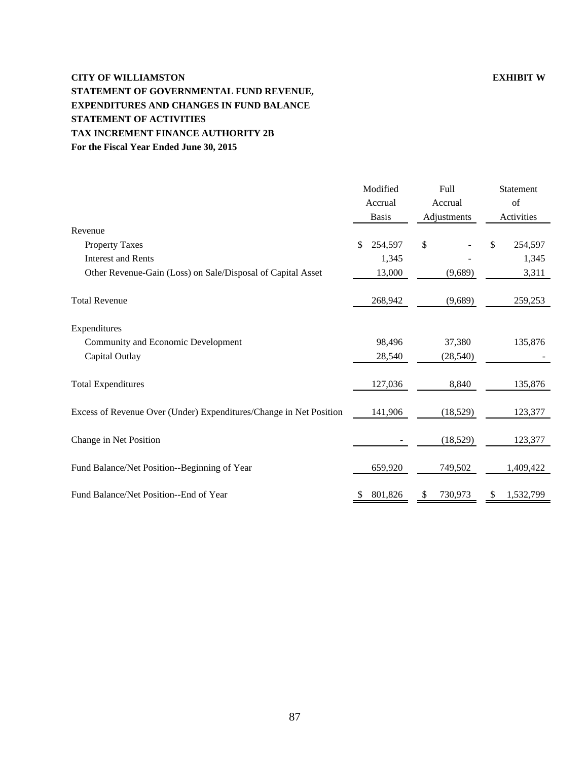**CITY OF WILLIAMSTON** **EXHIBIT W**

**STATEMENT OF GOVERNMENTAL FUND REVENUE,**
**EXPENDITURES AND CHANGES IN FUND BALANCE**
**STATEMENT OF ACTIVITIES**
**TAX INCREMENT FINANCE AUTHORITY 2B**
**For the Fiscal Year Ended June 30, 2015**

| | Modified Accrual Basis | Full Accrual Adjustments | Statement of Activities |
|---|---|---|---|
| Revenue | | | |
| Property Taxes | $ 254,597 | $ - | $ 254,597 |
| Interest and Rents | 1,345 | - | 1,345 |
| Other Revenue-Gain (Loss) on Sale/Disposal of Capital Asset | 13,000 | (9,689) | 3,311 |
| Total Revenue | 268,942 | (9,689) | 259,253 |
| Expenditures | | | |
| Community and Economic Development | 98,496 | 37,380 | 135,876 |
| Capital Outlay | 28,540 | (28,540) | - |
| Total Expenditures | 127,036 | 8,840 | 135,876 |
| Excess of Revenue Over (Under) Expenditures/Change in Net Position | 141,906 | (18,529) | 123,377 |
| Change in Net Position | - | (18,529) | 123,377 |
| Fund Balance/Net Position--Beginning of Year | 659,920 | 749,502 | 1,409,422 |
| Fund Balance/Net Position--End of Year | $ 801,826 | $ 730,973 | $ 1,532,799 |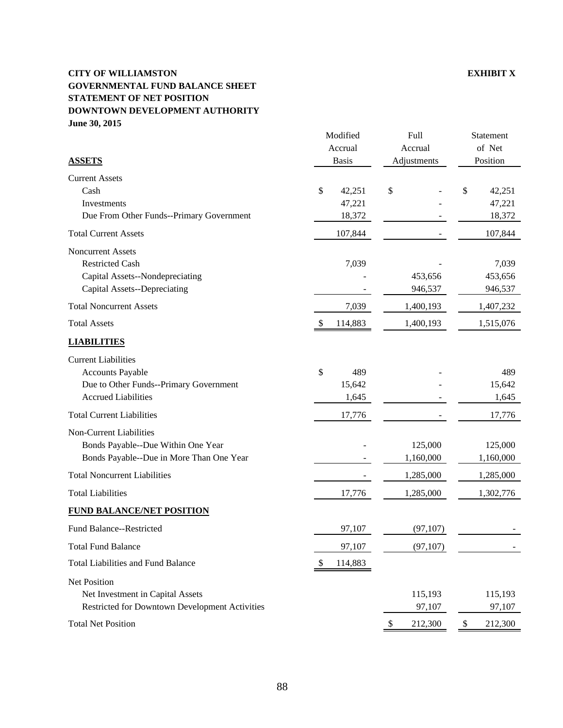**CITY OF WILLIAMSTON** **EXHIBIT X**
**GOVERNMENTAL FUND BALANCE SHEET**
**STATEMENT OF NET POSITION**
**DOWNTOWN DEVELOPMENT AUTHORITY**
**June 30, 2015**

| **ASSETS** | Modified Accrual Basis | Full Accrual Adjustments | Statement of Net Position |
|---|---|---|---|
| Current Assets | | | |
| Cash | $ 42,251 | $ - | $ 42,251 |
| Investments | 47,221 | - | 47,221 |
| Due From Other Funds--Primary Government | 18,372 | - | 18,372 |
| Total Current Assets | 107,844 | - | 107,844 |
| Noncurrent Assets | | | |
| Restricted Cash | 7,039 | - | 7,039 |
| Capital Assets--Nondepreciating | - | 453,656 | 453,656 |
| Capital Assets--Depreciating | - | 946,537 | 946,537 |
| Total Noncurrent Assets | 7,039 | 1,400,193 | 1,407,232 |
| Total Assets | $ 114,883 | 1,400,193 | 1,515,076 |
| **LIABILITIES** | | | |
| Current Liabilities | | | |
| Accounts Payable | $ 489 | - | 489 |
| Due to Other Funds--Primary Government | 15,642 | - | 15,642 |
| Accrued Liabilities | 1,645 | - | 1,645 |
| Total Current Liabilities | 17,776 | - | 17,776 |
| Non-Current Liabilities | | | |
| Bonds Payable--Due Within One Year | - | 125,000 | 125,000 |
| Bonds Payable--Due in More Than One Year | - | 1,160,000 | 1,160,000 |
| Total Noncurrent Liabilities | - | 1,285,000 | 1,285,000 |
| Total Liabilities | 17,776 | 1,285,000 | 1,302,776 |
| **FUND BALANCE/NET POSITION** | | | |
| Fund Balance--Restricted | 97,107 | (97,107) | - |
| Total Fund Balance | 97,107 | (97,107) | - |
| Total Liabilities and Fund Balance | $ 114,883 | | |
| Net Position | | | |
| Net Investment in Capital Assets | | 115,193 | 115,193 |
| Restricted for Downtown Development Activities | | 97,107 | 97,107 |
| Total Net Position | | $ 212,300 | $ 212,300 |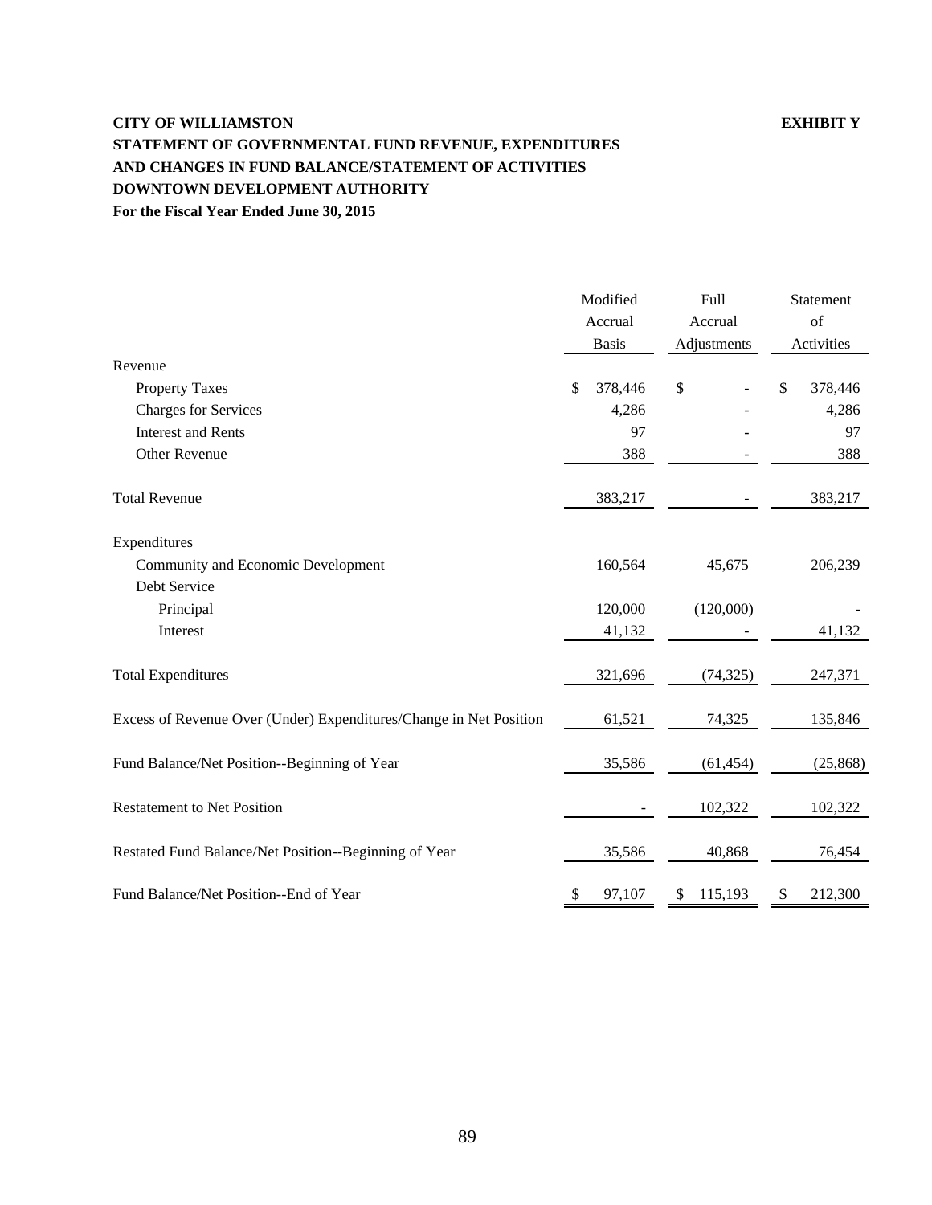**CITY OF WILLIAMSTON** **EXHIBIT Y**

**STATEMENT OF GOVERNMENTAL FUND REVENUE, EXPENDITURES AND CHANGES IN FUND BALANCE/STATEMENT OF ACTIVITIES**

**DOWNTOWN DEVELOPMENT AUTHORITY**

**For the Fiscal Year Ended June 30, 2015**

| | Modified Accrual Basis | Full Accrual Adjustments | Statement of Activities |
|---|---|---|---|
| Revenue | | | |
| Property Taxes | $ 378,446 | $ - | $ 378,446 |
| Charges for Services | 4,286 | - | 4,286 |
| Interest and Rents | 97 | - | 97 |
| Other Revenue | 388 | - | 388 |
| Total Revenue | 383,217 | - | 383,217 |
| Expenditures | | | |
| Community and Economic Development | 160,564 | 45,675 | 206,239 |
| Debt Service | | | |
| Principal | 120,000 | (120,000) | - |
| Interest | 41,132 | - | 41,132 |
| Total Expenditures | 321,696 | (74,325) | 247,371 |
| Excess of Revenue Over (Under) Expenditures/Change in Net Position | 61,521 | 74,325 | 135,846 |
| Fund Balance/Net Position--Beginning of Year | 35,586 | (61,454) | (25,868) |
| Restatement to Net Position | - | 102,322 | 102,322 |
| Restated Fund Balance/Net Position--Beginning of Year | 35,586 | 40,868 | 76,454 |
| Fund Balance/Net Position--End of Year | $ 97,107 | $ 115,193 | $ 212,300 |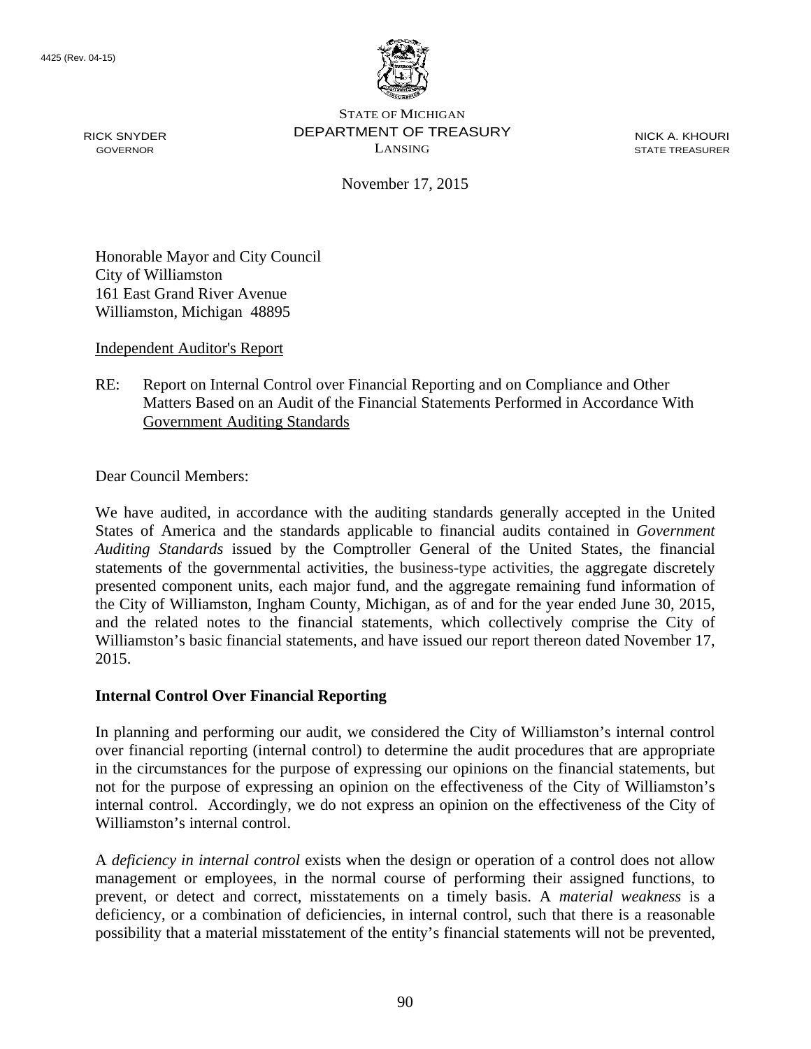4425 (Rev. 04-15)

STATE OF MICHIGAN
DEPARTMENT OF TREASURY
LANSING

RICK SNYDER
GOVERNOR

NICK A. KHOURI
STATE TREASURER

November 17, 2015

Honorable Mayor and City Council
City of Williamston
161 East Grand River Avenue
Williamston, Michigan 48895

Independent Auditor's Report

RE: Report on Internal Control over Financial Reporting and on Compliance and Other Matters Based on an Audit of the Financial Statements Performed in Accordance With Government Auditing Standards

Dear Council Members:

We have audited, in accordance with the auditing standards generally accepted in the United States of America and the standards applicable to financial audits contained in *Government Auditing Standards* issued by the Comptroller General of the United States, the financial statements of the governmental activities, the business-type activities, the aggregate discretely presented component units, each major fund, and the aggregate remaining fund information of the City of Williamston, Ingham County, Michigan, as of and for the year ended June 30, 2015, and the related notes to the financial statements, which collectively comprise the City of Williamston's basic financial statements, and have issued our report thereon dated November 17, 2015.

**Internal Control Over Financial Reporting**

In planning and performing our audit, we considered the City of Williamston's internal control over financial reporting (internal control) to determine the audit procedures that are appropriate in the circumstances for the purpose of expressing our opinions on the financial statements, but not for the purpose of expressing an opinion on the effectiveness of the City of Williamston's internal control. Accordingly, we do not express an opinion on the effectiveness of the City of Williamston's internal control.

A *deficiency in internal control* exists when the design or operation of a control does not allow management or employees, in the normal course of performing their assigned functions, to prevent, or detect and correct, misstatements on a timely basis. A *material weakness* is a deficiency, or a combination of deficiencies, in internal control, such that there is a reasonable possibility that a material misstatement of the entity's financial statements will not be prevented,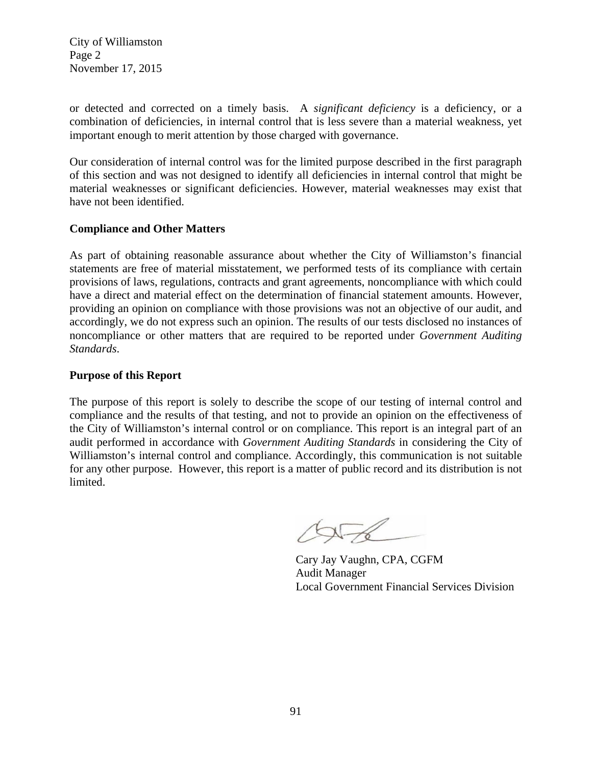or detected and corrected on a timely basis. A *significant deficiency* is a deficiency, or a combination of deficiencies, in internal control that is less severe than a material weakness, yet important enough to merit attention by those charged with governance.

Our consideration of internal control was for the limited purpose described in the first paragraph of this section and was not designed to identify all deficiencies in internal control that might be material weaknesses or significant deficiencies. However, material weaknesses may exist that have not been identified.

**Compliance and Other Matters**

As part of obtaining reasonable assurance about whether the City of Williamston's financial statements are free of material misstatement, we performed tests of its compliance with certain provisions of laws, regulations, contracts and grant agreements, noncompliance with which could have a direct and material effect on the determination of financial statement amounts. However, providing an opinion on compliance with those provisions was not an objective of our audit, and accordingly, we do not express such an opinion. The results of our tests disclosed no instances of noncompliance or other matters that are required to be reported under *Government Auditing Standards*.

**Purpose of this Report**

The purpose of this report is solely to describe the scope of our testing of internal control and compliance and the results of that testing, and not to provide an opinion on the effectiveness of the City of Williamston's internal control or on compliance. This report is an integral part of an audit performed in accordance with *Government Auditing Standards* in considering the City of Williamston's internal control and compliance. Accordingly, this communication is not suitable for any other purpose. However, this report is a matter of public record and its distribution is not limited.

Cary Jay Vaughn, CPA, CGFM
Audit Manager
Local Government Financial Services Division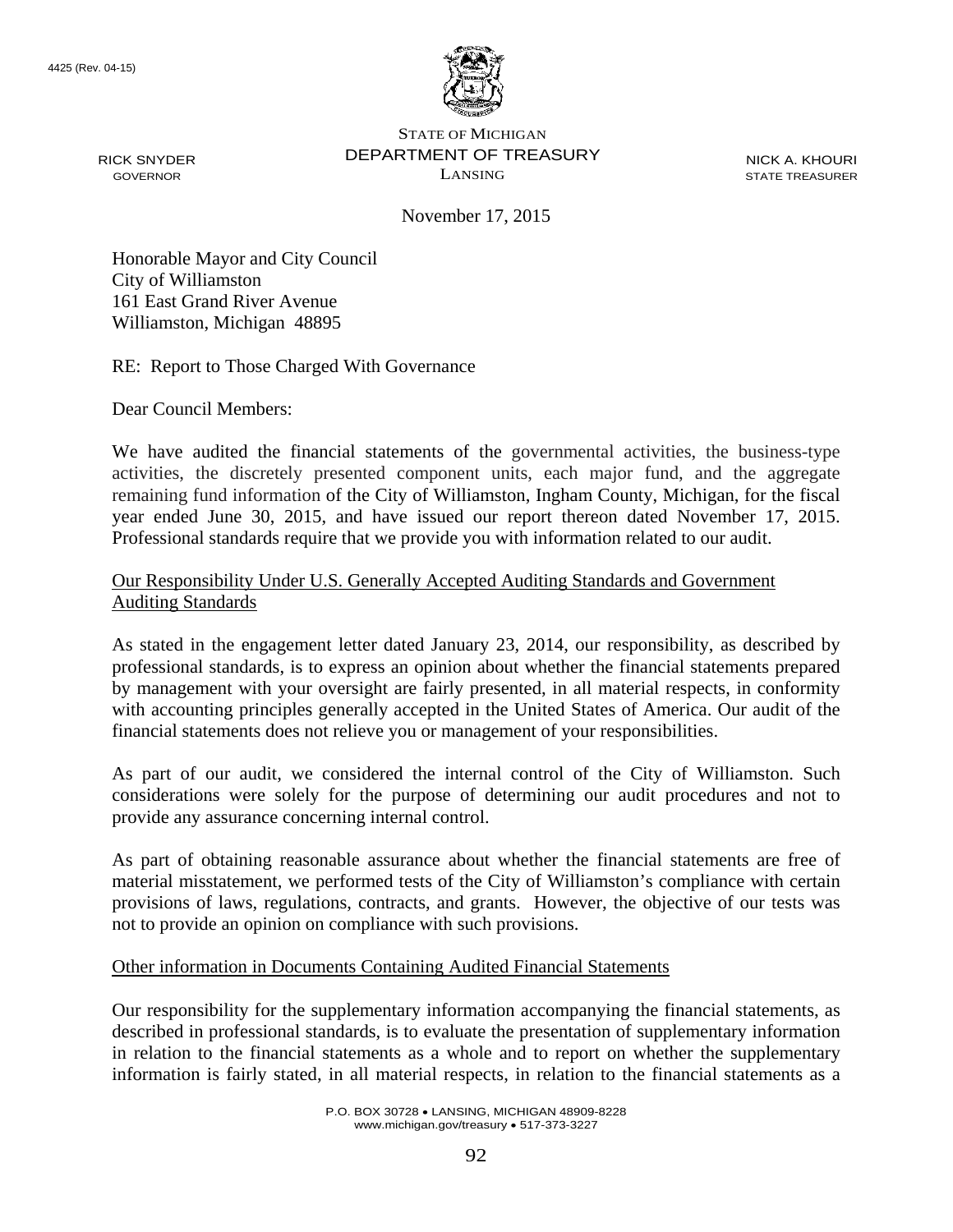4425 (Rev. 04-15)

STATE OF MICHIGAN
DEPARTMENT OF TREASURY
LANSING

RICK SNYDER
GOVERNOR

NICK A. KHOURI
STATE TREASURER

November 17, 2015

Honorable Mayor and City Council
City of Williamston
161 East Grand River Avenue
Williamston, Michigan 48895

RE: Report to Those Charged With Governance

Dear Council Members:

We have audited the financial statements of the governmental activities, the business-type activities, the discretely presented component units, each major fund, and the aggregate remaining fund information of the City of Williamston, Ingham County, Michigan, for the fiscal year ended June 30, 2015, and have issued our report thereon dated November 17, 2015. Professional standards require that we provide you with information related to our audit.

Our Responsibility Under U.S. Generally Accepted Auditing Standards and Government Auditing Standards

As stated in the engagement letter dated January 23, 2014, our responsibility, as described by professional standards, is to express an opinion about whether the financial statements prepared by management with your oversight are fairly presented, in all material respects, in conformity with accounting principles generally accepted in the United States of America. Our audit of the financial statements does not relieve you or management of your responsibilities.

As part of our audit, we considered the internal control of the City of Williamston. Such considerations were solely for the purpose of determining our audit procedures and not to provide any assurance concerning internal control.

As part of obtaining reasonable assurance about whether the financial statements are free of material misstatement, we performed tests of the City of Williamston's compliance with certain provisions of laws, regulations, contracts, and grants. However, the objective of our tests was not to provide an opinion on compliance with such provisions.

Other information in Documents Containing Audited Financial Statements

Our responsibility for the supplementary information accompanying the financial statements, as described in professional standards, is to evaluate the presentation of supplementary information in relation to the financial statements as a whole and to report on whether the supplementary information is fairly stated, in all material respects, in relation to the financial statements as a

P.O. BOX 30728 • LANSING, MICHIGAN 48909-8228
www.michigan.gov/treasury • 517-373-3227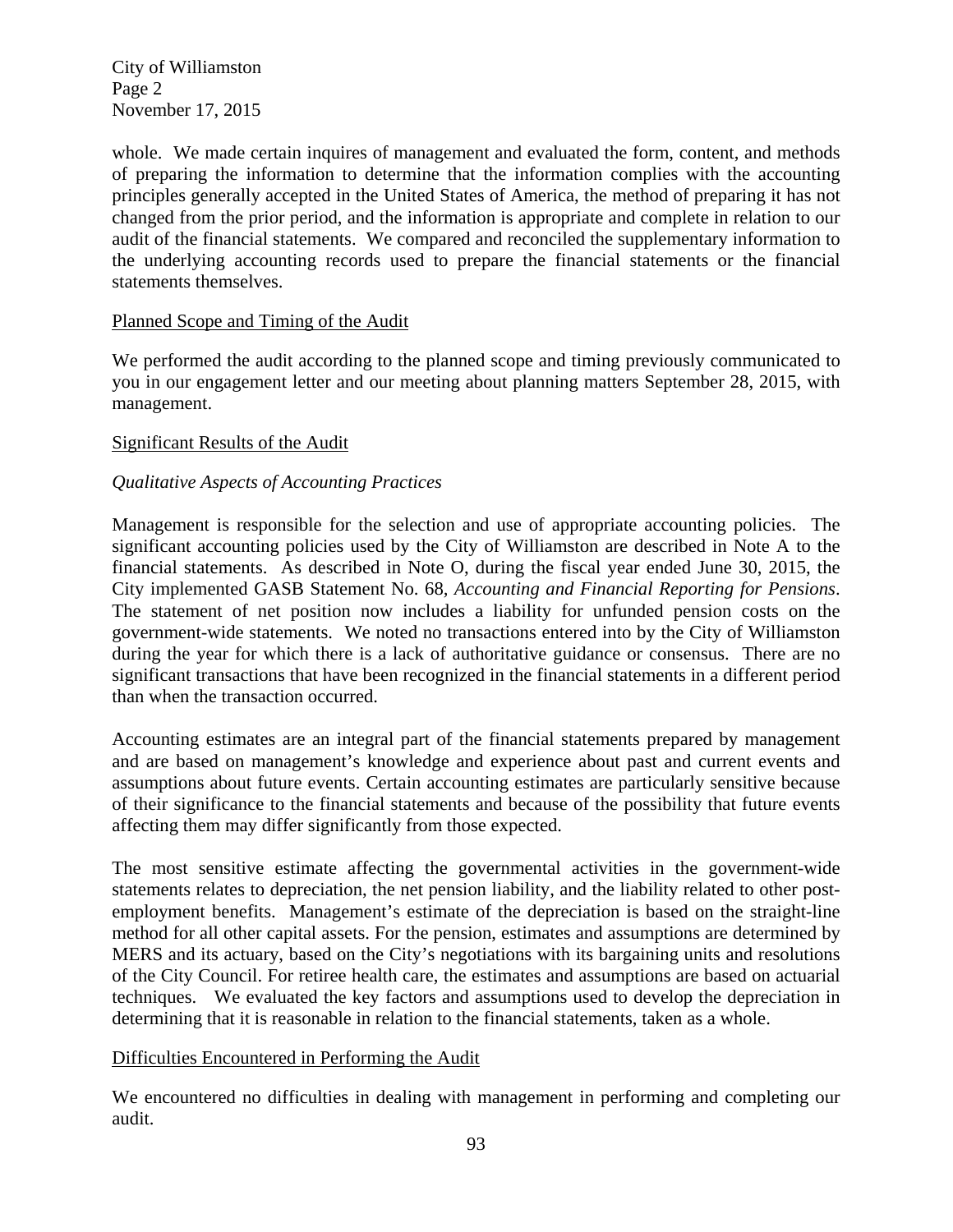whole. We made certain inquires of management and evaluated the form, content, and methods of preparing the information to determine that the information complies with the accounting principles generally accepted in the United States of America, the method of preparing it has not changed from the prior period, and the information is appropriate and complete in relation to our audit of the financial statements. We compared and reconciled the supplementary information to the underlying accounting records used to prepare the financial statements or the financial statements themselves.

Planned Scope and Timing of the Audit

We performed the audit according to the planned scope and timing previously communicated to you in our engagement letter and our meeting about planning matters September 28, 2015, with management.

Significant Results of the Audit

*Qualitative Aspects of Accounting Practices*

Management is responsible for the selection and use of appropriate accounting policies. The significant accounting policies used by the City of Williamston are described in Note A to the financial statements. As described in Note O, during the fiscal year ended June 30, 2015, the City implemented GASB Statement No. 68, *Accounting and Financial Reporting for Pensions*. The statement of net position now includes a liability for unfunded pension costs on the government-wide statements. We noted no transactions entered into by the City of Williamston during the year for which there is a lack of authoritative guidance or consensus. There are no significant transactions that have been recognized in the financial statements in a different period than when the transaction occurred.

Accounting estimates are an integral part of the financial statements prepared by management and are based on management's knowledge and experience about past and current events and assumptions about future events. Certain accounting estimates are particularly sensitive because of their significance to the financial statements and because of the possibility that future events affecting them may differ significantly from those expected.

The most sensitive estimate affecting the governmental activities in the government-wide statements relates to depreciation, the net pension liability, and the liability related to other post-employment benefits. Management's estimate of the depreciation is based on the straight-line method for all other capital assets. For the pension, estimates and assumptions are determined by MERS and its actuary, based on the City's negotiations with its bargaining units and resolutions of the City Council. For retiree health care, the estimates and assumptions are based on actuarial techniques. We evaluated the key factors and assumptions used to develop the depreciation in determining that it is reasonable in relation to the financial statements, taken as a whole.

Difficulties Encountered in Performing the Audit

We encountered no difficulties in dealing with management in performing and completing our audit.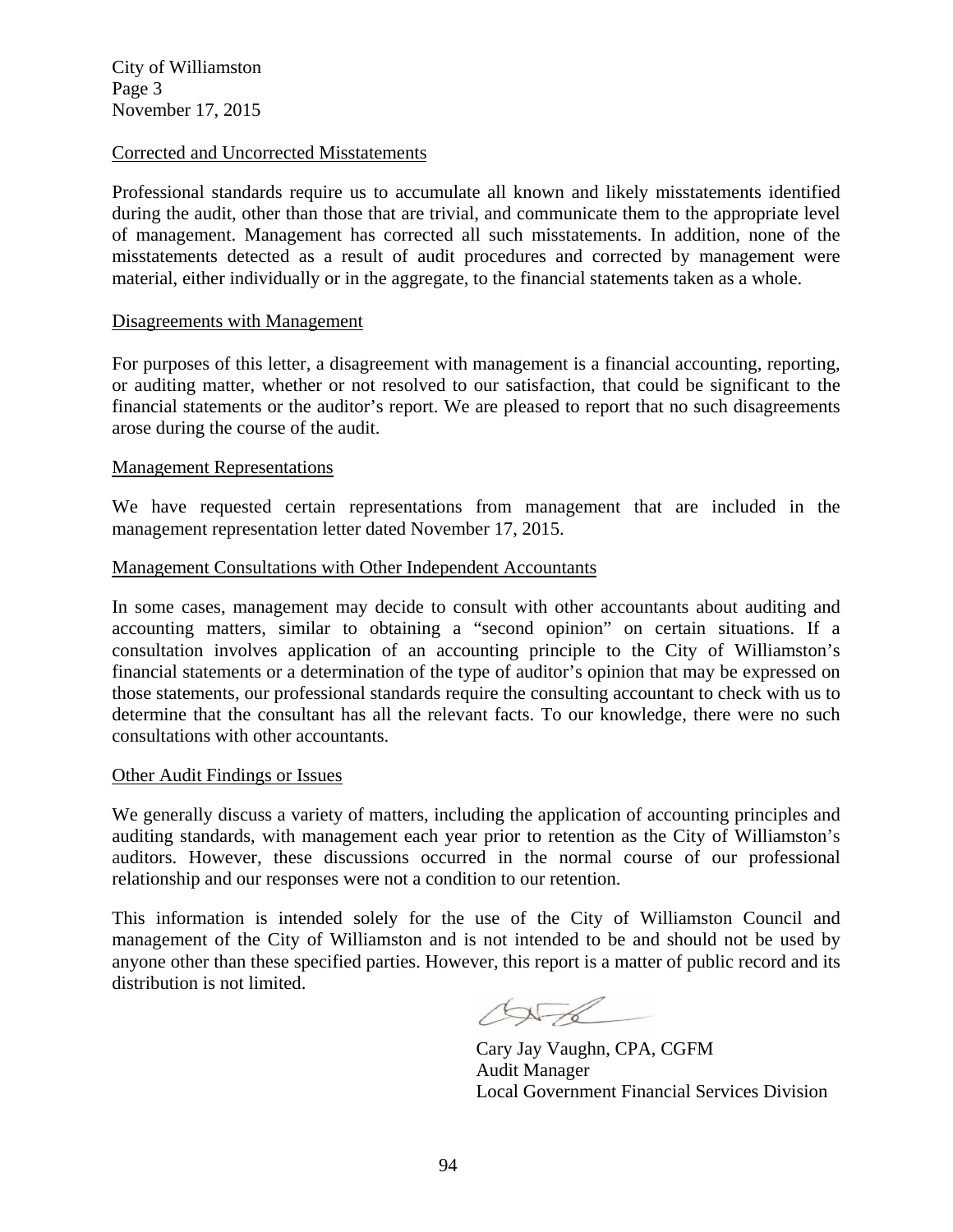City of Williamston
Page 3
November 17, 2015

Corrected and Uncorrected Misstatements

Professional standards require us to accumulate all known and likely misstatements identified during the audit, other than those that are trivial, and communicate them to the appropriate level of management. Management has corrected all such misstatements. In addition, none of the misstatements detected as a result of audit procedures and corrected by management were material, either individually or in the aggregate, to the financial statements taken as a whole.

Disagreements with Management

For purposes of this letter, a disagreement with management is a financial accounting, reporting, or auditing matter, whether or not resolved to our satisfaction, that could be significant to the financial statements or the auditor's report. We are pleased to report that no such disagreements arose during the course of the audit.

Management Representations

We have requested certain representations from management that are included in the management representation letter dated November 17, 2015.

Management Consultations with Other Independent Accountants

In some cases, management may decide to consult with other accountants about auditing and accounting matters, similar to obtaining a "second opinion" on certain situations. If a consultation involves application of an accounting principle to the City of Williamston's financial statements or a determination of the type of auditor's opinion that may be expressed on those statements, our professional standards require the consulting accountant to check with us to determine that the consultant has all the relevant facts. To our knowledge, there were no such consultations with other accountants.

Other Audit Findings or Issues

We generally discuss a variety of matters, including the application of accounting principles and auditing standards, with management each year prior to retention as the City of Williamston's auditors. However, these discussions occurred in the normal course of our professional relationship and our responses were not a condition to our retention.

This information is intended solely for the use of the City of Williamston Council and management of the City of Williamston and is not intended to be and should not be used by anyone other than these specified parties. However, this report is a matter of public record and its distribution is not limited.

Cary Jay Vaughn, CPA, CGFM
Audit Manager
Local Government Financial Services Division